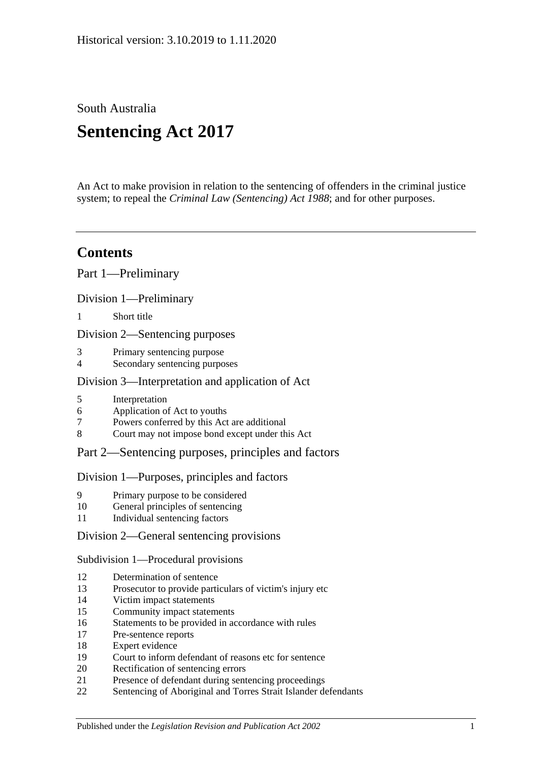Historical version: 3.10.2019 to 1.11.2020

South Australia

# Sentencing Act 2017

An Act to make provision in relation to the sentencing of offenders in the criminal justice system; to repeal the *Criminal Law (Sentencing) Act 1988*; and for other purposes.

## Contents

Part 1—Preliminary

Division 1—Preliminary

1 Short title

Division 2—Sentencing purposes

3 Primary sentencing purpose
4 Secondary sentencing purposes

Division 3—Interpretation and application of Act

5 Interpretation
6 Application of Act to youths
7 Powers conferred by this Act are additional
8 Court may not impose bond except under this Act

Part 2—Sentencing purposes, principles and factors

Division 1—Purposes, principles and factors

9 Primary purpose to be considered
10 General principles of sentencing
11 Individual sentencing factors

Division 2—General sentencing provisions

Subdivision 1—Procedural provisions

12 Determination of sentence
13 Prosecutor to provide particulars of victim's injury etc
14 Victim impact statements
15 Community impact statements
16 Statements to be provided in accordance with rules
17 Pre-sentence reports
18 Expert evidence
19 Court to inform defendant of reasons etc for sentence
20 Rectification of sentencing errors
21 Presence of defendant during sentencing proceedings
22 Sentencing of Aboriginal and Torres Strait Islander defendants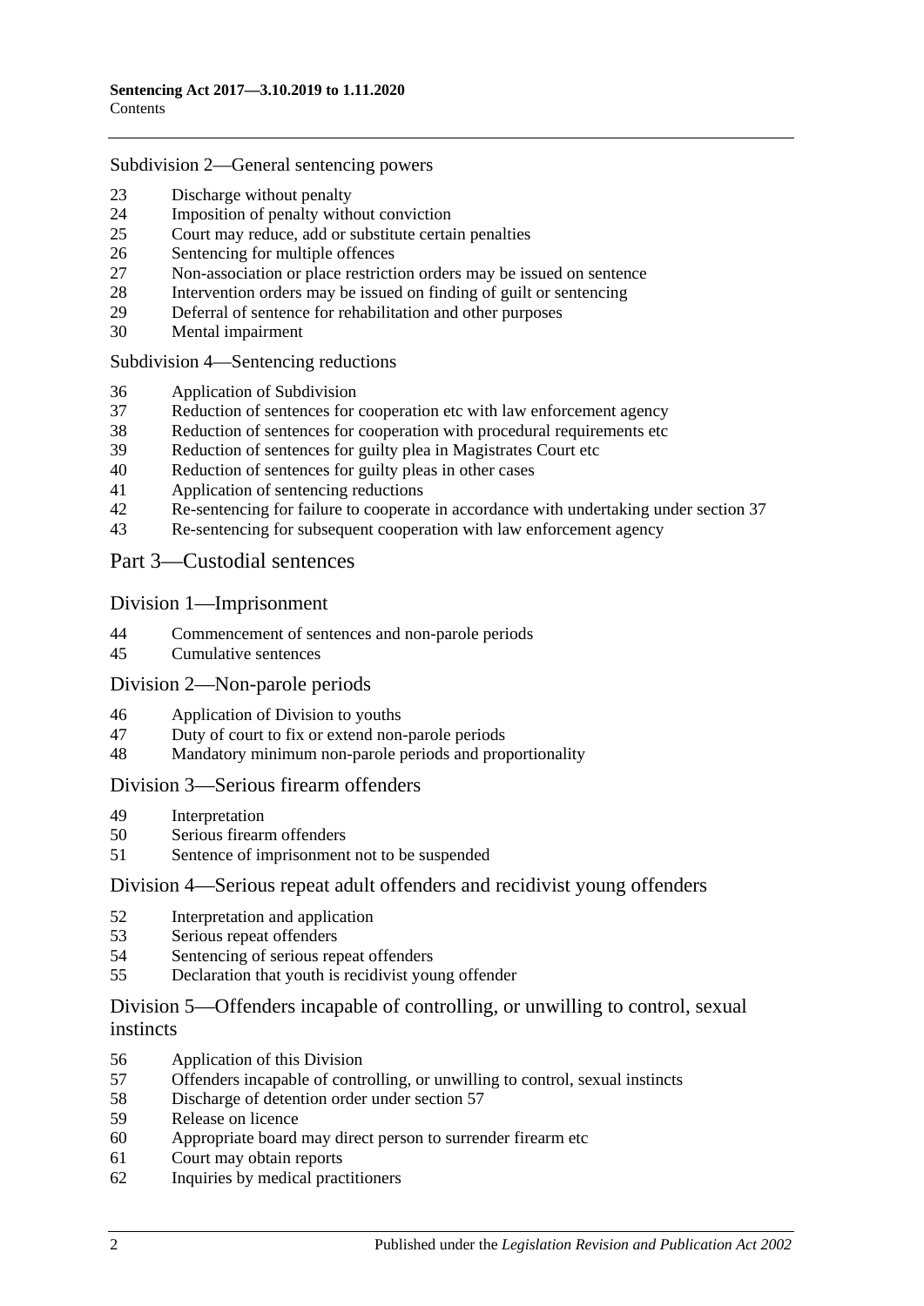Subdivision 2—General sentencing powers

23 Discharge without penalty
24 Imposition of penalty without conviction
25 Court may reduce, add or substitute certain penalties
26 Sentencing for multiple offences
27 Non-association or place restriction orders may be issued on sentence
28 Intervention orders may be issued on finding of guilt or sentencing
29 Deferral of sentence for rehabilitation and other purposes
30 Mental impairment

Subdivision 4—Sentencing reductions

36 Application of Subdivision
37 Reduction of sentences for cooperation etc with law enforcement agency
38 Reduction of sentences for cooperation with procedural requirements etc
39 Reduction of sentences for guilty plea in Magistrates Court etc
40 Reduction of sentences for guilty pleas in other cases
41 Application of sentencing reductions
42 Re-sentencing for failure to cooperate in accordance with undertaking under section 37
43 Re-sentencing for subsequent cooperation with law enforcement agency

## Part 3—Custodial sentences

### Division 1—Imprisonment

44 Commencement of sentences and non-parole periods
45 Cumulative sentences

### Division 2—Non-parole periods

46 Application of Division to youths
47 Duty of court to fix or extend non-parole periods
48 Mandatory minimum non-parole periods and proportionality

### Division 3—Serious firearm offenders

49 Interpretation
50 Serious firearm offenders
51 Sentence of imprisonment not to be suspended

### Division 4—Serious repeat adult offenders and recidivist young offenders

52 Interpretation and application
53 Serious repeat offenders
54 Sentencing of serious repeat offenders
55 Declaration that youth is recidivist young offender

### Division 5—Offenders incapable of controlling, or unwilling to control, sexual instincts

56 Application of this Division
57 Offenders incapable of controlling, or unwilling to control, sexual instincts
58 Discharge of detention order under section 57
59 Release on licence
60 Appropriate board may direct person to surrender firearm etc
61 Court may obtain reports
62 Inquiries by medical practitioners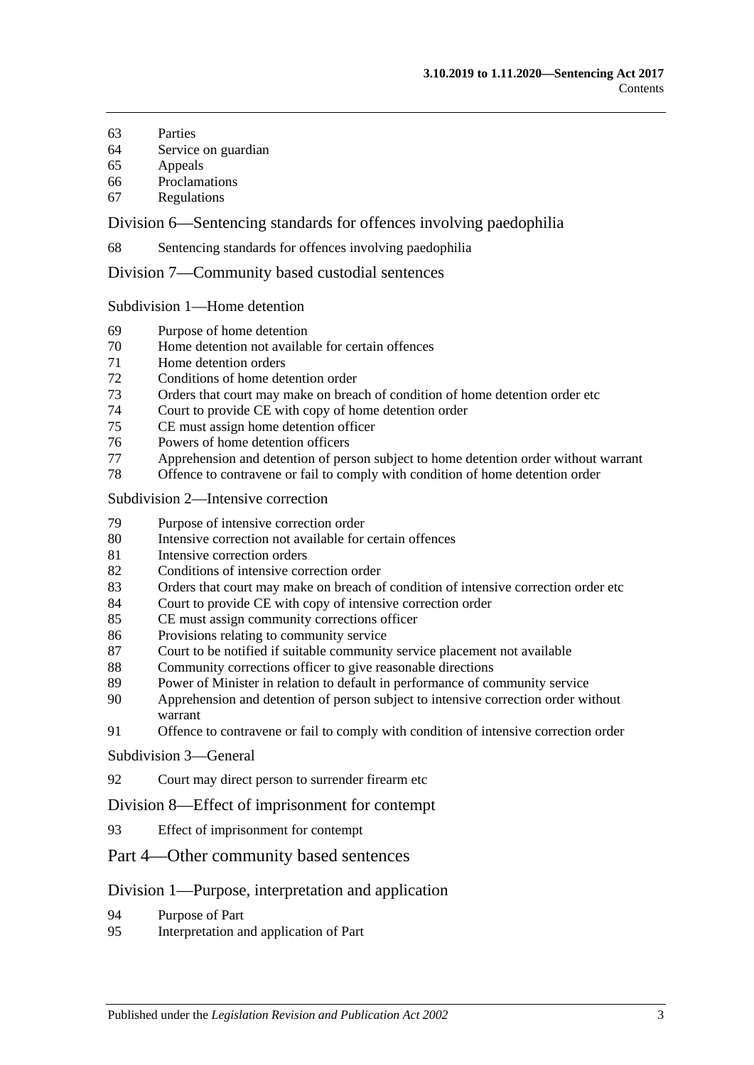63 Parties
64 Service on guardian
65 Appeals
66 Proclamations
67 Regulations

## Division 6—Sentencing standards for offences involving paedophilia

68 Sentencing standards for offences involving paedophilia

## Division 7—Community based custodial sentences

### Subdivision 1—Home detention

69 Purpose of home detention
70 Home detention not available for certain offences
71 Home detention orders
72 Conditions of home detention order
73 Orders that court may make on breach of condition of home detention order etc
74 Court to provide CE with copy of home detention order
75 CE must assign home detention officer
76 Powers of home detention officers
77 Apprehension and detention of person subject to home detention order without warrant
78 Offence to contravene or fail to comply with condition of home detention order

### Subdivision 2—Intensive correction

79 Purpose of intensive correction order
80 Intensive correction not available for certain offences
81 Intensive correction orders
82 Conditions of intensive correction order
83 Orders that court may make on breach of condition of intensive correction order etc
84 Court to provide CE with copy of intensive correction order
85 CE must assign community corrections officer
86 Provisions relating to community service
87 Court to be notified if suitable community service placement not available
88 Community corrections officer to give reasonable directions
89 Power of Minister in relation to default in performance of community service
90 Apprehension and detention of person subject to intensive correction order without warrant
91 Offence to contravene or fail to comply with condition of intensive correction order

### Subdivision 3—General

92 Court may direct person to surrender firearm etc

## Division 8—Effect of imprisonment for contempt

93 Effect of imprisonment for contempt

# Part 4—Other community based sentences

## Division 1—Purpose, interpretation and application

94 Purpose of Part
95 Interpretation and application of Part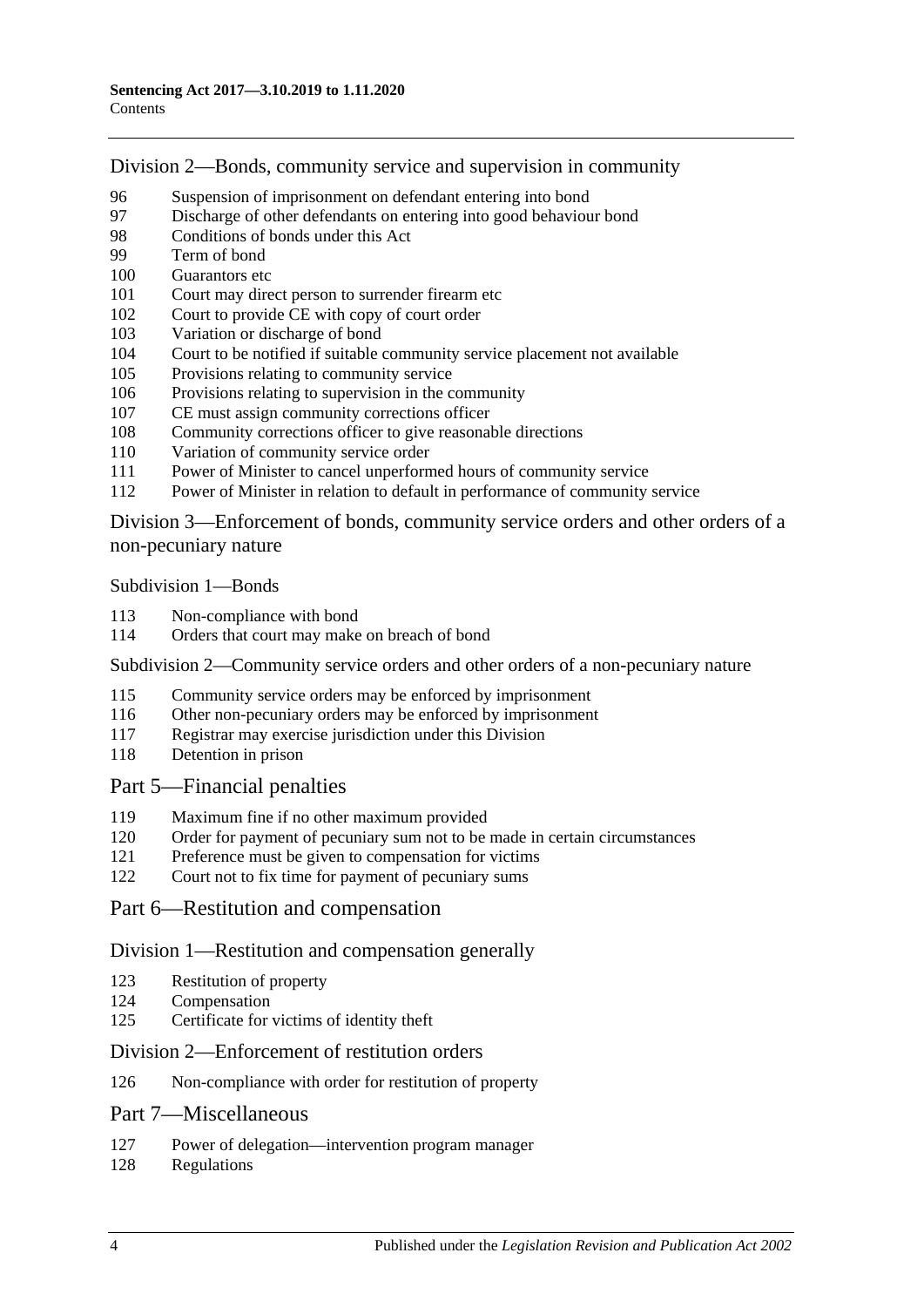## Division 2—Bonds, community service and supervision in community

- 96 Suspension of imprisonment on defendant entering into bond
- 97 Discharge of other defendants on entering into good behaviour bond
- 98 Conditions of bonds under this Act
- 99 Term of bond
- 100 Guarantors etc
- 101 Court may direct person to surrender firearm etc
- 102 Court to provide CE with copy of court order
- 103 Variation or discharge of bond
- 104 Court to be notified if suitable community service placement not available
- 105 Provisions relating to community service
- 106 Provisions relating to supervision in the community
- 107 CE must assign community corrections officer
- 108 Community corrections officer to give reasonable directions
- 110 Variation of community service order
- 111 Power of Minister to cancel unperformed hours of community service
- 112 Power of Minister in relation to default in performance of community service

## Division 3—Enforcement of bonds, community service orders and other orders of a non-pecuniary nature

### Subdivision 1—Bonds

- 113 Non-compliance with bond
- 114 Orders that court may make on breach of bond

### Subdivision 2—Community service orders and other orders of a non-pecuniary nature

- 115 Community service orders may be enforced by imprisonment
- 116 Other non-pecuniary orders may be enforced by imprisonment
- 117 Registrar may exercise jurisdiction under this Division
- 118 Detention in prison

# Part 5—Financial penalties

- 119 Maximum fine if no other maximum provided
- 120 Order for payment of pecuniary sum not to be made in certain circumstances
- 121 Preference must be given to compensation for victims
- 122 Court not to fix time for payment of pecuniary sums

# Part 6—Restitution and compensation

## Division 1—Restitution and compensation generally

- 123 Restitution of property
- 124 Compensation
- 125 Certificate for victims of identity theft

## Division 2—Enforcement of restitution orders

- 126 Non-compliance with order for restitution of property

# Part 7—Miscellaneous

- 127 Power of delegation—intervention program manager
- 128 Regulations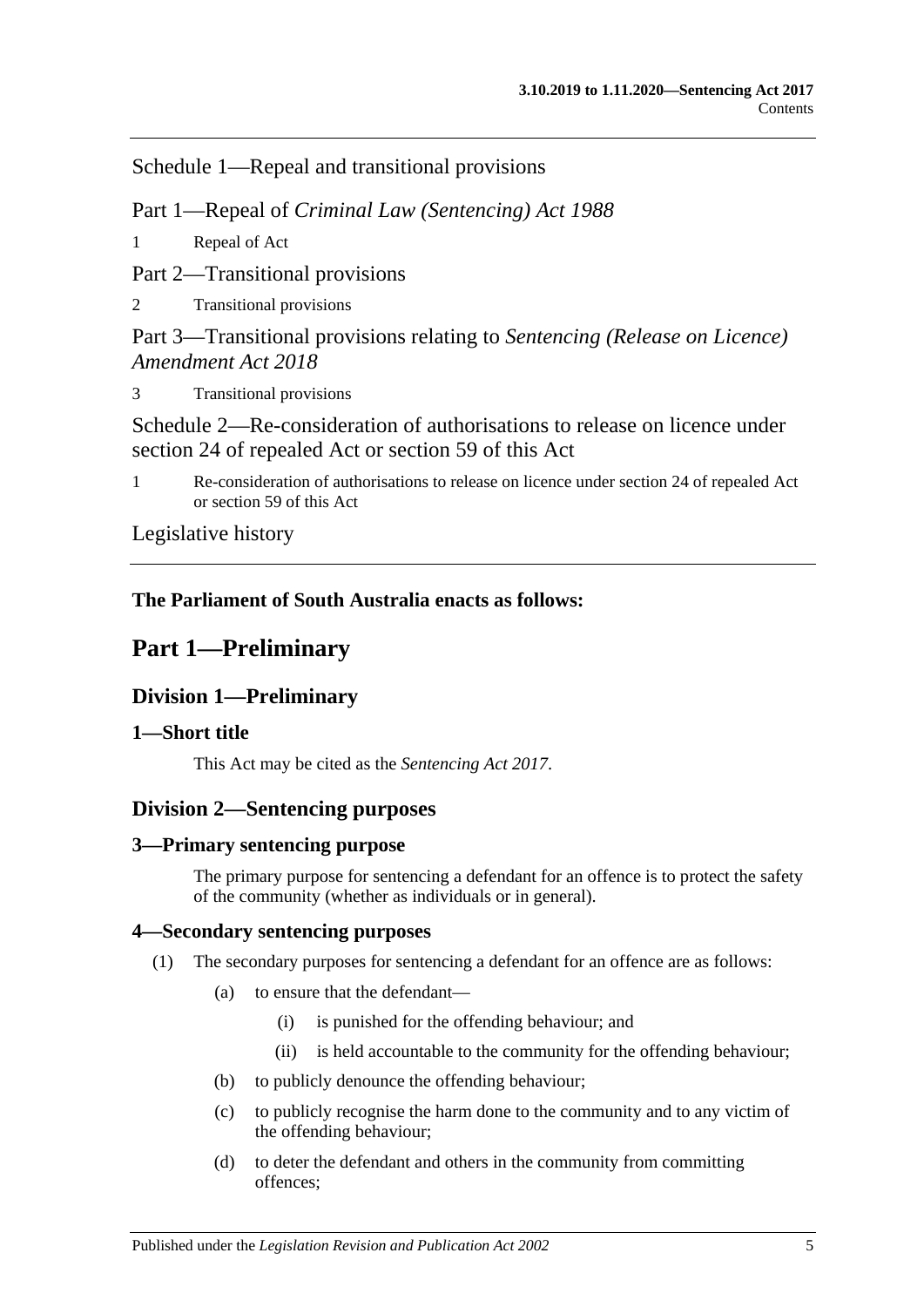Schedule 1—Repeal and transitional provisions

Part 1—Repeal of *Criminal Law (Sentencing) Act 1988*

1 Repeal of Act

Part 2—Transitional provisions

2 Transitional provisions

Part 3—Transitional provisions relating to *Sentencing (Release on Licence) Amendment Act 2018*

3 Transitional provisions

Schedule 2—Re-consideration of authorisations to release on licence under section 24 of repealed Act or section 59 of this Act

1 Re-consideration of authorisations to release on licence under section 24 of repealed Act or section 59 of this Act

Legislative history

**The Parliament of South Australia enacts as follows:**

# Part 1—Preliminary

## Division 1—Preliminary

### 1—Short title

This Act may be cited as the *Sentencing Act 2017*.

## Division 2—Sentencing purposes

### 3—Primary sentencing purpose

The primary purpose for sentencing a defendant for an offence is to protect the safety of the community (whether as individuals or in general).

### 4—Secondary sentencing purposes

(1) The secondary purposes for sentencing a defendant for an offence are as follows:

(a) to ensure that the defendant—

(i) is punished for the offending behaviour; and

(ii) is held accountable to the community for the offending behaviour;

(b) to publicly denounce the offending behaviour;

(c) to publicly recognise the harm done to the community and to any victim of the offending behaviour;

(d) to deter the defendant and others in the community from committing offences;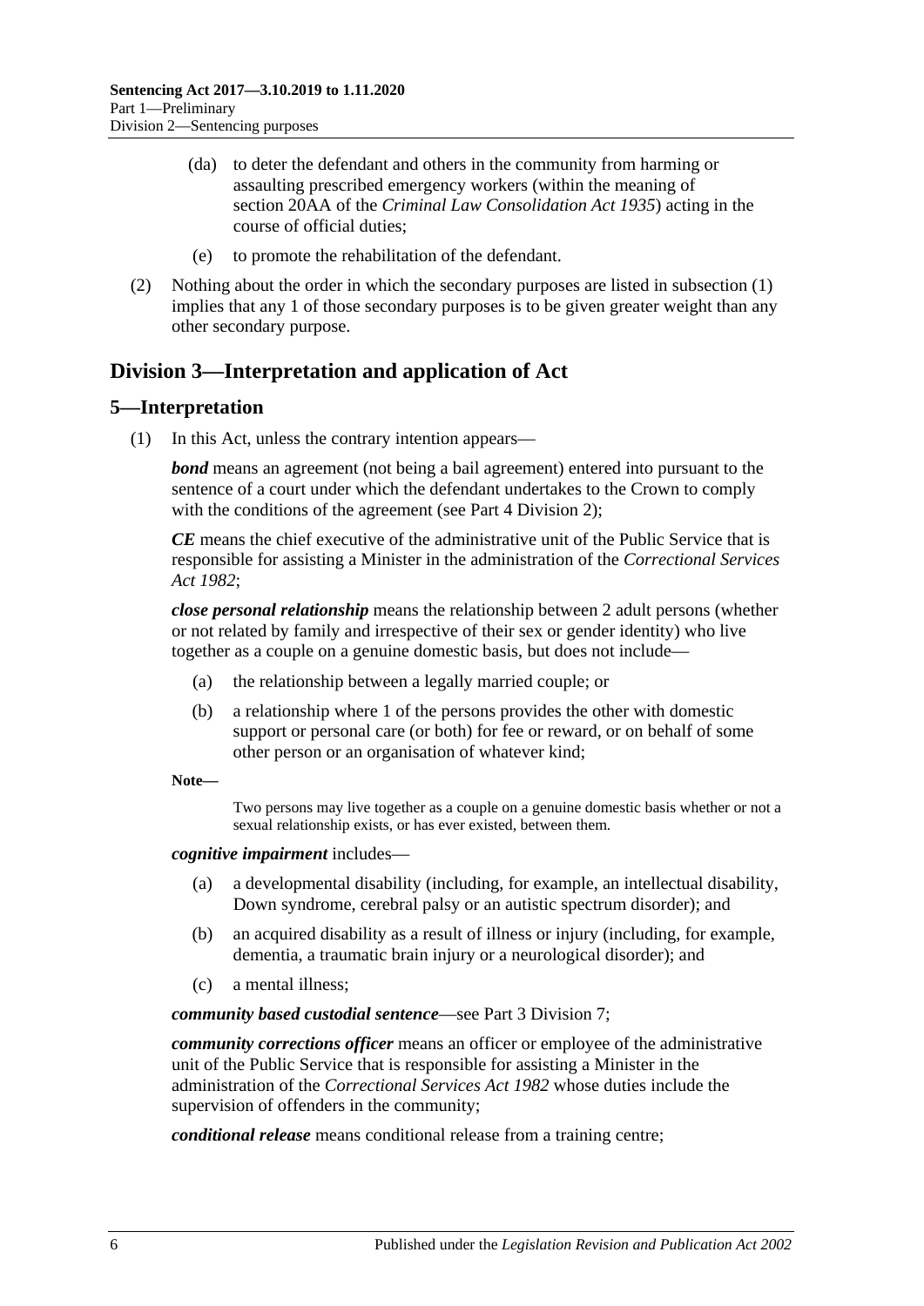(da) to deter the defendant and others in the community from harming or assaulting prescribed emergency workers (within the meaning of section 20AA of the *Criminal Law Consolidation Act 1935*) acting in the course of official duties;

(e) to promote the rehabilitation of the defendant.

(2) Nothing about the order in which the secondary purposes are listed in subsection (1) implies that any 1 of those secondary purposes is to be given greater weight than any other secondary purpose.

## Division 3—Interpretation and application of Act

### 5—Interpretation

(1) In this Act, unless the contrary intention appears—

***bond*** means an agreement (not being a bail agreement) entered into pursuant to the sentence of a court under which the defendant undertakes to the Crown to comply with the conditions of the agreement (see Part 4 Division 2);

***CE*** means the chief executive of the administrative unit of the Public Service that is responsible for assisting a Minister in the administration of the *Correctional Services Act 1982*;

***close personal relationship*** means the relationship between 2 adult persons (whether or not related by family and irrespective of their sex or gender identity) who live together as a couple on a genuine domestic basis, but does not include—

(a) the relationship between a legally married couple; or

(b) a relationship where 1 of the persons provides the other with domestic support or personal care (or both) for fee or reward, or on behalf of some other person or an organisation of whatever kind;

**Note—**

Two persons may live together as a couple on a genuine domestic basis whether or not a sexual relationship exists, or has ever existed, between them.

***cognitive impairment*** includes—

(a) a developmental disability (including, for example, an intellectual disability, Down syndrome, cerebral palsy or an autistic spectrum disorder); and

(b) an acquired disability as a result of illness or injury (including, for example, dementia, a traumatic brain injury or a neurological disorder); and

(c) a mental illness;

***community based custodial sentence***—see Part 3 Division 7;

***community corrections officer*** means an officer or employee of the administrative unit of the Public Service that is responsible for assisting a Minister in the administration of the *Correctional Services Act 1982* whose duties include the supervision of offenders in the community;

***conditional release*** means conditional release from a training centre;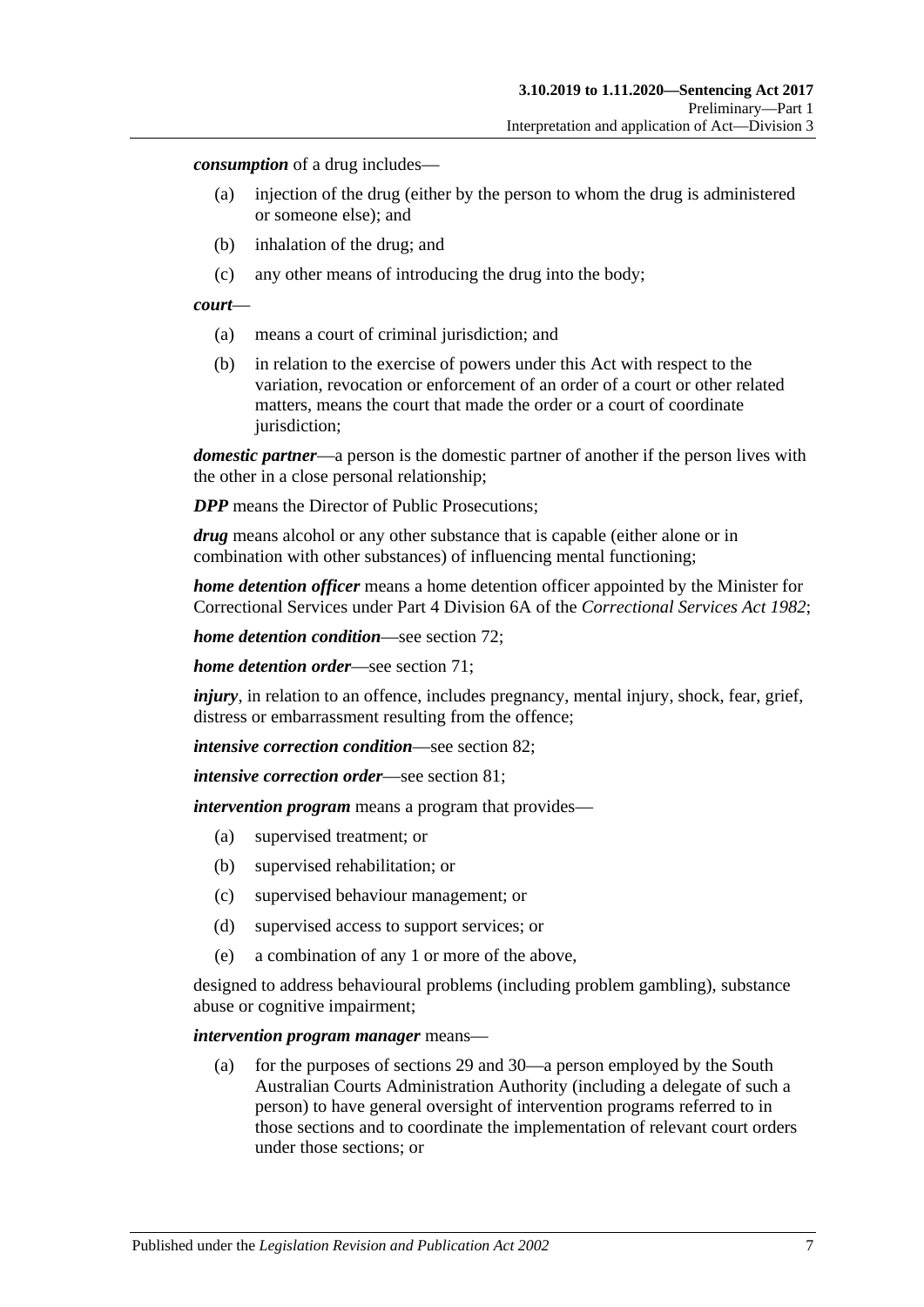***consumption*** of a drug includes—

- (a) injection of the drug (either by the person to whom the drug is administered or someone else); and
- (b) inhalation of the drug; and
- (c) any other means of introducing the drug into the body;

***court***—

- (a) means a court of criminal jurisdiction; and
- (b) in relation to the exercise of powers under this Act with respect to the variation, revocation or enforcement of an order of a court or other related matters, means the court that made the order or a court of coordinate jurisdiction;

***domestic partner***—a person is the domestic partner of another if the person lives with the other in a close personal relationship;

***DPP*** means the Director of Public Prosecutions;

***drug*** means alcohol or any other substance that is capable (either alone or in combination with other substances) of influencing mental functioning;

***home detention officer*** means a home detention officer appointed by the Minister for Correctional Services under Part 4 Division 6A of the *Correctional Services Act 1982*;

***home detention condition***—see section 72;

***home detention order***—see section 71;

***injury***, in relation to an offence, includes pregnancy, mental injury, shock, fear, grief, distress or embarrassment resulting from the offence;

***intensive correction condition***—see section 82;

***intensive correction order***—see section 81;

***intervention program*** means a program that provides—

- (a) supervised treatment; or
- (b) supervised rehabilitation; or
- (c) supervised behaviour management; or
- (d) supervised access to support services; or
- (e) a combination of any 1 or more of the above,

designed to address behavioural problems (including problem gambling), substance abuse or cognitive impairment;

***intervention program manager*** means—

- (a) for the purposes of sections 29 and 30—a person employed by the South Australian Courts Administration Authority (including a delegate of such a person) to have general oversight of intervention programs referred to in those sections and to coordinate the implementation of relevant court orders under those sections; or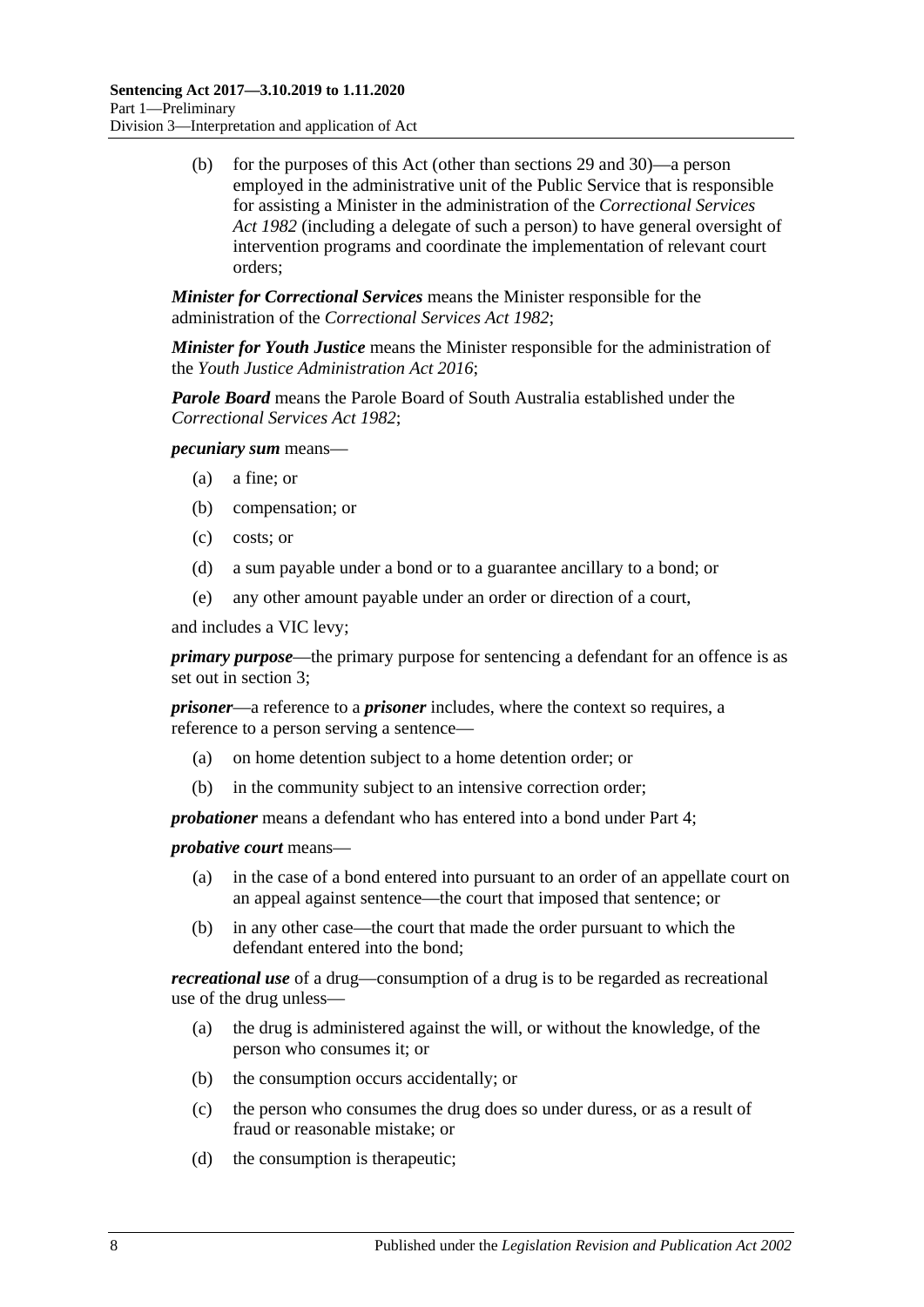(b) for the purposes of this Act (other than sections 29 and 30)—a person employed in the administrative unit of the Public Service that is responsible for assisting a Minister in the administration of the *Correctional Services Act 1982* (including a delegate of such a person) to have general oversight of intervention programs and coordinate the implementation of relevant court orders;

***Minister for Correctional Services*** means the Minister responsible for the administration of the *Correctional Services Act 1982*;

***Minister for Youth Justice*** means the Minister responsible for the administration of the *Youth Justice Administration Act 2016*;

***Parole Board*** means the Parole Board of South Australia established under the *Correctional Services Act 1982*;

***pecuniary sum*** means—

(a) a fine; or

(b) compensation; or

(c) costs; or

(d) a sum payable under a bond or to a guarantee ancillary to a bond; or

(e) any other amount payable under an order or direction of a court,

and includes a VIC levy;

***primary purpose***—the primary purpose for sentencing a defendant for an offence is as set out in section 3;

***prisoner***—a reference to a ***prisoner*** includes, where the context so requires, a reference to a person serving a sentence—

(a) on home detention subject to a home detention order; or

(b) in the community subject to an intensive correction order;

***probationer*** means a defendant who has entered into a bond under Part 4;

***probative court*** means—

(a) in the case of a bond entered into pursuant to an order of an appellate court on an appeal against sentence—the court that imposed that sentence; or

(b) in any other case—the court that made the order pursuant to which the defendant entered into the bond;

***recreational use*** of a drug—consumption of a drug is to be regarded as recreational use of the drug unless—

(a) the drug is administered against the will, or without the knowledge, of the person who consumes it; or

(b) the consumption occurs accidentally; or

(c) the person who consumes the drug does so under duress, or as a result of fraud or reasonable mistake; or

(d) the consumption is therapeutic;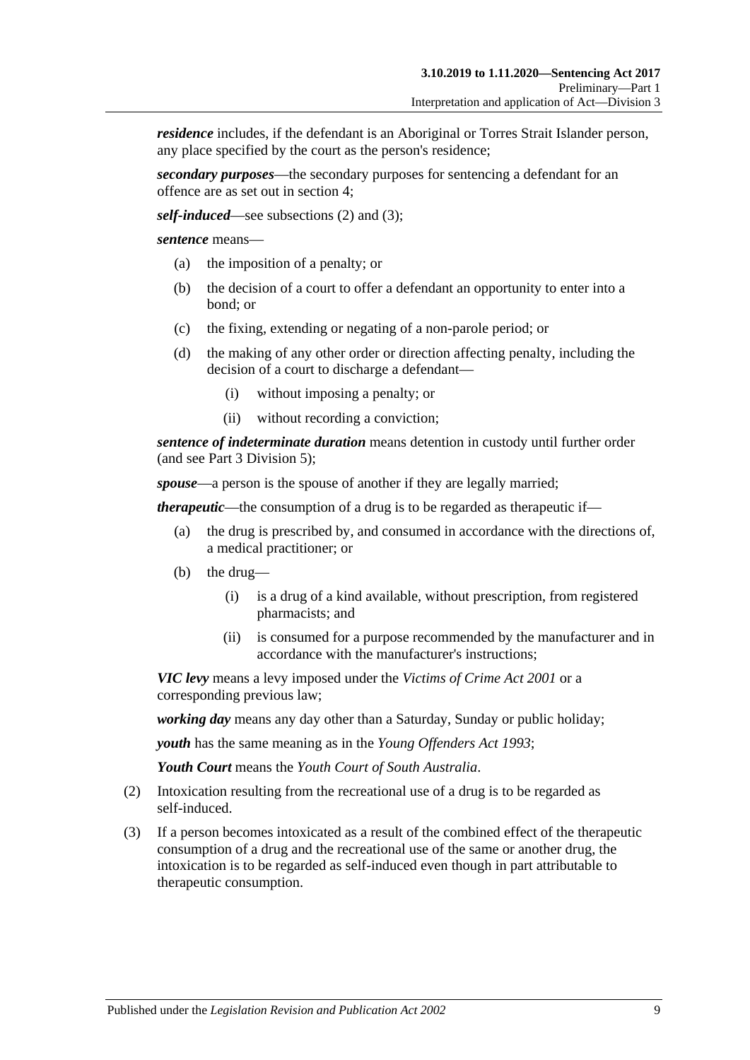***residence*** includes, if the defendant is an Aboriginal or Torres Strait Islander person, any place specified by the court as the person's residence;

***secondary purposes***—the secondary purposes for sentencing a defendant for an offence are as set out in section 4;

***self-induced***—see subsections (2) and (3);

***sentence*** means—

(a) the imposition of a penalty; or

(b) the decision of a court to offer a defendant an opportunity to enter into a bond; or

(c) the fixing, extending or negating of a non-parole period; or

(d) the making of any other order or direction affecting penalty, including the decision of a court to discharge a defendant—

  (i) without imposing a penalty; or

  (ii) without recording a conviction;

***sentence of indeterminate duration*** means detention in custody until further order (and see Part 3 Division 5);

***spouse***—a person is the spouse of another if they are legally married;

***therapeutic***—the consumption of a drug is to be regarded as therapeutic if—

(a) the drug is prescribed by, and consumed in accordance with the directions of, a medical practitioner; or

(b) the drug—

  (i) is a drug of a kind available, without prescription, from registered pharmacists; and

  (ii) is consumed for a purpose recommended by the manufacturer and in accordance with the manufacturer's instructions;

***VIC levy*** means a levy imposed under the *Victims of Crime Act 2001* or a corresponding previous law;

***working day*** means any day other than a Saturday, Sunday or public holiday;

***youth*** has the same meaning as in the *Young Offenders Act 1993*;

***Youth Court*** means the *Youth Court of South Australia*.

(2) Intoxication resulting from the recreational use of a drug is to be regarded as self-induced.

(3) If a person becomes intoxicated as a result of the combined effect of the therapeutic consumption of a drug and the recreational use of the same or another drug, the intoxication is to be regarded as self-induced even though in part attributable to therapeutic consumption.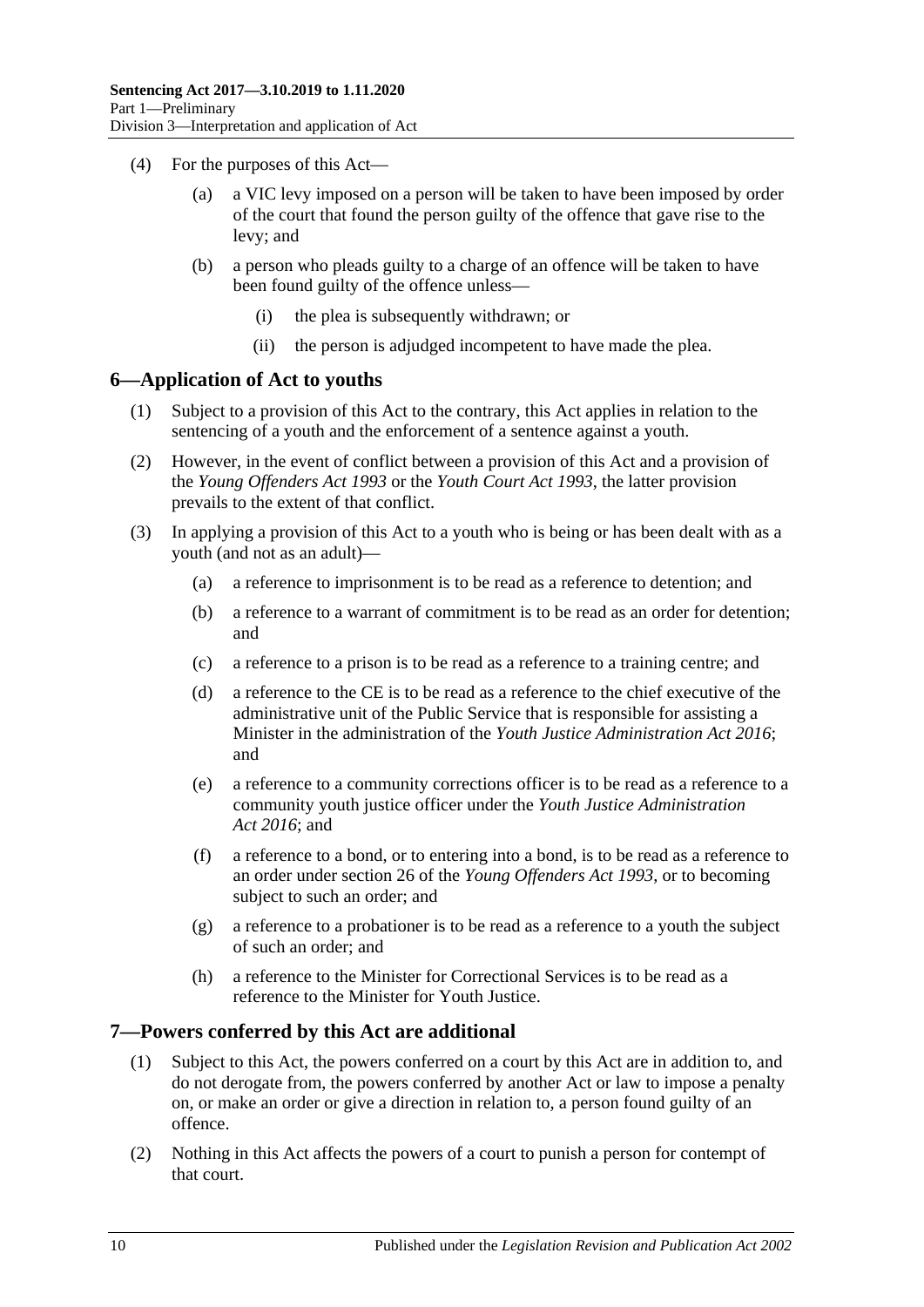(4) For the purposes of this Act—

(a) a VIC levy imposed on a person will be taken to have been imposed by order of the court that found the person guilty of the offence that gave rise to the levy; and

(b) a person who pleads guilty to a charge of an offence will be taken to have been found guilty of the offence unless—

(i) the plea is subsequently withdrawn; or

(ii) the person is adjudged incompetent to have made the plea.

## 6—Application of Act to youths

(1) Subject to a provision of this Act to the contrary, this Act applies in relation to the sentencing of a youth and the enforcement of a sentence against a youth.

(2) However, in the event of conflict between a provision of this Act and a provision of the *Young Offenders Act 1993* or the *Youth Court Act 1993*, the latter provision prevails to the extent of that conflict.

(3) In applying a provision of this Act to a youth who is being or has been dealt with as a youth (and not as an adult)—

(a) a reference to imprisonment is to be read as a reference to detention; and

(b) a reference to a warrant of commitment is to be read as an order for detention; and

(c) a reference to a prison is to be read as a reference to a training centre; and

(d) a reference to the CE is to be read as a reference to the chief executive of the administrative unit of the Public Service that is responsible for assisting a Minister in the administration of the *Youth Justice Administration Act 2016*; and

(e) a reference to a community corrections officer is to be read as a reference to a community youth justice officer under the *Youth Justice Administration Act 2016*; and

(f) a reference to a bond, or to entering into a bond, is to be read as a reference to an order under section 26 of the *Young Offenders Act 1993*, or to becoming subject to such an order; and

(g) a reference to a probationer is to be read as a reference to a youth the subject of such an order; and

(h) a reference to the Minister for Correctional Services is to be read as a reference to the Minister for Youth Justice.

## 7—Powers conferred by this Act are additional

(1) Subject to this Act, the powers conferred on a court by this Act are in addition to, and do not derogate from, the powers conferred by another Act or law to impose a penalty on, or make an order or give a direction in relation to, a person found guilty of an offence.

(2) Nothing in this Act affects the powers of a court to punish a person for contempt of that court.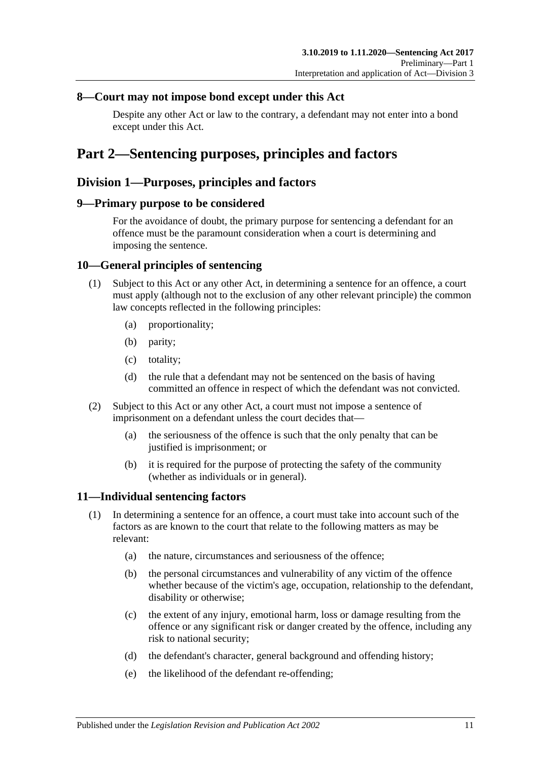## 8—Court may not impose bond except under this Act

Despite any other Act or law to the contrary, a defendant may not enter into a bond except under this Act.

# Part 2—Sentencing purposes, principles and factors

## Division 1—Purposes, principles and factors

### 9—Primary purpose to be considered

For the avoidance of doubt, the primary purpose for sentencing a defendant for an offence must be the paramount consideration when a court is determining and imposing the sentence.

### 10—General principles of sentencing

(1) Subject to this Act or any other Act, in determining a sentence for an offence, a court must apply (although not to the exclusion of any other relevant principle) the common law concepts reflected in the following principles:

- (a) proportionality;
- (b) parity;
- (c) totality;
- (d) the rule that a defendant may not be sentenced on the basis of having committed an offence in respect of which the defendant was not convicted.

(2) Subject to this Act or any other Act, a court must not impose a sentence of imprisonment on a defendant unless the court decides that—

- (a) the seriousness of the offence is such that the only penalty that can be justified is imprisonment; or
- (b) it is required for the purpose of protecting the safety of the community (whether as individuals or in general).

### 11—Individual sentencing factors

(1) In determining a sentence for an offence, a court must take into account such of the factors as are known to the court that relate to the following matters as may be relevant:

- (a) the nature, circumstances and seriousness of the offence;
- (b) the personal circumstances and vulnerability of any victim of the offence whether because of the victim's age, occupation, relationship to the defendant, disability or otherwise;
- (c) the extent of any injury, emotional harm, loss or damage resulting from the offence or any significant risk or danger created by the offence, including any risk to national security;
- (d) the defendant's character, general background and offending history;
- (e) the likelihood of the defendant re-offending;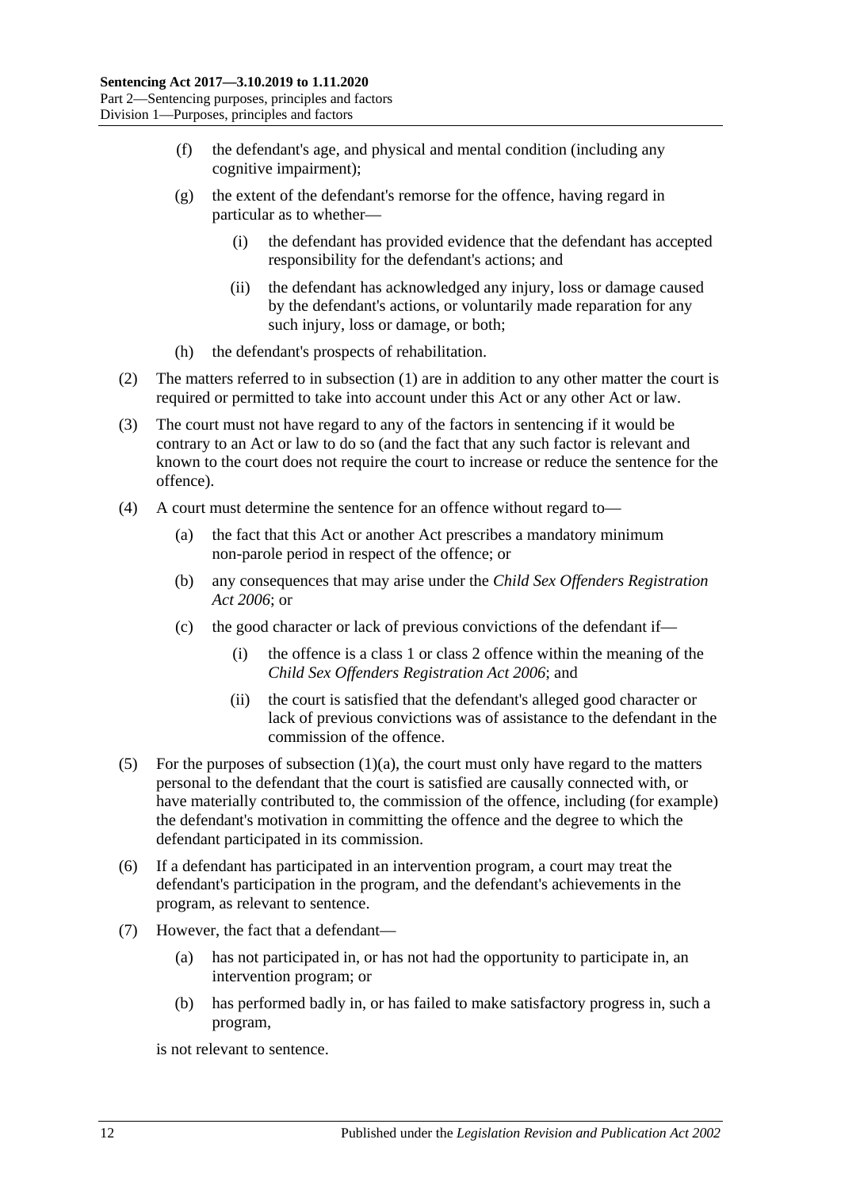(f) the defendant's age, and physical and mental condition (including any cognitive impairment);

(g) the extent of the defendant's remorse for the offence, having regard in particular as to whether—

(i) the defendant has provided evidence that the defendant has accepted responsibility for the defendant's actions; and

(ii) the defendant has acknowledged any injury, loss or damage caused by the defendant's actions, or voluntarily made reparation for any such injury, loss or damage, or both;

(h) the defendant's prospects of rehabilitation.

(2) The matters referred to in subsection (1) are in addition to any other matter the court is required or permitted to take into account under this Act or any other Act or law.

(3) The court must not have regard to any of the factors in sentencing if it would be contrary to an Act or law to do so (and the fact that any such factor is relevant and known to the court does not require the court to increase or reduce the sentence for the offence).

(4) A court must determine the sentence for an offence without regard to—

(a) the fact that this Act or another Act prescribes a mandatory minimum non-parole period in respect of the offence; or

(b) any consequences that may arise under the *Child Sex Offenders Registration Act 2006*; or

(c) the good character or lack of previous convictions of the defendant if—

(i) the offence is a class 1 or class 2 offence within the meaning of the *Child Sex Offenders Registration Act 2006*; and

(ii) the court is satisfied that the defendant's alleged good character or lack of previous convictions was of assistance to the defendant in the commission of the offence.

(5) For the purposes of subsection (1)(a), the court must only have regard to the matters personal to the defendant that the court is satisfied are causally connected with, or have materially contributed to, the commission of the offence, including (for example) the defendant's motivation in committing the offence and the degree to which the defendant participated in its commission.

(6) If a defendant has participated in an intervention program, a court may treat the defendant's participation in the program, and the defendant's achievements in the program, as relevant to sentence.

(7) However, the fact that a defendant—

(a) has not participated in, or has not had the opportunity to participate in, an intervention program; or

(b) has performed badly in, or has failed to make satisfactory progress in, such a program,

is not relevant to sentence.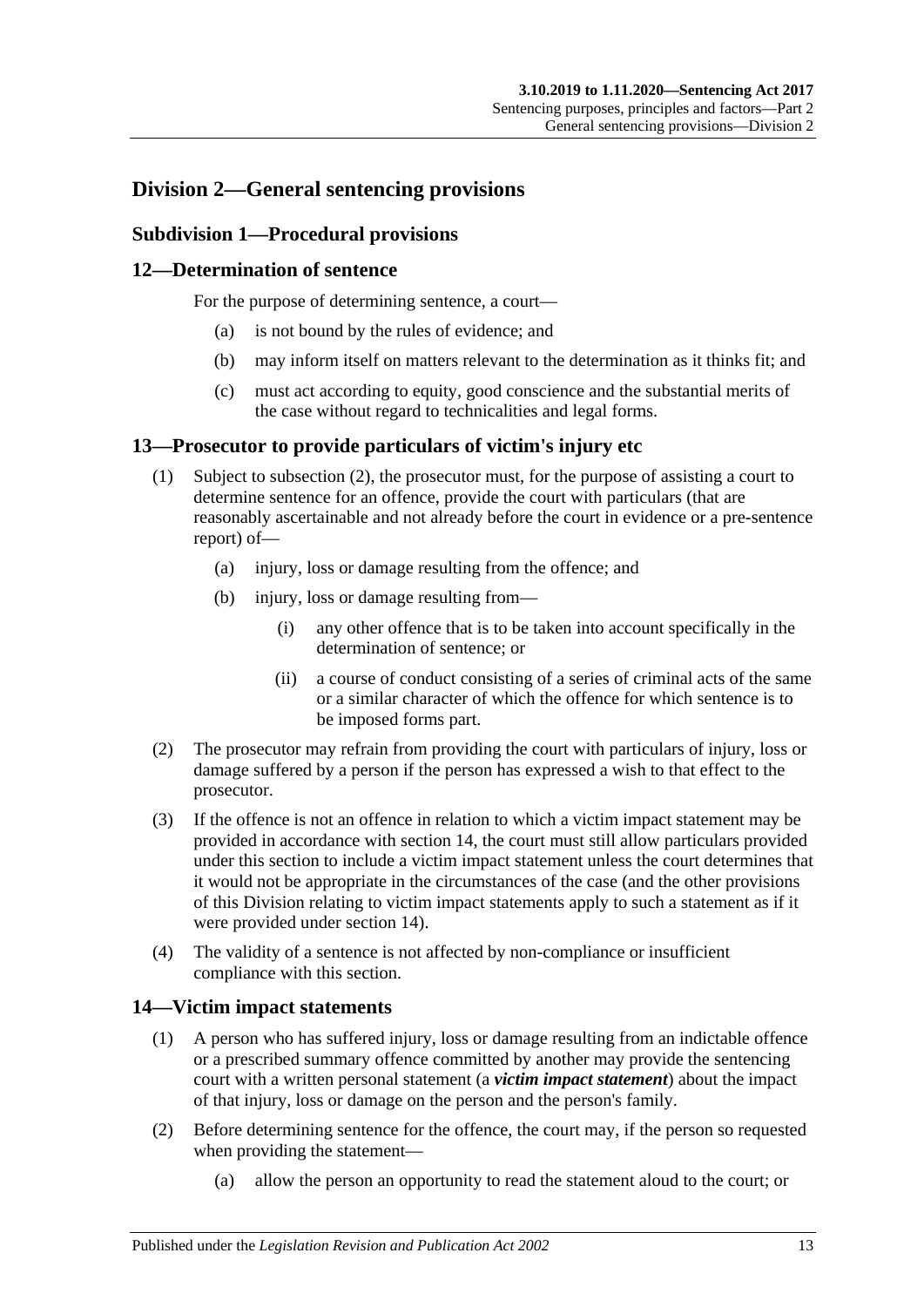## Division 2—General sentencing provisions

### Subdivision 1—Procedural provisions

#### 12—Determination of sentence

For the purpose of determining sentence, a court—

- (a) is not bound by the rules of evidence; and
- (b) may inform itself on matters relevant to the determination as it thinks fit; and
- (c) must act according to equity, good conscience and the substantial merits of the case without regard to technicalities and legal forms.

#### 13—Prosecutor to provide particulars of victim's injury etc

(1) Subject to subsection (2), the prosecutor must, for the purpose of assisting a court to determine sentence for an offence, provide the court with particulars (that are reasonably ascertainable and not already before the court in evidence or a pre-sentence report) of—

- (a) injury, loss or damage resulting from the offence; and
- (b) injury, loss or damage resulting from—
  - (i) any other offence that is to be taken into account specifically in the determination of sentence; or
  - (ii) a course of conduct consisting of a series of criminal acts of the same or a similar character of which the offence for which sentence is to be imposed forms part.

(2) The prosecutor may refrain from providing the court with particulars of injury, loss or damage suffered by a person if the person has expressed a wish to that effect to the prosecutor.

(3) If the offence is not an offence in relation to which a victim impact statement may be provided in accordance with section 14, the court must still allow particulars provided under this section to include a victim impact statement unless the court determines that it would not be appropriate in the circumstances of the case (and the other provisions of this Division relating to victim impact statements apply to such a statement as if it were provided under section 14).

(4) The validity of a sentence is not affected by non-compliance or insufficient compliance with this section.

#### 14—Victim impact statements

(1) A person who has suffered injury, loss or damage resulting from an indictable offence or a prescribed summary offence committed by another may provide the sentencing court with a written personal statement (a ***victim impact statement***) about the impact of that injury, loss or damage on the person and the person's family.

(2) Before determining sentence for the offence, the court may, if the person so requested when providing the statement—

- (a) allow the person an opportunity to read the statement aloud to the court; or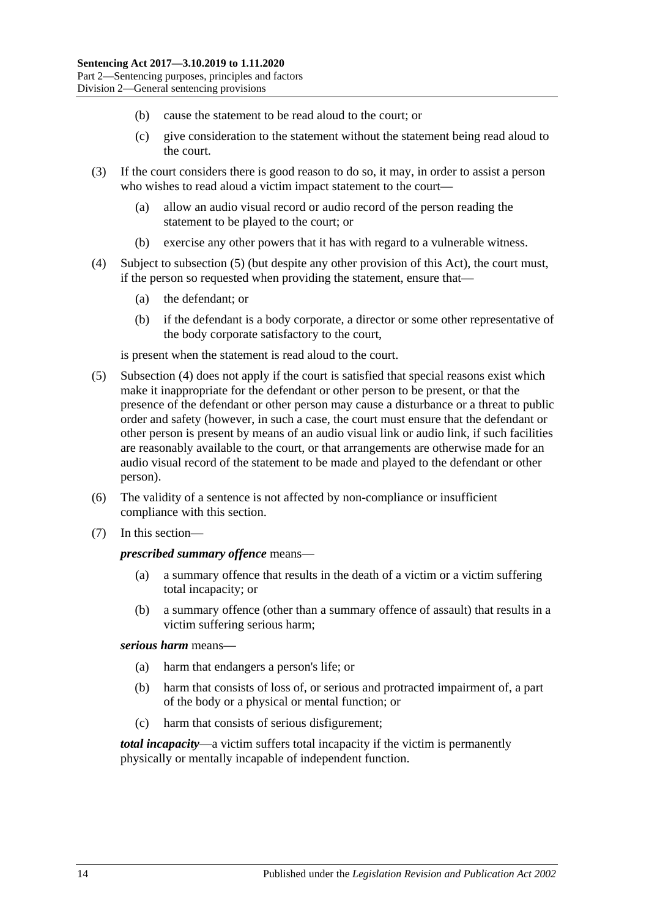(b) cause the statement to be read aloud to the court; or

(c) give consideration to the statement without the statement being read aloud to the court.

(3) If the court considers there is good reason to do so, it may, in order to assist a person who wishes to read aloud a victim impact statement to the court—

(a) allow an audio visual record or audio record of the person reading the statement to be played to the court; or

(b) exercise any other powers that it has with regard to a vulnerable witness.

(4) Subject to subsection (5) (but despite any other provision of this Act), the court must, if the person so requested when providing the statement, ensure that—

(a) the defendant; or

(b) if the defendant is a body corporate, a director or some other representative of the body corporate satisfactory to the court,

is present when the statement is read aloud to the court.

(5) Subsection (4) does not apply if the court is satisfied that special reasons exist which make it inappropriate for the defendant or other person to be present, or that the presence of the defendant or other person may cause a disturbance or a threat to public order and safety (however, in such a case, the court must ensure that the defendant or other person is present by means of an audio visual link or audio link, if such facilities are reasonably available to the court, or that arrangements are otherwise made for an audio visual record of the statement to be made and played to the defendant or other person).

(6) The validity of a sentence is not affected by non-compliance or insufficient compliance with this section.

(7) In this section—

***prescribed summary offence*** means—

(a) a summary offence that results in the death of a victim or a victim suffering total incapacity; or

(b) a summary offence (other than a summary offence of assault) that results in a victim suffering serious harm;

***serious harm*** means—

(a) harm that endangers a person's life; or

(b) harm that consists of loss of, or serious and protracted impairment of, a part of the body or a physical or mental function; or

(c) harm that consists of serious disfigurement;

***total incapacity***—a victim suffers total incapacity if the victim is permanently physically or mentally incapable of independent function.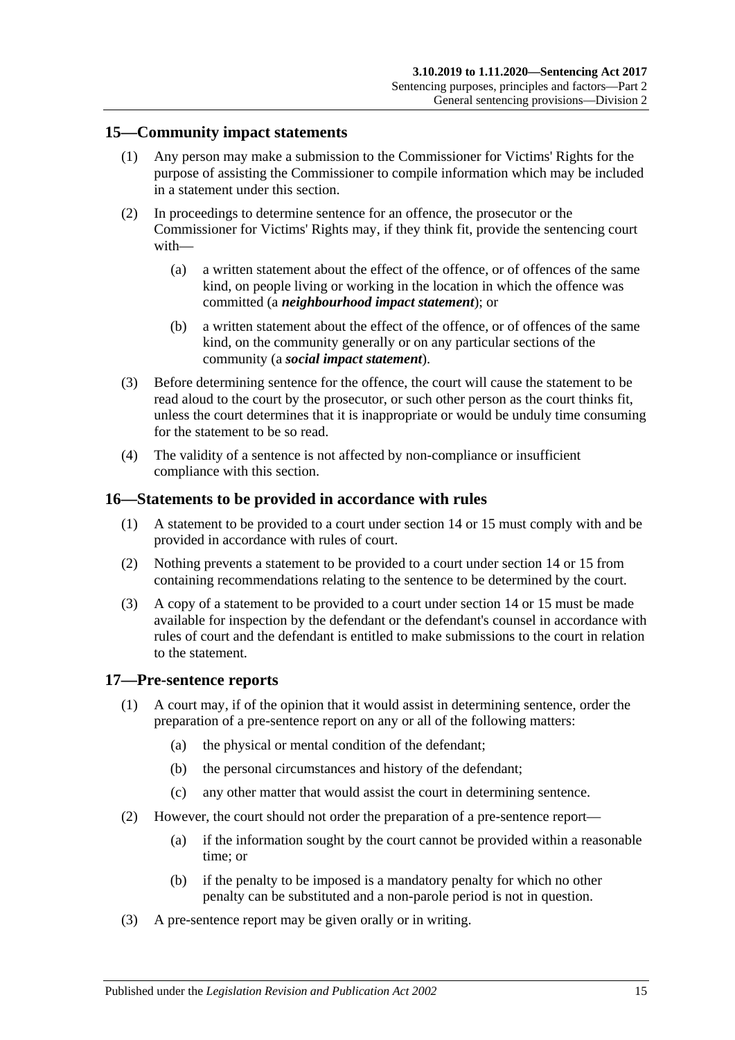## 15—Community impact statements

(1) Any person may make a submission to the Commissioner for Victims' Rights for the purpose of assisting the Commissioner to compile information which may be included in a statement under this section.

(2) In proceedings to determine sentence for an offence, the prosecutor or the Commissioner for Victims' Rights may, if they think fit, provide the sentencing court with—

(a) a written statement about the effect of the offence, or of offences of the same kind, on people living or working in the location in which the offence was committed (a ***neighbourhood impact statement***); or

(b) a written statement about the effect of the offence, or of offences of the same kind, on the community generally or on any particular sections of the community (a ***social impact statement***).

(3) Before determining sentence for the offence, the court will cause the statement to be read aloud to the court by the prosecutor, or such other person as the court thinks fit, unless the court determines that it is inappropriate or would be unduly time consuming for the statement to be so read.

(4) The validity of a sentence is not affected by non-compliance or insufficient compliance with this section.

## 16—Statements to be provided in accordance with rules

(1) A statement to be provided to a court under section 14 or 15 must comply with and be provided in accordance with rules of court.

(2) Nothing prevents a statement to be provided to a court under section 14 or 15 from containing recommendations relating to the sentence to be determined by the court.

(3) A copy of a statement to be provided to a court under section 14 or 15 must be made available for inspection by the defendant or the defendant's counsel in accordance with rules of court and the defendant is entitled to make submissions to the court in relation to the statement.

## 17—Pre-sentence reports

(1) A court may, if of the opinion that it would assist in determining sentence, order the preparation of a pre-sentence report on any or all of the following matters:

(a) the physical or mental condition of the defendant;

(b) the personal circumstances and history of the defendant;

(c) any other matter that would assist the court in determining sentence.

(2) However, the court should not order the preparation of a pre-sentence report—

(a) if the information sought by the court cannot be provided within a reasonable time; or

(b) if the penalty to be imposed is a mandatory penalty for which no other penalty can be substituted and a non-parole period is not in question.

(3) A pre-sentence report may be given orally or in writing.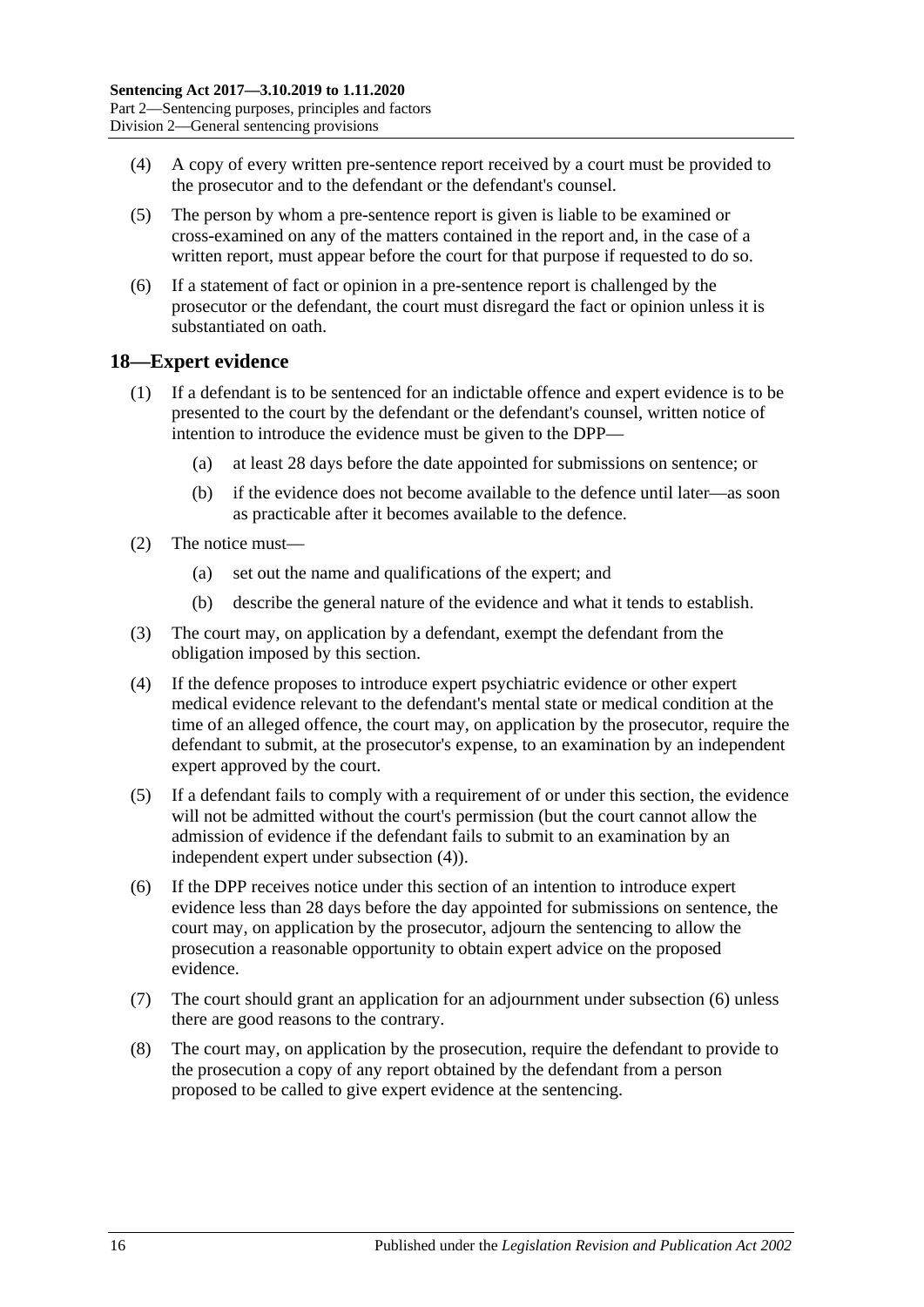(4) A copy of every written pre-sentence report received by a court must be provided to the prosecutor and to the defendant or the defendant's counsel.

(5) The person by whom a pre-sentence report is given is liable to be examined or cross-examined on any of the matters contained in the report and, in the case of a written report, must appear before the court for that purpose if requested to do so.

(6) If a statement of fact or opinion in a pre-sentence report is challenged by the prosecutor or the defendant, the court must disregard the fact or opinion unless it is substantiated on oath.

## 18—Expert evidence

(1) If a defendant is to be sentenced for an indictable offence and expert evidence is to be presented to the court by the defendant or the defendant's counsel, written notice of intention to introduce the evidence must be given to the DPP—

(a) at least 28 days before the date appointed for submissions on sentence; or

(b) if the evidence does not become available to the defence until later—as soon as practicable after it becomes available to the defence.

(2) The notice must—

(a) set out the name and qualifications of the expert; and

(b) describe the general nature of the evidence and what it tends to establish.

(3) The court may, on application by a defendant, exempt the defendant from the obligation imposed by this section.

(4) If the defence proposes to introduce expert psychiatric evidence or other expert medical evidence relevant to the defendant's mental state or medical condition at the time of an alleged offence, the court may, on application by the prosecutor, require the defendant to submit, at the prosecutor's expense, to an examination by an independent expert approved by the court.

(5) If a defendant fails to comply with a requirement of or under this section, the evidence will not be admitted without the court's permission (but the court cannot allow the admission of evidence if the defendant fails to submit to an examination by an independent expert under subsection (4)).

(6) If the DPP receives notice under this section of an intention to introduce expert evidence less than 28 days before the day appointed for submissions on sentence, the court may, on application by the prosecutor, adjourn the sentencing to allow the prosecution a reasonable opportunity to obtain expert advice on the proposed evidence.

(7) The court should grant an application for an adjournment under subsection (6) unless there are good reasons to the contrary.

(8) The court may, on application by the prosecution, require the defendant to provide to the prosecution a copy of any report obtained by the defendant from a person proposed to be called to give expert evidence at the sentencing.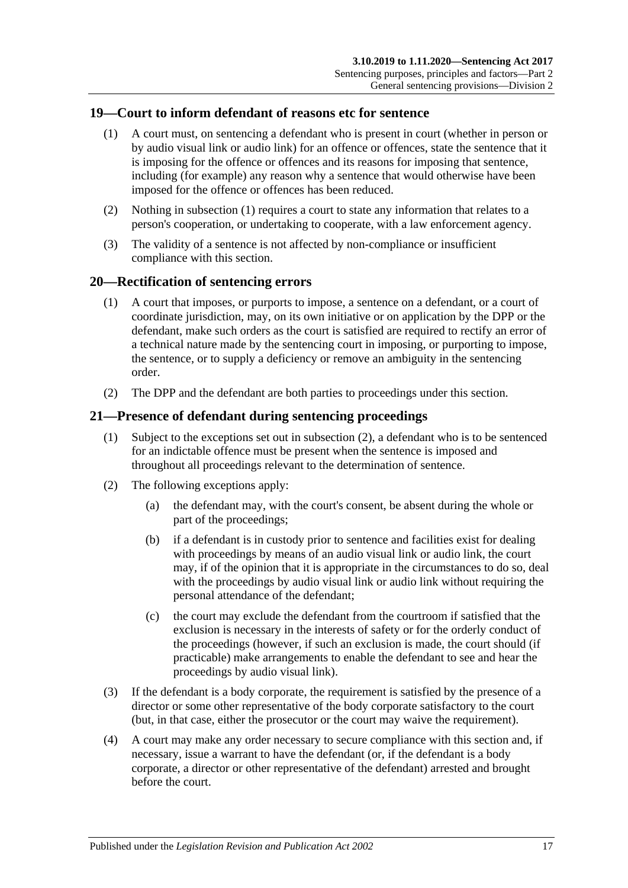## 19—Court to inform defendant of reasons etc for sentence

(1) A court must, on sentencing a defendant who is present in court (whether in person or by audio visual link or audio link) for an offence or offences, state the sentence that it is imposing for the offence or offences and its reasons for imposing that sentence, including (for example) any reason why a sentence that would otherwise have been imposed for the offence or offences has been reduced.

(2) Nothing in subsection (1) requires a court to state any information that relates to a person's cooperation, or undertaking to cooperate, with a law enforcement agency.

(3) The validity of a sentence is not affected by non-compliance or insufficient compliance with this section.

## 20—Rectification of sentencing errors

(1) A court that imposes, or purports to impose, a sentence on a defendant, or a court of coordinate jurisdiction, may, on its own initiative or on application by the DPP or the defendant, make such orders as the court is satisfied are required to rectify an error of a technical nature made by the sentencing court in imposing, or purporting to impose, the sentence, or to supply a deficiency or remove an ambiguity in the sentencing order.

(2) The DPP and the defendant are both parties to proceedings under this section.

## 21—Presence of defendant during sentencing proceedings

(1) Subject to the exceptions set out in subsection (2), a defendant who is to be sentenced for an indictable offence must be present when the sentence is imposed and throughout all proceedings relevant to the determination of sentence.

(2) The following exceptions apply:

(a) the defendant may, with the court's consent, be absent during the whole or part of the proceedings;

(b) if a defendant is in custody prior to sentence and facilities exist for dealing with proceedings by means of an audio visual link or audio link, the court may, if of the opinion that it is appropriate in the circumstances to do so, deal with the proceedings by audio visual link or audio link without requiring the personal attendance of the defendant;

(c) the court may exclude the defendant from the courtroom if satisfied that the exclusion is necessary in the interests of safety or for the orderly conduct of the proceedings (however, if such an exclusion is made, the court should (if practicable) make arrangements to enable the defendant to see and hear the proceedings by audio visual link).

(3) If the defendant is a body corporate, the requirement is satisfied by the presence of a director or some other representative of the body corporate satisfactory to the court (but, in that case, either the prosecutor or the court may waive the requirement).

(4) A court may make any order necessary to secure compliance with this section and, if necessary, issue a warrant to have the defendant (or, if the defendant is a body corporate, a director or other representative of the defendant) arrested and brought before the court.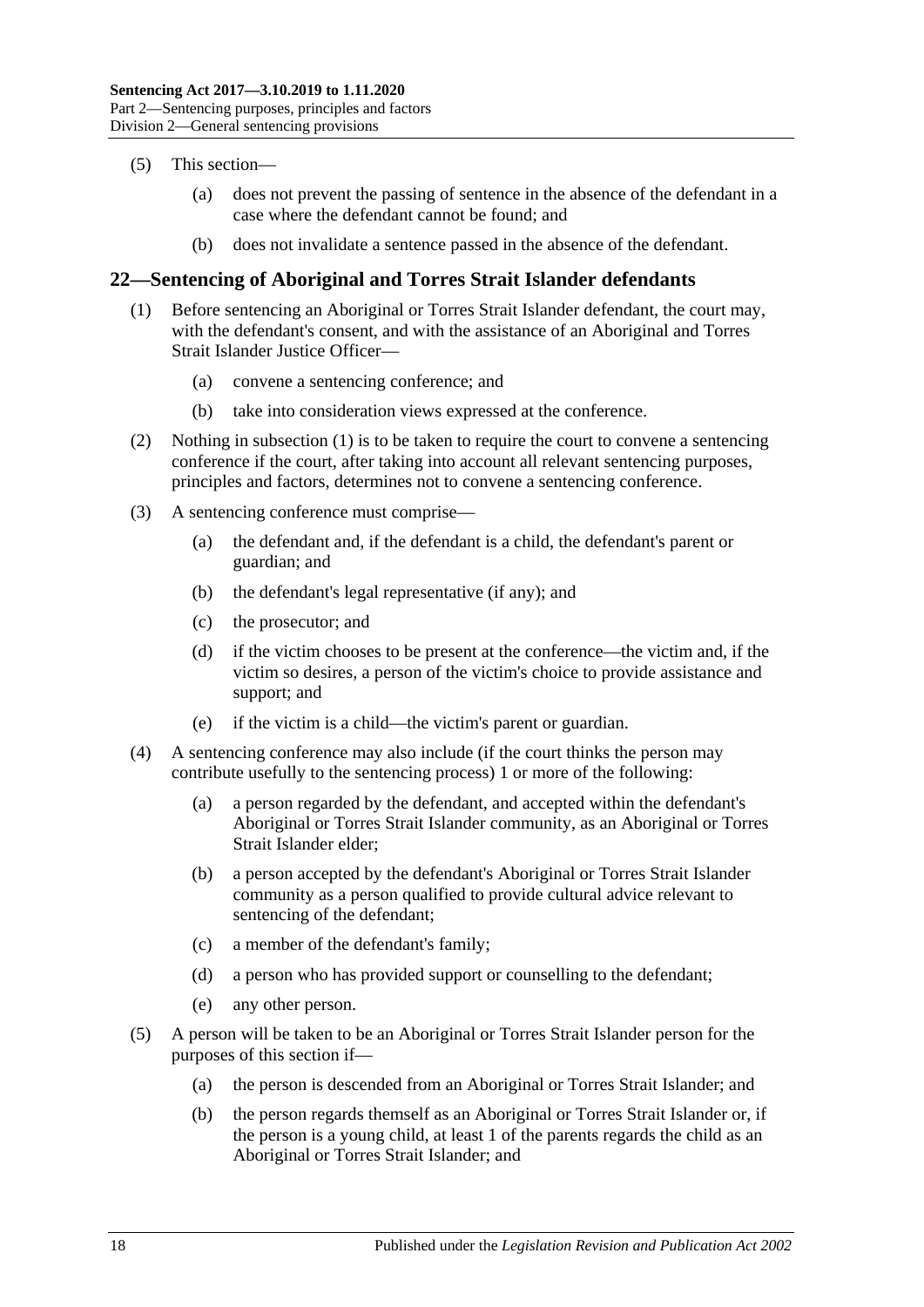(5) This section—

(a) does not prevent the passing of sentence in the absence of the defendant in a case where the defendant cannot be found; and

(b) does not invalidate a sentence passed in the absence of the defendant.

## 22—Sentencing of Aboriginal and Torres Strait Islander defendants

(1) Before sentencing an Aboriginal or Torres Strait Islander defendant, the court may, with the defendant's consent, and with the assistance of an Aboriginal and Torres Strait Islander Justice Officer—

(a) convene a sentencing conference; and

(b) take into consideration views expressed at the conference.

(2) Nothing in subsection (1) is to be taken to require the court to convene a sentencing conference if the court, after taking into account all relevant sentencing purposes, principles and factors, determines not to convene a sentencing conference.

(3) A sentencing conference must comprise—

(a) the defendant and, if the defendant is a child, the defendant's parent or guardian; and

(b) the defendant's legal representative (if any); and

(c) the prosecutor; and

(d) if the victim chooses to be present at the conference—the victim and, if the victim so desires, a person of the victim's choice to provide assistance and support; and

(e) if the victim is a child—the victim's parent or guardian.

(4) A sentencing conference may also include (if the court thinks the person may contribute usefully to the sentencing process) 1 or more of the following:

(a) a person regarded by the defendant, and accepted within the defendant's Aboriginal or Torres Strait Islander community, as an Aboriginal or Torres Strait Islander elder;

(b) a person accepted by the defendant's Aboriginal or Torres Strait Islander community as a person qualified to provide cultural advice relevant to sentencing of the defendant;

(c) a member of the defendant's family;

(d) a person who has provided support or counselling to the defendant;

(e) any other person.

(5) A person will be taken to be an Aboriginal or Torres Strait Islander person for the purposes of this section if—

(a) the person is descended from an Aboriginal or Torres Strait Islander; and

(b) the person regards themself as an Aboriginal or Torres Strait Islander or, if the person is a young child, at least 1 of the parents regards the child as an Aboriginal or Torres Strait Islander; and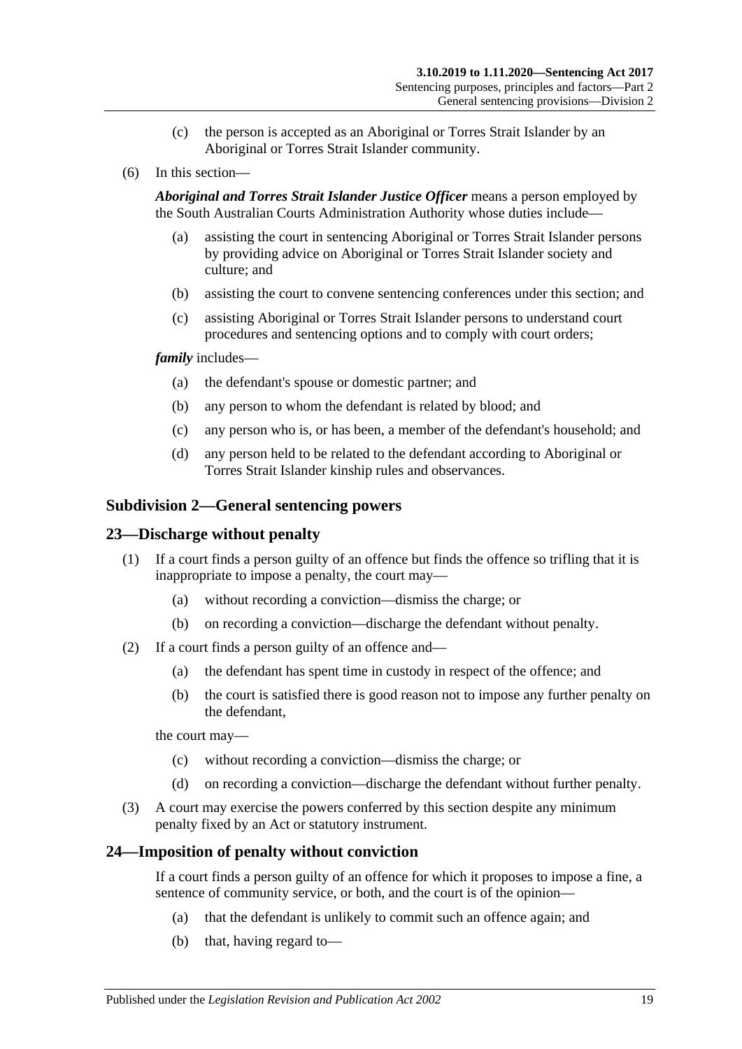(c) the person is accepted as an Aboriginal or Torres Strait Islander by an Aboriginal or Torres Strait Islander community.

(6) In this section—

***Aboriginal and Torres Strait Islander Justice Officer*** means a person employed by the South Australian Courts Administration Authority whose duties include—

(a) assisting the court in sentencing Aboriginal or Torres Strait Islander persons by providing advice on Aboriginal or Torres Strait Islander society and culture; and

(b) assisting the court to convene sentencing conferences under this section; and

(c) assisting Aboriginal or Torres Strait Islander persons to understand court procedures and sentencing options and to comply with court orders;

***family*** includes—

(a) the defendant's spouse or domestic partner; and

(b) any person to whom the defendant is related by blood; and

(c) any person who is, or has been, a member of the defendant's household; and

(d) any person held to be related to the defendant according to Aboriginal or Torres Strait Islander kinship rules and observances.

### Subdivision 2—General sentencing powers

### 23—Discharge without penalty

(1) If a court finds a person guilty of an offence but finds the offence so trifling that it is inappropriate to impose a penalty, the court may—

(a) without recording a conviction—dismiss the charge; or

(b) on recording a conviction—discharge the defendant without penalty.

(2) If a court finds a person guilty of an offence and—

(a) the defendant has spent time in custody in respect of the offence; and

(b) the court is satisfied there is good reason not to impose any further penalty on the defendant,

the court may—

(c) without recording a conviction—dismiss the charge; or

(d) on recording a conviction—discharge the defendant without further penalty.

(3) A court may exercise the powers conferred by this section despite any minimum penalty fixed by an Act or statutory instrument.

### 24—Imposition of penalty without conviction

If a court finds a person guilty of an offence for which it proposes to impose a fine, a sentence of community service, or both, and the court is of the opinion—

(a) that the defendant is unlikely to commit such an offence again; and

(b) that, having regard to—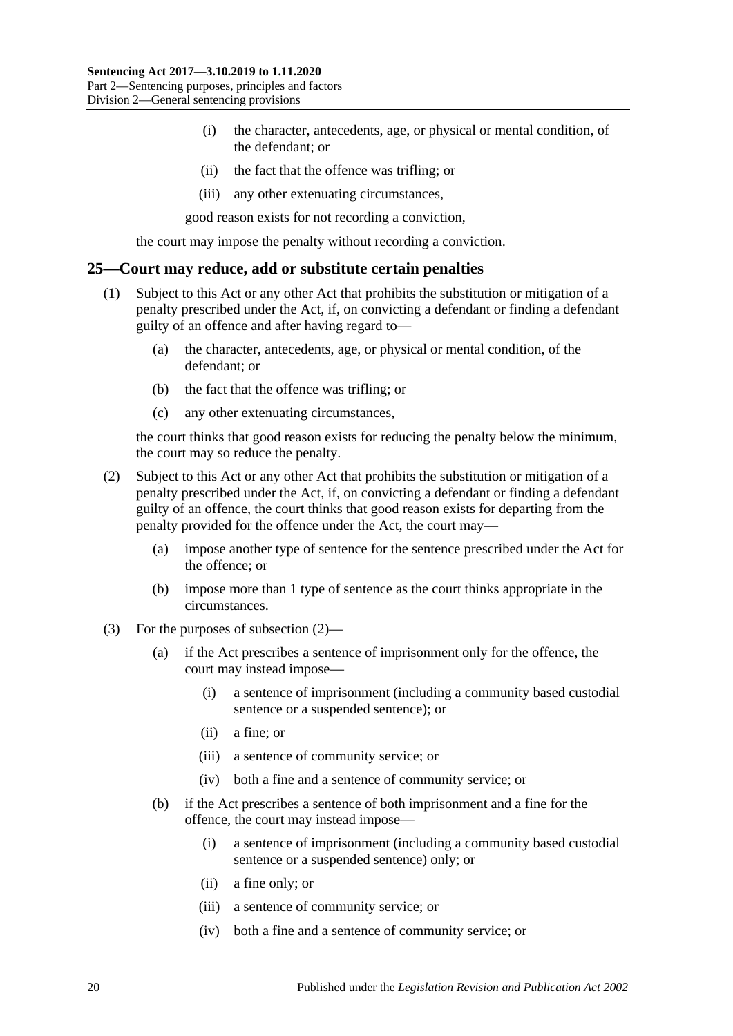(i) the character, antecedents, age, or physical or mental condition, of the defendant; or

(ii) the fact that the offence was trifling; or

(iii) any other extenuating circumstances,

good reason exists for not recording a conviction,

the court may impose the penalty without recording a conviction.

## 25—Court may reduce, add or substitute certain penalties

(1) Subject to this Act or any other Act that prohibits the substitution or mitigation of a penalty prescribed under the Act, if, on convicting a defendant or finding a defendant guilty of an offence and after having regard to—

(a) the character, antecedents, age, or physical or mental condition, of the defendant; or

(b) the fact that the offence was trifling; or

(c) any other extenuating circumstances,

the court thinks that good reason exists for reducing the penalty below the minimum, the court may so reduce the penalty.

(2) Subject to this Act or any other Act that prohibits the substitution or mitigation of a penalty prescribed under the Act, if, on convicting a defendant or finding a defendant guilty of an offence, the court thinks that good reason exists for departing from the penalty provided for the offence under the Act, the court may—

(a) impose another type of sentence for the sentence prescribed under the Act for the offence; or

(b) impose more than 1 type of sentence as the court thinks appropriate in the circumstances.

(3) For the purposes of subsection (2)—

(a) if the Act prescribes a sentence of imprisonment only for the offence, the court may instead impose—

(i) a sentence of imprisonment (including a community based custodial sentence or a suspended sentence); or

(ii) a fine; or

(iii) a sentence of community service; or

(iv) both a fine and a sentence of community service; or

(b) if the Act prescribes a sentence of both imprisonment and a fine for the offence, the court may instead impose—

(i) a sentence of imprisonment (including a community based custodial sentence or a suspended sentence) only; or

(ii) a fine only; or

(iii) a sentence of community service; or

(iv) both a fine and a sentence of community service; or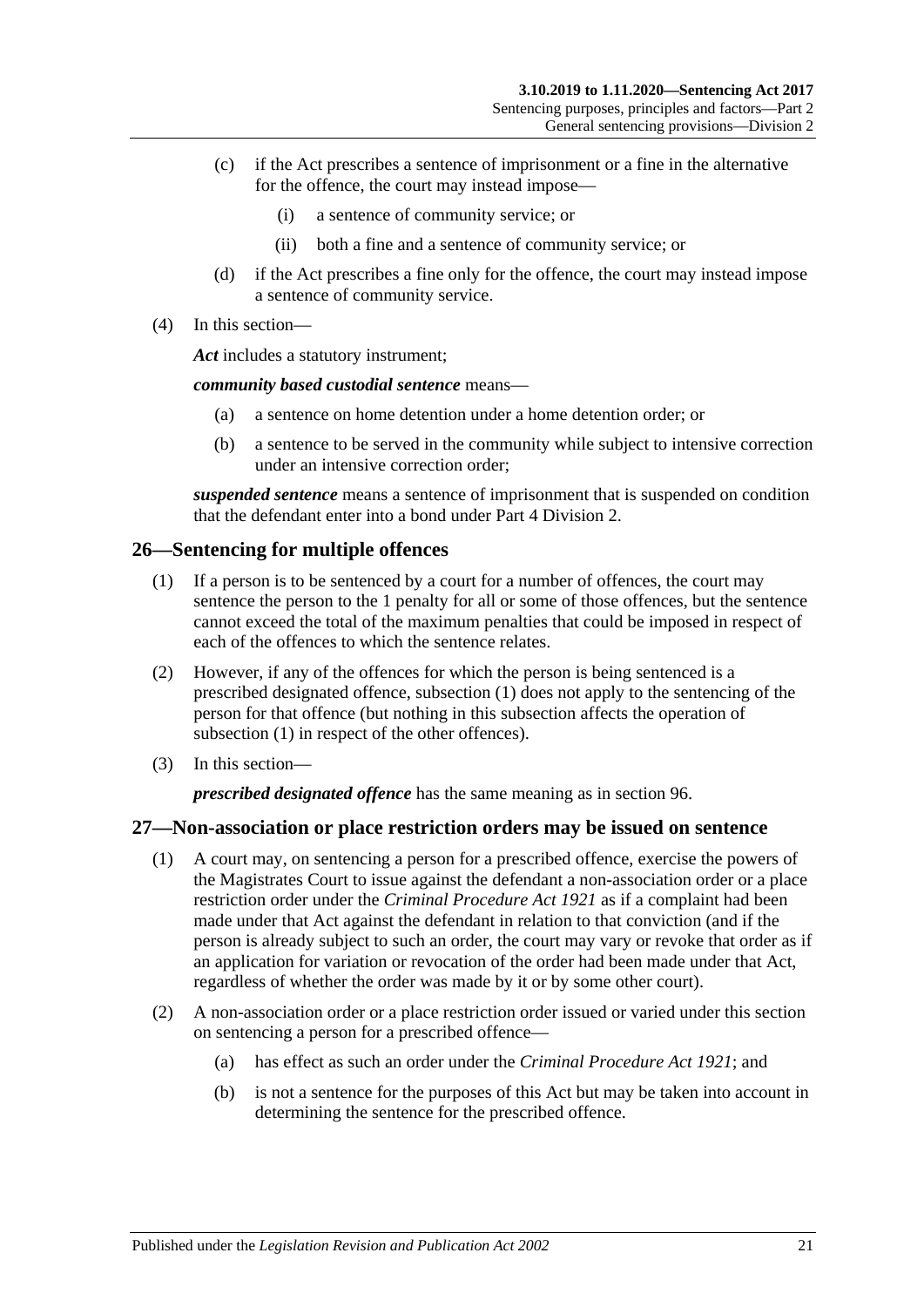(c) if the Act prescribes a sentence of imprisonment or a fine in the alternative for the offence, the court may instead impose—

(i) a sentence of community service; or

(ii) both a fine and a sentence of community service; or

(d) if the Act prescribes a fine only for the offence, the court may instead impose a sentence of community service.

(4) In this section—

***Act*** includes a statutory instrument;

***community based custodial sentence*** means—

(a) a sentence on home detention under a home detention order; or

(b) a sentence to be served in the community while subject to intensive correction under an intensive correction order;

***suspended sentence*** means a sentence of imprisonment that is suspended on condition that the defendant enter into a bond under Part 4 Division 2.

## 26—Sentencing for multiple offences

(1) If a person is to be sentenced by a court for a number of offences, the court may sentence the person to the 1 penalty for all or some of those offences, but the sentence cannot exceed the total of the maximum penalties that could be imposed in respect of each of the offences to which the sentence relates.

(2) However, if any of the offences for which the person is being sentenced is a prescribed designated offence, subsection (1) does not apply to the sentencing of the person for that offence (but nothing in this subsection affects the operation of subsection (1) in respect of the other offences).

(3) In this section—

***prescribed designated offence*** has the same meaning as in section 96.

## 27—Non-association or place restriction orders may be issued on sentence

(1) A court may, on sentencing a person for a prescribed offence, exercise the powers of the Magistrates Court to issue against the defendant a non-association order or a place restriction order under the *Criminal Procedure Act 1921* as if a complaint had been made under that Act against the defendant in relation to that conviction (and if the person is already subject to such an order, the court may vary or revoke that order as if an application for variation or revocation of the order had been made under that Act, regardless of whether the order was made by it or by some other court).

(2) A non-association order or a place restriction order issued or varied under this section on sentencing a person for a prescribed offence—

(a) has effect as such an order under the *Criminal Procedure Act 1921*; and

(b) is not a sentence for the purposes of this Act but may be taken into account in determining the sentence for the prescribed offence.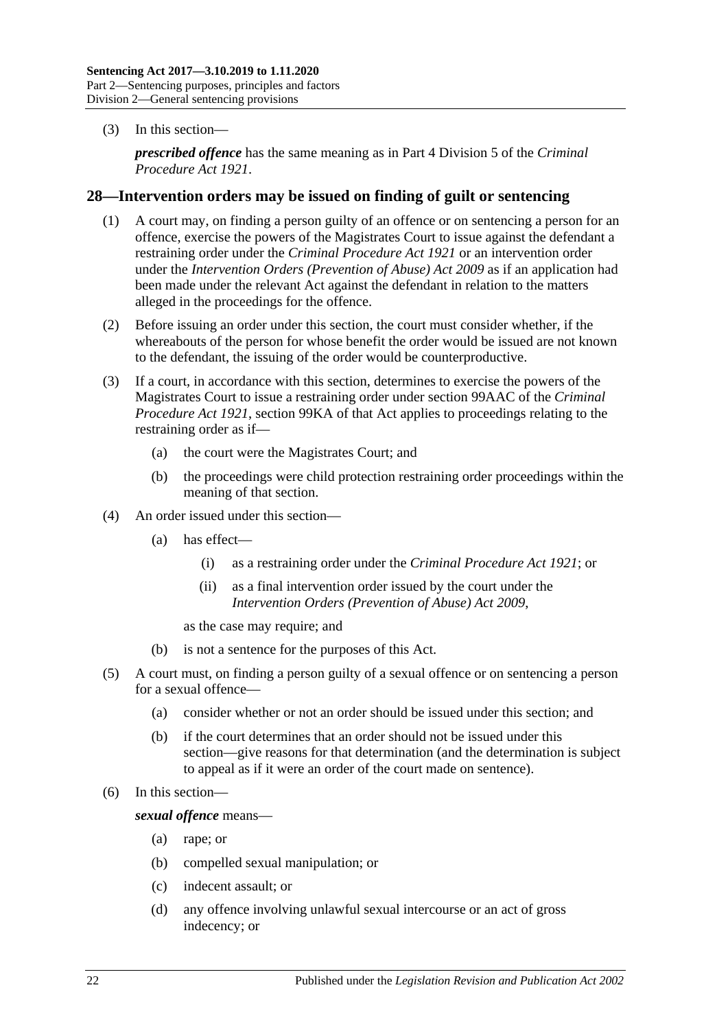(3) In this section—

***prescribed offence*** has the same meaning as in Part 4 Division 5 of the *Criminal Procedure Act 1921*.

## 28—Intervention orders may be issued on finding of guilt or sentencing

(1) A court may, on finding a person guilty of an offence or on sentencing a person for an offence, exercise the powers of the Magistrates Court to issue against the defendant a restraining order under the *Criminal Procedure Act 1921* or an intervention order under the *Intervention Orders (Prevention of Abuse) Act 2009* as if an application had been made under the relevant Act against the defendant in relation to the matters alleged in the proceedings for the offence.

(2) Before issuing an order under this section, the court must consider whether, if the whereabouts of the person for whose benefit the order would be issued are not known to the defendant, the issuing of the order would be counterproductive.

(3) If a court, in accordance with this section, determines to exercise the powers of the Magistrates Court to issue a restraining order under section 99AAC of the *Criminal Procedure Act 1921*, section 99KA of that Act applies to proceedings relating to the restraining order as if—

- (a) the court were the Magistrates Court; and
- (b) the proceedings were child protection restraining order proceedings within the meaning of that section.

(4) An order issued under this section—

- (a) has effect—
  - (i) as a restraining order under the *Criminal Procedure Act 1921*; or
  - (ii) as a final intervention order issued by the court under the *Intervention Orders (Prevention of Abuse) Act 2009*,

  as the case may require; and
- (b) is not a sentence for the purposes of this Act.

(5) A court must, on finding a person guilty of a sexual offence or on sentencing a person for a sexual offence—

- (a) consider whether or not an order should be issued under this section; and
- (b) if the court determines that an order should not be issued under this section—give reasons for that determination (and the determination is subject to appeal as if it were an order of the court made on sentence).

(6) In this section—

***sexual offence*** means—

- (a) rape; or
- (b) compelled sexual manipulation; or
- (c) indecent assault; or
- (d) any offence involving unlawful sexual intercourse or an act of gross indecency; or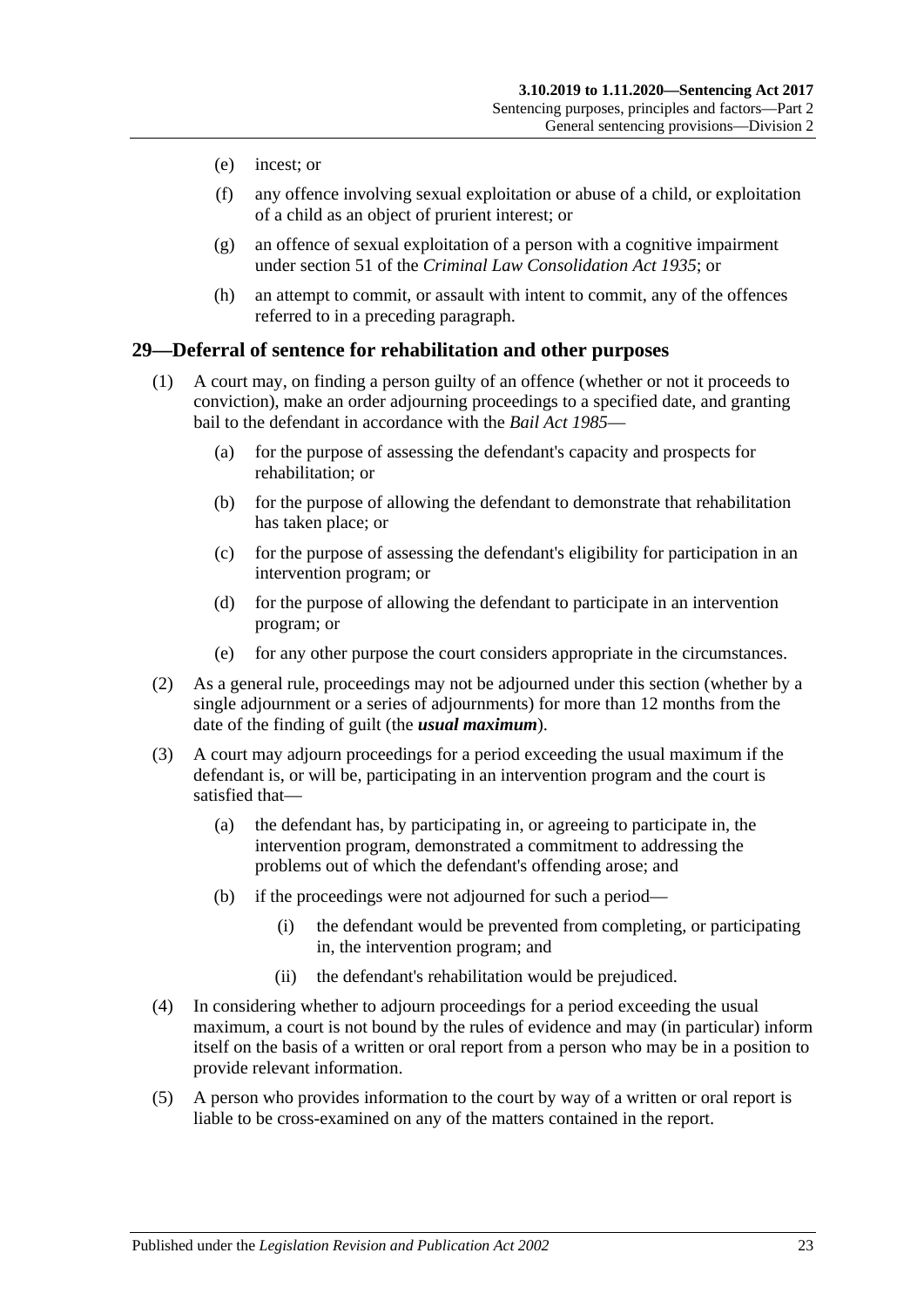(e) incest; or

(f) any offence involving sexual exploitation or abuse of a child, or exploitation of a child as an object of prurient interest; or

(g) an offence of sexual exploitation of a person with a cognitive impairment under section 51 of the *Criminal Law Consolidation Act 1935*; or

(h) an attempt to commit, or assault with intent to commit, any of the offences referred to in a preceding paragraph.

## 29—Deferral of sentence for rehabilitation and other purposes

(1) A court may, on finding a person guilty of an offence (whether or not it proceeds to conviction), make an order adjourning proceedings to a specified date, and granting bail to the defendant in accordance with the *Bail Act 1985*—

(a) for the purpose of assessing the defendant's capacity and prospects for rehabilitation; or

(b) for the purpose of allowing the defendant to demonstrate that rehabilitation has taken place; or

(c) for the purpose of assessing the defendant's eligibility for participation in an intervention program; or

(d) for the purpose of allowing the defendant to participate in an intervention program; or

(e) for any other purpose the court considers appropriate in the circumstances.

(2) As a general rule, proceedings may not be adjourned under this section (whether by a single adjournment or a series of adjournments) for more than 12 months from the date of the finding of guilt (the ***usual maximum***).

(3) A court may adjourn proceedings for a period exceeding the usual maximum if the defendant is, or will be, participating in an intervention program and the court is satisfied that—

(a) the defendant has, by participating in, or agreeing to participate in, the intervention program, demonstrated a commitment to addressing the problems out of which the defendant's offending arose; and

(b) if the proceedings were not adjourned for such a period—

(i) the defendant would be prevented from completing, or participating in, the intervention program; and

(ii) the defendant's rehabilitation would be prejudiced.

(4) In considering whether to adjourn proceedings for a period exceeding the usual maximum, a court is not bound by the rules of evidence and may (in particular) inform itself on the basis of a written or oral report from a person who may be in a position to provide relevant information.

(5) A person who provides information to the court by way of a written or oral report is liable to be cross-examined on any of the matters contained in the report.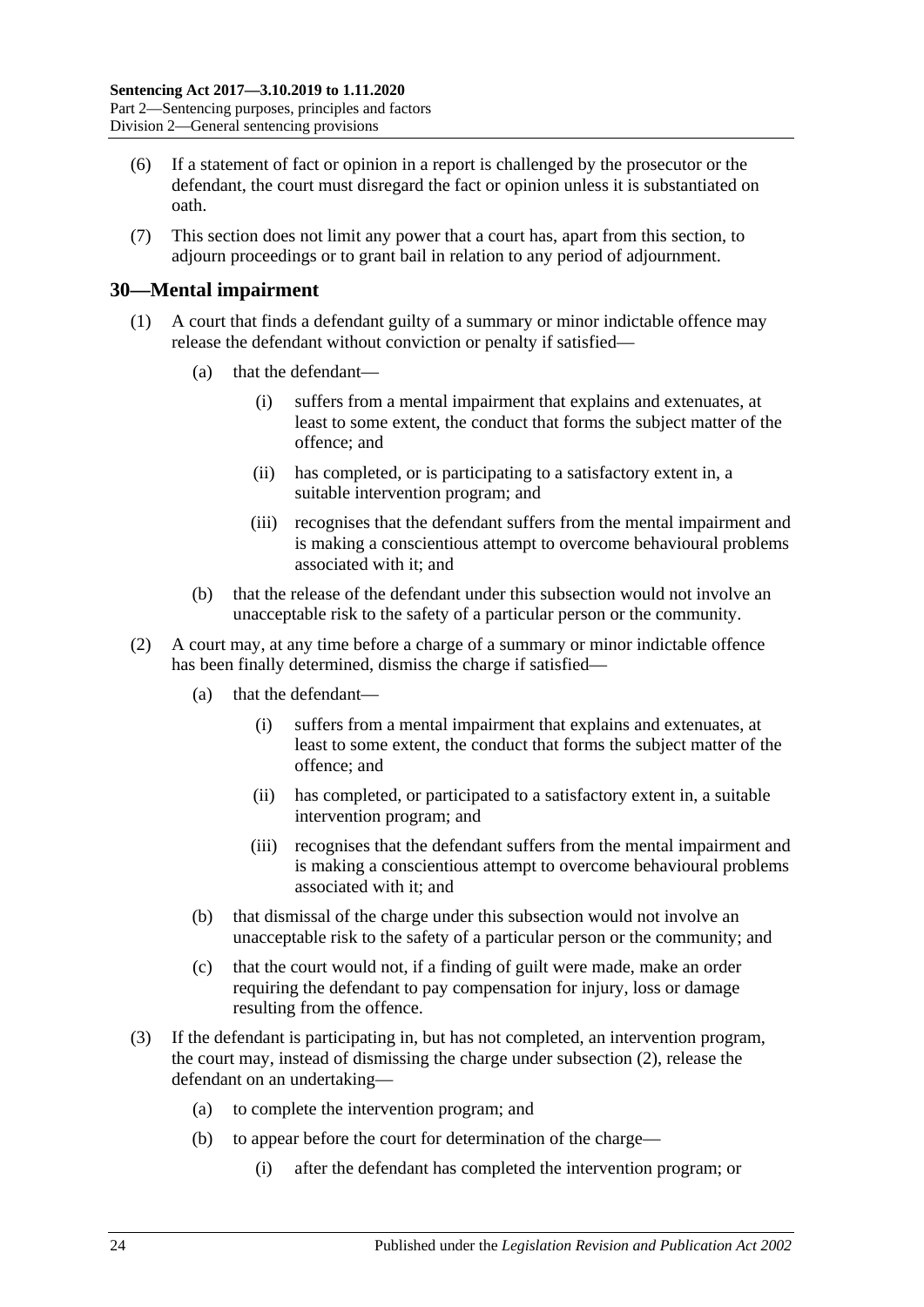(6) If a statement of fact or opinion in a report is challenged by the prosecutor or the defendant, the court must disregard the fact or opinion unless it is substantiated on oath.

(7) This section does not limit any power that a court has, apart from this section, to adjourn proceedings or to grant bail in relation to any period of adjournment.

## 30—Mental impairment

(1) A court that finds a defendant guilty of a summary or minor indictable offence may release the defendant without conviction or penalty if satisfied—

- (a) that the defendant—
  - (i) suffers from a mental impairment that explains and extenuates, at least to some extent, the conduct that forms the subject matter of the offence; and
  - (ii) has completed, or is participating to a satisfactory extent in, a suitable intervention program; and
  - (iii) recognises that the defendant suffers from the mental impairment and is making a conscientious attempt to overcome behavioural problems associated with it; and
- (b) that the release of the defendant under this subsection would not involve an unacceptable risk to the safety of a particular person or the community.

(2) A court may, at any time before a charge of a summary or minor indictable offence has been finally determined, dismiss the charge if satisfied—

- (a) that the defendant—
  - (i) suffers from a mental impairment that explains and extenuates, at least to some extent, the conduct that forms the subject matter of the offence; and
  - (ii) has completed, or participated to a satisfactory extent in, a suitable intervention program; and
  - (iii) recognises that the defendant suffers from the mental impairment and is making a conscientious attempt to overcome behavioural problems associated with it; and
- (b) that dismissal of the charge under this subsection would not involve an unacceptable risk to the safety of a particular person or the community; and
- (c) that the court would not, if a finding of guilt were made, make an order requiring the defendant to pay compensation for injury, loss or damage resulting from the offence.

(3) If the defendant is participating in, but has not completed, an intervention program, the court may, instead of dismissing the charge under subsection (2), release the defendant on an undertaking—

- (a) to complete the intervention program; and
- (b) to appear before the court for determination of the charge—
  - (i) after the defendant has completed the intervention program; or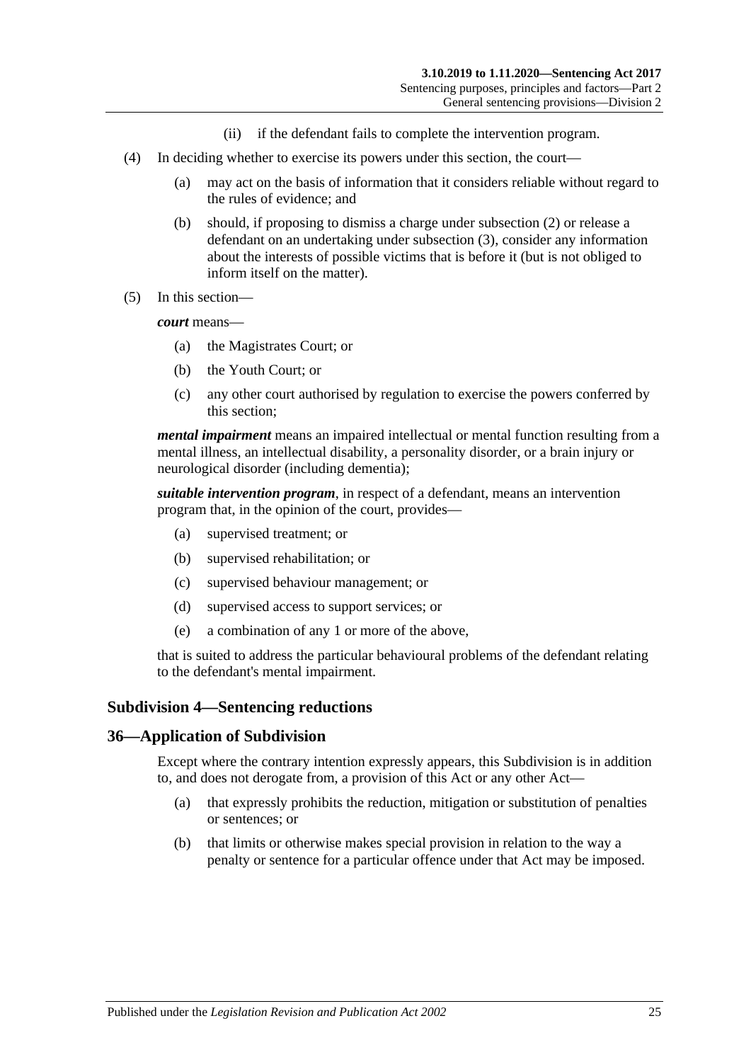(ii) if the defendant fails to complete the intervention program.

(4) In deciding whether to exercise its powers under this section, the court—

(a) may act on the basis of information that it considers reliable without regard to the rules of evidence; and

(b) should, if proposing to dismiss a charge under subsection (2) or release a defendant on an undertaking under subsection (3), consider any information about the interests of possible victims that is before it (but is not obliged to inform itself on the matter).

(5) In this section—

***court*** means—

(a) the Magistrates Court; or

(b) the Youth Court; or

(c) any other court authorised by regulation to exercise the powers conferred by this section;

***mental impairment*** means an impaired intellectual or mental function resulting from a mental illness, an intellectual disability, a personality disorder, or a brain injury or neurological disorder (including dementia);

***suitable intervention program***, in respect of a defendant, means an intervention program that, in the opinion of the court, provides—

(a) supervised treatment; or

(b) supervised rehabilitation; or

(c) supervised behaviour management; or

(d) supervised access to support services; or

(e) a combination of any 1 or more of the above,

that is suited to address the particular behavioural problems of the defendant relating to the defendant's mental impairment.

### Subdivision 4—Sentencing reductions

### 36—Application of Subdivision

Except where the contrary intention expressly appears, this Subdivision is in addition to, and does not derogate from, a provision of this Act or any other Act—

(a) that expressly prohibits the reduction, mitigation or substitution of penalties or sentences; or

(b) that limits or otherwise makes special provision in relation to the way a penalty or sentence for a particular offence under that Act may be imposed.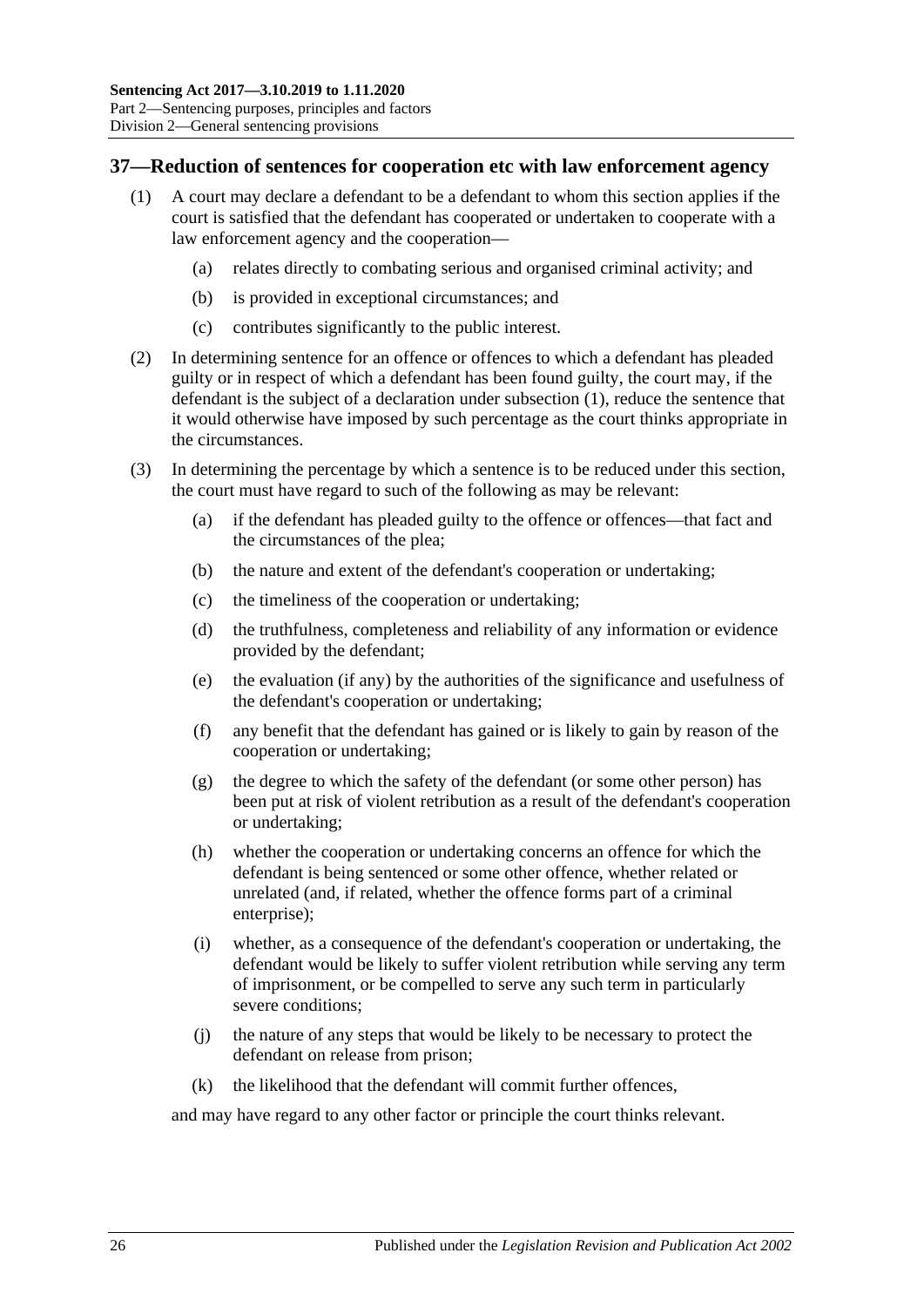## 37—Reduction of sentences for cooperation etc with law enforcement agency

(1) A court may declare a defendant to be a defendant to whom this section applies if the court is satisfied that the defendant has cooperated or undertaken to cooperate with a law enforcement agency and the cooperation—

(a) relates directly to combating serious and organised criminal activity; and

(b) is provided in exceptional circumstances; and

(c) contributes significantly to the public interest.

(2) In determining sentence for an offence or offences to which a defendant has pleaded guilty or in respect of which a defendant has been found guilty, the court may, if the defendant is the subject of a declaration under subsection (1), reduce the sentence that it would otherwise have imposed by such percentage as the court thinks appropriate in the circumstances.

(3) In determining the percentage by which a sentence is to be reduced under this section, the court must have regard to such of the following as may be relevant:

(a) if the defendant has pleaded guilty to the offence or offences—that fact and the circumstances of the plea;

(b) the nature and extent of the defendant's cooperation or undertaking;

(c) the timeliness of the cooperation or undertaking;

(d) the truthfulness, completeness and reliability of any information or evidence provided by the defendant;

(e) the evaluation (if any) by the authorities of the significance and usefulness of the defendant's cooperation or undertaking;

(f) any benefit that the defendant has gained or is likely to gain by reason of the cooperation or undertaking;

(g) the degree to which the safety of the defendant (or some other person) has been put at risk of violent retribution as a result of the defendant's cooperation or undertaking;

(h) whether the cooperation or undertaking concerns an offence for which the defendant is being sentenced or some other offence, whether related or unrelated (and, if related, whether the offence forms part of a criminal enterprise);

(i) whether, as a consequence of the defendant's cooperation or undertaking, the defendant would be likely to suffer violent retribution while serving any term of imprisonment, or be compelled to serve any such term in particularly severe conditions;

(j) the nature of any steps that would be likely to be necessary to protect the defendant on release from prison;

(k) the likelihood that the defendant will commit further offences,

and may have regard to any other factor or principle the court thinks relevant.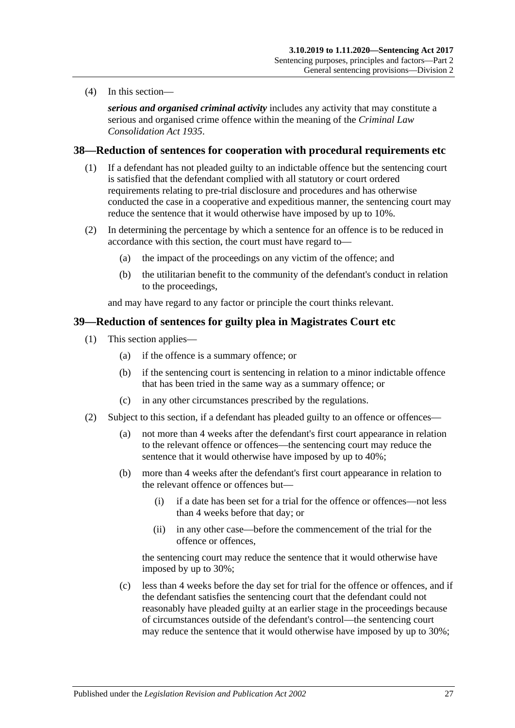(4) In this section—

***serious and organised criminal activity*** includes any activity that may constitute a serious and organised crime offence within the meaning of the *Criminal Law Consolidation Act 1935*.

## 38—Reduction of sentences for cooperation with procedural requirements etc

(1) If a defendant has not pleaded guilty to an indictable offence but the sentencing court is satisfied that the defendant complied with all statutory or court ordered requirements relating to pre-trial disclosure and procedures and has otherwise conducted the case in a cooperative and expeditious manner, the sentencing court may reduce the sentence that it would otherwise have imposed by up to 10%.

(2) In determining the percentage by which a sentence for an offence is to be reduced in accordance with this section, the court must have regard to—

(a) the impact of the proceedings on any victim of the offence; and

(b) the utilitarian benefit to the community of the defendant's conduct in relation to the proceedings,

and may have regard to any factor or principle the court thinks relevant.

## 39—Reduction of sentences for guilty plea in Magistrates Court etc

(1) This section applies—

(a) if the offence is a summary offence; or

(b) if the sentencing court is sentencing in relation to a minor indictable offence that has been tried in the same way as a summary offence; or

(c) in any other circumstances prescribed by the regulations.

(2) Subject to this section, if a defendant has pleaded guilty to an offence or offences—

(a) not more than 4 weeks after the defendant's first court appearance in relation to the relevant offence or offences—the sentencing court may reduce the sentence that it would otherwise have imposed by up to 40%;

(b) more than 4 weeks after the defendant's first court appearance in relation to the relevant offence or offences but—

(i) if a date has been set for a trial for the offence or offences—not less than 4 weeks before that day; or

(ii) in any other case—before the commencement of the trial for the offence or offences,

the sentencing court may reduce the sentence that it would otherwise have imposed by up to 30%;

(c) less than 4 weeks before the day set for trial for the offence or offences, and if the defendant satisfies the sentencing court that the defendant could not reasonably have pleaded guilty at an earlier stage in the proceedings because of circumstances outside of the defendant's control—the sentencing court may reduce the sentence that it would otherwise have imposed by up to 30%;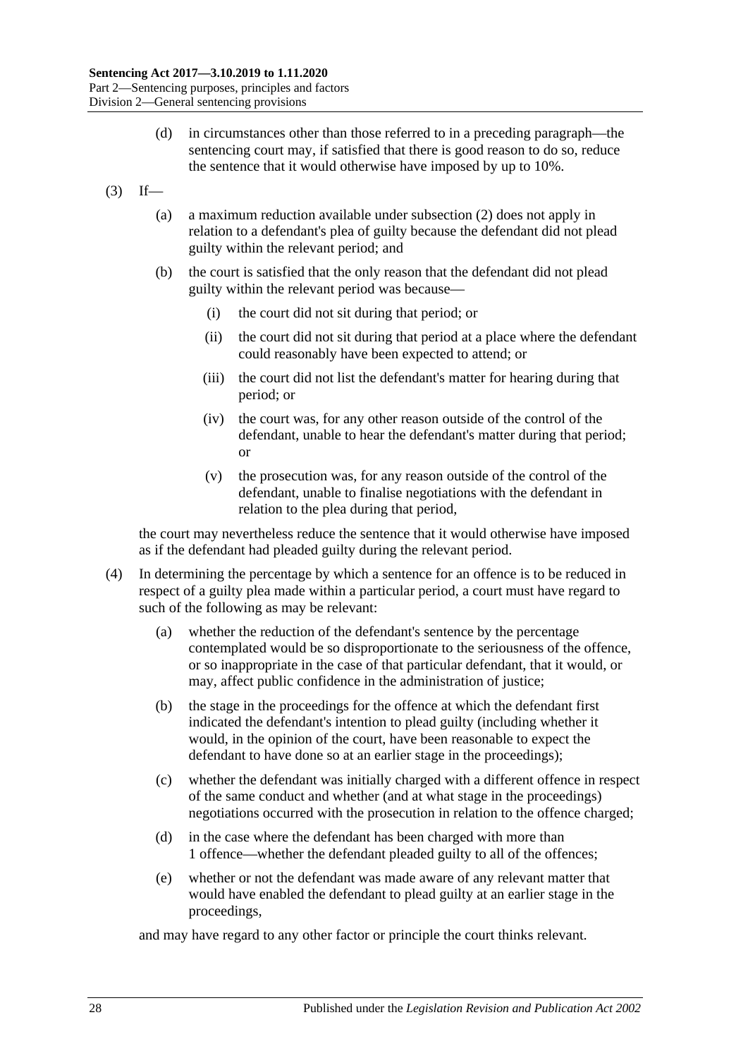(d) in circumstances other than those referred to in a preceding paragraph—the sentencing court may, if satisfied that there is good reason to do so, reduce the sentence that it would otherwise have imposed by up to 10%.

(3) If—

(a) a maximum reduction available under subsection (2) does not apply in relation to a defendant's plea of guilty because the defendant did not plead guilty within the relevant period; and

(b) the court is satisfied that the only reason that the defendant did not plead guilty within the relevant period was because—

(i) the court did not sit during that period; or

(ii) the court did not sit during that period at a place where the defendant could reasonably have been expected to attend; or

(iii) the court did not list the defendant's matter for hearing during that period; or

(iv) the court was, for any other reason outside of the control of the defendant, unable to hear the defendant's matter during that period; or

(v) the prosecution was, for any reason outside of the control of the defendant, unable to finalise negotiations with the defendant in relation to the plea during that period,

the court may nevertheless reduce the sentence that it would otherwise have imposed as if the defendant had pleaded guilty during the relevant period.

(4) In determining the percentage by which a sentence for an offence is to be reduced in respect of a guilty plea made within a particular period, a court must have regard to such of the following as may be relevant:

(a) whether the reduction of the defendant's sentence by the percentage contemplated would be so disproportionate to the seriousness of the offence, or so inappropriate in the case of that particular defendant, that it would, or may, affect public confidence in the administration of justice;

(b) the stage in the proceedings for the offence at which the defendant first indicated the defendant's intention to plead guilty (including whether it would, in the opinion of the court, have been reasonable to expect the defendant to have done so at an earlier stage in the proceedings);

(c) whether the defendant was initially charged with a different offence in respect of the same conduct and whether (and at what stage in the proceedings) negotiations occurred with the prosecution in relation to the offence charged;

(d) in the case where the defendant has been charged with more than 1 offence—whether the defendant pleaded guilty to all of the offences;

(e) whether or not the defendant was made aware of any relevant matter that would have enabled the defendant to plead guilty at an earlier stage in the proceedings,

and may have regard to any other factor or principle the court thinks relevant.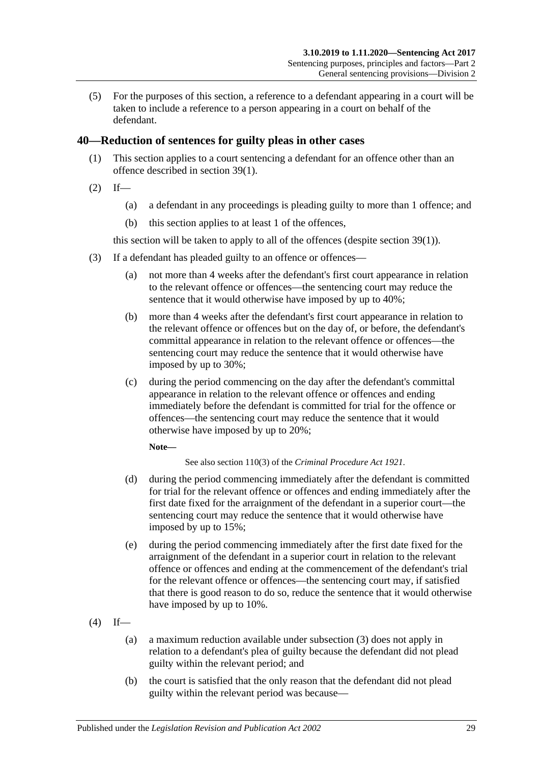(5) For the purposes of this section, a reference to a defendant appearing in a court will be taken to include a reference to a person appearing in a court on behalf of the defendant.

## 40—Reduction of sentences for guilty pleas in other cases

(1) This section applies to a court sentencing a defendant for an offence other than an offence described in section 39(1).

(2) If—

(a) a defendant in any proceedings is pleading guilty to more than 1 offence; and

(b) this section applies to at least 1 of the offences,

this section will be taken to apply to all of the offences (despite section 39(1)).

(3) If a defendant has pleaded guilty to an offence or offences—

(a) not more than 4 weeks after the defendant's first court appearance in relation to the relevant offence or offences—the sentencing court may reduce the sentence that it would otherwise have imposed by up to 40%;

(b) more than 4 weeks after the defendant's first court appearance in relation to the relevant offence or offences but on the day of, or before, the defendant's committal appearance in relation to the relevant offence or offences—the sentencing court may reduce the sentence that it would otherwise have imposed by up to 30%;

(c) during the period commencing on the day after the defendant's committal appearance in relation to the relevant offence or offences and ending immediately before the defendant is committed for trial for the offence or offences—the sentencing court may reduce the sentence that it would otherwise have imposed by up to 20%;

**Note—**

See also section 110(3) of the *Criminal Procedure Act 1921*.

(d) during the period commencing immediately after the defendant is committed for trial for the relevant offence or offences and ending immediately after the first date fixed for the arraignment of the defendant in a superior court—the sentencing court may reduce the sentence that it would otherwise have imposed by up to 15%;

(e) during the period commencing immediately after the first date fixed for the arraignment of the defendant in a superior court in relation to the relevant offence or offences and ending at the commencement of the defendant's trial for the relevant offence or offences—the sentencing court may, if satisfied that there is good reason to do so, reduce the sentence that it would otherwise have imposed by up to 10%.

(4) If—

(a) a maximum reduction available under subsection (3) does not apply in relation to a defendant's plea of guilty because the defendant did not plead guilty within the relevant period; and

(b) the court is satisfied that the only reason that the defendant did not plead guilty within the relevant period was because—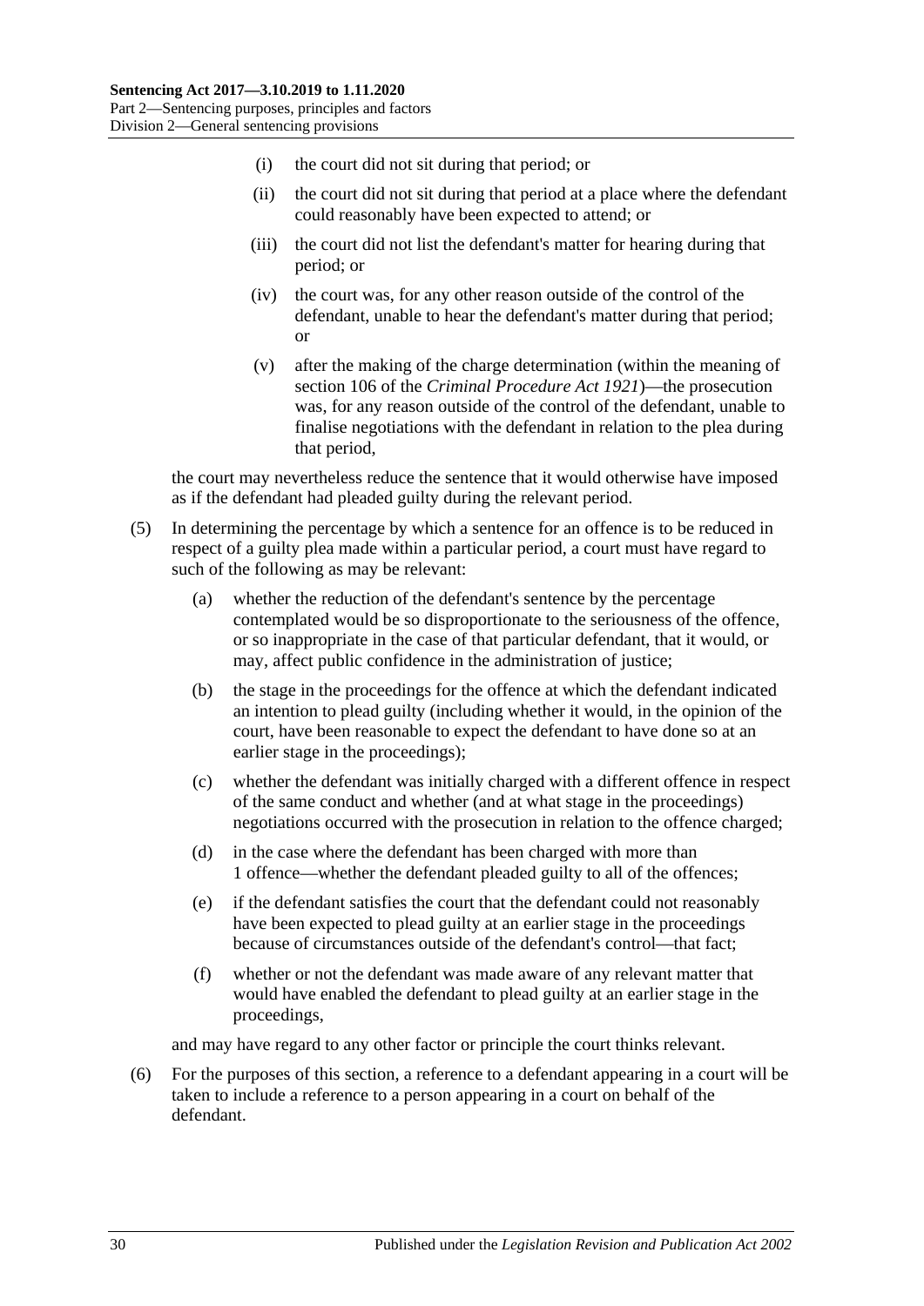- (i) the court did not sit during that period; or
- (ii) the court did not sit during that period at a place where the defendant could reasonably have been expected to attend; or
- (iii) the court did not list the defendant's matter for hearing during that period; or
- (iv) the court was, for any other reason outside of the control of the defendant, unable to hear the defendant's matter during that period; or
- (v) after the making of the charge determination (within the meaning of section 106 of the *Criminal Procedure Act 1921*)—the prosecution was, for any reason outside of the control of the defendant, unable to finalise negotiations with the defendant in relation to the plea during that period,

the court may nevertheless reduce the sentence that it would otherwise have imposed as if the defendant had pleaded guilty during the relevant period.

(5) In determining the percentage by which a sentence for an offence is to be reduced in respect of a guilty plea made within a particular period, a court must have regard to such of the following as may be relevant:

- (a) whether the reduction of the defendant's sentence by the percentage contemplated would be so disproportionate to the seriousness of the offence, or so inappropriate in the case of that particular defendant, that it would, or may, affect public confidence in the administration of justice;
- (b) the stage in the proceedings for the offence at which the defendant indicated an intention to plead guilty (including whether it would, in the opinion of the court, have been reasonable to expect the defendant to have done so at an earlier stage in the proceedings);
- (c) whether the defendant was initially charged with a different offence in respect of the same conduct and whether (and at what stage in the proceedings) negotiations occurred with the prosecution in relation to the offence charged;
- (d) in the case where the defendant has been charged with more than 1 offence—whether the defendant pleaded guilty to all of the offences;
- (e) if the defendant satisfies the court that the defendant could not reasonably have been expected to plead guilty at an earlier stage in the proceedings because of circumstances outside of the defendant's control—that fact;
- (f) whether or not the defendant was made aware of any relevant matter that would have enabled the defendant to plead guilty at an earlier stage in the proceedings,

and may have regard to any other factor or principle the court thinks relevant.

(6) For the purposes of this section, a reference to a defendant appearing in a court will be taken to include a reference to a person appearing in a court on behalf of the defendant.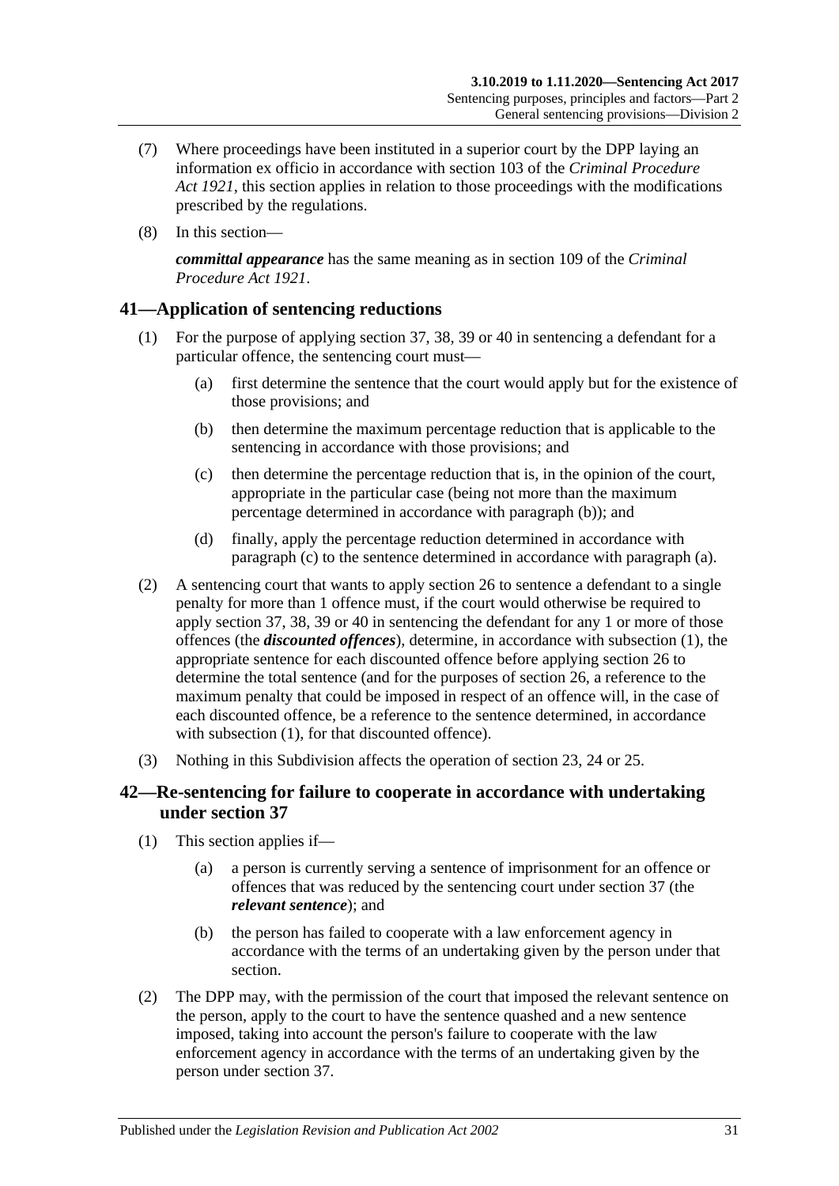(7) Where proceedings have been instituted in a superior court by the DPP laying an information ex officio in accordance with section 103 of the *Criminal Procedure Act 1921*, this section applies in relation to those proceedings with the modifications prescribed by the regulations.

(8) In this section—

***committal appearance*** has the same meaning as in section 109 of the *Criminal Procedure Act 1921*.

## 41—Application of sentencing reductions

(1) For the purpose of applying section 37, 38, 39 or 40 in sentencing a defendant for a particular offence, the sentencing court must—

- (a) first determine the sentence that the court would apply but for the existence of those provisions; and
- (b) then determine the maximum percentage reduction that is applicable to the sentencing in accordance with those provisions; and
- (c) then determine the percentage reduction that is, in the opinion of the court, appropriate in the particular case (being not more than the maximum percentage determined in accordance with paragraph (b)); and
- (d) finally, apply the percentage reduction determined in accordance with paragraph (c) to the sentence determined in accordance with paragraph (a).

(2) A sentencing court that wants to apply section 26 to sentence a defendant to a single penalty for more than 1 offence must, if the court would otherwise be required to apply section 37, 38, 39 or 40 in sentencing the defendant for any 1 or more of those offences (the ***discounted offences***), determine, in accordance with subsection (1), the appropriate sentence for each discounted offence before applying section 26 to determine the total sentence (and for the purposes of section 26, a reference to the maximum penalty that could be imposed in respect of an offence will, in the case of each discounted offence, be a reference to the sentence determined, in accordance with subsection (1), for that discounted offence).

(3) Nothing in this Subdivision affects the operation of section 23, 24 or 25.

## 42—Re-sentencing for failure to cooperate in accordance with undertaking under section 37

(1) This section applies if—

- (a) a person is currently serving a sentence of imprisonment for an offence or offences that was reduced by the sentencing court under section 37 (the ***relevant sentence***); and
- (b) the person has failed to cooperate with a law enforcement agency in accordance with the terms of an undertaking given by the person under that section.

(2) The DPP may, with the permission of the court that imposed the relevant sentence on the person, apply to the court to have the sentence quashed and a new sentence imposed, taking into account the person's failure to cooperate with the law enforcement agency in accordance with the terms of an undertaking given by the person under section 37.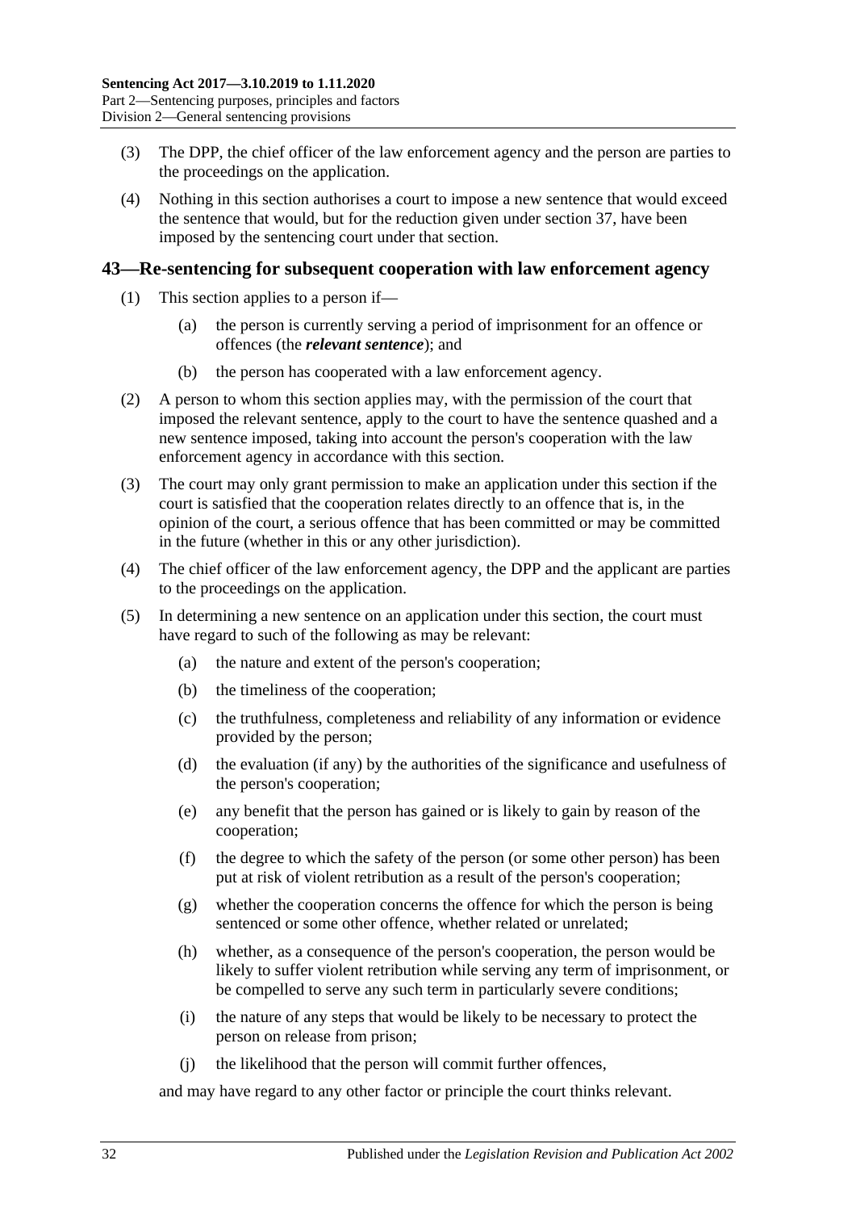(3) The DPP, the chief officer of the law enforcement agency and the person are parties to the proceedings on the application.

(4) Nothing in this section authorises a court to impose a new sentence that would exceed the sentence that would, but for the reduction given under section 37, have been imposed by the sentencing court under that section.

## 43—Re-sentencing for subsequent cooperation with law enforcement agency

(1) This section applies to a person if—

(a) the person is currently serving a period of imprisonment for an offence or offences (the ***relevant sentence***); and

(b) the person has cooperated with a law enforcement agency.

(2) A person to whom this section applies may, with the permission of the court that imposed the relevant sentence, apply to the court to have the sentence quashed and a new sentence imposed, taking into account the person's cooperation with the law enforcement agency in accordance with this section.

(3) The court may only grant permission to make an application under this section if the court is satisfied that the cooperation relates directly to an offence that is, in the opinion of the court, a serious offence that has been committed or may be committed in the future (whether in this or any other jurisdiction).

(4) The chief officer of the law enforcement agency, the DPP and the applicant are parties to the proceedings on the application.

(5) In determining a new sentence on an application under this section, the court must have regard to such of the following as may be relevant:

(a) the nature and extent of the person's cooperation;

(b) the timeliness of the cooperation;

(c) the truthfulness, completeness and reliability of any information or evidence provided by the person;

(d) the evaluation (if any) by the authorities of the significance and usefulness of the person's cooperation;

(e) any benefit that the person has gained or is likely to gain by reason of the cooperation;

(f) the degree to which the safety of the person (or some other person) has been put at risk of violent retribution as a result of the person's cooperation;

(g) whether the cooperation concerns the offence for which the person is being sentenced or some other offence, whether related or unrelated;

(h) whether, as a consequence of the person's cooperation, the person would be likely to suffer violent retribution while serving any term of imprisonment, or be compelled to serve any such term in particularly severe conditions;

(i) the nature of any steps that would be likely to be necessary to protect the person on release from prison;

(j) the likelihood that the person will commit further offences,

and may have regard to any other factor or principle the court thinks relevant.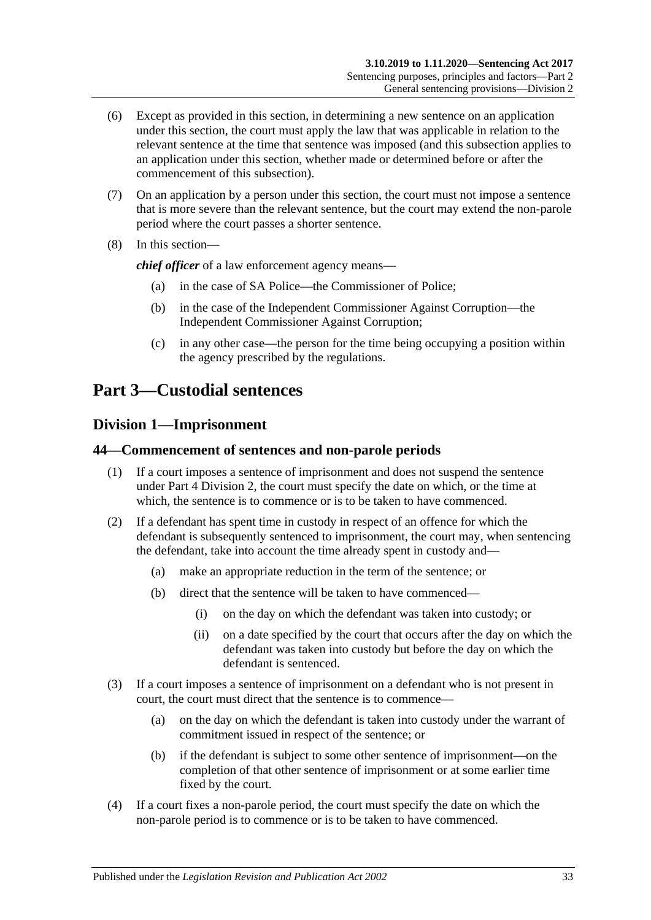(6) Except as provided in this section, in determining a new sentence on an application under this section, the court must apply the law that was applicable in relation to the relevant sentence at the time that sentence was imposed (and this subsection applies to an application under this section, whether made or determined before or after the commencement of this subsection).

(7) On an application by a person under this section, the court must not impose a sentence that is more severe than the relevant sentence, but the court may extend the non-parole period where the court passes a shorter sentence.

(8) In this section—

*chief officer* of a law enforcement agency means—

(a) in the case of SA Police—the Commissioner of Police;

(b) in the case of the Independent Commissioner Against Corruption—the Independent Commissioner Against Corruption;

(c) in any other case—the person for the time being occupying a position within the agency prescribed by the regulations.

# Part 3—Custodial sentences

## Division 1—Imprisonment

### 44—Commencement of sentences and non-parole periods

(1) If a court imposes a sentence of imprisonment and does not suspend the sentence under Part 4 Division 2, the court must specify the date on which, or the time at which, the sentence is to commence or is to be taken to have commenced.

(2) If a defendant has spent time in custody in respect of an offence for which the defendant is subsequently sentenced to imprisonment, the court may, when sentencing the defendant, take into account the time already spent in custody and—

(a) make an appropriate reduction in the term of the sentence; or

(b) direct that the sentence will be taken to have commenced—

(i) on the day on which the defendant was taken into custody; or

(ii) on a date specified by the court that occurs after the day on which the defendant was taken into custody but before the day on which the defendant is sentenced.

(3) If a court imposes a sentence of imprisonment on a defendant who is not present in court, the court must direct that the sentence is to commence—

(a) on the day on which the defendant is taken into custody under the warrant of commitment issued in respect of the sentence; or

(b) if the defendant is subject to some other sentence of imprisonment—on the completion of that other sentence of imprisonment or at some earlier time fixed by the court.

(4) If a court fixes a non-parole period, the court must specify the date on which the non-parole period is to commence or is to be taken to have commenced.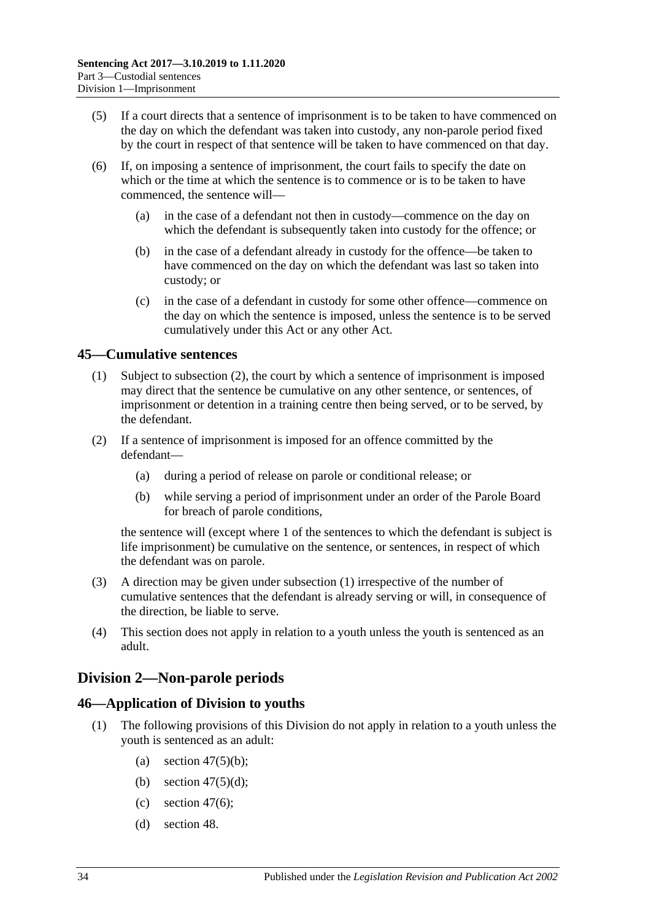(5) If a court directs that a sentence of imprisonment is to be taken to have commenced on the day on which the defendant was taken into custody, any non-parole period fixed by the court in respect of that sentence will be taken to have commenced on that day.

(6) If, on imposing a sentence of imprisonment, the court fails to specify the date on which or the time at which the sentence is to commence or is to be taken to have commenced, the sentence will—

(a) in the case of a defendant not then in custody—commence on the day on which the defendant is subsequently taken into custody for the offence; or

(b) in the case of a defendant already in custody for the offence—be taken to have commenced on the day on which the defendant was last so taken into custody; or

(c) in the case of a defendant in custody for some other offence—commence on the day on which the sentence is imposed, unless the sentence is to be served cumulatively under this Act or any other Act.

## 45—Cumulative sentences

(1) Subject to subsection (2), the court by which a sentence of imprisonment is imposed may direct that the sentence be cumulative on any other sentence, or sentences, of imprisonment or detention in a training centre then being served, or to be served, by the defendant.

(2) If a sentence of imprisonment is imposed for an offence committed by the defendant—

(a) during a period of release on parole or conditional release; or

(b) while serving a period of imprisonment under an order of the Parole Board for breach of parole conditions,

the sentence will (except where 1 of the sentences to which the defendant is subject is life imprisonment) be cumulative on the sentence, or sentences, in respect of which the defendant was on parole.

(3) A direction may be given under subsection (1) irrespective of the number of cumulative sentences that the defendant is already serving or will, in consequence of the direction, be liable to serve.

(4) This section does not apply in relation to a youth unless the youth is sentenced as an adult.

# Division 2—Non-parole periods

## 46—Application of Division to youths

(1) The following provisions of this Division do not apply in relation to a youth unless the youth is sentenced as an adult:

(a) section 47(5)(b);

(b) section 47(5)(d);

(c) section 47(6);

(d) section 48.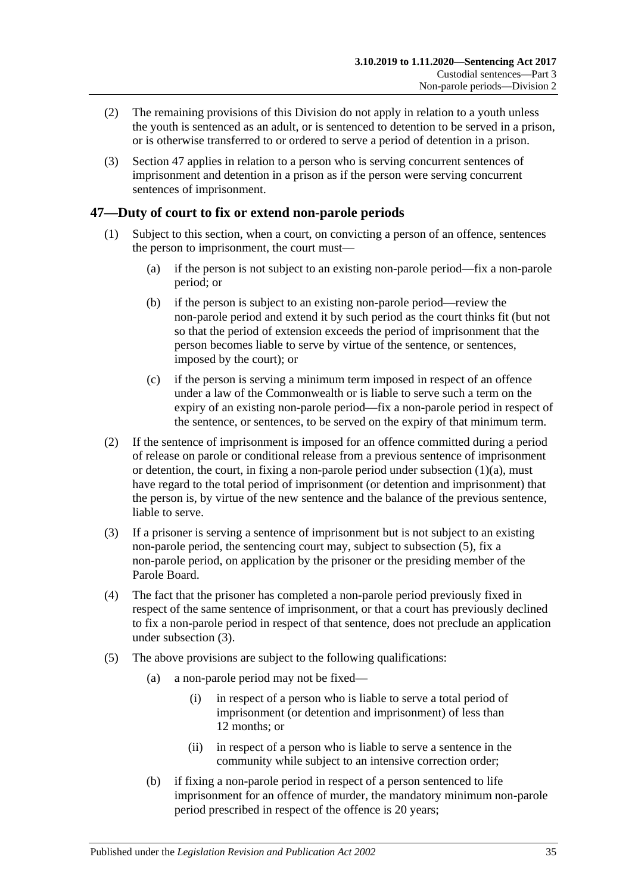(2) The remaining provisions of this Division do not apply in relation to a youth unless the youth is sentenced as an adult, or is sentenced to detention to be served in a prison, or is otherwise transferred to or ordered to serve a period of detention in a prison.

(3) Section 47 applies in relation to a person who is serving concurrent sentences of imprisonment and detention in a prison as if the person were serving concurrent sentences of imprisonment.

## 47—Duty of court to fix or extend non-parole periods

(1) Subject to this section, when a court, on convicting a person of an offence, sentences the person to imprisonment, the court must—

(a) if the person is not subject to an existing non-parole period—fix a non-parole period; or

(b) if the person is subject to an existing non-parole period—review the non-parole period and extend it by such period as the court thinks fit (but not so that the period of extension exceeds the period of imprisonment that the person becomes liable to serve by virtue of the sentence, or sentences, imposed by the court); or

(c) if the person is serving a minimum term imposed in respect of an offence under a law of the Commonwealth or is liable to serve such a term on the expiry of an existing non-parole period—fix a non-parole period in respect of the sentence, or sentences, to be served on the expiry of that minimum term.

(2) If the sentence of imprisonment is imposed for an offence committed during a period of release on parole or conditional release from a previous sentence of imprisonment or detention, the court, in fixing a non-parole period under subsection (1)(a), must have regard to the total period of imprisonment (or detention and imprisonment) that the person is, by virtue of the new sentence and the balance of the previous sentence, liable to serve.

(3) If a prisoner is serving a sentence of imprisonment but is not subject to an existing non-parole period, the sentencing court may, subject to subsection (5), fix a non-parole period, on application by the prisoner or the presiding member of the Parole Board.

(4) The fact that the prisoner has completed a non-parole period previously fixed in respect of the same sentence of imprisonment, or that a court has previously declined to fix a non-parole period in respect of that sentence, does not preclude an application under subsection (3).

(5) The above provisions are subject to the following qualifications:

(a) a non-parole period may not be fixed—

(i) in respect of a person who is liable to serve a total period of imprisonment (or detention and imprisonment) of less than 12 months; or

(ii) in respect of a person who is liable to serve a sentence in the community while subject to an intensive correction order;

(b) if fixing a non-parole period in respect of a person sentenced to life imprisonment for an offence of murder, the mandatory minimum non-parole period prescribed in respect of the offence is 20 years;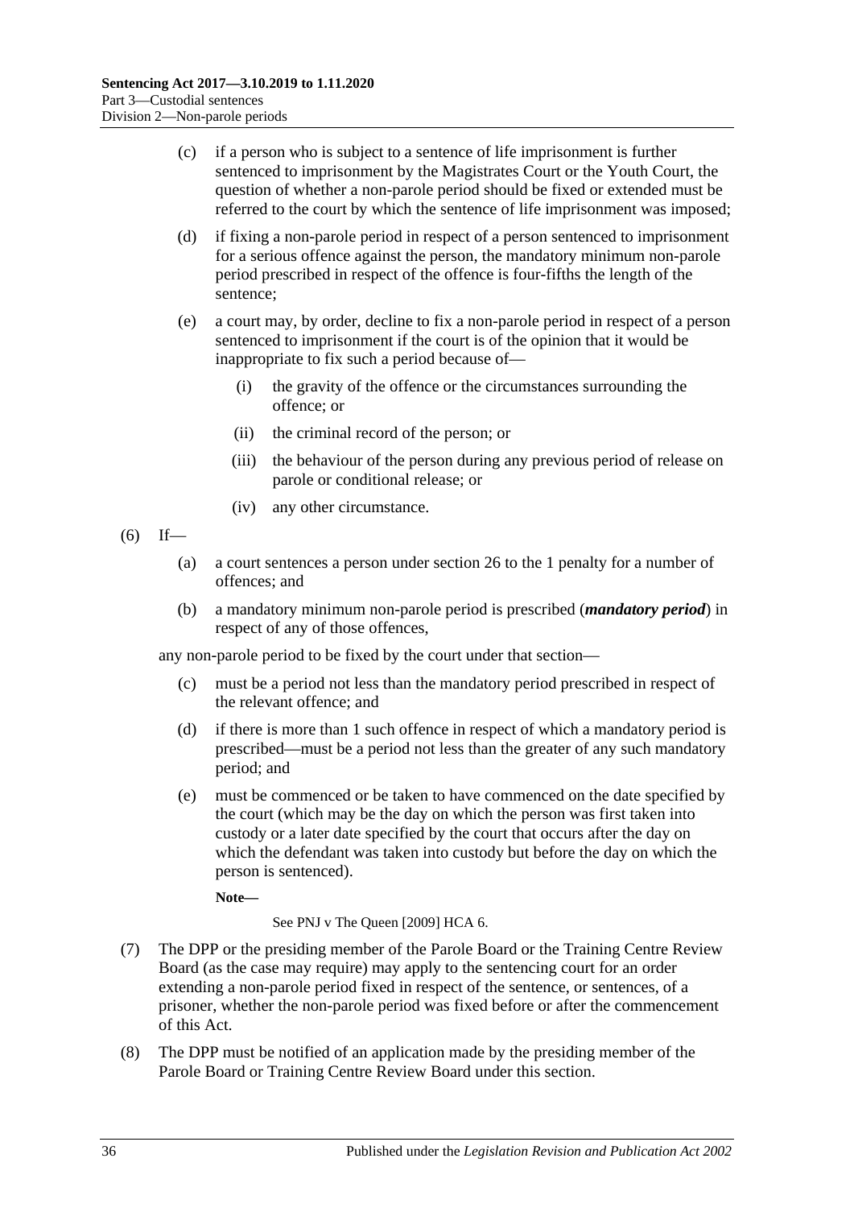(c) if a person who is subject to a sentence of life imprisonment is further sentenced to imprisonment by the Magistrates Court or the Youth Court, the question of whether a non-parole period should be fixed or extended must be referred to the court by which the sentence of life imprisonment was imposed;

(d) if fixing a non-parole period in respect of a person sentenced to imprisonment for a serious offence against the person, the mandatory minimum non-parole period prescribed in respect of the offence is four-fifths the length of the sentence;

(e) a court may, by order, decline to fix a non-parole period in respect of a person sentenced to imprisonment if the court is of the opinion that it would be inappropriate to fix such a period because of—

(i) the gravity of the offence or the circumstances surrounding the offence; or

(ii) the criminal record of the person; or

(iii) the behaviour of the person during any previous period of release on parole or conditional release; or

(iv) any other circumstance.

(6) If—

(a) a court sentences a person under section 26 to the 1 penalty for a number of offences; and

(b) a mandatory minimum non-parole period is prescribed (***mandatory period***) in respect of any of those offences,

any non-parole period to be fixed by the court under that section—

(c) must be a period not less than the mandatory period prescribed in respect of the relevant offence; and

(d) if there is more than 1 such offence in respect of which a mandatory period is prescribed—must be a period not less than the greater of any such mandatory period; and

(e) must be commenced or be taken to have commenced on the date specified by the court (which may be the day on which the person was first taken into custody or a later date specified by the court that occurs after the day on which the defendant was taken into custody but before the day on which the person is sentenced).

**Note—**

See PNJ v The Queen [2009] HCA 6.

(7) The DPP or the presiding member of the Parole Board or the Training Centre Review Board (as the case may require) may apply to the sentencing court for an order extending a non-parole period fixed in respect of the sentence, or sentences, of a prisoner, whether the non-parole period was fixed before or after the commencement of this Act.

(8) The DPP must be notified of an application made by the presiding member of the Parole Board or Training Centre Review Board under this section.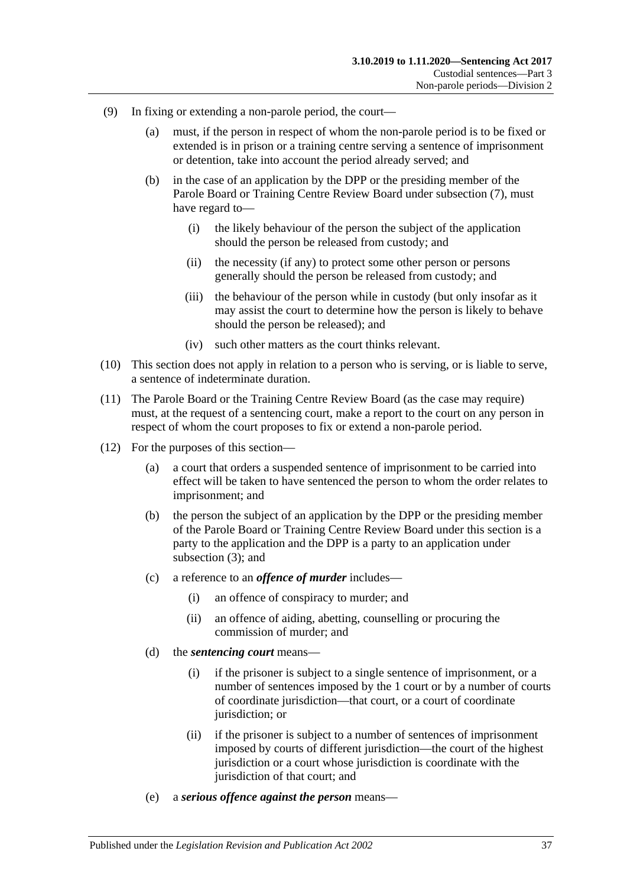(9) In fixing or extending a non-parole period, the court—

(a) must, if the person in respect of whom the non-parole period is to be fixed or extended is in prison or a training centre serving a sentence of imprisonment or detention, take into account the period already served; and

(b) in the case of an application by the DPP or the presiding member of the Parole Board or Training Centre Review Board under subsection (7), must have regard to—

(i) the likely behaviour of the person the subject of the application should the person be released from custody; and

(ii) the necessity (if any) to protect some other person or persons generally should the person be released from custody; and

(iii) the behaviour of the person while in custody (but only insofar as it may assist the court to determine how the person is likely to behave should the person be released); and

(iv) such other matters as the court thinks relevant.

(10) This section does not apply in relation to a person who is serving, or is liable to serve, a sentence of indeterminate duration.

(11) The Parole Board or the Training Centre Review Board (as the case may require) must, at the request of a sentencing court, make a report to the court on any person in respect of whom the court proposes to fix or extend a non-parole period.

(12) For the purposes of this section—

(a) a court that orders a suspended sentence of imprisonment to be carried into effect will be taken to have sentenced the person to whom the order relates to imprisonment; and

(b) the person the subject of an application by the DPP or the presiding member of the Parole Board or Training Centre Review Board under this section is a party to the application and the DPP is a party to an application under subsection (3); and

(c) a reference to an ***offence of murder*** includes—

(i) an offence of conspiracy to murder; and

(ii) an offence of aiding, abetting, counselling or procuring the commission of murder; and

(d) the ***sentencing court*** means—

(i) if the prisoner is subject to a single sentence of imprisonment, or a number of sentences imposed by the 1 court or by a number of courts of coordinate jurisdiction—that court, or a court of coordinate jurisdiction; or

(ii) if the prisoner is subject to a number of sentences of imprisonment imposed by courts of different jurisdiction—the court of the highest jurisdiction or a court whose jurisdiction is coordinate with the jurisdiction of that court; and

(e) a ***serious offence against the person*** means—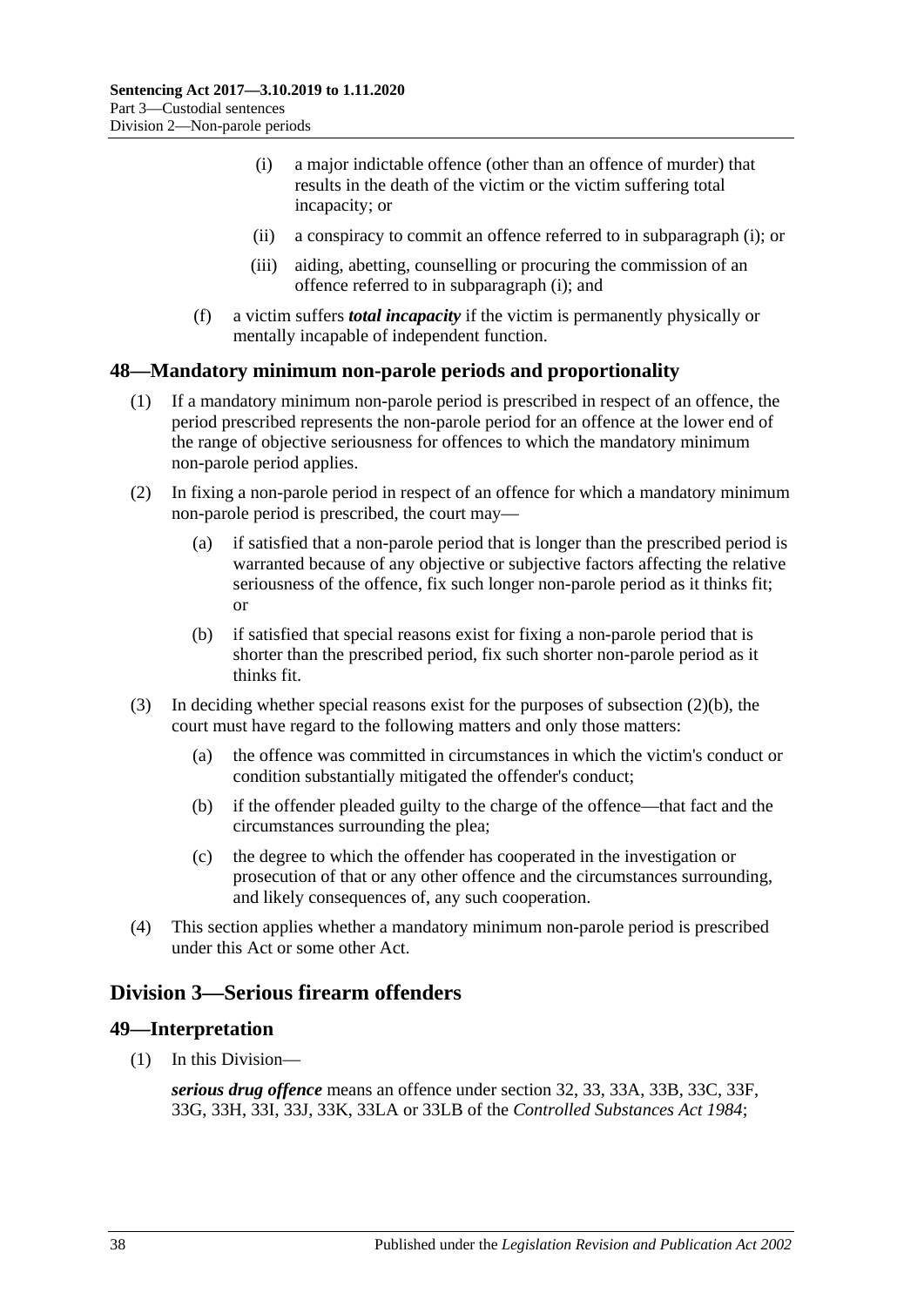(i) a major indictable offence (other than an offence of murder) that results in the death of the victim or the victim suffering total incapacity; or

(ii) a conspiracy to commit an offence referred to in subparagraph (i); or

(iii) aiding, abetting, counselling or procuring the commission of an offence referred to in subparagraph (i); and

(f) a victim suffers ***total incapacity*** if the victim is permanently physically or mentally incapable of independent function.

## 48—Mandatory minimum non-parole periods and proportionality

(1) If a mandatory minimum non-parole period is prescribed in respect of an offence, the period prescribed represents the non-parole period for an offence at the lower end of the range of objective seriousness for offences to which the mandatory minimum non-parole period applies.

(2) In fixing a non-parole period in respect of an offence for which a mandatory minimum non-parole period is prescribed, the court may—

(a) if satisfied that a non-parole period that is longer than the prescribed period is warranted because of any objective or subjective factors affecting the relative seriousness of the offence, fix such longer non-parole period as it thinks fit; or

(b) if satisfied that special reasons exist for fixing a non-parole period that is shorter than the prescribed period, fix such shorter non-parole period as it thinks fit.

(3) In deciding whether special reasons exist for the purposes of subsection (2)(b), the court must have regard to the following matters and only those matters:

(a) the offence was committed in circumstances in which the victim's conduct or condition substantially mitigated the offender's conduct;

(b) if the offender pleaded guilty to the charge of the offence—that fact and the circumstances surrounding the plea;

(c) the degree to which the offender has cooperated in the investigation or prosecution of that or any other offence and the circumstances surrounding, and likely consequences of, any such cooperation.

(4) This section applies whether a mandatory minimum non-parole period is prescribed under this Act or some other Act.

# Division 3—Serious firearm offenders

## 49—Interpretation

(1) In this Division—

***serious drug offence*** means an offence under section 32, 33, 33A, 33B, 33C, 33F, 33G, 33H, 33I, 33J, 33K, 33LA or 33LB of the *Controlled Substances Act 1984*;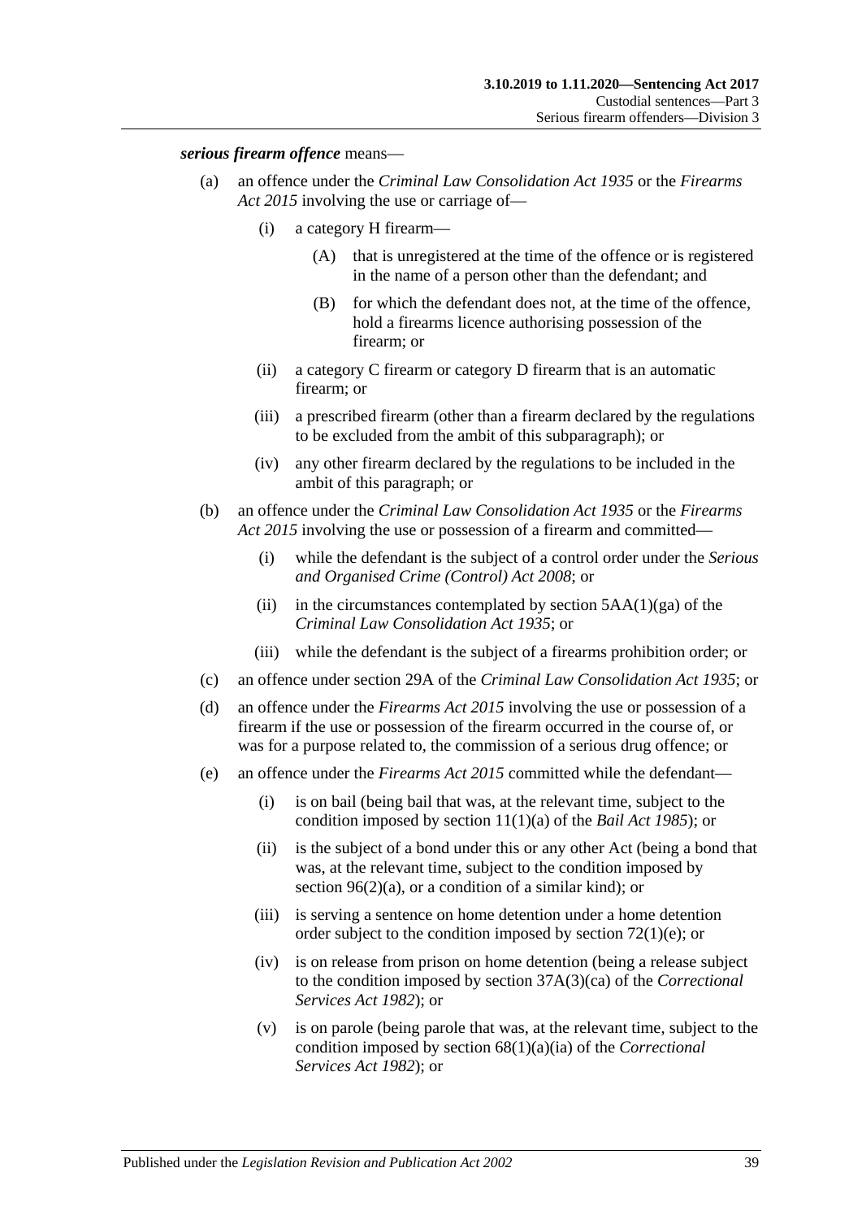***serious firearm offence*** means—

(a) an offence under the *Criminal Law Consolidation Act 1935* or the *Firearms Act 2015* involving the use or carriage of—

(i) a category H firearm—

(A) that is unregistered at the time of the offence or is registered in the name of a person other than the defendant; and

(B) for which the defendant does not, at the time of the offence, hold a firearms licence authorising possession of the firearm; or

(ii) a category C firearm or category D firearm that is an automatic firearm; or

(iii) a prescribed firearm (other than a firearm declared by the regulations to be excluded from the ambit of this subparagraph); or

(iv) any other firearm declared by the regulations to be included in the ambit of this paragraph; or

(b) an offence under the *Criminal Law Consolidation Act 1935* or the *Firearms Act 2015* involving the use or possession of a firearm and committed—

(i) while the defendant is the subject of a control order under the *Serious and Organised Crime (Control) Act 2008*; or

(ii) in the circumstances contemplated by section 5AA(1)(ga) of the *Criminal Law Consolidation Act 1935*; or

(iii) while the defendant is the subject of a firearms prohibition order; or

(c) an offence under section 29A of the *Criminal Law Consolidation Act 1935*; or

(d) an offence under the *Firearms Act 2015* involving the use or possession of a firearm if the use or possession of the firearm occurred in the course of, or was for a purpose related to, the commission of a serious drug offence; or

(e) an offence under the *Firearms Act 2015* committed while the defendant—

(i) is on bail (being bail that was, at the relevant time, subject to the condition imposed by section 11(1)(a) of the *Bail Act 1985*); or

(ii) is the subject of a bond under this or any other Act (being a bond that was, at the relevant time, subject to the condition imposed by section 96(2)(a), or a condition of a similar kind); or

(iii) is serving a sentence on home detention under a home detention order subject to the condition imposed by section 72(1)(e); or

(iv) is on release from prison on home detention (being a release subject to the condition imposed by section 37A(3)(ca) of the *Correctional Services Act 1982*); or

(v) is on parole (being parole that was, at the relevant time, subject to the condition imposed by section 68(1)(a)(ia) of the *Correctional Services Act 1982*); or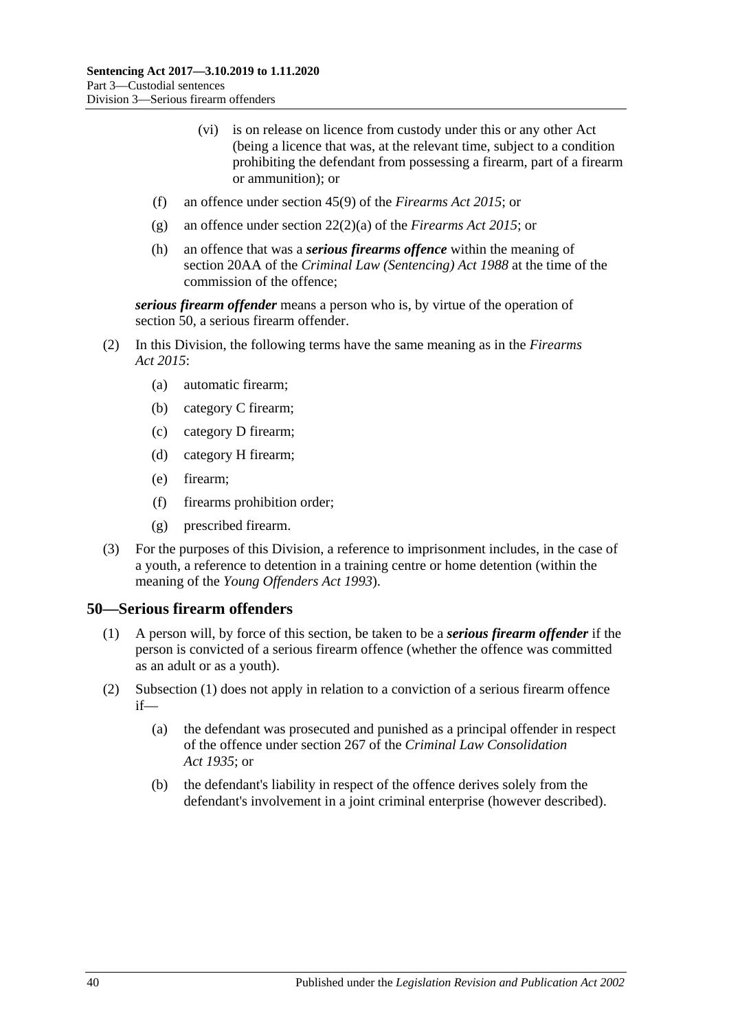(vi) is on release on licence from custody under this or any other Act (being a licence that was, at the relevant time, subject to a condition prohibiting the defendant from possessing a firearm, part of a firearm or ammunition); or

(f) an offence under section 45(9) of the *Firearms Act 2015*; or

(g) an offence under section 22(2)(a) of the *Firearms Act 2015*; or

(h) an offence that was a ***serious firearms offence*** within the meaning of section 20AA of the *Criminal Law (Sentencing) Act 1988* at the time of the commission of the offence;

***serious firearm offender*** means a person who is, by virtue of the operation of section 50, a serious firearm offender.

(2) In this Division, the following terms have the same meaning as in the *Firearms Act 2015*:

(a) automatic firearm;

(b) category C firearm;

(c) category D firearm;

(d) category H firearm;

(e) firearm;

(f) firearms prohibition order;

(g) prescribed firearm.

(3) For the purposes of this Division, a reference to imprisonment includes, in the case of a youth, a reference to detention in a training centre or home detention (within the meaning of the *Young Offenders Act 1993*).

## 50—Serious firearm offenders

(1) A person will, by force of this section, be taken to be a ***serious firearm offender*** if the person is convicted of a serious firearm offence (whether the offence was committed as an adult or as a youth).

(2) Subsection (1) does not apply in relation to a conviction of a serious firearm offence if—

(a) the defendant was prosecuted and punished as a principal offender in respect of the offence under section 267 of the *Criminal Law Consolidation Act 1935*; or

(b) the defendant's liability in respect of the offence derives solely from the defendant's involvement in a joint criminal enterprise (however described).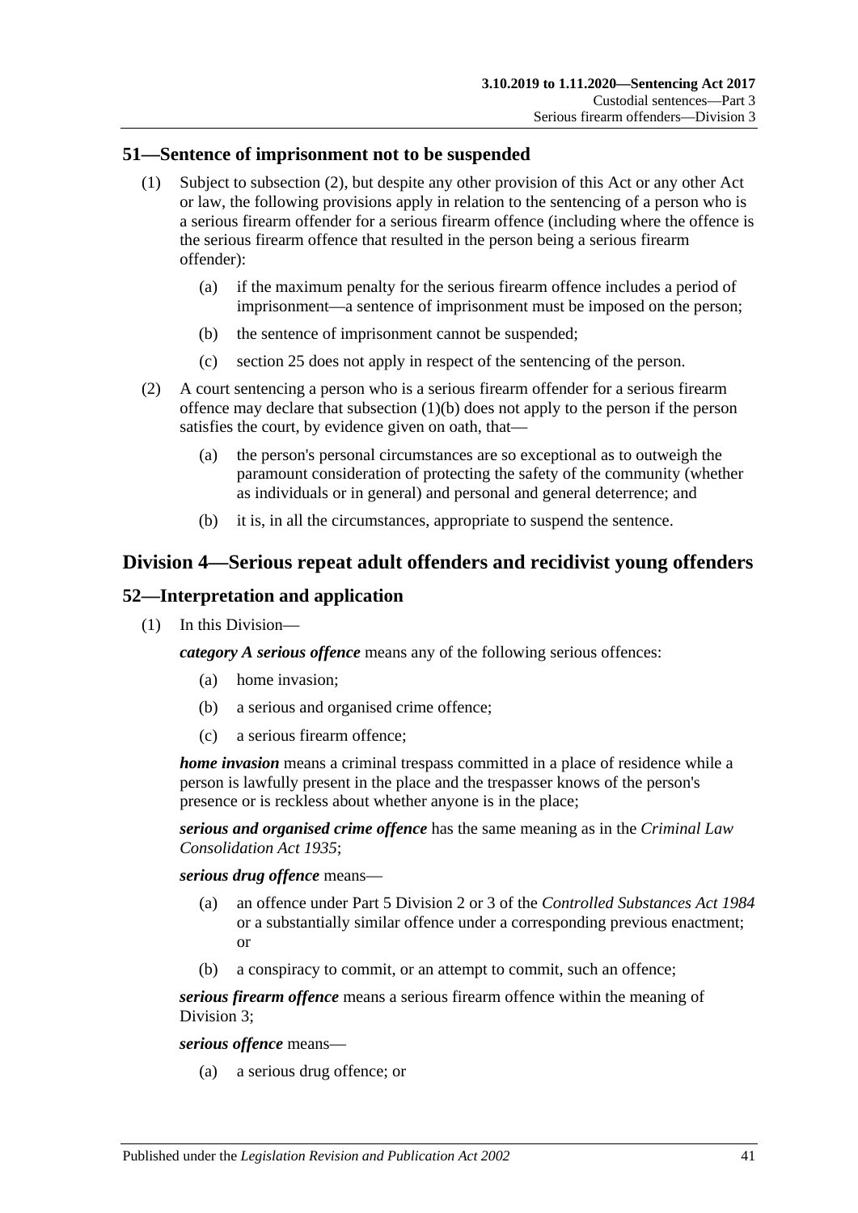## 51—Sentence of imprisonment not to be suspended

(1) Subject to subsection (2), but despite any other provision of this Act or any other Act or law, the following provisions apply in relation to the sentencing of a person who is a serious firearm offender for a serious firearm offence (including where the offence is the serious firearm offence that resulted in the person being a serious firearm offender):

(a) if the maximum penalty for the serious firearm offence includes a period of imprisonment—a sentence of imprisonment must be imposed on the person;

(b) the sentence of imprisonment cannot be suspended;

(c) section 25 does not apply in respect of the sentencing of the person.

(2) A court sentencing a person who is a serious firearm offender for a serious firearm offence may declare that subsection (1)(b) does not apply to the person if the person satisfies the court, by evidence given on oath, that—

(a) the person's personal circumstances are so exceptional as to outweigh the paramount consideration of protecting the safety of the community (whether as individuals or in general) and personal and general deterrence; and

(b) it is, in all the circumstances, appropriate to suspend the sentence.

# Division 4—Serious repeat adult offenders and recidivist young offenders

## 52—Interpretation and application

(1) In this Division—

***category A serious offence*** means any of the following serious offences:

(a) home invasion;

(b) a serious and organised crime offence;

(c) a serious firearm offence;

***home invasion*** means a criminal trespass committed in a place of residence while a person is lawfully present in the place and the trespasser knows of the person's presence or is reckless about whether anyone is in the place;

***serious and organised crime offence*** has the same meaning as in the *Criminal Law Consolidation Act 1935*;

***serious drug offence*** means—

(a) an offence under Part 5 Division 2 or 3 of the *Controlled Substances Act 1984* or a substantially similar offence under a corresponding previous enactment; or

(b) a conspiracy to commit, or an attempt to commit, such an offence;

***serious firearm offence*** means a serious firearm offence within the meaning of Division 3;

***serious offence*** means—

(a) a serious drug offence; or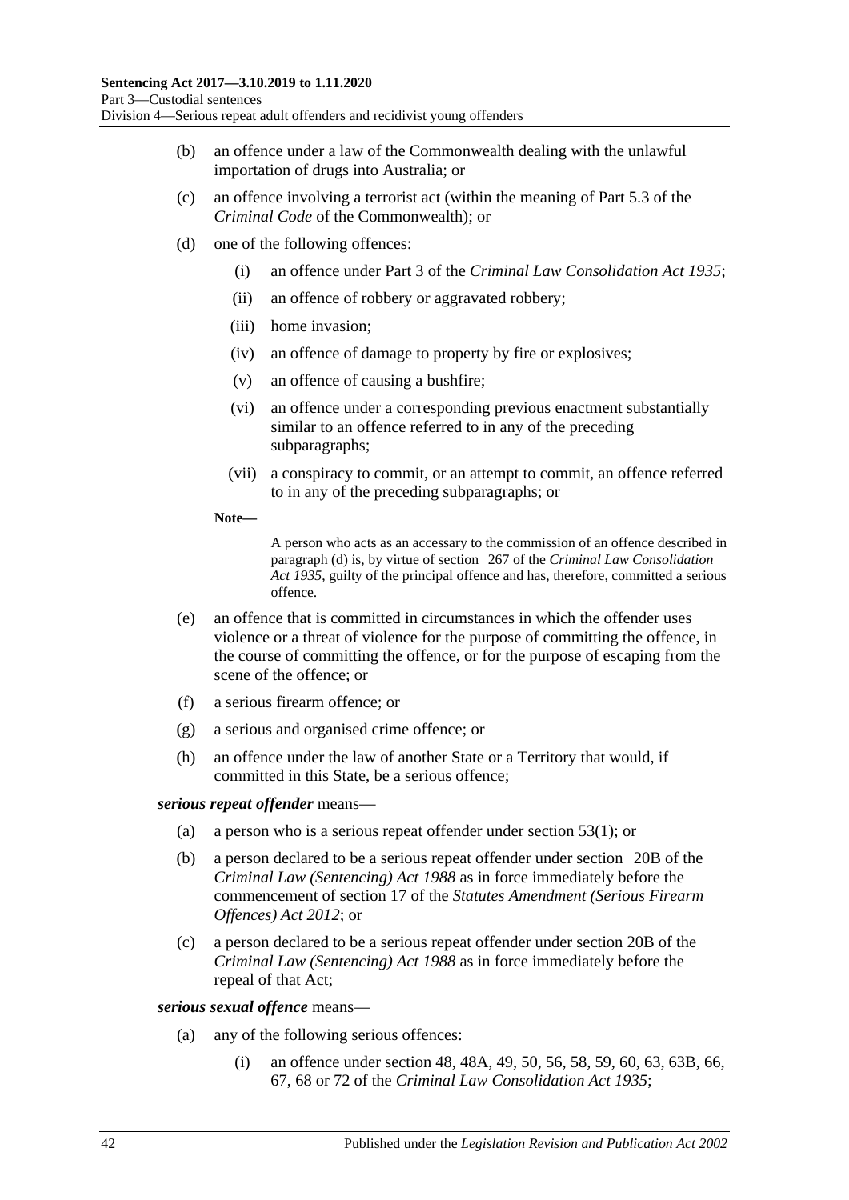(b) an offence under a law of the Commonwealth dealing with the unlawful importation of drugs into Australia; or

(c) an offence involving a terrorist act (within the meaning of Part 5.3 of the *Criminal Code* of the Commonwealth); or

(d) one of the following offences:

   (i) an offence under Part 3 of the *Criminal Law Consolidation Act 1935*;

   (ii) an offence of robbery or aggravated robbery;

   (iii) home invasion;

   (iv) an offence of damage to property by fire or explosives;

   (v) an offence of causing a bushfire;

   (vi) an offence under a corresponding previous enactment substantially similar to an offence referred to in any of the preceding subparagraphs;

   (vii) a conspiracy to commit, or an attempt to commit, an offence referred to in any of the preceding subparagraphs; or

**Note—**

A person who acts as an accessary to the commission of an offence described in paragraph (d) is, by virtue of section 267 of the *Criminal Law Consolidation Act 1935*, guilty of the principal offence and has, therefore, committed a serious offence.

(e) an offence that is committed in circumstances in which the offender uses violence or a threat of violence for the purpose of committing the offence, in the course of committing the offence, or for the purpose of escaping from the scene of the offence; or

(f) a serious firearm offence; or

(g) a serious and organised crime offence; or

(h) an offence under the law of another State or a Territory that would, if committed in this State, be a serious offence;

***serious repeat offender*** means—

(a) a person who is a serious repeat offender under section 53(1); or

(b) a person declared to be a serious repeat offender under section 20B of the *Criminal Law (Sentencing) Act 1988* as in force immediately before the commencement of section 17 of the *Statutes Amendment (Serious Firearm Offences) Act 2012*; or

(c) a person declared to be a serious repeat offender under section 20B of the *Criminal Law (Sentencing) Act 1988* as in force immediately before the repeal of that Act;

***serious sexual offence*** means—

(a) any of the following serious offences:

   (i) an offence under section 48, 48A, 49, 50, 56, 58, 59, 60, 63, 63B, 66, 67, 68 or 72 of the *Criminal Law Consolidation Act 1935*;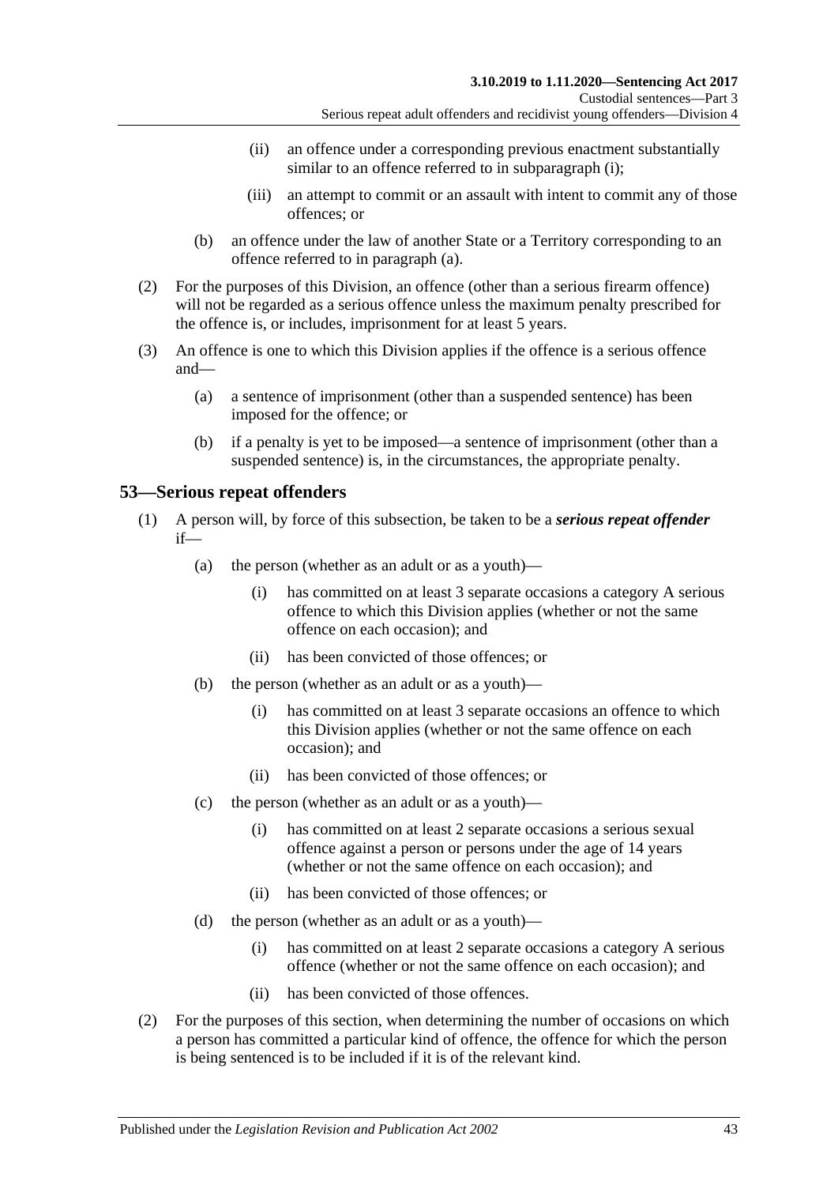(ii) an offence under a corresponding previous enactment substantially similar to an offence referred to in subparagraph (i);

(iii) an attempt to commit or an assault with intent to commit any of those offences; or

(b) an offence under the law of another State or a Territory corresponding to an offence referred to in paragraph (a).

(2) For the purposes of this Division, an offence (other than a serious firearm offence) will not be regarded as a serious offence unless the maximum penalty prescribed for the offence is, or includes, imprisonment for at least 5 years.

(3) An offence is one to which this Division applies if the offence is a serious offence and—

(a) a sentence of imprisonment (other than a suspended sentence) has been imposed for the offence; or

(b) if a penalty is yet to be imposed—a sentence of imprisonment (other than a suspended sentence) is, in the circumstances, the appropriate penalty.

## 53—Serious repeat offenders

(1) A person will, by force of this subsection, be taken to be a ***serious repeat offender*** if—

(a) the person (whether as an adult or as a youth)—

(i) has committed on at least 3 separate occasions a category A serious offence to which this Division applies (whether or not the same offence on each occasion); and

(ii) has been convicted of those offences; or

(b) the person (whether as an adult or as a youth)—

(i) has committed on at least 3 separate occasions an offence to which this Division applies (whether or not the same offence on each occasion); and

(ii) has been convicted of those offences; or

(c) the person (whether as an adult or as a youth)—

(i) has committed on at least 2 separate occasions a serious sexual offence against a person or persons under the age of 14 years (whether or not the same offence on each occasion); and

(ii) has been convicted of those offences; or

(d) the person (whether as an adult or as a youth)—

(i) has committed on at least 2 separate occasions a category A serious offence (whether or not the same offence on each occasion); and

(ii) has been convicted of those offences.

(2) For the purposes of this section, when determining the number of occasions on which a person has committed a particular kind of offence, the offence for which the person is being sentenced is to be included if it is of the relevant kind.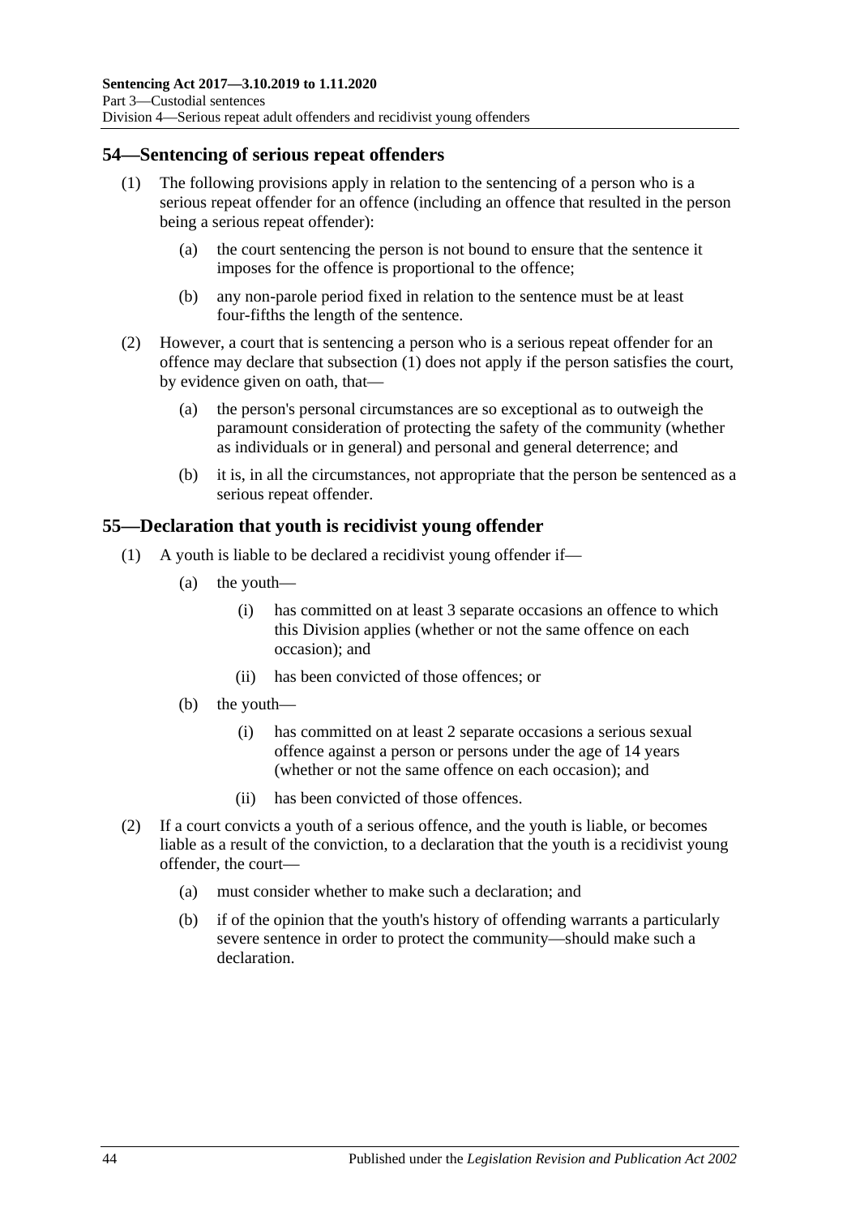## 54—Sentencing of serious repeat offenders

(1) The following provisions apply in relation to the sentencing of a person who is a serious repeat offender for an offence (including an offence that resulted in the person being a serious repeat offender):

(a) the court sentencing the person is not bound to ensure that the sentence it imposes for the offence is proportional to the offence;

(b) any non-parole period fixed in relation to the sentence must be at least four-fifths the length of the sentence.

(2) However, a court that is sentencing a person who is a serious repeat offender for an offence may declare that subsection (1) does not apply if the person satisfies the court, by evidence given on oath, that—

(a) the person's personal circumstances are so exceptional as to outweigh the paramount consideration of protecting the safety of the community (whether as individuals or in general) and personal and general deterrence; and

(b) it is, in all the circumstances, not appropriate that the person be sentenced as a serious repeat offender.

## 55—Declaration that youth is recidivist young offender

(1) A youth is liable to be declared a recidivist young offender if—

(a) the youth—

(i) has committed on at least 3 separate occasions an offence to which this Division applies (whether or not the same offence on each occasion); and

(ii) has been convicted of those offences; or

(b) the youth—

(i) has committed on at least 2 separate occasions a serious sexual offence against a person or persons under the age of 14 years (whether or not the same offence on each occasion); and

(ii) has been convicted of those offences.

(2) If a court convicts a youth of a serious offence, and the youth is liable, or becomes liable as a result of the conviction, to a declaration that the youth is a recidivist young offender, the court—

(a) must consider whether to make such a declaration; and

(b) if of the opinion that the youth's history of offending warrants a particularly severe sentence in order to protect the community—should make such a declaration.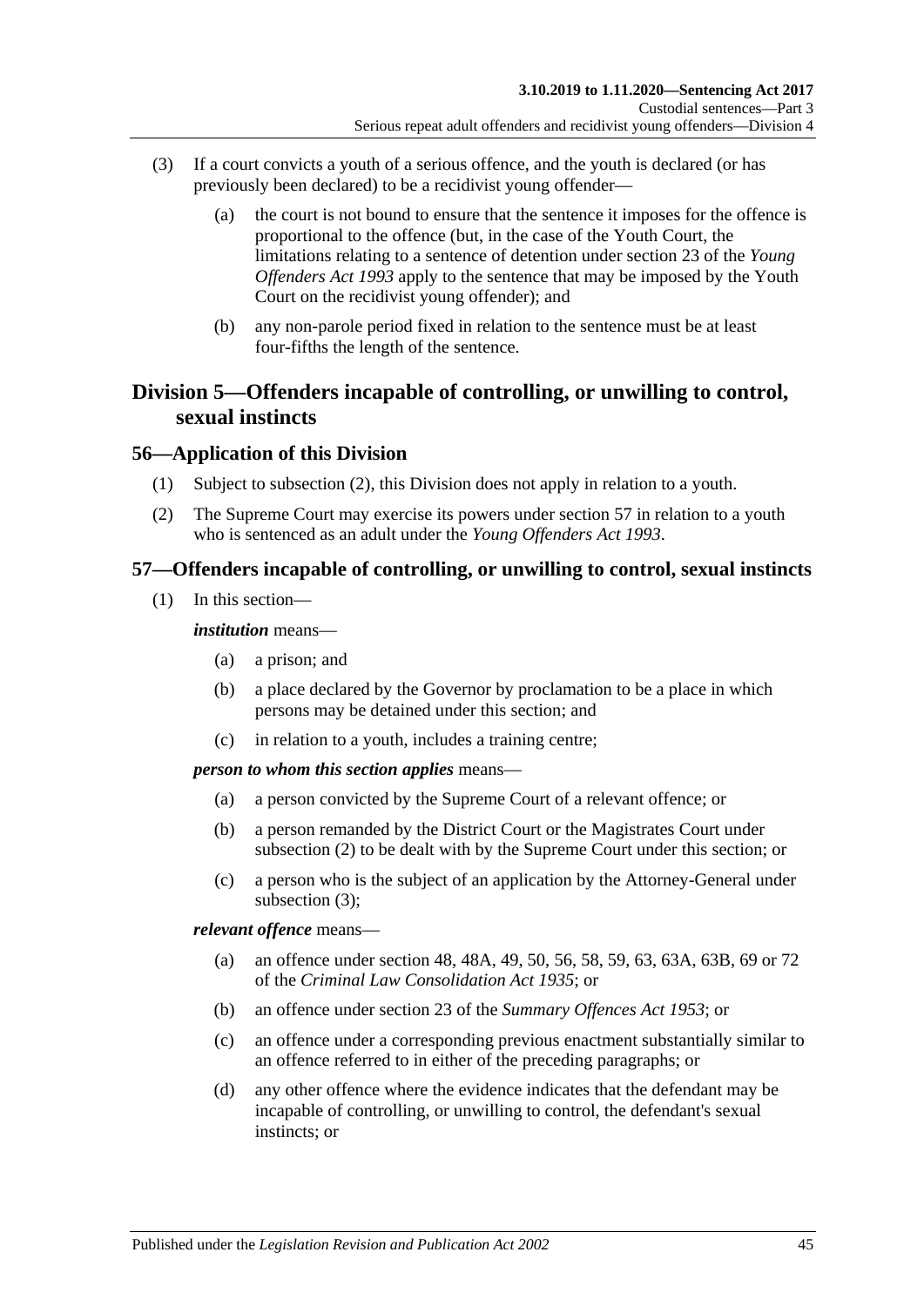(3) If a court convicts a youth of a serious offence, and the youth is declared (or has previously been declared) to be a recidivist young offender—

(a) the court is not bound to ensure that the sentence it imposes for the offence is proportional to the offence (but, in the case of the Youth Court, the limitations relating to a sentence of detention under section 23 of the *Young Offenders Act 1993* apply to the sentence that may be imposed by the Youth Court on the recidivist young offender); and

(b) any non-parole period fixed in relation to the sentence must be at least four-fifths the length of the sentence.

## Division 5—Offenders incapable of controlling, or unwilling to control, sexual instincts

### 56—Application of this Division

(1) Subject to subsection (2), this Division does not apply in relation to a youth.

(2) The Supreme Court may exercise its powers under section 57 in relation to a youth who is sentenced as an adult under the *Young Offenders Act 1993*.

### 57—Offenders incapable of controlling, or unwilling to control, sexual instincts

(1) In this section—

***institution*** means—

(a) a prison; and

(b) a place declared by the Governor by proclamation to be a place in which persons may be detained under this section; and

(c) in relation to a youth, includes a training centre;

***person to whom this section applies*** means—

(a) a person convicted by the Supreme Court of a relevant offence; or

(b) a person remanded by the District Court or the Magistrates Court under subsection (2) to be dealt with by the Supreme Court under this section; or

(c) a person who is the subject of an application by the Attorney-General under subsection (3);

***relevant offence*** means—

(a) an offence under section 48, 48A, 49, 50, 56, 58, 59, 63, 63A, 63B, 69 or 72 of the *Criminal Law Consolidation Act 1935*; or

(b) an offence under section 23 of the *Summary Offences Act 1953*; or

(c) an offence under a corresponding previous enactment substantially similar to an offence referred to in either of the preceding paragraphs; or

(d) any other offence where the evidence indicates that the defendant may be incapable of controlling, or unwilling to control, the defendant's sexual instincts; or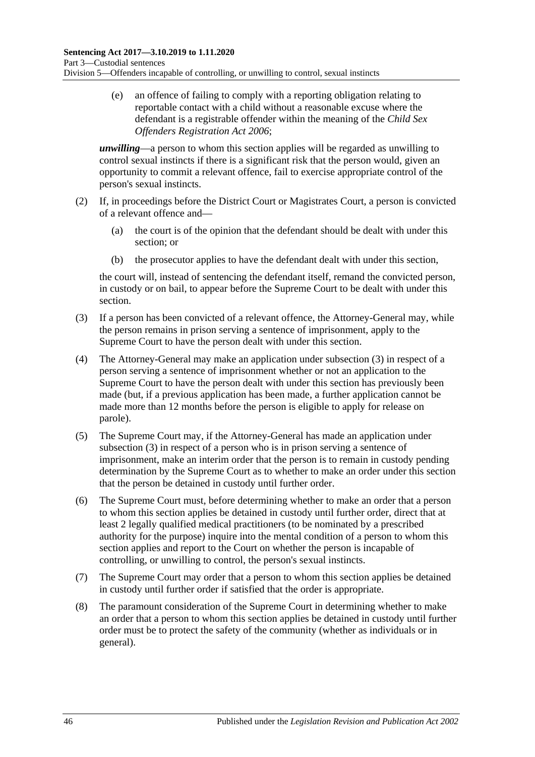(e) an offence of failing to comply with a reporting obligation relating to reportable contact with a child without a reasonable excuse where the defendant is a registrable offender within the meaning of the *Child Sex Offenders Registration Act 2006*;

***unwilling***—a person to whom this section applies will be regarded as unwilling to control sexual instincts if there is a significant risk that the person would, given an opportunity to commit a relevant offence, fail to exercise appropriate control of the person's sexual instincts.

(2) If, in proceedings before the District Court or Magistrates Court, a person is convicted of a relevant offence and—

(a) the court is of the opinion that the defendant should be dealt with under this section; or

(b) the prosecutor applies to have the defendant dealt with under this section,

the court will, instead of sentencing the defendant itself, remand the convicted person, in custody or on bail, to appear before the Supreme Court to be dealt with under this section.

(3) If a person has been convicted of a relevant offence, the Attorney-General may, while the person remains in prison serving a sentence of imprisonment, apply to the Supreme Court to have the person dealt with under this section.

(4) The Attorney-General may make an application under subsection (3) in respect of a person serving a sentence of imprisonment whether or not an application to the Supreme Court to have the person dealt with under this section has previously been made (but, if a previous application has been made, a further application cannot be made more than 12 months before the person is eligible to apply for release on parole).

(5) The Supreme Court may, if the Attorney-General has made an application under subsection (3) in respect of a person who is in prison serving a sentence of imprisonment, make an interim order that the person is to remain in custody pending determination by the Supreme Court as to whether to make an order under this section that the person be detained in custody until further order.

(6) The Supreme Court must, before determining whether to make an order that a person to whom this section applies be detained in custody until further order, direct that at least 2 legally qualified medical practitioners (to be nominated by a prescribed authority for the purpose) inquire into the mental condition of a person to whom this section applies and report to the Court on whether the person is incapable of controlling, or unwilling to control, the person's sexual instincts.

(7) The Supreme Court may order that a person to whom this section applies be detained in custody until further order if satisfied that the order is appropriate.

(8) The paramount consideration of the Supreme Court in determining whether to make an order that a person to whom this section applies be detained in custody until further order must be to protect the safety of the community (whether as individuals or in general).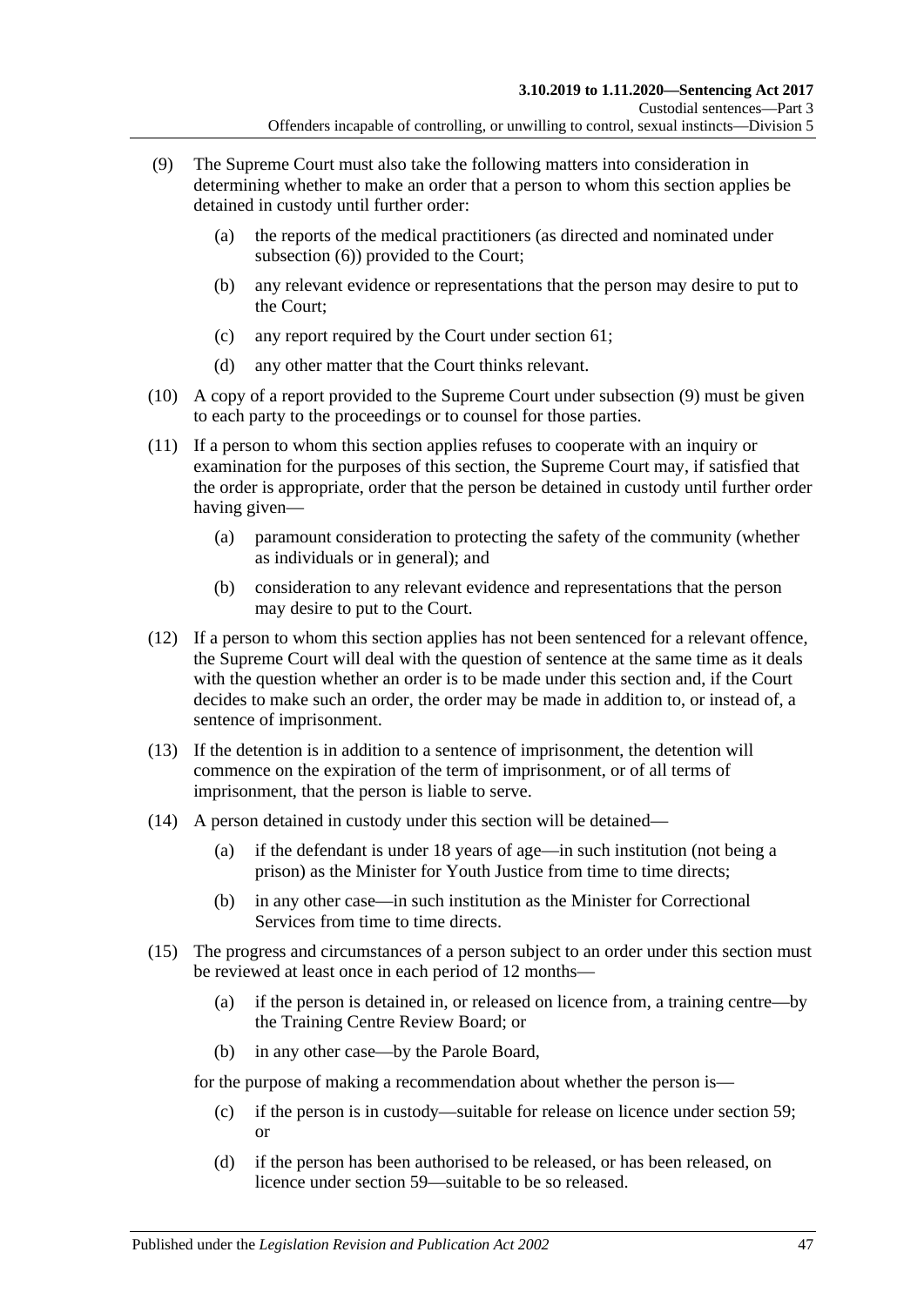(9) The Supreme Court must also take the following matters into consideration in determining whether to make an order that a person to whom this section applies be detained in custody until further order:

  (a) the reports of the medical practitioners (as directed and nominated under subsection (6)) provided to the Court;

  (b) any relevant evidence or representations that the person may desire to put to the Court;

  (c) any report required by the Court under section 61;

  (d) any other matter that the Court thinks relevant.

(10) A copy of a report provided to the Supreme Court under subsection (9) must be given to each party to the proceedings or to counsel for those parties.

(11) If a person to whom this section applies refuses to cooperate with an inquiry or examination for the purposes of this section, the Supreme Court may, if satisfied that the order is appropriate, order that the person be detained in custody until further order having given—

  (a) paramount consideration to protecting the safety of the community (whether as individuals or in general); and

  (b) consideration to any relevant evidence and representations that the person may desire to put to the Court.

(12) If a person to whom this section applies has not been sentenced for a relevant offence, the Supreme Court will deal with the question of sentence at the same time as it deals with the question whether an order is to be made under this section and, if the Court decides to make such an order, the order may be made in addition to, or instead of, a sentence of imprisonment.

(13) If the detention is in addition to a sentence of imprisonment, the detention will commence on the expiration of the term of imprisonment, or of all terms of imprisonment, that the person is liable to serve.

(14) A person detained in custody under this section will be detained—

  (a) if the defendant is under 18 years of age—in such institution (not being a prison) as the Minister for Youth Justice from time to time directs;

  (b) in any other case—in such institution as the Minister for Correctional Services from time to time directs.

(15) The progress and circumstances of a person subject to an order under this section must be reviewed at least once in each period of 12 months—

  (a) if the person is detained in, or released on licence from, a training centre—by the Training Centre Review Board; or

  (b) in any other case—by the Parole Board,

for the purpose of making a recommendation about whether the person is—

  (c) if the person is in custody—suitable for release on licence under section 59; or

  (d) if the person has been authorised to be released, or has been released, on licence under section 59—suitable to be so released.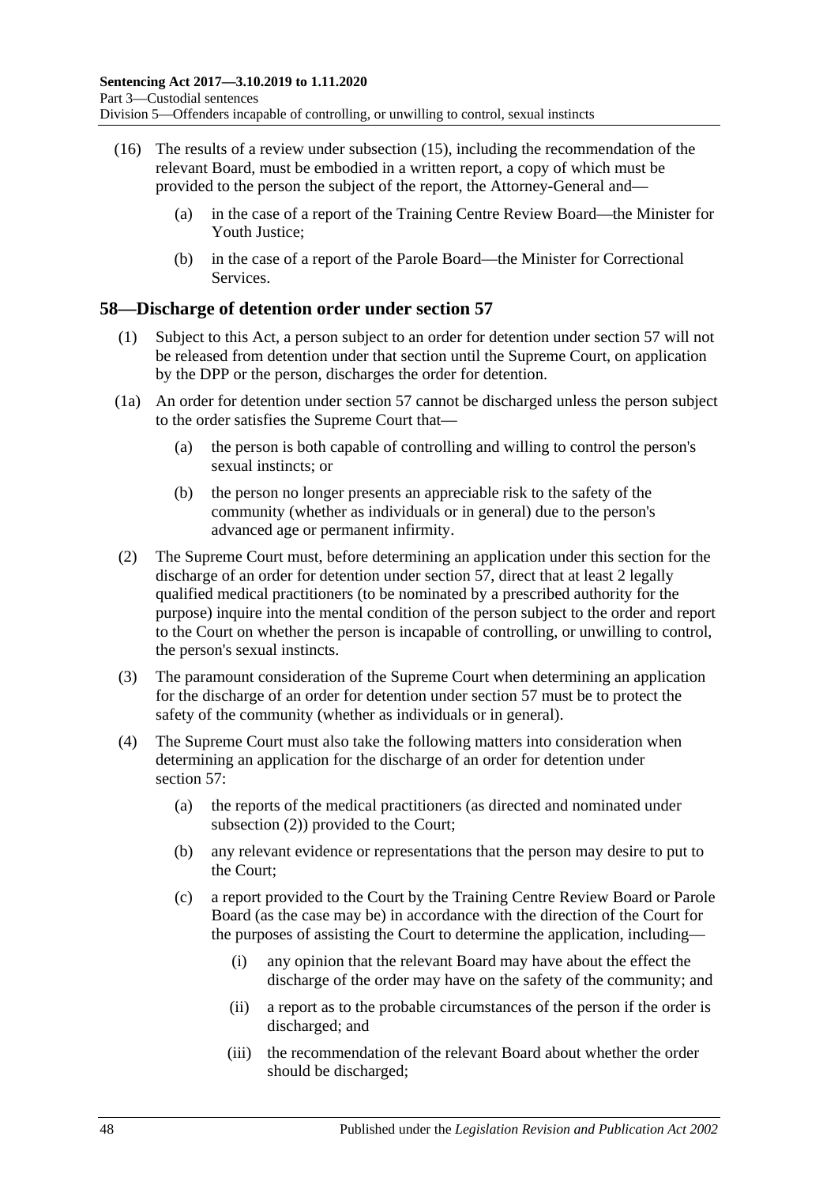(16) The results of a review under subsection (15), including the recommendation of the relevant Board, must be embodied in a written report, a copy of which must be provided to the person the subject of the report, the Attorney-General and—

(a) in the case of a report of the Training Centre Review Board—the Minister for Youth Justice;

(b) in the case of a report of the Parole Board—the Minister for Correctional Services.

## 58—Discharge of detention order under section 57

(1) Subject to this Act, a person subject to an order for detention under section 57 will not be released from detention under that section until the Supreme Court, on application by the DPP or the person, discharges the order for detention.

(1a) An order for detention under section 57 cannot be discharged unless the person subject to the order satisfies the Supreme Court that—

(a) the person is both capable of controlling and willing to control the person's sexual instincts; or

(b) the person no longer presents an appreciable risk to the safety of the community (whether as individuals or in general) due to the person's advanced age or permanent infirmity.

(2) The Supreme Court must, before determining an application under this section for the discharge of an order for detention under section 57, direct that at least 2 legally qualified medical practitioners (to be nominated by a prescribed authority for the purpose) inquire into the mental condition of the person subject to the order and report to the Court on whether the person is incapable of controlling, or unwilling to control, the person's sexual instincts.

(3) The paramount consideration of the Supreme Court when determining an application for the discharge of an order for detention under section 57 must be to protect the safety of the community (whether as individuals or in general).

(4) The Supreme Court must also take the following matters into consideration when determining an application for the discharge of an order for detention under section 57:

(a) the reports of the medical practitioners (as directed and nominated under subsection (2)) provided to the Court;

(b) any relevant evidence or representations that the person may desire to put to the Court;

(c) a report provided to the Court by the Training Centre Review Board or Parole Board (as the case may be) in accordance with the direction of the Court for the purposes of assisting the Court to determine the application, including—

(i) any opinion that the relevant Board may have about the effect the discharge of the order may have on the safety of the community; and

(ii) a report as to the probable circumstances of the person if the order is discharged; and

(iii) the recommendation of the relevant Board about whether the order should be discharged;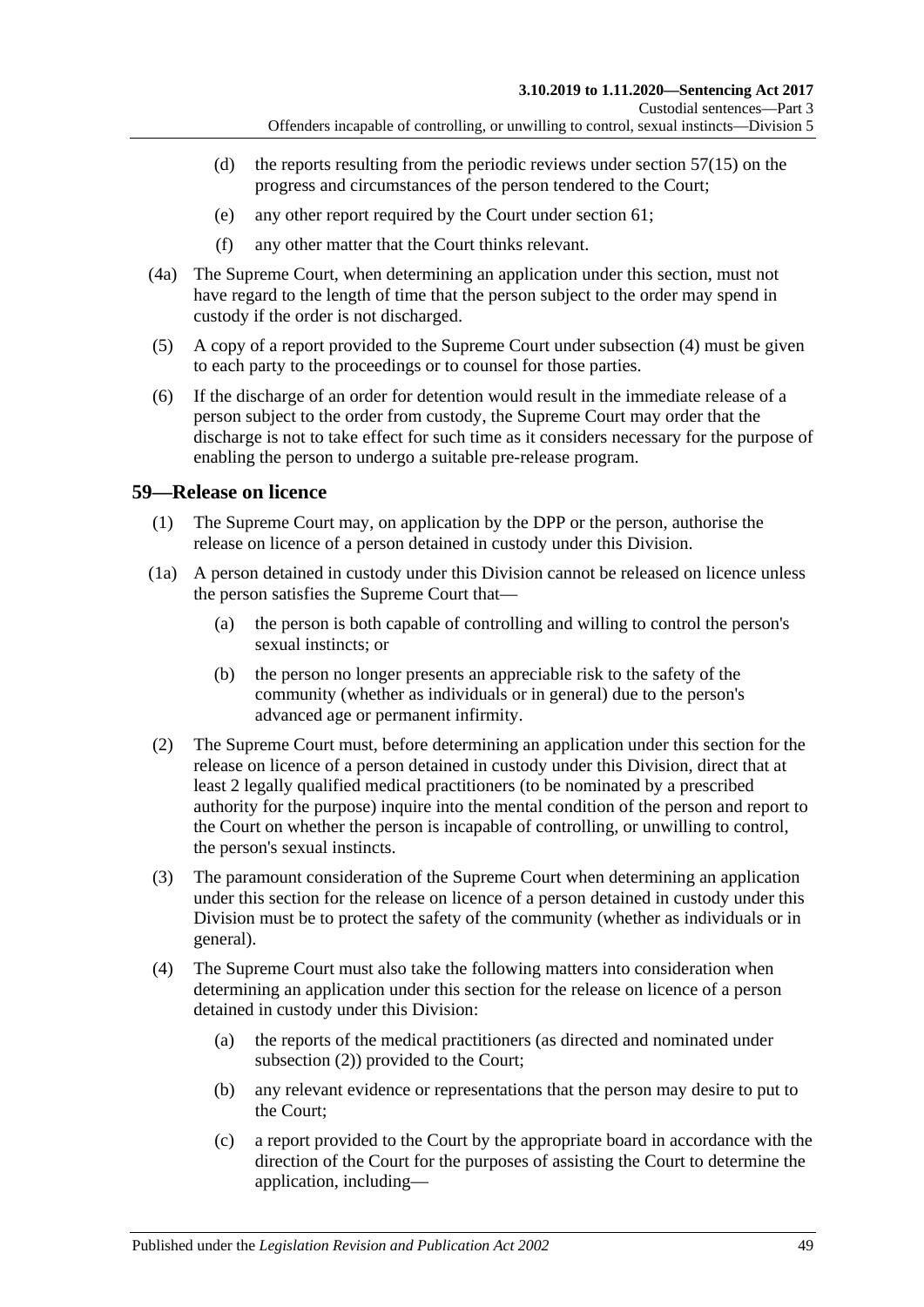(d) the reports resulting from the periodic reviews under section 57(15) on the progress and circumstances of the person tendered to the Court;

(e) any other report required by the Court under section 61;

(f) any other matter that the Court thinks relevant.

(4a) The Supreme Court, when determining an application under this section, must not have regard to the length of time that the person subject to the order may spend in custody if the order is not discharged.

(5) A copy of a report provided to the Supreme Court under subsection (4) must be given to each party to the proceedings or to counsel for those parties.

(6) If the discharge of an order for detention would result in the immediate release of a person subject to the order from custody, the Supreme Court may order that the discharge is not to take effect for such time as it considers necessary for the purpose of enabling the person to undergo a suitable pre-release program.

## 59—Release on licence

(1) The Supreme Court may, on application by the DPP or the person, authorise the release on licence of a person detained in custody under this Division.

(1a) A person detained in custody under this Division cannot be released on licence unless the person satisfies the Supreme Court that—

(a) the person is both capable of controlling and willing to control the person's sexual instincts; or

(b) the person no longer presents an appreciable risk to the safety of the community (whether as individuals or in general) due to the person's advanced age or permanent infirmity.

(2) The Supreme Court must, before determining an application under this section for the release on licence of a person detained in custody under this Division, direct that at least 2 legally qualified medical practitioners (to be nominated by a prescribed authority for the purpose) inquire into the mental condition of the person and report to the Court on whether the person is incapable of controlling, or unwilling to control, the person's sexual instincts.

(3) The paramount consideration of the Supreme Court when determining an application under this section for the release on licence of a person detained in custody under this Division must be to protect the safety of the community (whether as individuals or in general).

(4) The Supreme Court must also take the following matters into consideration when determining an application under this section for the release on licence of a person detained in custody under this Division:

(a) the reports of the medical practitioners (as directed and nominated under subsection (2)) provided to the Court;

(b) any relevant evidence or representations that the person may desire to put to the Court;

(c) a report provided to the Court by the appropriate board in accordance with the direction of the Court for the purposes of assisting the Court to determine the application, including—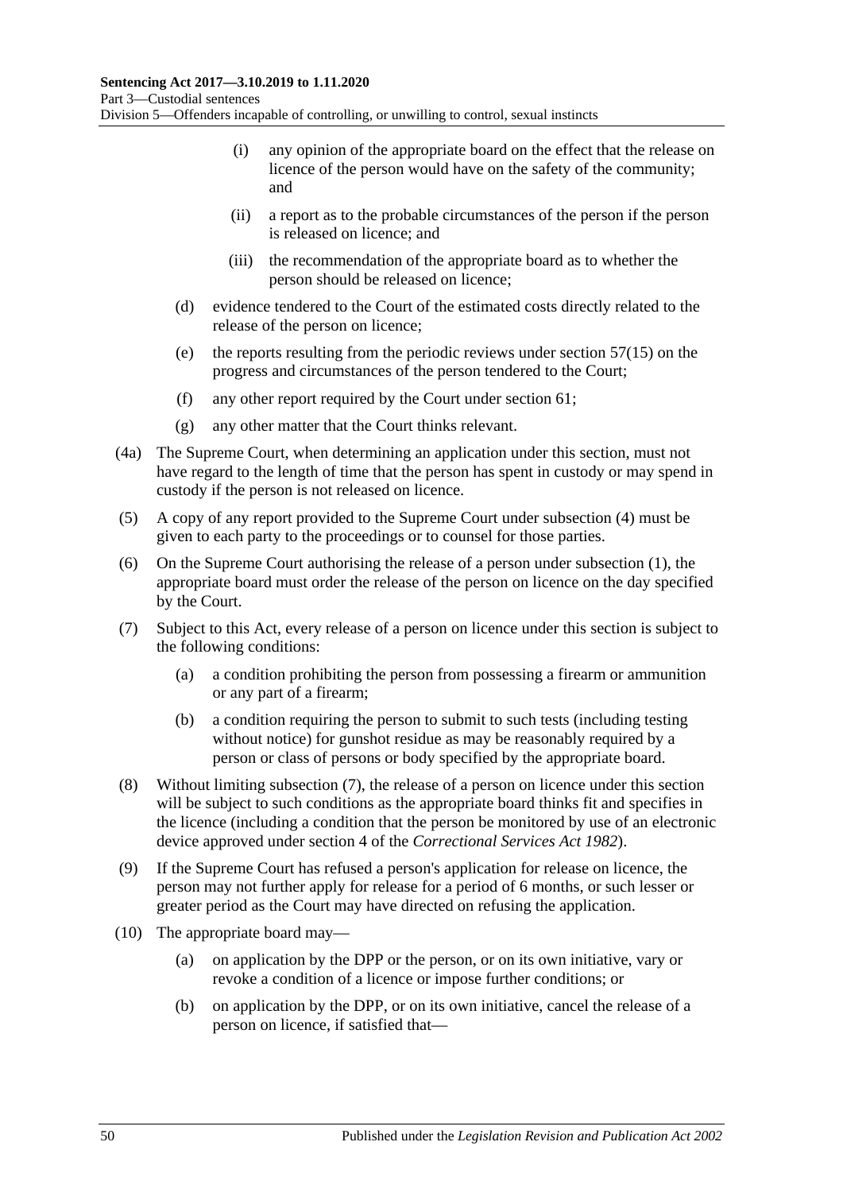(i) any opinion of the appropriate board on the effect that the release on licence of the person would have on the safety of the community; and

(ii) a report as to the probable circumstances of the person if the person is released on licence; and

(iii) the recommendation of the appropriate board as to whether the person should be released on licence;

(d) evidence tendered to the Court of the estimated costs directly related to the release of the person on licence;

(e) the reports resulting from the periodic reviews under section 57(15) on the progress and circumstances of the person tendered to the Court;

(f) any other report required by the Court under section 61;

(g) any other matter that the Court thinks relevant.

(4a) The Supreme Court, when determining an application under this section, must not have regard to the length of time that the person has spent in custody or may spend in custody if the person is not released on licence.

(5) A copy of any report provided to the Supreme Court under subsection (4) must be given to each party to the proceedings or to counsel for those parties.

(6) On the Supreme Court authorising the release of a person under subsection (1), the appropriate board must order the release of the person on licence on the day specified by the Court.

(7) Subject to this Act, every release of a person on licence under this section is subject to the following conditions:

(a) a condition prohibiting the person from possessing a firearm or ammunition or any part of a firearm;

(b) a condition requiring the person to submit to such tests (including testing without notice) for gunshot residue as may be reasonably required by a person or class of persons or body specified by the appropriate board.

(8) Without limiting subsection (7), the release of a person on licence under this section will be subject to such conditions as the appropriate board thinks fit and specifies in the licence (including a condition that the person be monitored by use of an electronic device approved under section 4 of the *Correctional Services Act 1982*).

(9) If the Supreme Court has refused a person's application for release on licence, the person may not further apply for release for a period of 6 months, or such lesser or greater period as the Court may have directed on refusing the application.

(10) The appropriate board may—

(a) on application by the DPP or the person, or on its own initiative, vary or revoke a condition of a licence or impose further conditions; or

(b) on application by the DPP, or on its own initiative, cancel the release of a person on licence, if satisfied that—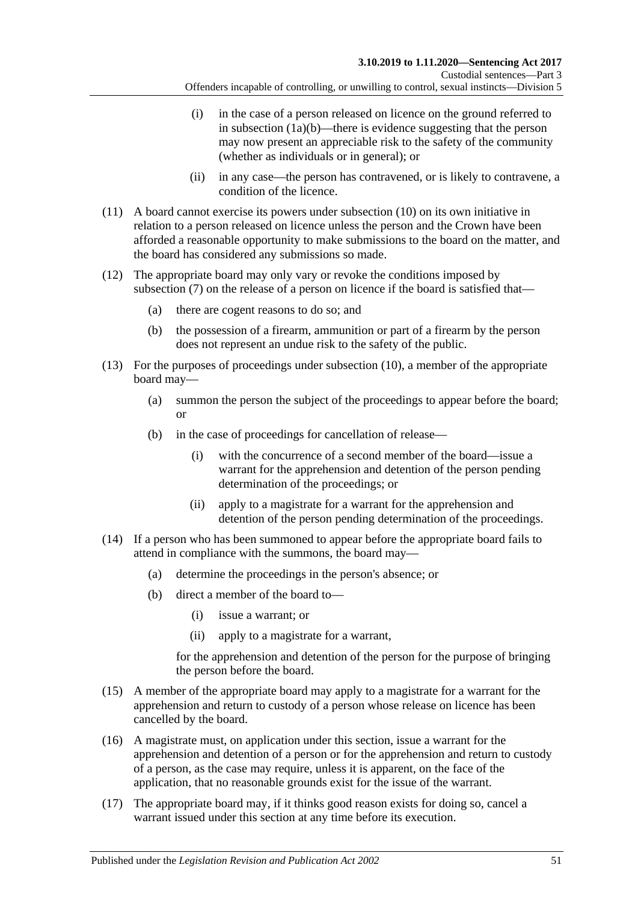(i) in the case of a person released on licence on the ground referred to in subsection (1a)(b)—there is evidence suggesting that the person may now present an appreciable risk to the safety of the community (whether as individuals or in general); or

(ii) in any case—the person has contravened, or is likely to contravene, a condition of the licence.

(11) A board cannot exercise its powers under subsection (10) on its own initiative in relation to a person released on licence unless the person and the Crown have been afforded a reasonable opportunity to make submissions to the board on the matter, and the board has considered any submissions so made.

(12) The appropriate board may only vary or revoke the conditions imposed by subsection (7) on the release of a person on licence if the board is satisfied that—

(a) there are cogent reasons to do so; and

(b) the possession of a firearm, ammunition or part of a firearm by the person does not represent an undue risk to the safety of the public.

(13) For the purposes of proceedings under subsection (10), a member of the appropriate board may—

(a) summon the person the subject of the proceedings to appear before the board; or

(b) in the case of proceedings for cancellation of release—

(i) with the concurrence of a second member of the board—issue a warrant for the apprehension and detention of the person pending determination of the proceedings; or

(ii) apply to a magistrate for a warrant for the apprehension and detention of the person pending determination of the proceedings.

(14) If a person who has been summoned to appear before the appropriate board fails to attend in compliance with the summons, the board may—

(a) determine the proceedings in the person's absence; or

(b) direct a member of the board to—

(i) issue a warrant; or

(ii) apply to a magistrate for a warrant,

for the apprehension and detention of the person for the purpose of bringing the person before the board.

(15) A member of the appropriate board may apply to a magistrate for a warrant for the apprehension and return to custody of a person whose release on licence has been cancelled by the board.

(16) A magistrate must, on application under this section, issue a warrant for the apprehension and detention of a person or for the apprehension and return to custody of a person, as the case may require, unless it is apparent, on the face of the application, that no reasonable grounds exist for the issue of the warrant.

(17) The appropriate board may, if it thinks good reason exists for doing so, cancel a warrant issued under this section at any time before its execution.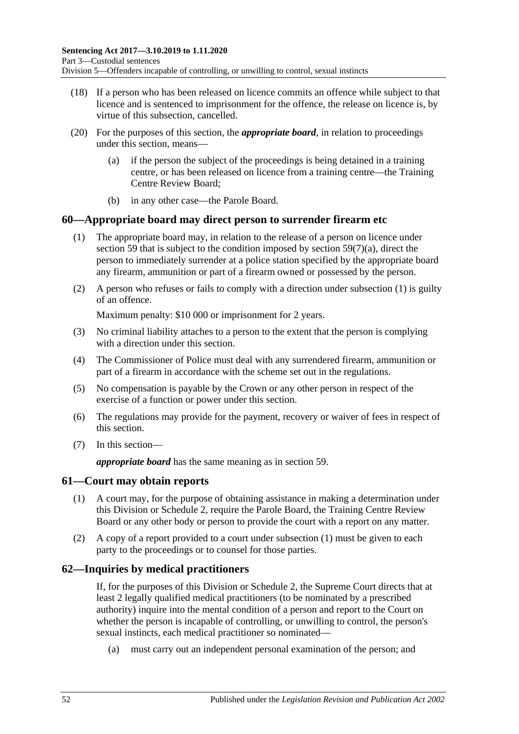(18) If a person who has been released on licence commits an offence while subject to that licence and is sentenced to imprisonment for the offence, the release on licence is, by virtue of this subsection, cancelled.

(20) For the purposes of this section, the ***appropriate board***, in relation to proceedings under this section, means—

(a) if the person the subject of the proceedings is being detained in a training centre, or has been released on licence from a training centre—the Training Centre Review Board;

(b) in any other case—the Parole Board.

## 60—Appropriate board may direct person to surrender firearm etc

(1) The appropriate board may, in relation to the release of a person on licence under section 59 that is subject to the condition imposed by section 59(7)(a), direct the person to immediately surrender at a police station specified by the appropriate board any firearm, ammunition or part of a firearm owned or possessed by the person.

(2) A person who refuses or fails to comply with a direction under subsection (1) is guilty of an offence.

Maximum penalty: $10 000 or imprisonment for 2 years.

(3) No criminal liability attaches to a person to the extent that the person is complying with a direction under this section.

(4) The Commissioner of Police must deal with any surrendered firearm, ammunition or part of a firearm in accordance with the scheme set out in the regulations.

(5) No compensation is payable by the Crown or any other person in respect of the exercise of a function or power under this section.

(6) The regulations may provide for the payment, recovery or waiver of fees in respect of this section.

(7) In this section—

***appropriate board*** has the same meaning as in section 59.

## 61—Court may obtain reports

(1) A court may, for the purpose of obtaining assistance in making a determination under this Division or Schedule 2, require the Parole Board, the Training Centre Review Board or any other body or person to provide the court with a report on any matter.

(2) A copy of a report provided to a court under subsection (1) must be given to each party to the proceedings or to counsel for those parties.

## 62—Inquiries by medical practitioners

If, for the purposes of this Division or Schedule 2, the Supreme Court directs that at least 2 legally qualified medical practitioners (to be nominated by a prescribed authority) inquire into the mental condition of a person and report to the Court on whether the person is incapable of controlling, or unwilling to control, the person's sexual instincts, each medical practitioner so nominated—

(a) must carry out an independent personal examination of the person; and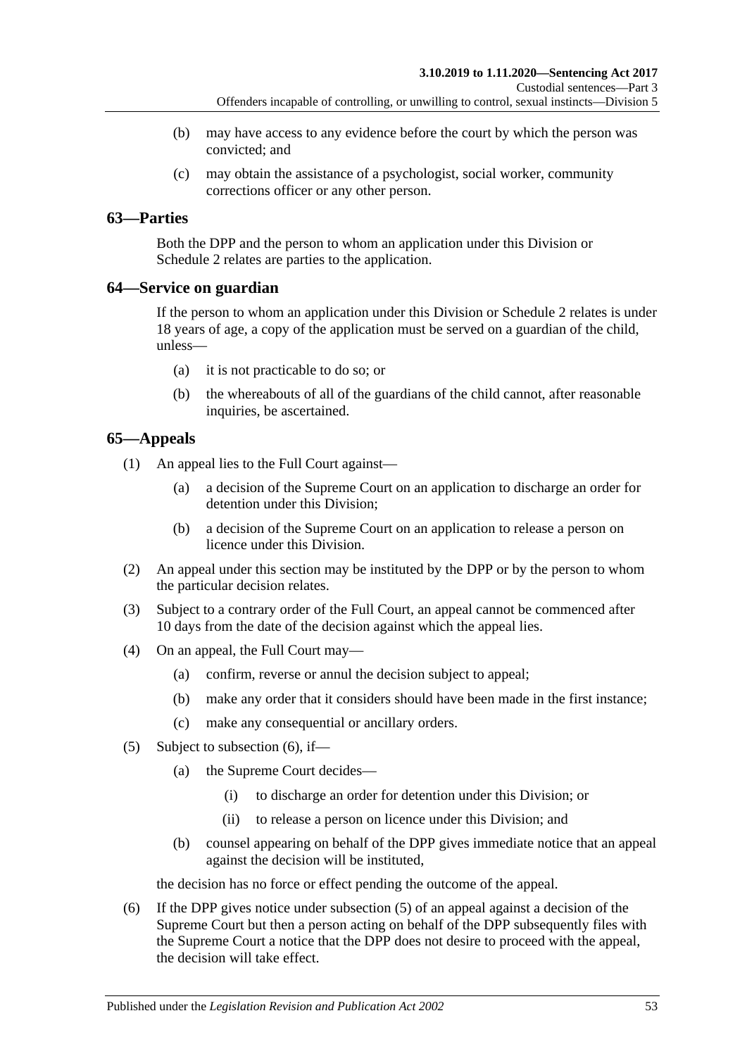(b) may have access to any evidence before the court by which the person was convicted; and

(c) may obtain the assistance of a psychologist, social worker, community corrections officer or any other person.

## 63—Parties

Both the DPP and the person to whom an application under this Division or Schedule 2 relates are parties to the application.

## 64—Service on guardian

If the person to whom an application under this Division or Schedule 2 relates is under 18 years of age, a copy of the application must be served on a guardian of the child, unless—

(a) it is not practicable to do so; or

(b) the whereabouts of all of the guardians of the child cannot, after reasonable inquiries, be ascertained.

## 65—Appeals

(1) An appeal lies to the Full Court against—

(a) a decision of the Supreme Court on an application to discharge an order for detention under this Division;

(b) a decision of the Supreme Court on an application to release a person on licence under this Division.

(2) An appeal under this section may be instituted by the DPP or by the person to whom the particular decision relates.

(3) Subject to a contrary order of the Full Court, an appeal cannot be commenced after 10 days from the date of the decision against which the appeal lies.

(4) On an appeal, the Full Court may—

(a) confirm, reverse or annul the decision subject to appeal;

(b) make any order that it considers should have been made in the first instance;

(c) make any consequential or ancillary orders.

(5) Subject to subsection (6), if—

(a) the Supreme Court decides—

(i) to discharge an order for detention under this Division; or

(ii) to release a person on licence under this Division; and

(b) counsel appearing on behalf of the DPP gives immediate notice that an appeal against the decision will be instituted,

the decision has no force or effect pending the outcome of the appeal.

(6) If the DPP gives notice under subsection (5) of an appeal against a decision of the Supreme Court but then a person acting on behalf of the DPP subsequently files with the Supreme Court a notice that the DPP does not desire to proceed with the appeal, the decision will take effect.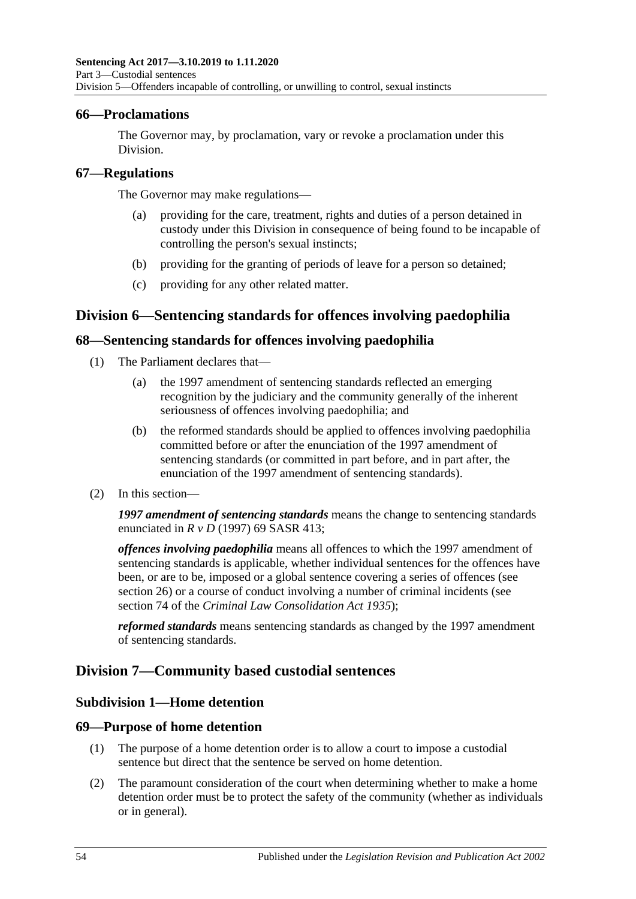### 66—Proclamations

The Governor may, by proclamation, vary or revoke a proclamation under this Division.

### 67—Regulations

The Governor may make regulations—

(a) providing for the care, treatment, rights and duties of a person detained in custody under this Division in consequence of being found to be incapable of controlling the person's sexual instincts;

(b) providing for the granting of periods of leave for a person so detained;

(c) providing for any other related matter.

## Division 6—Sentencing standards for offences involving paedophilia

### 68—Sentencing standards for offences involving paedophilia

(1) The Parliament declares that—

(a) the 1997 amendment of sentencing standards reflected an emerging recognition by the judiciary and the community generally of the inherent seriousness of offences involving paedophilia; and

(b) the reformed standards should be applied to offences involving paedophilia committed before or after the enunciation of the 1997 amendment of sentencing standards (or committed in part before, and in part after, the enunciation of the 1997 amendment of sentencing standards).

(2) In this section—

***1997 amendment of sentencing standards*** means the change to sentencing standards enunciated in *R v D* (1997) 69 SASR 413;

***offences involving paedophilia*** means all offences to which the 1997 amendment of sentencing standards is applicable, whether individual sentences for the offences have been, or are to be, imposed or a global sentence covering a series of offences (see section 26) or a course of conduct involving a number of criminal incidents (see section 74 of the *Criminal Law Consolidation Act 1935*);

***reformed standards*** means sentencing standards as changed by the 1997 amendment of sentencing standards.

## Division 7—Community based custodial sentences

### Subdivision 1—Home detention

### 69—Purpose of home detention

(1) The purpose of a home detention order is to allow a court to impose a custodial sentence but direct that the sentence be served on home detention.

(2) The paramount consideration of the court when determining whether to make a home detention order must be to protect the safety of the community (whether as individuals or in general).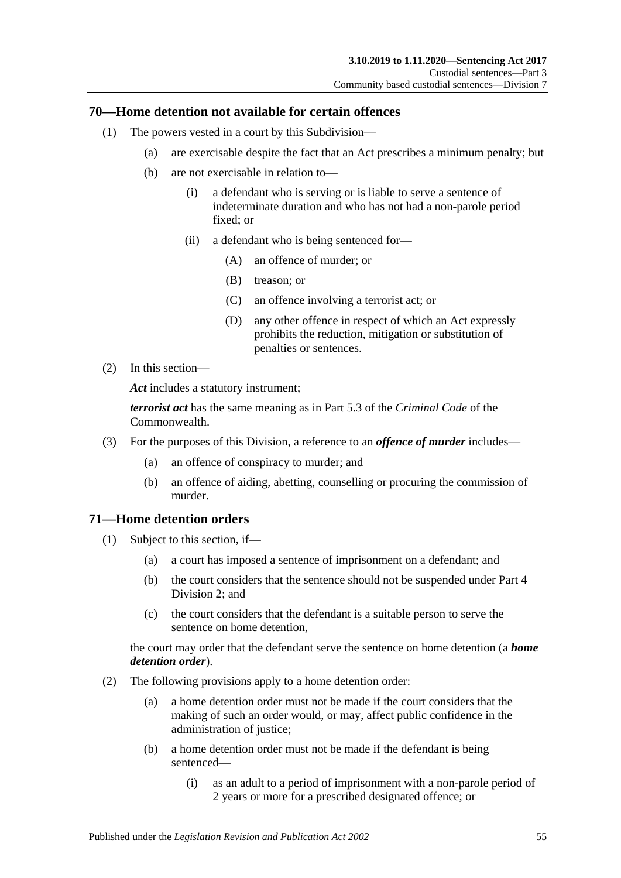## 70—Home detention not available for certain offences

(1) The powers vested in a court by this Subdivision—

(a) are exercisable despite the fact that an Act prescribes a minimum penalty; but

(b) are not exercisable in relation to—

(i) a defendant who is serving or is liable to serve a sentence of indeterminate duration and who has not had a non-parole period fixed; or

(ii) a defendant who is being sentenced for—

(A) an offence of murder; or

(B) treason; or

(C) an offence involving a terrorist act; or

(D) any other offence in respect of which an Act expressly prohibits the reduction, mitigation or substitution of penalties or sentences.

(2) In this section—

***Act*** includes a statutory instrument;

***terrorist act*** has the same meaning as in Part 5.3 of the *Criminal Code* of the Commonwealth.

(3) For the purposes of this Division, a reference to an ***offence of murder*** includes—

(a) an offence of conspiracy to murder; and

(b) an offence of aiding, abetting, counselling or procuring the commission of murder.

## 71—Home detention orders

(1) Subject to this section, if—

(a) a court has imposed a sentence of imprisonment on a defendant; and

(b) the court considers that the sentence should not be suspended under Part 4 Division 2; and

(c) the court considers that the defendant is a suitable person to serve the sentence on home detention,

the court may order that the defendant serve the sentence on home detention (a ***home detention order***).

(2) The following provisions apply to a home detention order:

(a) a home detention order must not be made if the court considers that the making of such an order would, or may, affect public confidence in the administration of justice;

(b) a home detention order must not be made if the defendant is being sentenced—

(i) as an adult to a period of imprisonment with a non-parole period of 2 years or more for a prescribed designated offence; or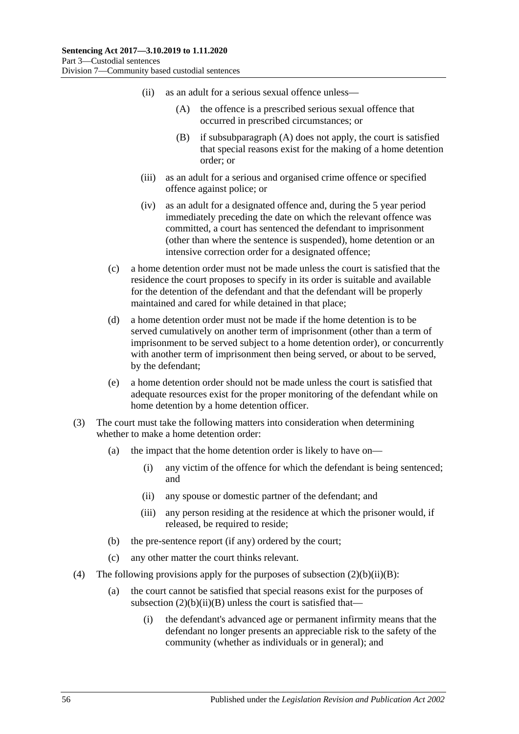(ii) as an adult for a serious sexual offence unless—

(A) the offence is a prescribed serious sexual offence that occurred in prescribed circumstances; or

(B) if subsubparagraph (A) does not apply, the court is satisfied that special reasons exist for the making of a home detention order; or

(iii) as an adult for a serious and organised crime offence or specified offence against police; or

(iv) as an adult for a designated offence and, during the 5 year period immediately preceding the date on which the relevant offence was committed, a court has sentenced the defendant to imprisonment (other than where the sentence is suspended), home detention or an intensive correction order for a designated offence;

(c) a home detention order must not be made unless the court is satisfied that the residence the court proposes to specify in its order is suitable and available for the detention of the defendant and that the defendant will be properly maintained and cared for while detained in that place;

(d) a home detention order must not be made if the home detention is to be served cumulatively on another term of imprisonment (other than a term of imprisonment to be served subject to a home detention order), or concurrently with another term of imprisonment then being served, or about to be served, by the defendant;

(e) a home detention order should not be made unless the court is satisfied that adequate resources exist for the proper monitoring of the defendant while on home detention by a home detention officer.

(3) The court must take the following matters into consideration when determining whether to make a home detention order:

(a) the impact that the home detention order is likely to have on—

(i) any victim of the offence for which the defendant is being sentenced; and

(ii) any spouse or domestic partner of the defendant; and

(iii) any person residing at the residence at which the prisoner would, if released, be required to reside;

(b) the pre-sentence report (if any) ordered by the court;

(c) any other matter the court thinks relevant.

(4) The following provisions apply for the purposes of subsection (2)(b)(ii)(B):

(a) the court cannot be satisfied that special reasons exist for the purposes of subsection (2)(b)(ii)(B) unless the court is satisfied that—

(i) the defendant's advanced age or permanent infirmity means that the defendant no longer presents an appreciable risk to the safety of the community (whether as individuals or in general); and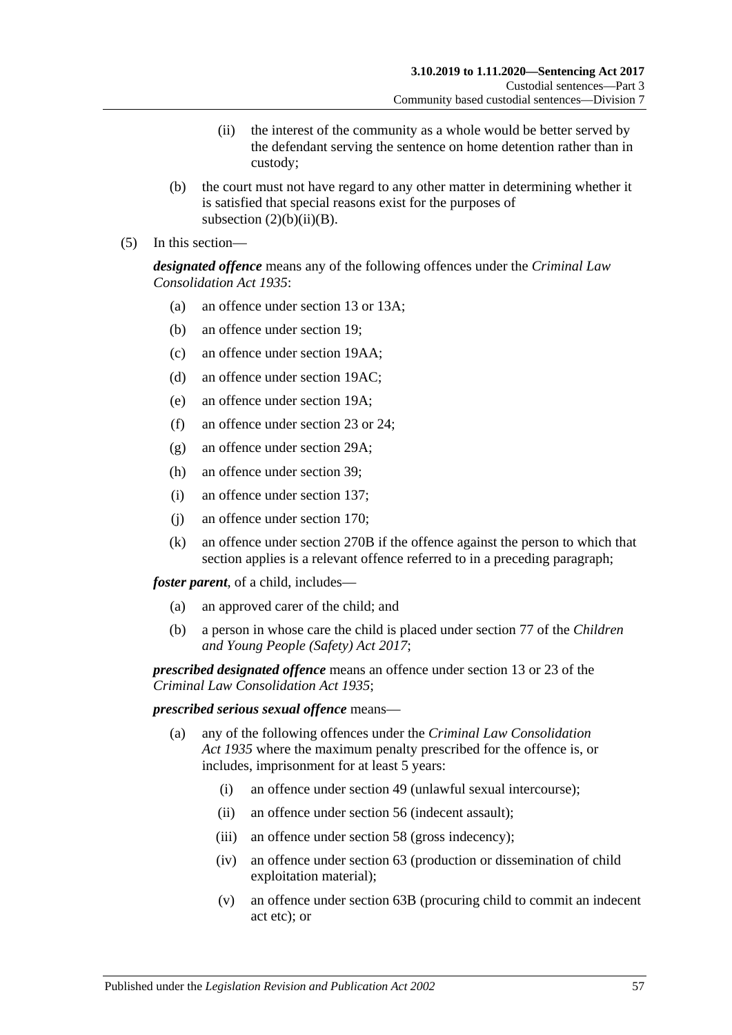(ii) the interest of the community as a whole would be better served by the defendant serving the sentence on home detention rather than in custody;

(b) the court must not have regard to any other matter in determining whether it is satisfied that special reasons exist for the purposes of subsection (2)(b)(ii)(B).

(5) In this section—

***designated offence*** means any of the following offences under the *Criminal Law Consolidation Act 1935*:

(a) an offence under section 13 or 13A;

(b) an offence under section 19;

(c) an offence under section 19AA;

(d) an offence under section 19AC;

(e) an offence under section 19A;

(f) an offence under section 23 or 24;

(g) an offence under section 29A;

(h) an offence under section 39;

(i) an offence under section 137;

(j) an offence under section 170;

(k) an offence under section 270B if the offence against the person to which that section applies is a relevant offence referred to in a preceding paragraph;

***foster parent***, of a child, includes—

(a) an approved carer of the child; and

(b) a person in whose care the child is placed under section 77 of the *Children and Young People (Safety) Act 2017*;

***prescribed designated offence*** means an offence under section 13 or 23 of the *Criminal Law Consolidation Act 1935*;

***prescribed serious sexual offence*** means—

(a) any of the following offences under the *Criminal Law Consolidation Act 1935* where the maximum penalty prescribed for the offence is, or includes, imprisonment for at least 5 years:

(i) an offence under section 49 (unlawful sexual intercourse);

(ii) an offence under section 56 (indecent assault);

(iii) an offence under section 58 (gross indecency);

(iv) an offence under section 63 (production or dissemination of child exploitation material);

(v) an offence under section 63B (procuring child to commit an indecent act etc); or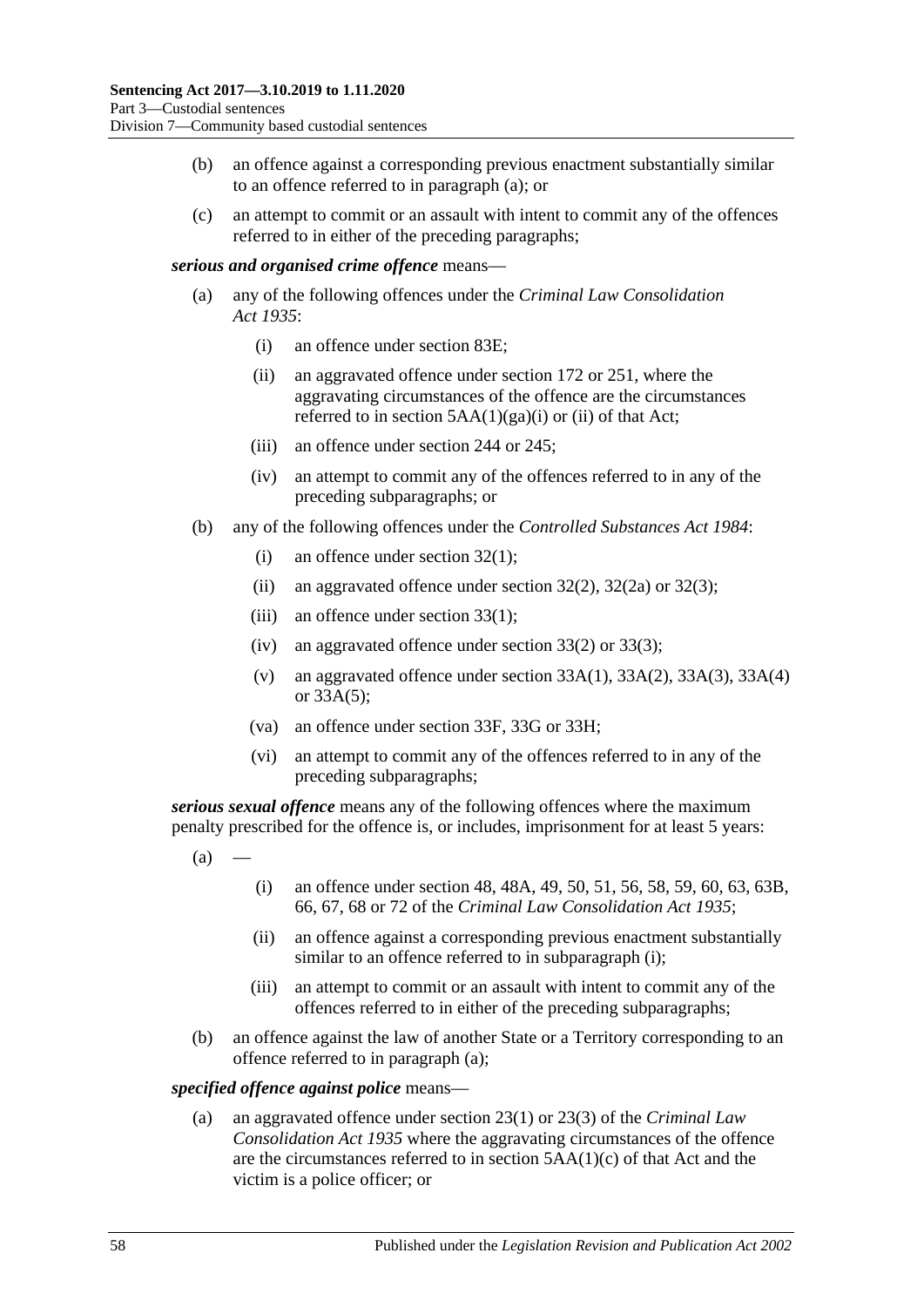(b) an offence against a corresponding previous enactment substantially similar to an offence referred to in paragraph (a); or

(c) an attempt to commit or an assault with intent to commit any of the offences referred to in either of the preceding paragraphs;

***serious and organised crime offence*** means—

(a) any of the following offences under the *Criminal Law Consolidation Act 1935*:

(i) an offence under section 83E;

(ii) an aggravated offence under section 172 or 251, where the aggravating circumstances of the offence are the circumstances referred to in section 5AA(1)(ga)(i) or (ii) of that Act;

(iii) an offence under section 244 or 245;

(iv) an attempt to commit any of the offences referred to in any of the preceding subparagraphs; or

(b) any of the following offences under the *Controlled Substances Act 1984*:

(i) an offence under section 32(1);

(ii) an aggravated offence under section 32(2), 32(2a) or 32(3);

(iii) an offence under section 33(1);

(iv) an aggravated offence under section 33(2) or 33(3);

(v) an aggravated offence under section 33A(1), 33A(2), 33A(3), 33A(4) or 33A(5);

(va) an offence under section 33F, 33G or 33H;

(vi) an attempt to commit any of the offences referred to in any of the preceding subparagraphs;

***serious sexual offence*** means any of the following offences where the maximum penalty prescribed for the offence is, or includes, imprisonment for at least 5 years:

(a) —

(i) an offence under section 48, 48A, 49, 50, 51, 56, 58, 59, 60, 63, 63B, 66, 67, 68 or 72 of the *Criminal Law Consolidation Act 1935*;

(ii) an offence against a corresponding previous enactment substantially similar to an offence referred to in subparagraph (i);

(iii) an attempt to commit or an assault with intent to commit any of the offences referred to in either of the preceding subparagraphs;

(b) an offence against the law of another State or a Territory corresponding to an offence referred to in paragraph (a);

***specified offence against police*** means—

(a) an aggravated offence under section 23(1) or 23(3) of the *Criminal Law Consolidation Act 1935* where the aggravating circumstances of the offence are the circumstances referred to in section 5AA(1)(c) of that Act and the victim is a police officer; or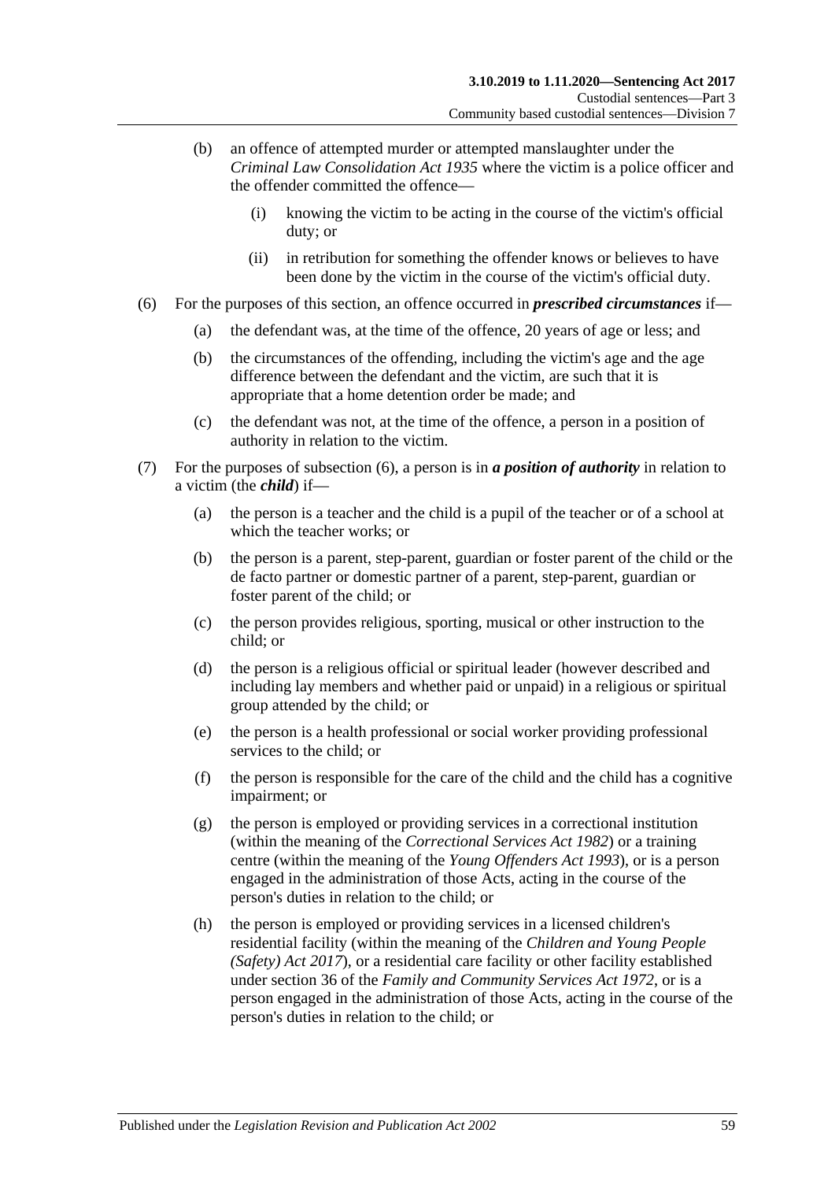(b) an offence of attempted murder or attempted manslaughter under the *Criminal Law Consolidation Act 1935* where the victim is a police officer and the offender committed the offence—

(i) knowing the victim to be acting in the course of the victim's official duty; or

(ii) in retribution for something the offender knows or believes to have been done by the victim in the course of the victim's official duty.

(6) For the purposes of this section, an offence occurred in ***prescribed circumstances*** if—

(a) the defendant was, at the time of the offence, 20 years of age or less; and

(b) the circumstances of the offending, including the victim's age and the age difference between the defendant and the victim, are such that it is appropriate that a home detention order be made; and

(c) the defendant was not, at the time of the offence, a person in a position of authority in relation to the victim.

(7) For the purposes of subsection (6), a person is in ***a position of authority*** in relation to a victim (the ***child***) if—

(a) the person is a teacher and the child is a pupil of the teacher or of a school at which the teacher works; or

(b) the person is a parent, step-parent, guardian or foster parent of the child or the de facto partner or domestic partner of a parent, step-parent, guardian or foster parent of the child; or

(c) the person provides religious, sporting, musical or other instruction to the child; or

(d) the person is a religious official or spiritual leader (however described and including lay members and whether paid or unpaid) in a religious or spiritual group attended by the child; or

(e) the person is a health professional or social worker providing professional services to the child; or

(f) the person is responsible for the care of the child and the child has a cognitive impairment; or

(g) the person is employed or providing services in a correctional institution (within the meaning of the *Correctional Services Act 1982*) or a training centre (within the meaning of the *Young Offenders Act 1993*), or is a person engaged in the administration of those Acts, acting in the course of the person's duties in relation to the child; or

(h) the person is employed or providing services in a licensed children's residential facility (within the meaning of the *Children and Young People (Safety) Act 2017*), or a residential care facility or other facility established under section 36 of the *Family and Community Services Act 1972*, or is a person engaged in the administration of those Acts, acting in the course of the person's duties in relation to the child; or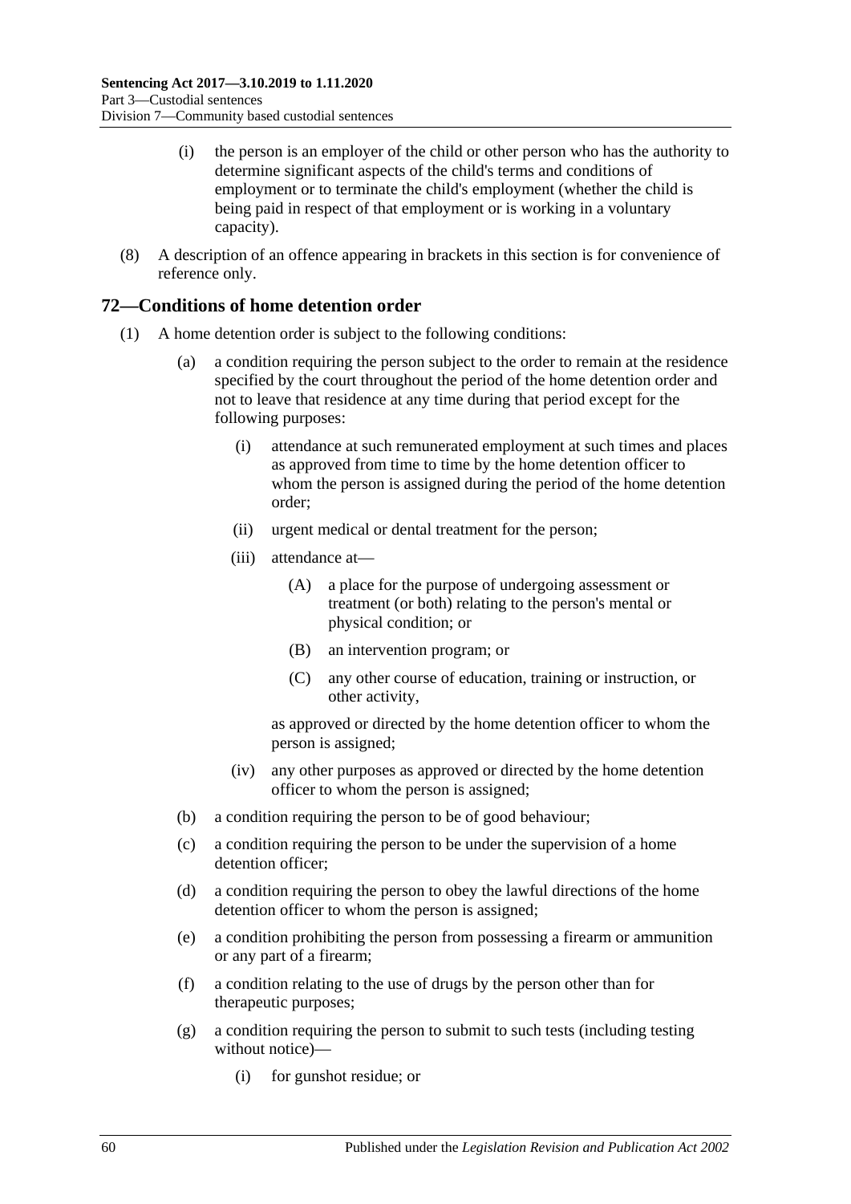(i) the person is an employer of the child or other person who has the authority to determine significant aspects of the child's terms and conditions of employment or to terminate the child's employment (whether the child is being paid in respect of that employment or is working in a voluntary capacity).

(8) A description of an offence appearing in brackets in this section is for convenience of reference only.

## 72—Conditions of home detention order

(1) A home detention order is subject to the following conditions:

(a) a condition requiring the person subject to the order to remain at the residence specified by the court throughout the period of the home detention order and not to leave that residence at any time during that period except for the following purposes:

(i) attendance at such remunerated employment at such times and places as approved from time to time by the home detention officer to whom the person is assigned during the period of the home detention order;

(ii) urgent medical or dental treatment for the person;

(iii) attendance at—

(A) a place for the purpose of undergoing assessment or treatment (or both) relating to the person's mental or physical condition; or

(B) an intervention program; or

(C) any other course of education, training or instruction, or other activity,

as approved or directed by the home detention officer to whom the person is assigned;

(iv) any other purposes as approved or directed by the home detention officer to whom the person is assigned;

(b) a condition requiring the person to be of good behaviour;

(c) a condition requiring the person to be under the supervision of a home detention officer;

(d) a condition requiring the person to obey the lawful directions of the home detention officer to whom the person is assigned;

(e) a condition prohibiting the person from possessing a firearm or ammunition or any part of a firearm;

(f) a condition relating to the use of drugs by the person other than for therapeutic purposes;

(g) a condition requiring the person to submit to such tests (including testing without notice)—

(i) for gunshot residue; or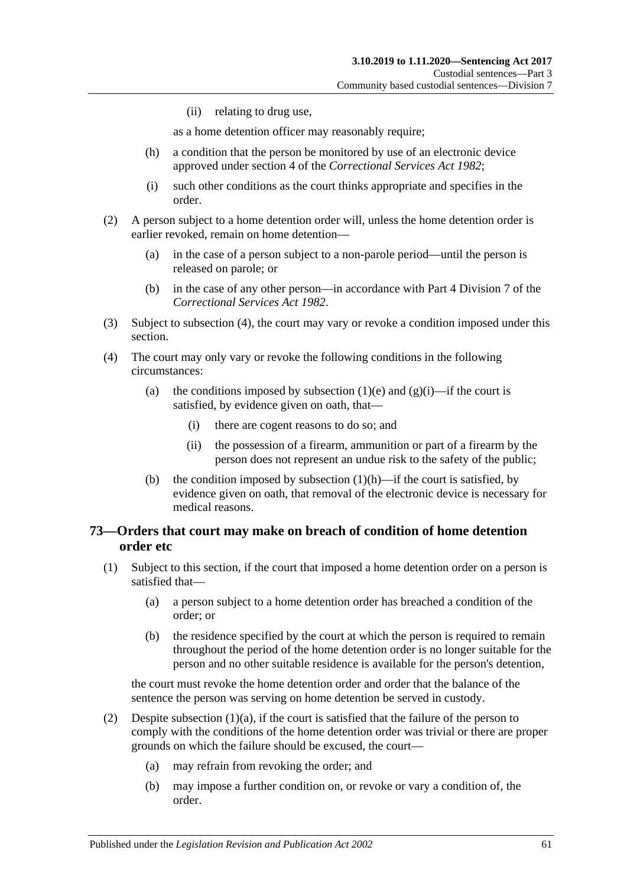(ii) relating to drug use,

as a home detention officer may reasonably require;

(h) a condition that the person be monitored by use of an electronic device approved under section 4 of the *Correctional Services Act 1982*;

(i) such other conditions as the court thinks appropriate and specifies in the order.

(2) A person subject to a home detention order will, unless the home detention order is earlier revoked, remain on home detention—

(a) in the case of a person subject to a non-parole period—until the person is released on parole; or

(b) in the case of any other person—in accordance with Part 4 Division 7 of the *Correctional Services Act 1982*.

(3) Subject to subsection (4), the court may vary or revoke a condition imposed under this section.

(4) The court may only vary or revoke the following conditions in the following circumstances:

(a) the conditions imposed by subsection (1)(e) and (g)(i)—if the court is satisfied, by evidence given on oath, that—

(i) there are cogent reasons to do so; and

(ii) the possession of a firearm, ammunition or part of a firearm by the person does not represent an undue risk to the safety of the public;

(b) the condition imposed by subsection (1)(h)—if the court is satisfied, by evidence given on oath, that removal of the electronic device is necessary for medical reasons.

## 73—Orders that court may make on breach of condition of home detention order etc

(1) Subject to this section, if the court that imposed a home detention order on a person is satisfied that—

(a) a person subject to a home detention order has breached a condition of the order; or

(b) the residence specified by the court at which the person is required to remain throughout the period of the home detention order is no longer suitable for the person and no other suitable residence is available for the person's detention,

the court must revoke the home detention order and order that the balance of the sentence the person was serving on home detention be served in custody.

(2) Despite subsection (1)(a), if the court is satisfied that the failure of the person to comply with the conditions of the home detention order was trivial or there are proper grounds on which the failure should be excused, the court—

(a) may refrain from revoking the order; and

(b) may impose a further condition on, or revoke or vary a condition of, the order.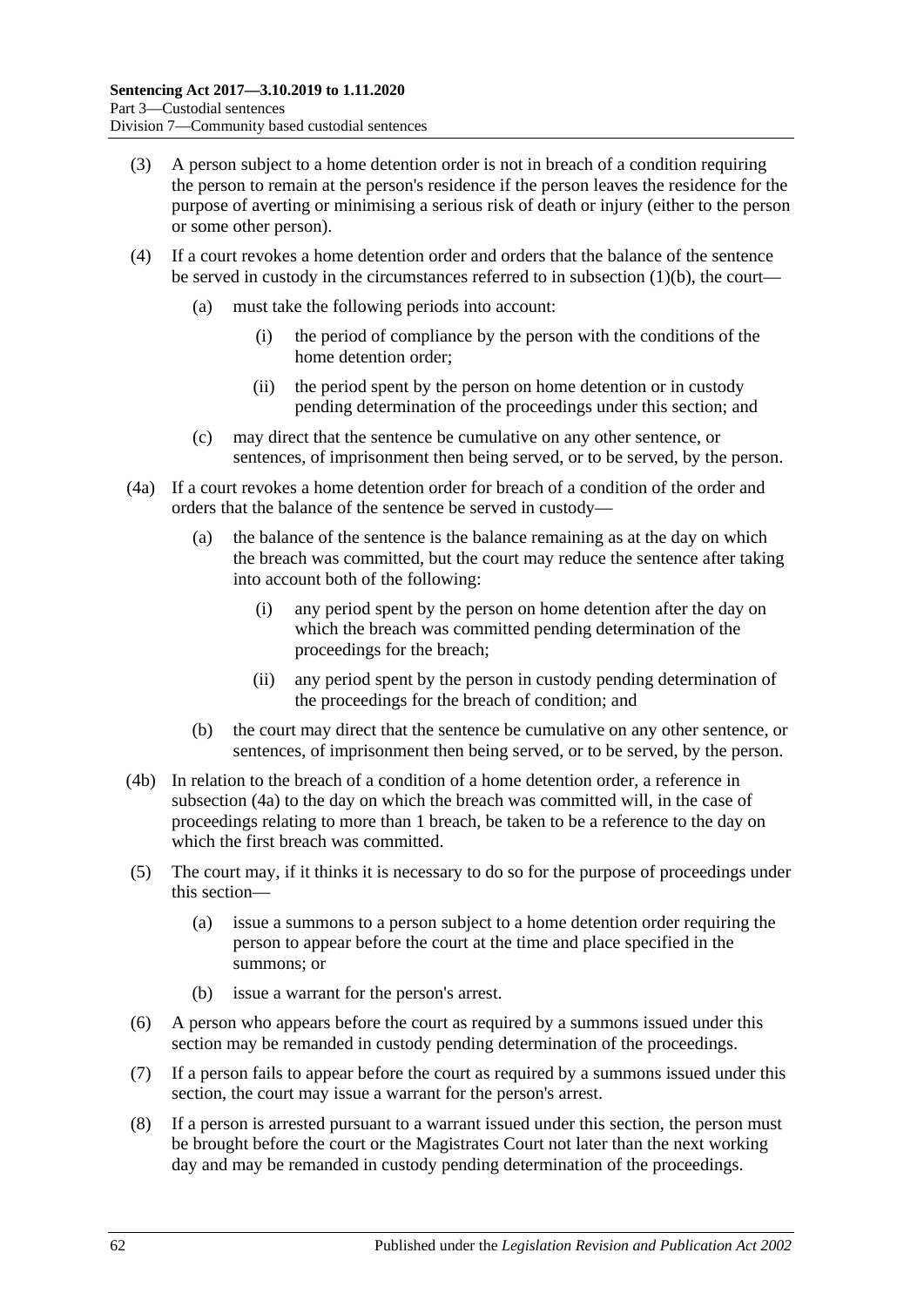(3) A person subject to a home detention order is not in breach of a condition requiring the person to remain at the person's residence if the person leaves the residence for the purpose of averting or minimising a serious risk of death or injury (either to the person or some other person).

(4) If a court revokes a home detention order and orders that the balance of the sentence be served in custody in the circumstances referred to in subsection (1)(b), the court—

(a) must take the following periods into account:

(i) the period of compliance by the person with the conditions of the home detention order;

(ii) the period spent by the person on home detention or in custody pending determination of the proceedings under this section; and

(c) may direct that the sentence be cumulative on any other sentence, or sentences, of imprisonment then being served, or to be served, by the person.

(4a) If a court revokes a home detention order for breach of a condition of the order and orders that the balance of the sentence be served in custody—

(a) the balance of the sentence is the balance remaining as at the day on which the breach was committed, but the court may reduce the sentence after taking into account both of the following:

(i) any period spent by the person on home detention after the day on which the breach was committed pending determination of the proceedings for the breach;

(ii) any period spent by the person in custody pending determination of the proceedings for the breach of condition; and

(b) the court may direct that the sentence be cumulative on any other sentence, or sentences, of imprisonment then being served, or to be served, by the person.

(4b) In relation to the breach of a condition of a home detention order, a reference in subsection (4a) to the day on which the breach was committed will, in the case of proceedings relating to more than 1 breach, be taken to be a reference to the day on which the first breach was committed.

(5) The court may, if it thinks it is necessary to do so for the purpose of proceedings under this section—

(a) issue a summons to a person subject to a home detention order requiring the person to appear before the court at the time and place specified in the summons; or

(b) issue a warrant for the person's arrest.

(6) A person who appears before the court as required by a summons issued under this section may be remanded in custody pending determination of the proceedings.

(7) If a person fails to appear before the court as required by a summons issued under this section, the court may issue a warrant for the person's arrest.

(8) If a person is arrested pursuant to a warrant issued under this section, the person must be brought before the court or the Magistrates Court not later than the next working day and may be remanded in custody pending determination of the proceedings.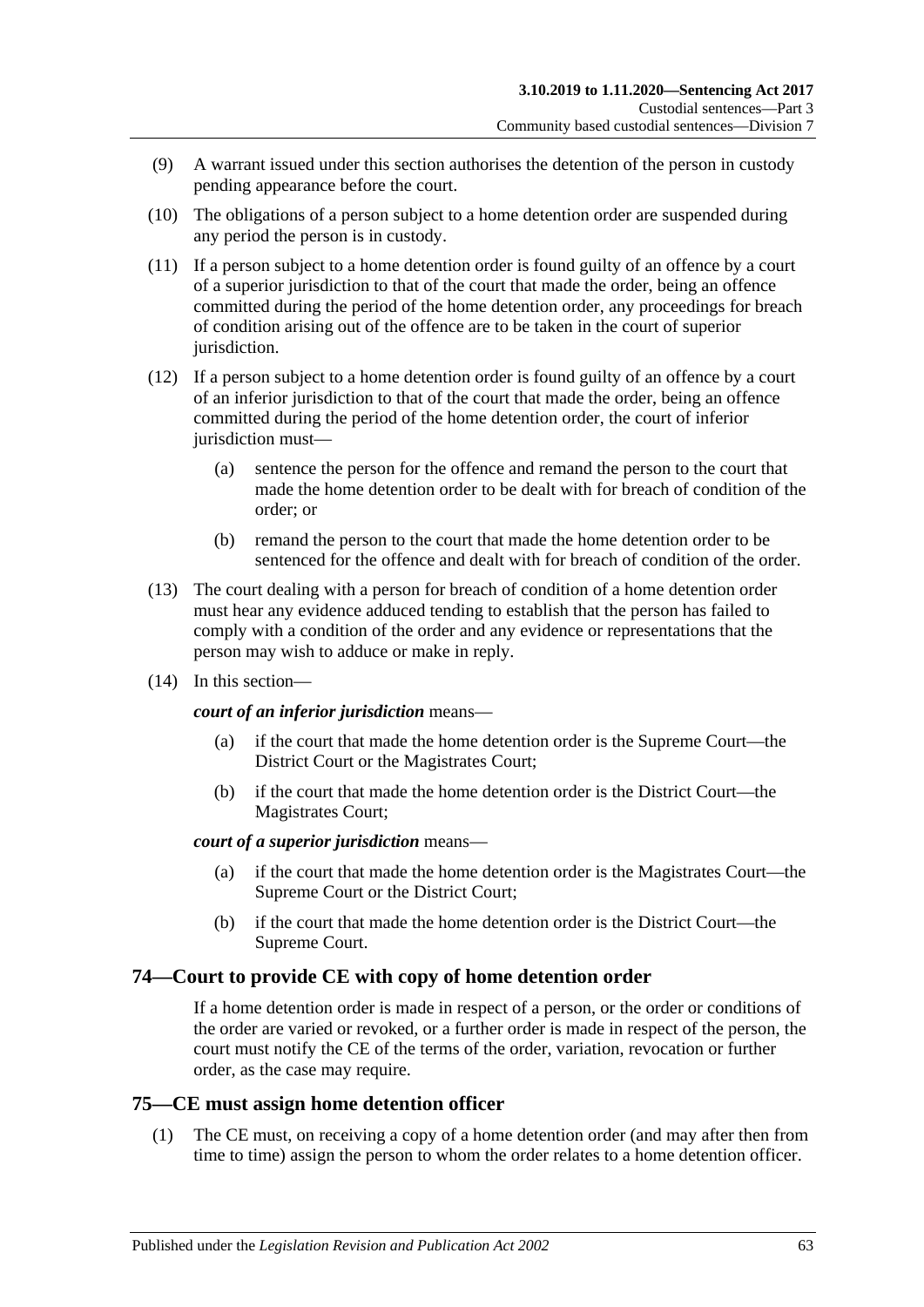(9) A warrant issued under this section authorises the detention of the person in custody pending appearance before the court.

(10) The obligations of a person subject to a home detention order are suspended during any period the person is in custody.

(11) If a person subject to a home detention order is found guilty of an offence by a court of a superior jurisdiction to that of the court that made the order, being an offence committed during the period of the home detention order, any proceedings for breach of condition arising out of the offence are to be taken in the court of superior jurisdiction.

(12) If a person subject to a home detention order is found guilty of an offence by a court of an inferior jurisdiction to that of the court that made the order, being an offence committed during the period of the home detention order, the court of inferior jurisdiction must—

(a) sentence the person for the offence and remand the person to the court that made the home detention order to be dealt with for breach of condition of the order; or

(b) remand the person to the court that made the home detention order to be sentenced for the offence and dealt with for breach of condition of the order.

(13) The court dealing with a person for breach of condition of a home detention order must hear any evidence adduced tending to establish that the person has failed to comply with a condition of the order and any evidence or representations that the person may wish to adduce or make in reply.

(14) In this section—

***court of an inferior jurisdiction*** means—

(a) if the court that made the home detention order is the Supreme Court—the District Court or the Magistrates Court;

(b) if the court that made the home detention order is the District Court—the Magistrates Court;

***court of a superior jurisdiction*** means—

(a) if the court that made the home detention order is the Magistrates Court—the Supreme Court or the District Court;

(b) if the court that made the home detention order is the District Court—the Supreme Court.

## 74—Court to provide CE with copy of home detention order

If a home detention order is made in respect of a person, or the order or conditions of the order are varied or revoked, or a further order is made in respect of the person, the court must notify the CE of the terms of the order, variation, revocation or further order, as the case may require.

## 75—CE must assign home detention officer

(1) The CE must, on receiving a copy of a home detention order (and may after then from time to time) assign the person to whom the order relates to a home detention officer.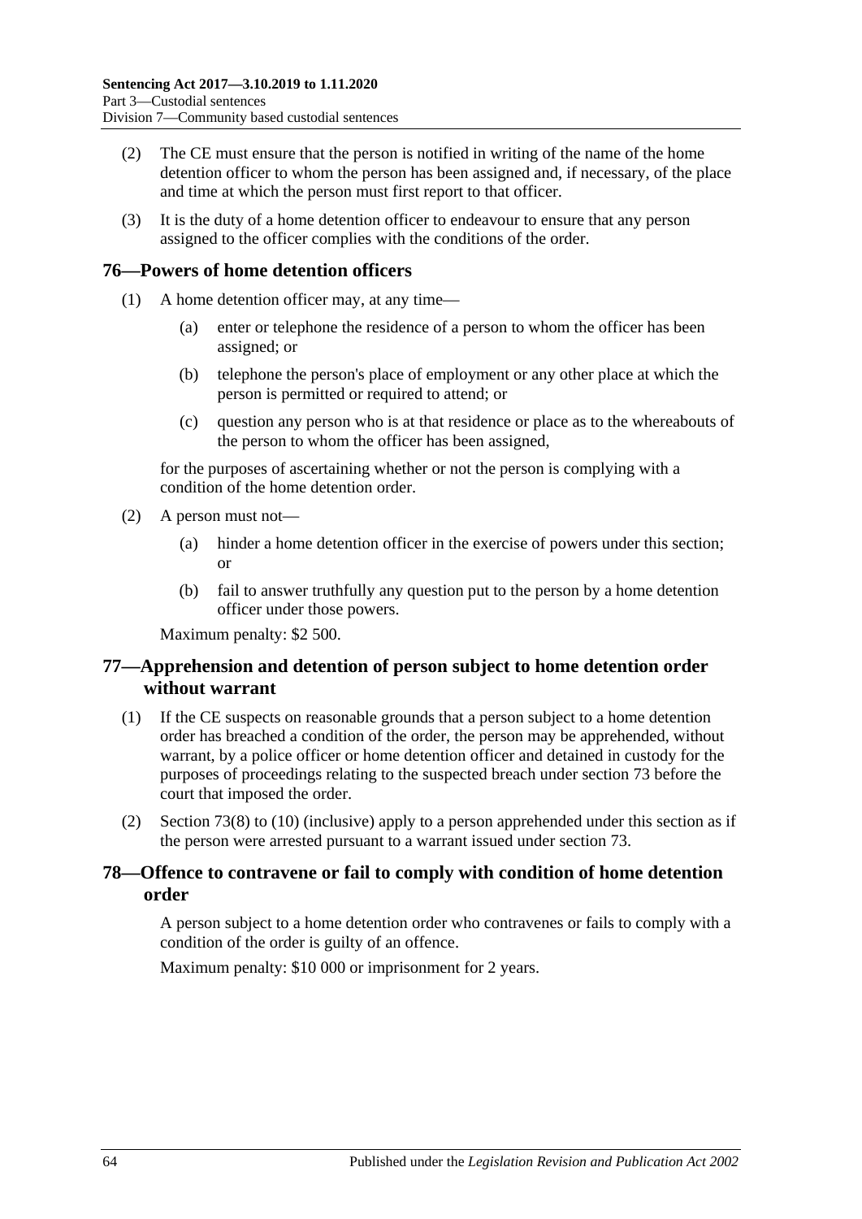(2) The CE must ensure that the person is notified in writing of the name of the home detention officer to whom the person has been assigned and, if necessary, of the place and time at which the person must first report to that officer.

(3) It is the duty of a home detention officer to endeavour to ensure that any person assigned to the officer complies with the conditions of the order.

## 76—Powers of home detention officers

(1) A home detention officer may, at any time—

(a) enter or telephone the residence of a person to whom the officer has been assigned; or

(b) telephone the person's place of employment or any other place at which the person is permitted or required to attend; or

(c) question any person who is at that residence or place as to the whereabouts of the person to whom the officer has been assigned,

for the purposes of ascertaining whether or not the person is complying with a condition of the home detention order.

(2) A person must not—

(a) hinder a home detention officer in the exercise of powers under this section; or

(b) fail to answer truthfully any question put to the person by a home detention officer under those powers.

Maximum penalty: $2 500.

## 77—Apprehension and detention of person subject to home detention order without warrant

(1) If the CE suspects on reasonable grounds that a person subject to a home detention order has breached a condition of the order, the person may be apprehended, without warrant, by a police officer or home detention officer and detained in custody for the purposes of proceedings relating to the suspected breach under section 73 before the court that imposed the order.

(2) Section 73(8) to (10) (inclusive) apply to a person apprehended under this section as if the person were arrested pursuant to a warrant issued under section 73.

## 78—Offence to contravene or fail to comply with condition of home detention order

A person subject to a home detention order who contravenes or fails to comply with a condition of the order is guilty of an offence.

Maximum penalty: $10 000 or imprisonment for 2 years.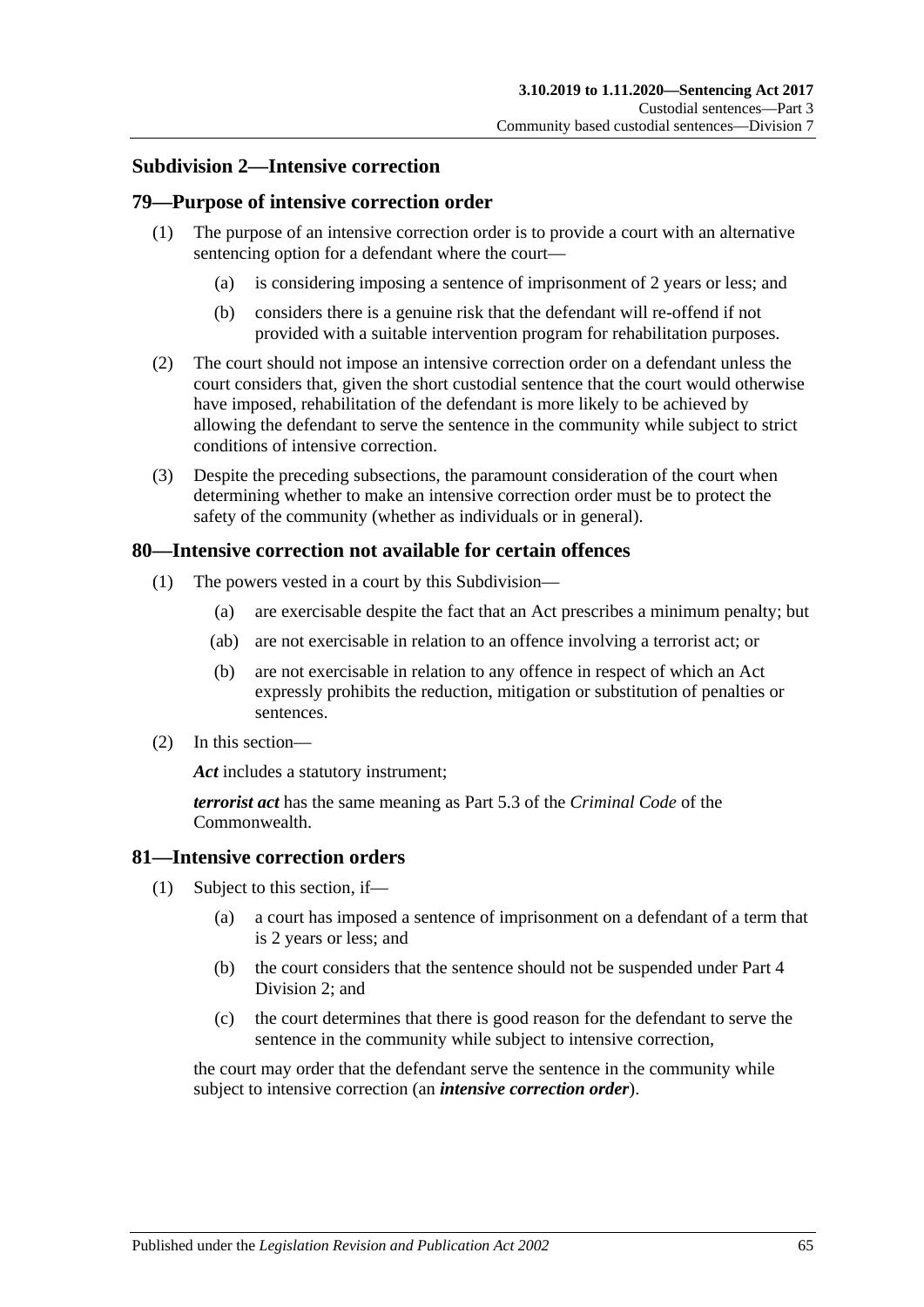## Subdivision 2—Intensive correction

### 79—Purpose of intensive correction order

(1) The purpose of an intensive correction order is to provide a court with an alternative sentencing option for a defendant where the court—

(a) is considering imposing a sentence of imprisonment of 2 years or less; and

(b) considers there is a genuine risk that the defendant will re-offend if not provided with a suitable intervention program for rehabilitation purposes.

(2) The court should not impose an intensive correction order on a defendant unless the court considers that, given the short custodial sentence that the court would otherwise have imposed, rehabilitation of the defendant is more likely to be achieved by allowing the defendant to serve the sentence in the community while subject to strict conditions of intensive correction.

(3) Despite the preceding subsections, the paramount consideration of the court when determining whether to make an intensive correction order must be to protect the safety of the community (whether as individuals or in general).

### 80—Intensive correction not available for certain offences

(1) The powers vested in a court by this Subdivision—

(a) are exercisable despite the fact that an Act prescribes a minimum penalty; but

(ab) are not exercisable in relation to an offence involving a terrorist act; or

(b) are not exercisable in relation to any offence in respect of which an Act expressly prohibits the reduction, mitigation or substitution of penalties or sentences.

(2) In this section—

***Act*** includes a statutory instrument;

***terrorist act*** has the same meaning as Part 5.3 of the *Criminal Code* of the Commonwealth.

### 81—Intensive correction orders

(1) Subject to this section, if—

(a) a court has imposed a sentence of imprisonment on a defendant of a term that is 2 years or less; and

(b) the court considers that the sentence should not be suspended under Part 4 Division 2; and

(c) the court determines that there is good reason for the defendant to serve the sentence in the community while subject to intensive correction,

the court may order that the defendant serve the sentence in the community while subject to intensive correction (an ***intensive correction order***).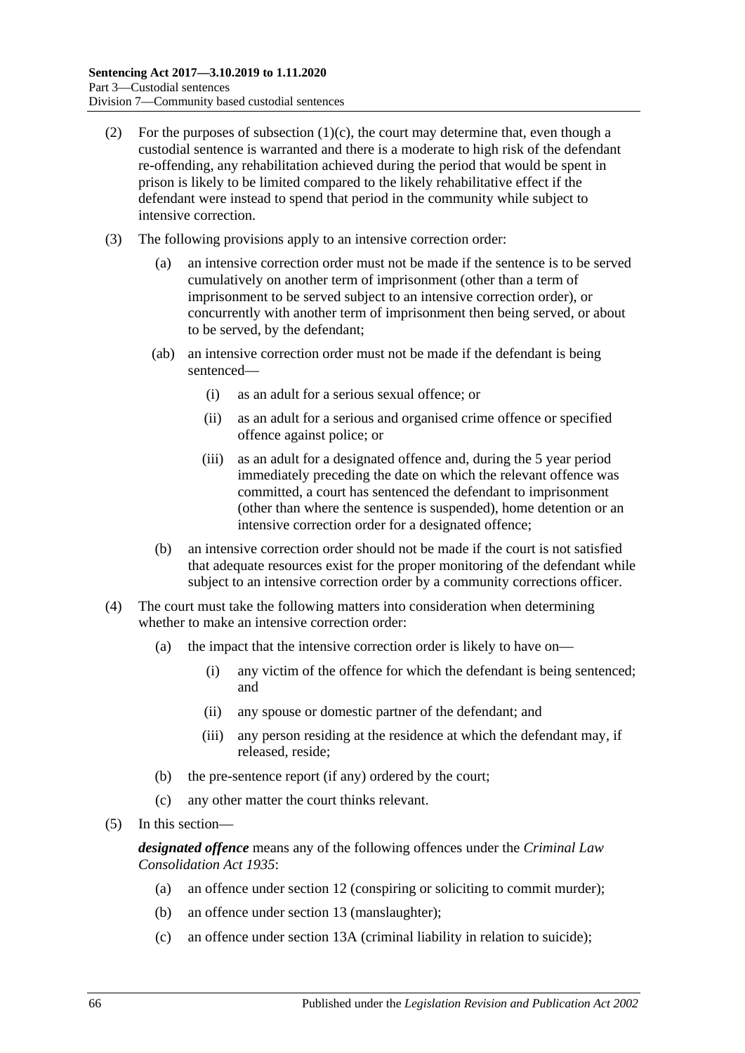(2) For the purposes of subsection (1)(c), the court may determine that, even though a custodial sentence is warranted and there is a moderate to high risk of the defendant re-offending, any rehabilitation achieved during the period that would be spent in prison is likely to be limited compared to the likely rehabilitative effect if the defendant were instead to spend that period in the community while subject to intensive correction.

(3) The following provisions apply to an intensive correction order:

- (a) an intensive correction order must not be made if the sentence is to be served cumulatively on another term of imprisonment (other than a term of imprisonment to be served subject to an intensive correction order), or concurrently with another term of imprisonment then being served, or about to be served, by the defendant;
- (ab) an intensive correction order must not be made if the defendant is being sentenced—
  - (i) as an adult for a serious sexual offence; or
  - (ii) as an adult for a serious and organised crime offence or specified offence against police; or
  - (iii) as an adult for a designated offence and, during the 5 year period immediately preceding the date on which the relevant offence was committed, a court has sentenced the defendant to imprisonment (other than where the sentence is suspended), home detention or an intensive correction order for a designated offence;
- (b) an intensive correction order should not be made if the court is not satisfied that adequate resources exist for the proper monitoring of the defendant while subject to an intensive correction order by a community corrections officer.

(4) The court must take the following matters into consideration when determining whether to make an intensive correction order:

- (a) the impact that the intensive correction order is likely to have on—
  - (i) any victim of the offence for which the defendant is being sentenced; and
  - (ii) any spouse or domestic partner of the defendant; and
  - (iii) any person residing at the residence at which the defendant may, if released, reside;
- (b) the pre-sentence report (if any) ordered by the court;
- (c) any other matter the court thinks relevant.

(5) In this section—

***designated offence*** means any of the following offences under the *Criminal Law Consolidation Act 1935*:

- (a) an offence under section 12 (conspiring or soliciting to commit murder);
- (b) an offence under section 13 (manslaughter);
- (c) an offence under section 13A (criminal liability in relation to suicide);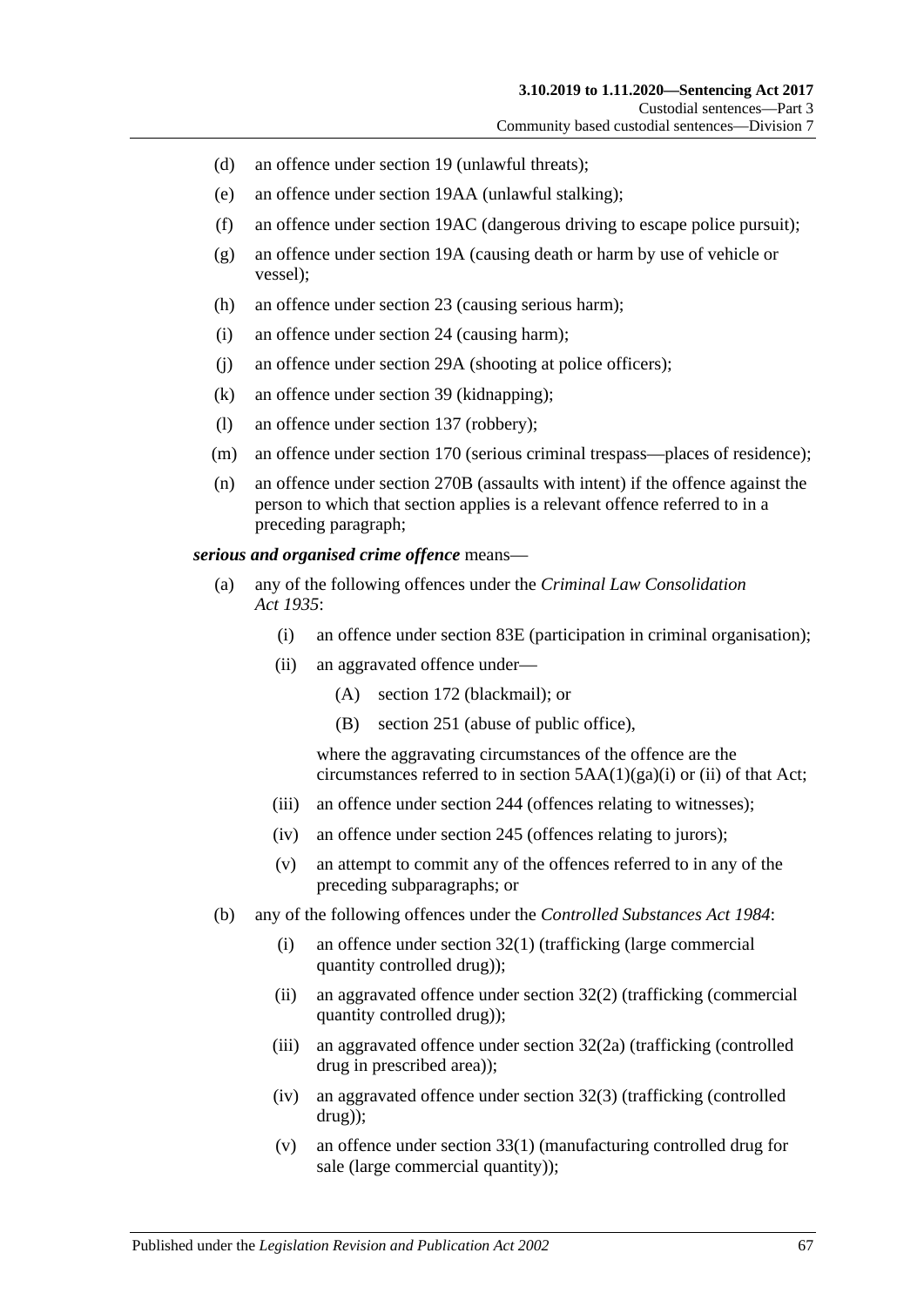- (d) an offence under section 19 (unlawful threats);
- (e) an offence under section 19AA (unlawful stalking);
- (f) an offence under section 19AC (dangerous driving to escape police pursuit);
- (g) an offence under section 19A (causing death or harm by use of vehicle or vessel);
- (h) an offence under section 23 (causing serious harm);
- (i) an offence under section 24 (causing harm);
- (j) an offence under section 29A (shooting at police officers);
- (k) an offence under section 39 (kidnapping);
- (l) an offence under section 137 (robbery);
- (m) an offence under section 170 (serious criminal trespass—places of residence);
- (n) an offence under section 270B (assaults with intent) if the offence against the person to which that section applies is a relevant offence referred to in a preceding paragraph;

***serious and organised crime offence*** means—

- (a) any of the following offences under the *Criminal Law Consolidation Act 1935*:
    - (i) an offence under section 83E (participation in criminal organisation);
    - (ii) an aggravated offence under—
        - (A) section 172 (blackmail); or
        - (B) section 251 (abuse of public office),

      where the aggravating circumstances of the offence are the circumstances referred to in section 5AA(1)(ga)(i) or (ii) of that Act;
    - (iii) an offence under section 244 (offences relating to witnesses);
    - (iv) an offence under section 245 (offences relating to jurors);
    - (v) an attempt to commit any of the offences referred to in any of the preceding subparagraphs; or
- (b) any of the following offences under the *Controlled Substances Act 1984*:
    - (i) an offence under section 32(1) (trafficking (large commercial quantity controlled drug));
    - (ii) an aggravated offence under section 32(2) (trafficking (commercial quantity controlled drug));
    - (iii) an aggravated offence under section 32(2a) (trafficking (controlled drug in prescribed area));
    - (iv) an aggravated offence under section 32(3) (trafficking (controlled drug));
    - (v) an offence under section 33(1) (manufacturing controlled drug for sale (large commercial quantity));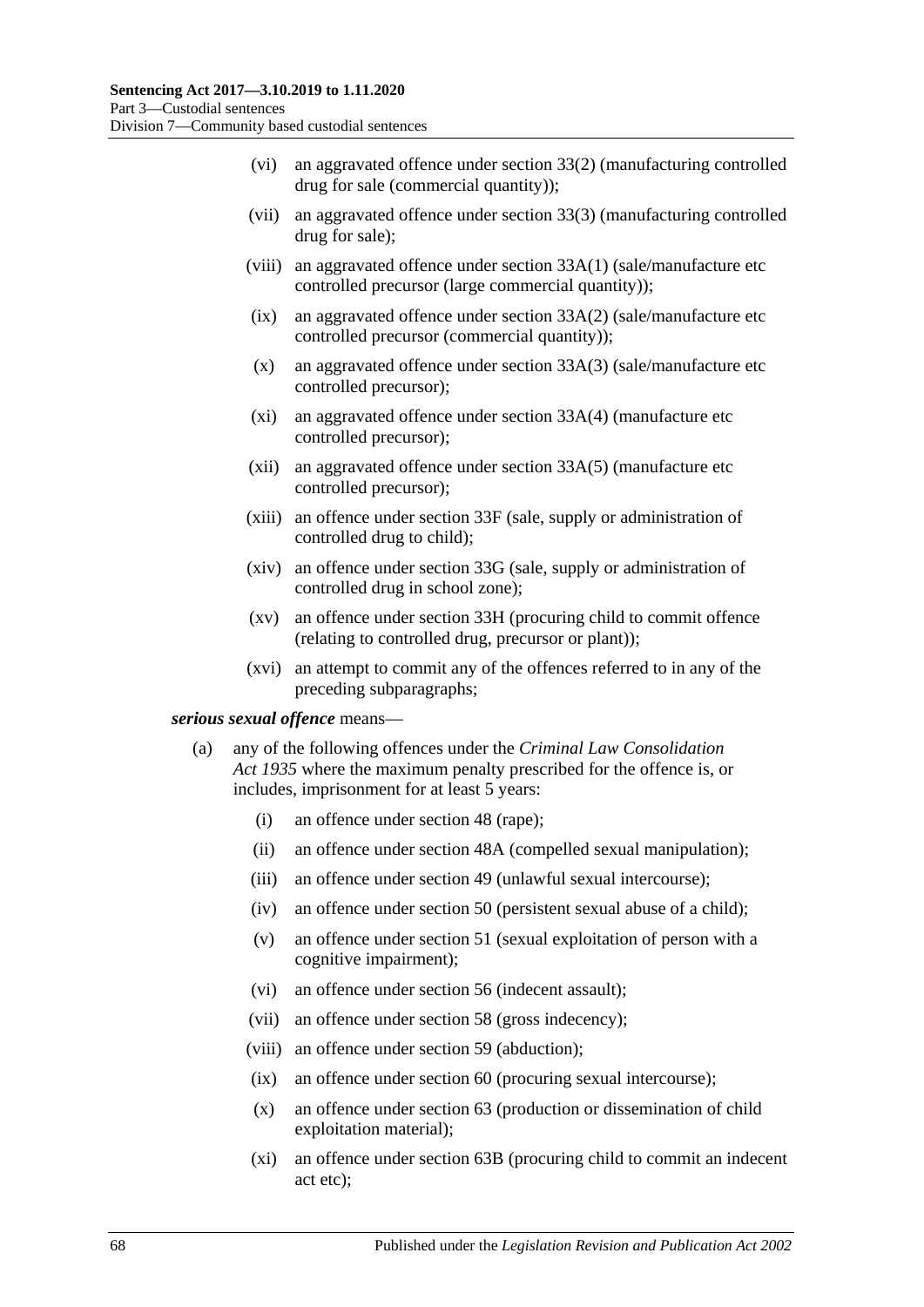(vi) an aggravated offence under section 33(2) (manufacturing controlled drug for sale (commercial quantity));

(vii) an aggravated offence under section 33(3) (manufacturing controlled drug for sale);

(viii) an aggravated offence under section 33A(1) (sale/manufacture etc controlled precursor (large commercial quantity));

(ix) an aggravated offence under section 33A(2) (sale/manufacture etc controlled precursor (commercial quantity));

(x) an aggravated offence under section 33A(3) (sale/manufacture etc controlled precursor);

(xi) an aggravated offence under section 33A(4) (manufacture etc controlled precursor);

(xii) an aggravated offence under section 33A(5) (manufacture etc controlled precursor);

(xiii) an offence under section 33F (sale, supply or administration of controlled drug to child);

(xiv) an offence under section 33G (sale, supply or administration of controlled drug in school zone);

(xv) an offence under section 33H (procuring child to commit offence (relating to controlled drug, precursor or plant));

(xvi) an attempt to commit any of the offences referred to in any of the preceding subparagraphs;

***serious sexual offence*** means—

(a) any of the following offences under the *Criminal Law Consolidation Act 1935* where the maximum penalty prescribed for the offence is, or includes, imprisonment for at least 5 years:

(i) an offence under section 48 (rape);

(ii) an offence under section 48A (compelled sexual manipulation);

(iii) an offence under section 49 (unlawful sexual intercourse);

(iv) an offence under section 50 (persistent sexual abuse of a child);

(v) an offence under section 51 (sexual exploitation of person with a cognitive impairment);

(vi) an offence under section 56 (indecent assault);

(vii) an offence under section 58 (gross indecency);

(viii) an offence under section 59 (abduction);

(ix) an offence under section 60 (procuring sexual intercourse);

(x) an offence under section 63 (production or dissemination of child exploitation material);

(xi) an offence under section 63B (procuring child to commit an indecent act etc);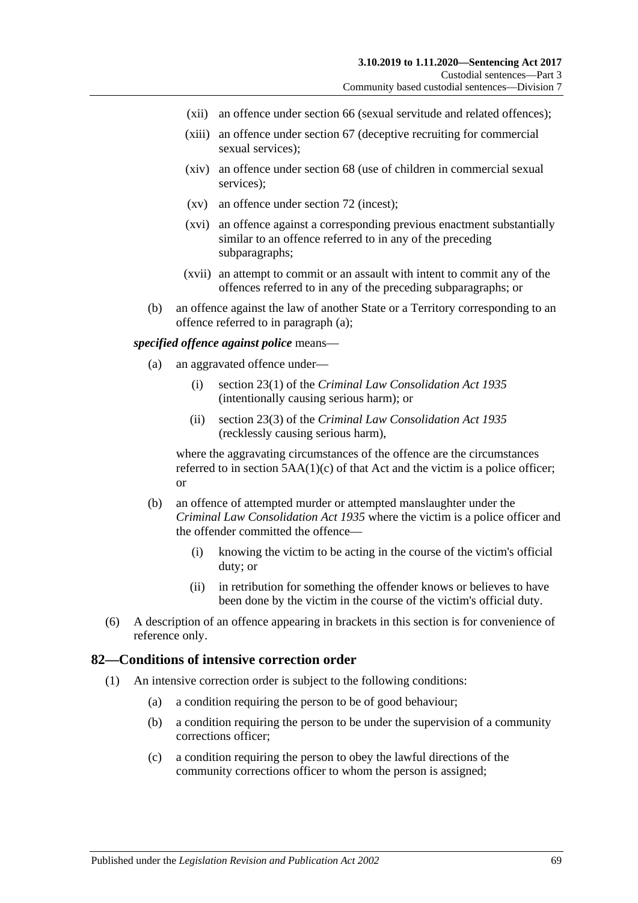- (xii) an offence under section 66 (sexual servitude and related offences);
- (xiii) an offence under section 67 (deceptive recruiting for commercial sexual services);
- (xiv) an offence under section 68 (use of children in commercial sexual services);
- (xv) an offence under section 72 (incest);
- (xvi) an offence against a corresponding previous enactment substantially similar to an offence referred to in any of the preceding subparagraphs;
- (xvii) an attempt to commit or an assault with intent to commit any of the offences referred to in any of the preceding subparagraphs; or

(b) an offence against the law of another State or a Territory corresponding to an offence referred to in paragraph (a);

***specified offence against police*** means—

(a) an aggravated offence under—

- (i) section 23(1) of the *Criminal Law Consolidation Act 1935* (intentionally causing serious harm); or
- (ii) section 23(3) of the *Criminal Law Consolidation Act 1935* (recklessly causing serious harm),

where the aggravating circumstances of the offence are the circumstances referred to in section 5AA(1)(c) of that Act and the victim is a police officer; or

(b) an offence of attempted murder or attempted manslaughter under the *Criminal Law Consolidation Act 1935* where the victim is a police officer and the offender committed the offence—

- (i) knowing the victim to be acting in the course of the victim's official duty; or
- (ii) in retribution for something the offender knows or believes to have been done by the victim in the course of the victim's official duty.

(6) A description of an offence appearing in brackets in this section is for convenience of reference only.

## 82—Conditions of intensive correction order

(1) An intensive correction order is subject to the following conditions:

- (a) a condition requiring the person to be of good behaviour;
- (b) a condition requiring the person to be under the supervision of a community corrections officer;
- (c) a condition requiring the person to obey the lawful directions of the community corrections officer to whom the person is assigned;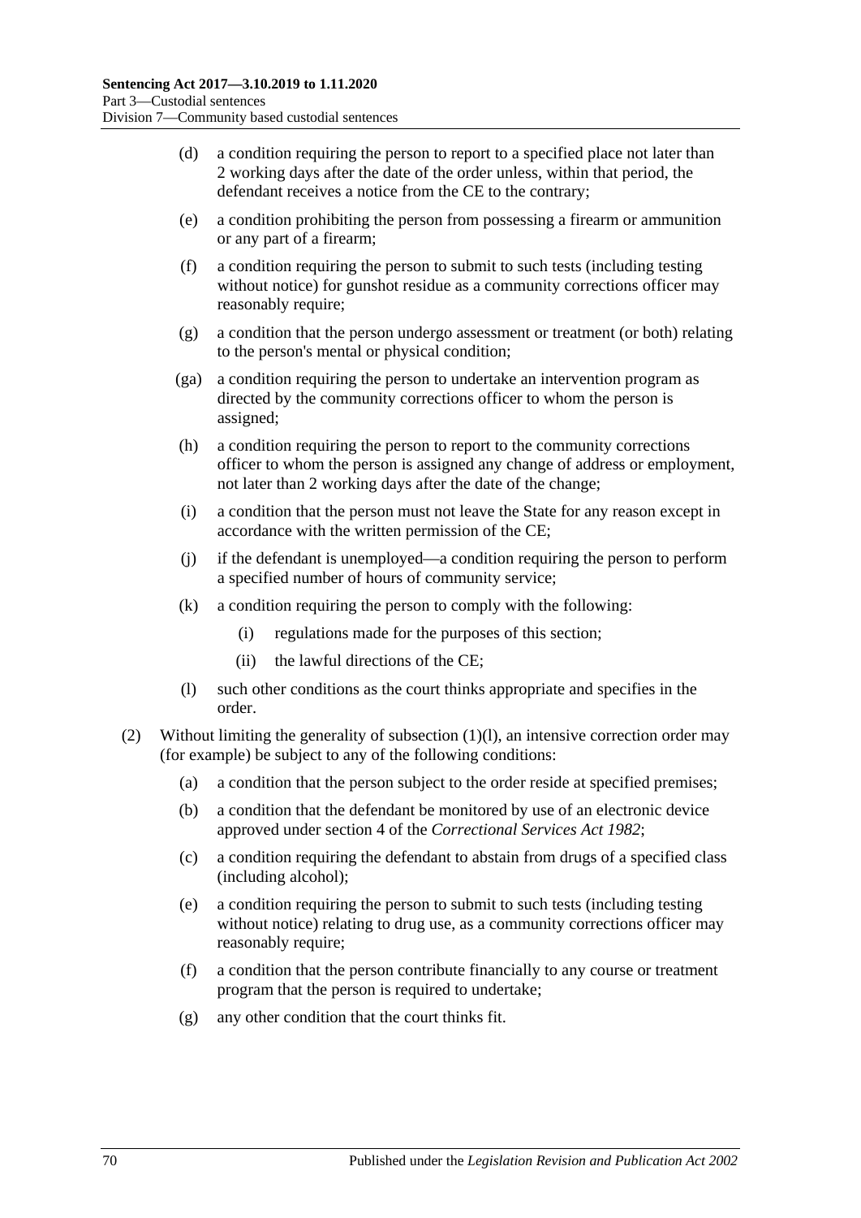(d) a condition requiring the person to report to a specified place not later than 2 working days after the date of the order unless, within that period, the defendant receives a notice from the CE to the contrary;

(e) a condition prohibiting the person from possessing a firearm or ammunition or any part of a firearm;

(f) a condition requiring the person to submit to such tests (including testing without notice) for gunshot residue as a community corrections officer may reasonably require;

(g) a condition that the person undergo assessment or treatment (or both) relating to the person's mental or physical condition;

(ga) a condition requiring the person to undertake an intervention program as directed by the community corrections officer to whom the person is assigned;

(h) a condition requiring the person to report to the community corrections officer to whom the person is assigned any change of address or employment, not later than 2 working days after the date of the change;

(i) a condition that the person must not leave the State for any reason except in accordance with the written permission of the CE;

(j) if the defendant is unemployed—a condition requiring the person to perform a specified number of hours of community service;

(k) a condition requiring the person to comply with the following:

  (i) regulations made for the purposes of this section;

  (ii) the lawful directions of the CE;

(l) such other conditions as the court thinks appropriate and specifies in the order.

(2) Without limiting the generality of subsection (1)(l), an intensive correction order may (for example) be subject to any of the following conditions:

(a) a condition that the person subject to the order reside at specified premises;

(b) a condition that the defendant be monitored by use of an electronic device approved under section 4 of the *Correctional Services Act 1982*;

(c) a condition requiring the defendant to abstain from drugs of a specified class (including alcohol);

(e) a condition requiring the person to submit to such tests (including testing without notice) relating to drug use, as a community corrections officer may reasonably require;

(f) a condition that the person contribute financially to any course or treatment program that the person is required to undertake;

(g) any other condition that the court thinks fit.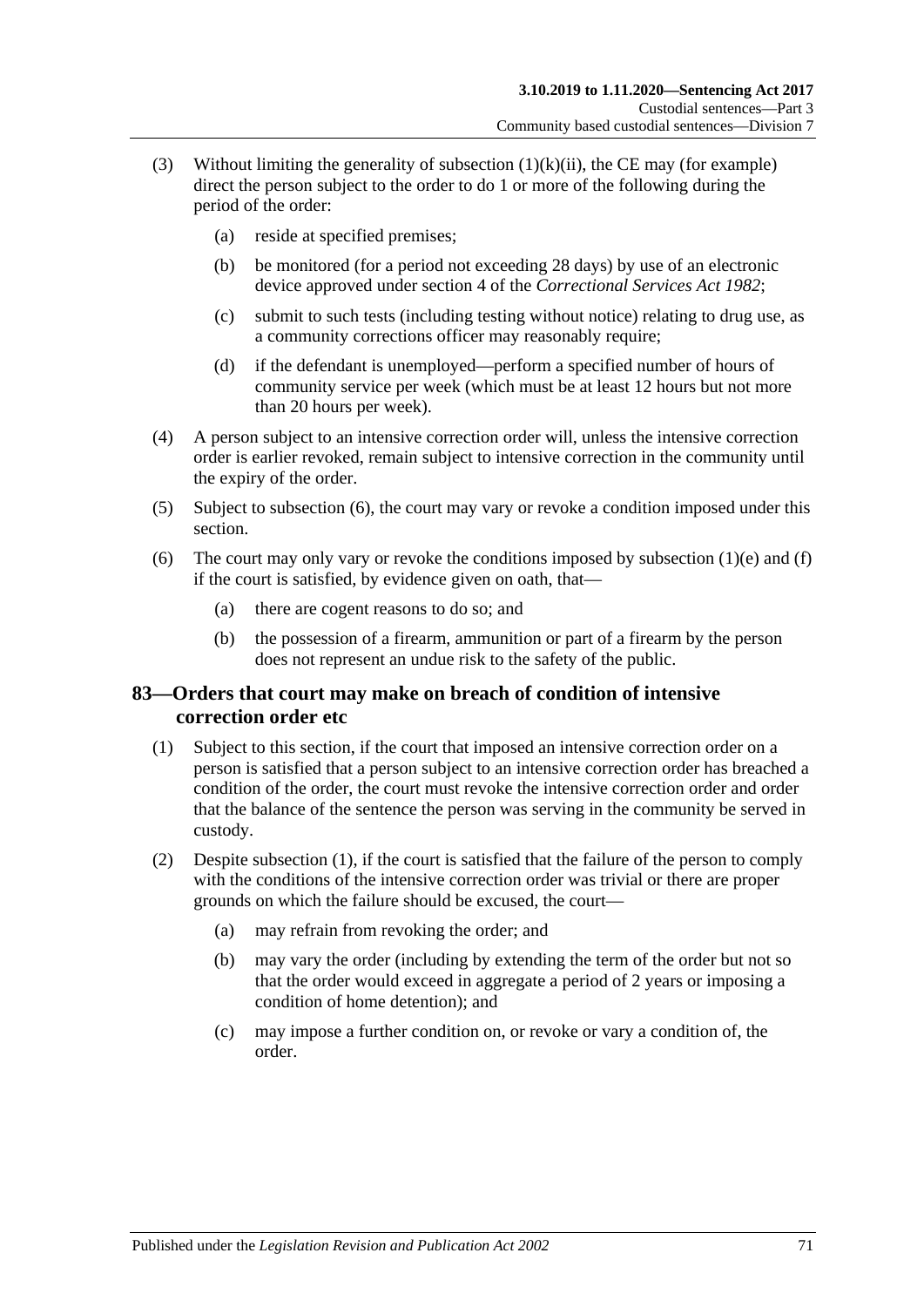(3) Without limiting the generality of subsection (1)(k)(ii), the CE may (for example) direct the person subject to the order to do 1 or more of the following during the period of the order:

  (a) reside at specified premises;

  (b) be monitored (for a period not exceeding 28 days) by use of an electronic device approved under section 4 of the *Correctional Services Act 1982*;

  (c) submit to such tests (including testing without notice) relating to drug use, as a community corrections officer may reasonably require;

  (d) if the defendant is unemployed—perform a specified number of hours of community service per week (which must be at least 12 hours but not more than 20 hours per week).

(4) A person subject to an intensive correction order will, unless the intensive correction order is earlier revoked, remain subject to intensive correction in the community until the expiry of the order.

(5) Subject to subsection (6), the court may vary or revoke a condition imposed under this section.

(6) The court may only vary or revoke the conditions imposed by subsection (1)(e) and (f) if the court is satisfied, by evidence given on oath, that—

  (a) there are cogent reasons to do so; and

  (b) the possession of a firearm, ammunition or part of a firearm by the person does not represent an undue risk to the safety of the public.

## 83—Orders that court may make on breach of condition of intensive correction order etc

(1) Subject to this section, if the court that imposed an intensive correction order on a person is satisfied that a person subject to an intensive correction order has breached a condition of the order, the court must revoke the intensive correction order and order that the balance of the sentence the person was serving in the community be served in custody.

(2) Despite subsection (1), if the court is satisfied that the failure of the person to comply with the conditions of the intensive correction order was trivial or there are proper grounds on which the failure should be excused, the court—

  (a) may refrain from revoking the order; and

  (b) may vary the order (including by extending the term of the order but not so that the order would exceed in aggregate a period of 2 years or imposing a condition of home detention); and

  (c) may impose a further condition on, or revoke or vary a condition of, the order.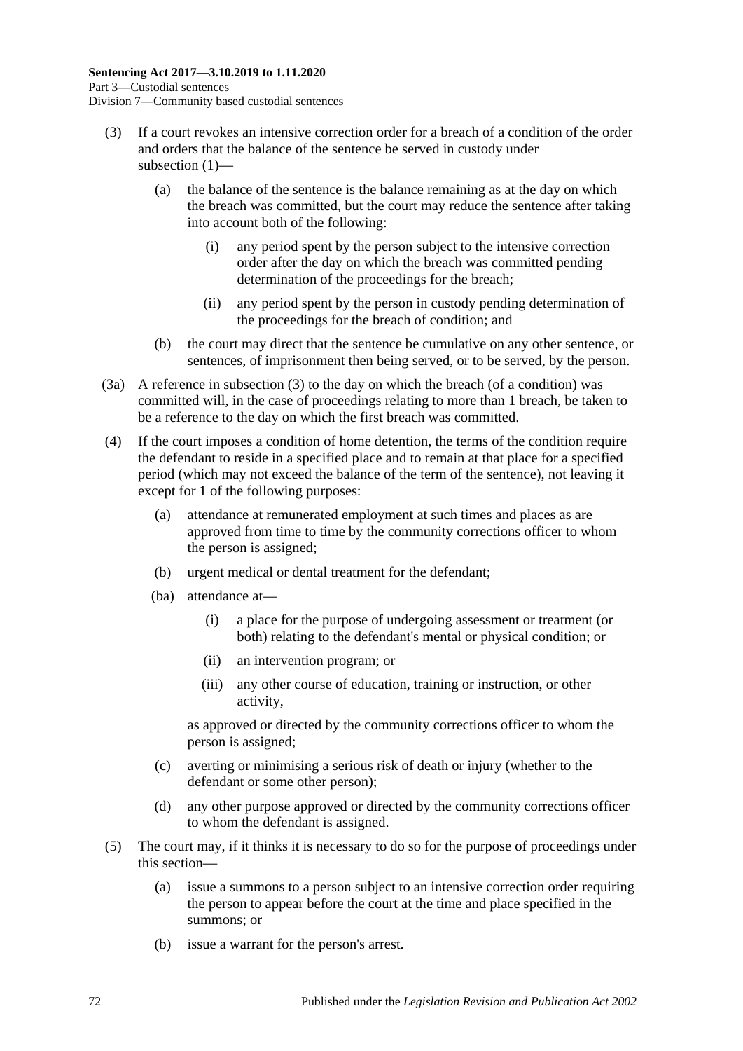(3) If a court revokes an intensive correction order for a breach of a condition of the order and orders that the balance of the sentence be served in custody under subsection (1)—

  (a) the balance of the sentence is the balance remaining as at the day on which the breach was committed, but the court may reduce the sentence after taking into account both of the following:

    (i) any period spent by the person subject to the intensive correction order after the day on which the breach was committed pending determination of the proceedings for the breach;

    (ii) any period spent by the person in custody pending determination of the proceedings for the breach of condition; and

  (b) the court may direct that the sentence be cumulative on any other sentence, or sentences, of imprisonment then being served, or to be served, by the person.

(3a) A reference in subsection (3) to the day on which the breach (of a condition) was committed will, in the case of proceedings relating to more than 1 breach, be taken to be a reference to the day on which the first breach was committed.

(4) If the court imposes a condition of home detention, the terms of the condition require the defendant to reside in a specified place and to remain at that place for a specified period (which may not exceed the balance of the term of the sentence), not leaving it except for 1 of the following purposes:

  (a) attendance at remunerated employment at such times and places as are approved from time to time by the community corrections officer to whom the person is assigned;

  (b) urgent medical or dental treatment for the defendant;

  (ba) attendance at—

    (i) a place for the purpose of undergoing assessment or treatment (or both) relating to the defendant's mental or physical condition; or

    (ii) an intervention program; or

    (iii) any other course of education, training or instruction, or other activity,

  as approved or directed by the community corrections officer to whom the person is assigned;

  (c) averting or minimising a serious risk of death or injury (whether to the defendant or some other person);

  (d) any other purpose approved or directed by the community corrections officer to whom the defendant is assigned.

(5) The court may, if it thinks it is necessary to do so for the purpose of proceedings under this section—

  (a) issue a summons to a person subject to an intensive correction order requiring the person to appear before the court at the time and place specified in the summons; or

  (b) issue a warrant for the person's arrest.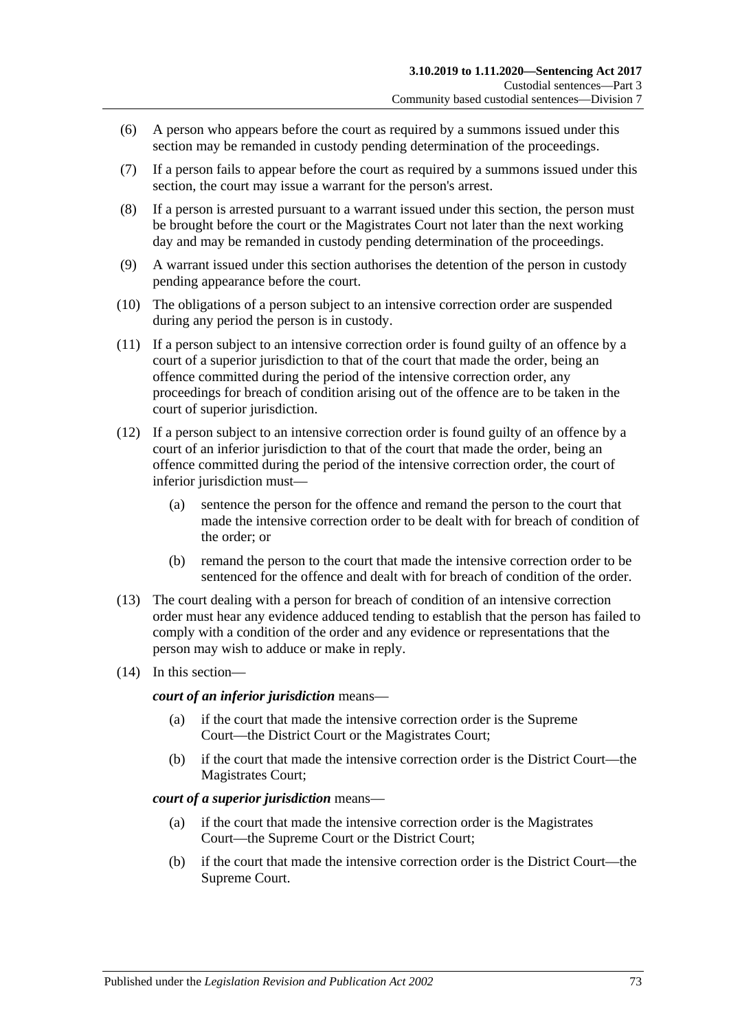(6) A person who appears before the court as required by a summons issued under this section may be remanded in custody pending determination of the proceedings.

(7) If a person fails to appear before the court as required by a summons issued under this section, the court may issue a warrant for the person's arrest.

(8) If a person is arrested pursuant to a warrant issued under this section, the person must be brought before the court or the Magistrates Court not later than the next working day and may be remanded in custody pending determination of the proceedings.

(9) A warrant issued under this section authorises the detention of the person in custody pending appearance before the court.

(10) The obligations of a person subject to an intensive correction order are suspended during any period the person is in custody.

(11) If a person subject to an intensive correction order is found guilty of an offence by a court of a superior jurisdiction to that of the court that made the order, being an offence committed during the period of the intensive correction order, any proceedings for breach of condition arising out of the offence are to be taken in the court of superior jurisdiction.

(12) If a person subject to an intensive correction order is found guilty of an offence by a court of an inferior jurisdiction to that of the court that made the order, being an offence committed during the period of the intensive correction order, the court of inferior jurisdiction must—

- (a) sentence the person for the offence and remand the person to the court that made the intensive correction order to be dealt with for breach of condition of the order; or
- (b) remand the person to the court that made the intensive correction order to be sentenced for the offence and dealt with for breach of condition of the order.

(13) The court dealing with a person for breach of condition of an intensive correction order must hear any evidence adduced tending to establish that the person has failed to comply with a condition of the order and any evidence or representations that the person may wish to adduce or make in reply.

(14) In this section—

***court of an inferior jurisdiction*** means—

- (a) if the court that made the intensive correction order is the Supreme Court—the District Court or the Magistrates Court;
- (b) if the court that made the intensive correction order is the District Court—the Magistrates Court;

***court of a superior jurisdiction*** means—

- (a) if the court that made the intensive correction order is the Magistrates Court—the Supreme Court or the District Court;
- (b) if the court that made the intensive correction order is the District Court—the Supreme Court.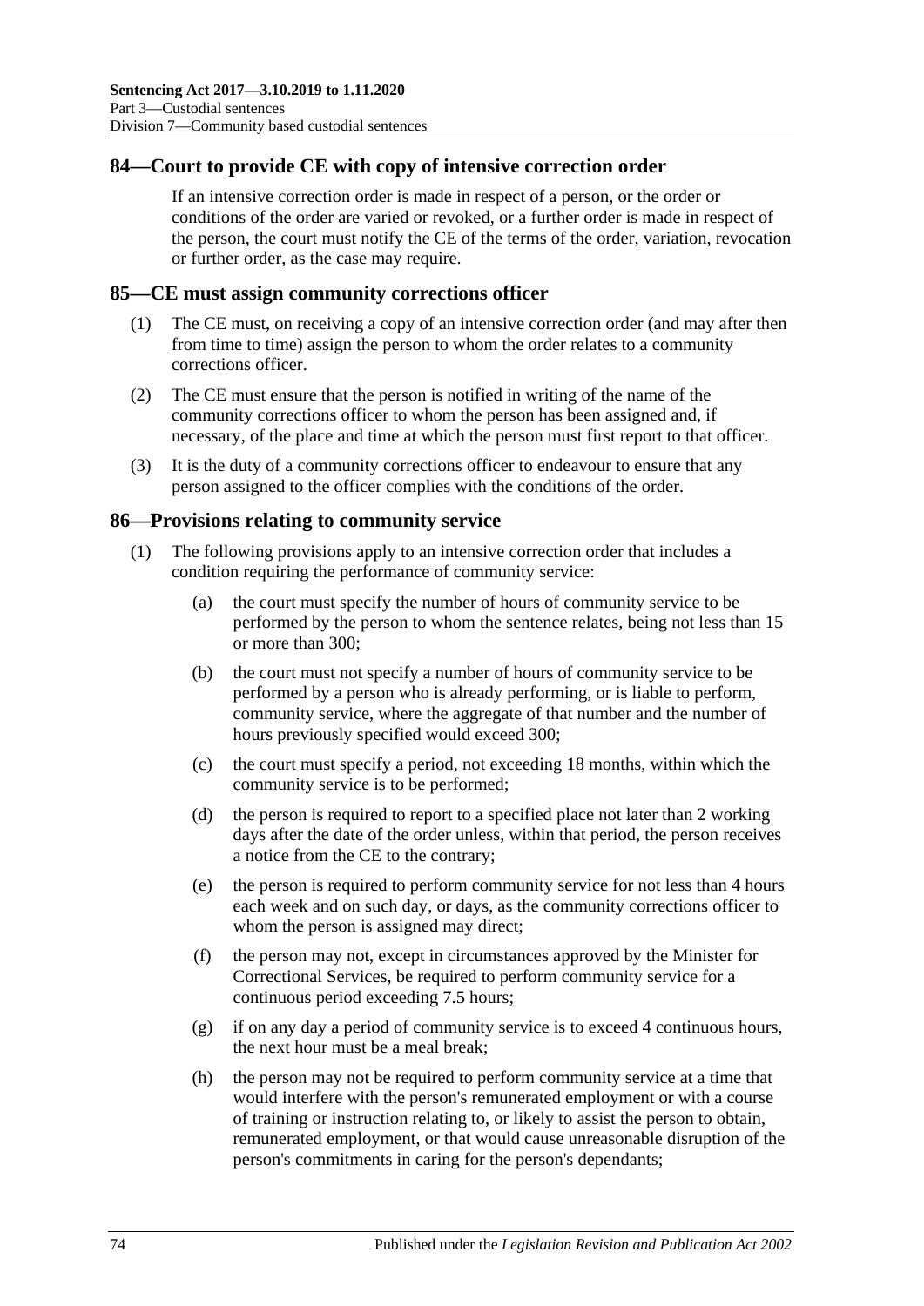## 84—Court to provide CE with copy of intensive correction order

If an intensive correction order is made in respect of a person, or the order or conditions of the order are varied or revoked, or a further order is made in respect of the person, the court must notify the CE of the terms of the order, variation, revocation or further order, as the case may require.

## 85—CE must assign community corrections officer

(1) The CE must, on receiving a copy of an intensive correction order (and may after then from time to time) assign the person to whom the order relates to a community corrections officer.

(2) The CE must ensure that the person is notified in writing of the name of the community corrections officer to whom the person has been assigned and, if necessary, of the place and time at which the person must first report to that officer.

(3) It is the duty of a community corrections officer to endeavour to ensure that any person assigned to the officer complies with the conditions of the order.

## 86—Provisions relating to community service

(1) The following provisions apply to an intensive correction order that includes a condition requiring the performance of community service:

(a) the court must specify the number of hours of community service to be performed by the person to whom the sentence relates, being not less than 15 or more than 300;

(b) the court must not specify a number of hours of community service to be performed by a person who is already performing, or is liable to perform, community service, where the aggregate of that number and the number of hours previously specified would exceed 300;

(c) the court must specify a period, not exceeding 18 months, within which the community service is to be performed;

(d) the person is required to report to a specified place not later than 2 working days after the date of the order unless, within that period, the person receives a notice from the CE to the contrary;

(e) the person is required to perform community service for not less than 4 hours each week and on such day, or days, as the community corrections officer to whom the person is assigned may direct;

(f) the person may not, except in circumstances approved by the Minister for Correctional Services, be required to perform community service for a continuous period exceeding 7.5 hours;

(g) if on any day a period of community service is to exceed 4 continuous hours, the next hour must be a meal break;

(h) the person may not be required to perform community service at a time that would interfere with the person's remunerated employment or with a course of training or instruction relating to, or likely to assist the person to obtain, remunerated employment, or that would cause unreasonable disruption of the person's commitments in caring for the person's dependants;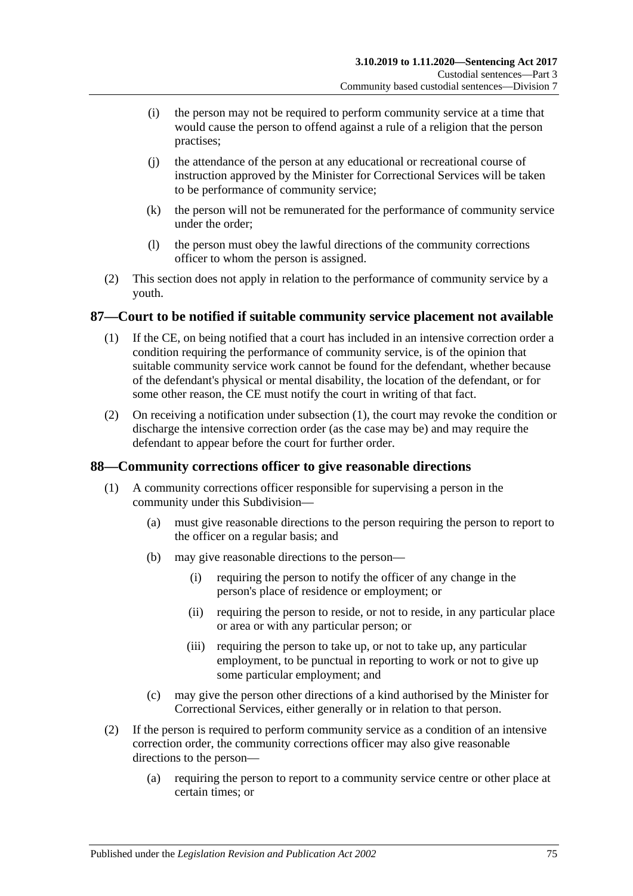(i) the person may not be required to perform community service at a time that would cause the person to offend against a rule of a religion that the person practises;

(j) the attendance of the person at any educational or recreational course of instruction approved by the Minister for Correctional Services will be taken to be performance of community service;

(k) the person will not be remunerated for the performance of community service under the order;

(l) the person must obey the lawful directions of the community corrections officer to whom the person is assigned.

(2) This section does not apply in relation to the performance of community service by a youth.

## 87—Court to be notified if suitable community service placement not available

(1) If the CE, on being notified that a court has included in an intensive correction order a condition requiring the performance of community service, is of the opinion that suitable community service work cannot be found for the defendant, whether because of the defendant's physical or mental disability, the location of the defendant, or for some other reason, the CE must notify the court in writing of that fact.

(2) On receiving a notification under subsection (1), the court may revoke the condition or discharge the intensive correction order (as the case may be) and may require the defendant to appear before the court for further order.

## 88—Community corrections officer to give reasonable directions

(1) A community corrections officer responsible for supervising a person in the community under this Subdivision—

(a) must give reasonable directions to the person requiring the person to report to the officer on a regular basis; and

(b) may give reasonable directions to the person—

(i) requiring the person to notify the officer of any change in the person's place of residence or employment; or

(ii) requiring the person to reside, or not to reside, in any particular place or area or with any particular person; or

(iii) requiring the person to take up, or not to take up, any particular employment, to be punctual in reporting to work or not to give up some particular employment; and

(c) may give the person other directions of a kind authorised by the Minister for Correctional Services, either generally or in relation to that person.

(2) If the person is required to perform community service as a condition of an intensive correction order, the community corrections officer may also give reasonable directions to the person—

(a) requiring the person to report to a community service centre or other place at certain times; or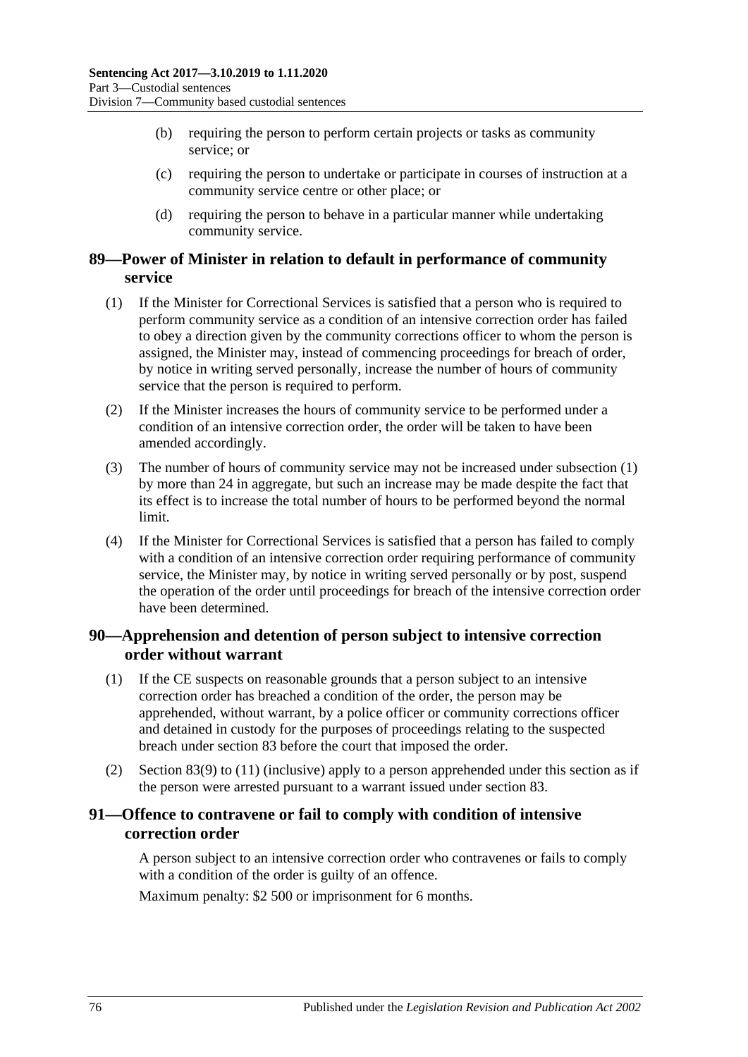(b) requiring the person to perform certain projects or tasks as community service; or

(c) requiring the person to undertake or participate in courses of instruction at a community service centre or other place; or

(d) requiring the person to behave in a particular manner while undertaking community service.

## 89—Power of Minister in relation to default in performance of community service

(1) If the Minister for Correctional Services is satisfied that a person who is required to perform community service as a condition of an intensive correction order has failed to obey a direction given by the community corrections officer to whom the person is assigned, the Minister may, instead of commencing proceedings for breach of order, by notice in writing served personally, increase the number of hours of community service that the person is required to perform.

(2) If the Minister increases the hours of community service to be performed under a condition of an intensive correction order, the order will be taken to have been amended accordingly.

(3) The number of hours of community service may not be increased under subsection (1) by more than 24 in aggregate, but such an increase may be made despite the fact that its effect is to increase the total number of hours to be performed beyond the normal limit.

(4) If the Minister for Correctional Services is satisfied that a person has failed to comply with a condition of an intensive correction order requiring performance of community service, the Minister may, by notice in writing served personally or by post, suspend the operation of the order until proceedings for breach of the intensive correction order have been determined.

## 90—Apprehension and detention of person subject to intensive correction order without warrant

(1) If the CE suspects on reasonable grounds that a person subject to an intensive correction order has breached a condition of the order, the person may be apprehended, without warrant, by a police officer or community corrections officer and detained in custody for the purposes of proceedings relating to the suspected breach under section 83 before the court that imposed the order.

(2) Section 83(9) to (11) (inclusive) apply to a person apprehended under this section as if the person were arrested pursuant to a warrant issued under section 83.

## 91—Offence to contravene or fail to comply with condition of intensive correction order

A person subject to an intensive correction order who contravenes or fails to comply with a condition of the order is guilty of an offence.

Maximum penalty: $2 500 or imprisonment for 6 months.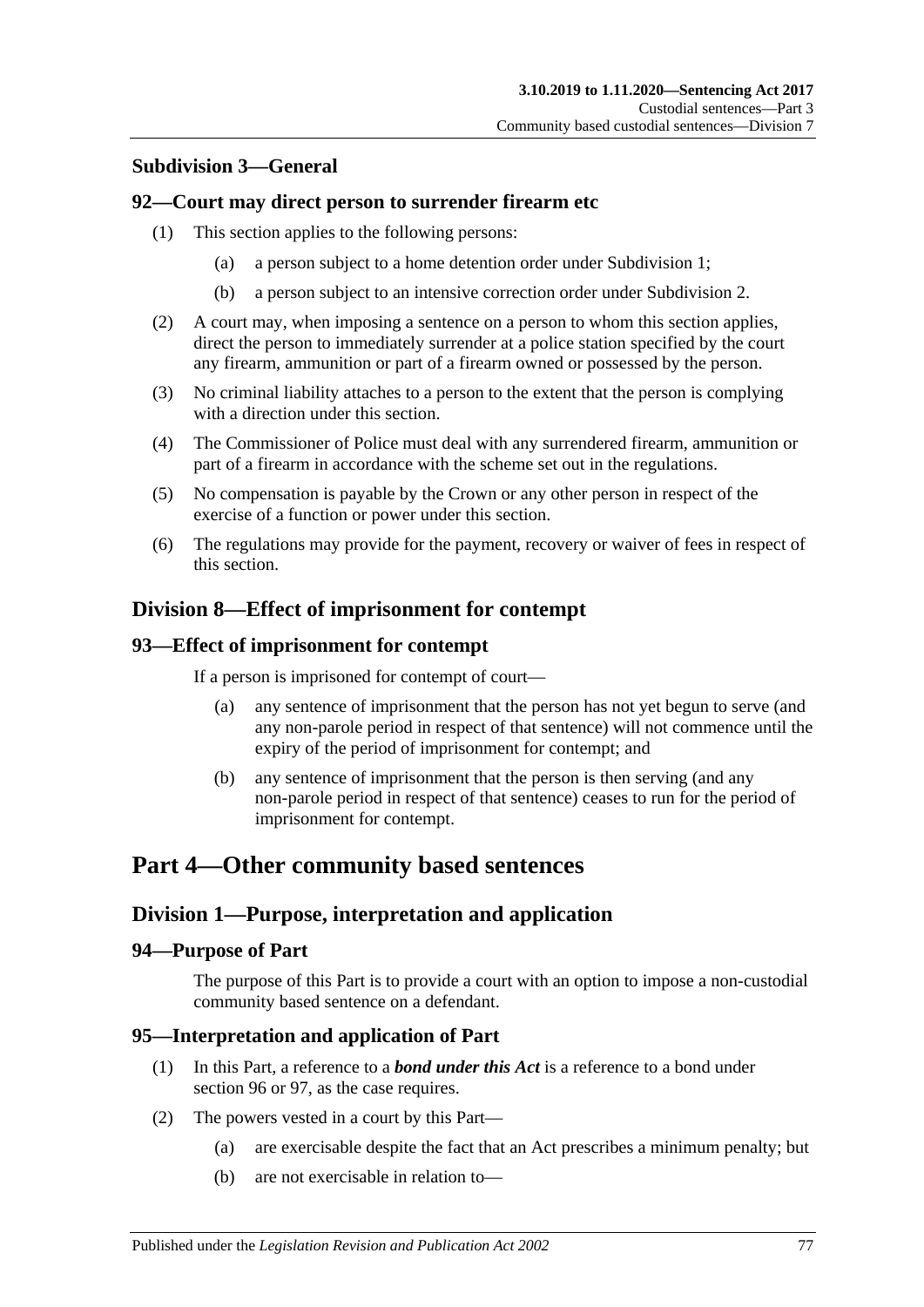### Subdivision 3—General

#### 92—Court may direct person to surrender firearm etc

(1) This section applies to the following persons:

  (a) a person subject to a home detention order under Subdivision 1;

  (b) a person subject to an intensive correction order under Subdivision 2.

(2) A court may, when imposing a sentence on a person to whom this section applies, direct the person to immediately surrender at a police station specified by the court any firearm, ammunition or part of a firearm owned or possessed by the person.

(3) No criminal liability attaches to a person to the extent that the person is complying with a direction under this section.

(4) The Commissioner of Police must deal with any surrendered firearm, ammunition or part of a firearm in accordance with the scheme set out in the regulations.

(5) No compensation is payable by the Crown or any other person in respect of the exercise of a function or power under this section.

(6) The regulations may provide for the payment, recovery or waiver of fees in respect of this section.

## Division 8—Effect of imprisonment for contempt

#### 93—Effect of imprisonment for contempt

If a person is imprisoned for contempt of court—

  (a) any sentence of imprisonment that the person has not yet begun to serve (and any non-parole period in respect of that sentence) will not commence until the expiry of the period of imprisonment for contempt; and

  (b) any sentence of imprisonment that the person is then serving (and any non-parole period in respect of that sentence) ceases to run for the period of imprisonment for contempt.

# Part 4—Other community based sentences

## Division 1—Purpose, interpretation and application

#### 94—Purpose of Part

The purpose of this Part is to provide a court with an option to impose a non-custodial community based sentence on a defendant.

#### 95—Interpretation and application of Part

(1) In this Part, a reference to a ***bond under this Act*** is a reference to a bond under section 96 or 97, as the case requires.

(2) The powers vested in a court by this Part—

  (a) are exercisable despite the fact that an Act prescribes a minimum penalty; but

  (b) are not exercisable in relation to—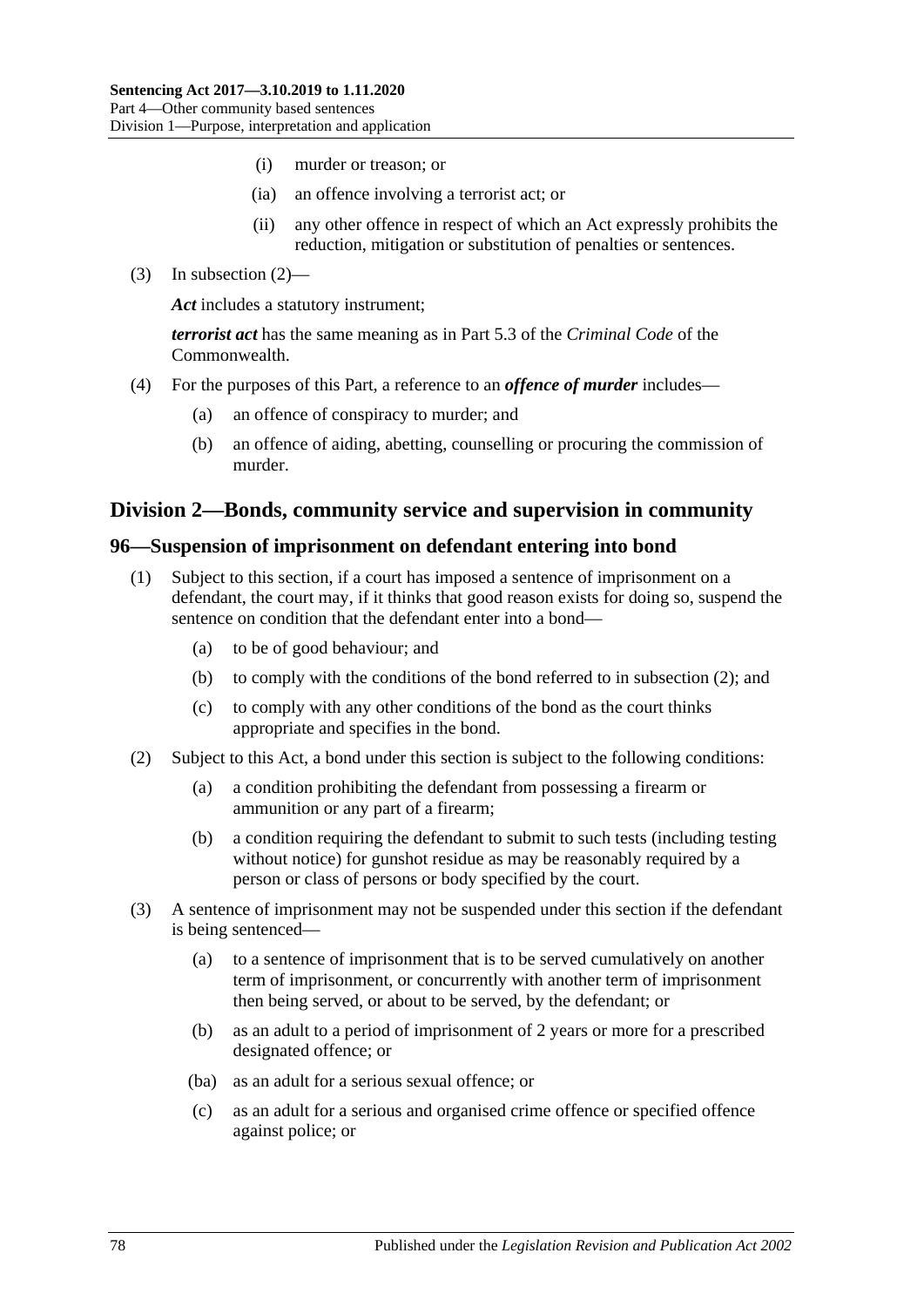- (i) murder or treason; or
- (ia) an offence involving a terrorist act; or
- (ii) any other offence in respect of which an Act expressly prohibits the reduction, mitigation or substitution of penalties or sentences.

(3) In subsection (2)—

***Act*** includes a statutory instrument;

***terrorist act*** has the same meaning as in Part 5.3 of the *Criminal Code* of the Commonwealth.

(4) For the purposes of this Part, a reference to an ***offence of murder*** includes—

- (a) an offence of conspiracy to murder; and
- (b) an offence of aiding, abetting, counselling or procuring the commission of murder.

## Division 2—Bonds, community service and supervision in community

### 96—Suspension of imprisonment on defendant entering into bond

(1) Subject to this section, if a court has imposed a sentence of imprisonment on a defendant, the court may, if it thinks that good reason exists for doing so, suspend the sentence on condition that the defendant enter into a bond—

- (a) to be of good behaviour; and
- (b) to comply with the conditions of the bond referred to in subsection (2); and
- (c) to comply with any other conditions of the bond as the court thinks appropriate and specifies in the bond.

(2) Subject to this Act, a bond under this section is subject to the following conditions:

- (a) a condition prohibiting the defendant from possessing a firearm or ammunition or any part of a firearm;
- (b) a condition requiring the defendant to submit to such tests (including testing without notice) for gunshot residue as may be reasonably required by a person or class of persons or body specified by the court.

(3) A sentence of imprisonment may not be suspended under this section if the defendant is being sentenced—

- (a) to a sentence of imprisonment that is to be served cumulatively on another term of imprisonment, or concurrently with another term of imprisonment then being served, or about to be served, by the defendant; or
- (b) as an adult to a period of imprisonment of 2 years or more for a prescribed designated offence; or
- (ba) as an adult for a serious sexual offence; or
- (c) as an adult for a serious and organised crime offence or specified offence against police; or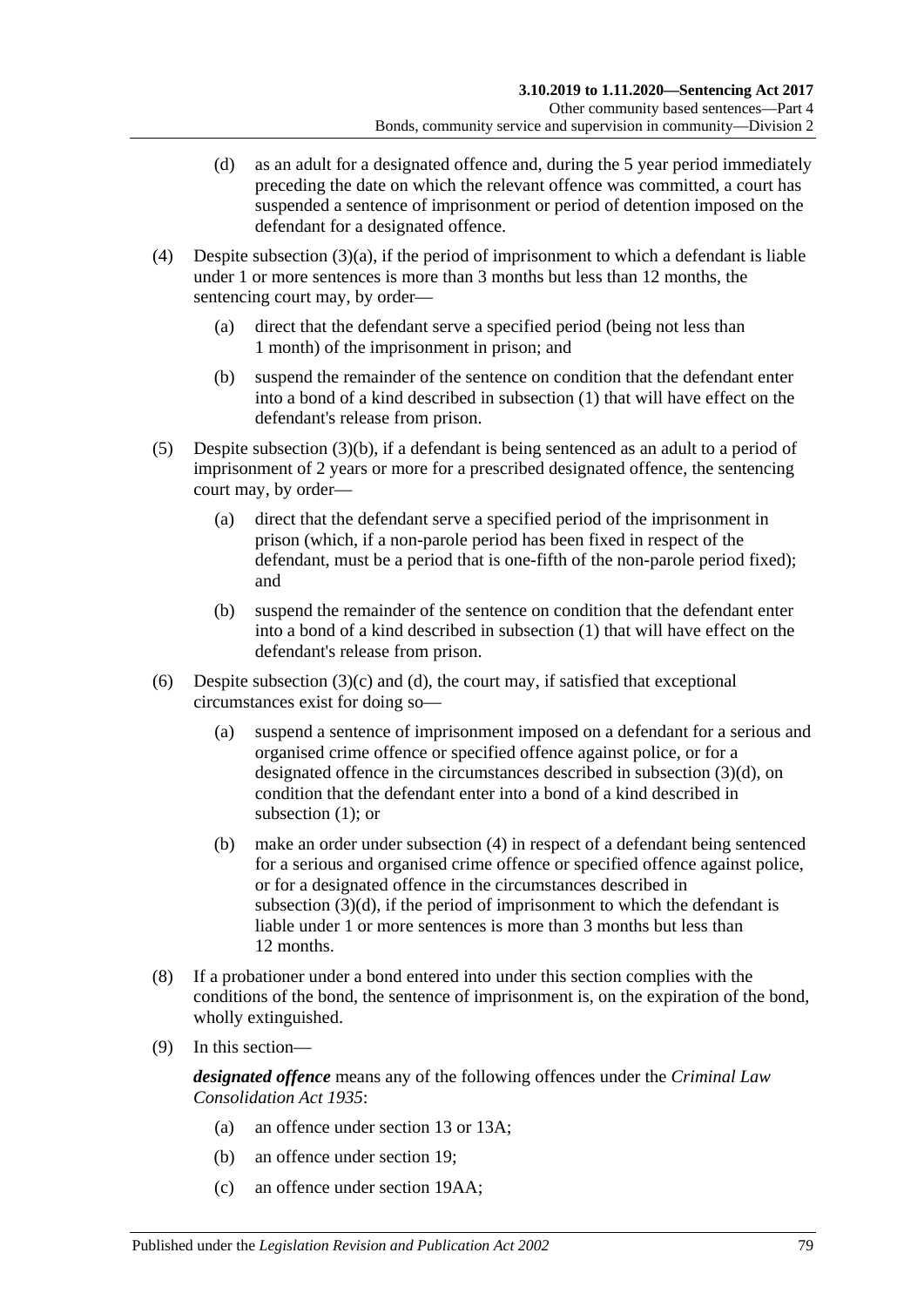(d) as an adult for a designated offence and, during the 5 year period immediately preceding the date on which the relevant offence was committed, a court has suspended a sentence of imprisonment or period of detention imposed on the defendant for a designated offence.

(4) Despite subsection (3)(a), if the period of imprisonment to which a defendant is liable under 1 or more sentences is more than 3 months but less than 12 months, the sentencing court may, by order—

(a) direct that the defendant serve a specified period (being not less than 1 month) of the imprisonment in prison; and

(b) suspend the remainder of the sentence on condition that the defendant enter into a bond of a kind described in subsection (1) that will have effect on the defendant's release from prison.

(5) Despite subsection (3)(b), if a defendant is being sentenced as an adult to a period of imprisonment of 2 years or more for a prescribed designated offence, the sentencing court may, by order—

(a) direct that the defendant serve a specified period of the imprisonment in prison (which, if a non-parole period has been fixed in respect of the defendant, must be a period that is one-fifth of the non-parole period fixed); and

(b) suspend the remainder of the sentence on condition that the defendant enter into a bond of a kind described in subsection (1) that will have effect on the defendant's release from prison.

(6) Despite subsection (3)(c) and (d), the court may, if satisfied that exceptional circumstances exist for doing so—

(a) suspend a sentence of imprisonment imposed on a defendant for a serious and organised crime offence or specified offence against police, or for a designated offence in the circumstances described in subsection (3)(d), on condition that the defendant enter into a bond of a kind described in subsection (1); or

(b) make an order under subsection (4) in respect of a defendant being sentenced for a serious and organised crime offence or specified offence against police, or for a designated offence in the circumstances described in subsection (3)(d), if the period of imprisonment to which the defendant is liable under 1 or more sentences is more than 3 months but less than 12 months.

(8) If a probationer under a bond entered into under this section complies with the conditions of the bond, the sentence of imprisonment is, on the expiration of the bond, wholly extinguished.

(9) In this section—

***designated offence*** means any of the following offences under the *Criminal Law Consolidation Act 1935*:

(a) an offence under section 13 or 13A;

(b) an offence under section 19;

(c) an offence under section 19AA;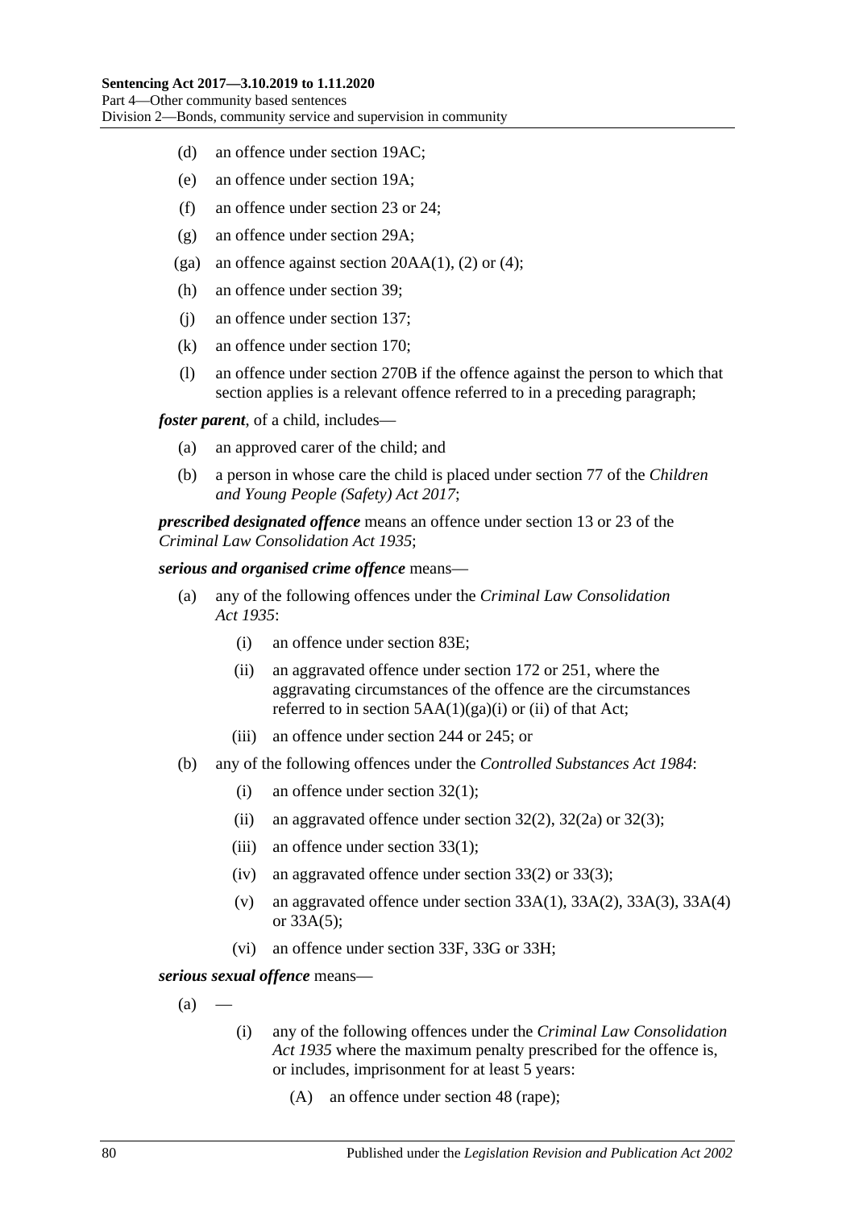(d) an offence under section 19AC;

(e) an offence under section 19A;

(f) an offence under section 23 or 24;

(g) an offence under section 29A;

(ga) an offence against section 20AA(1), (2) or (4);

(h) an offence under section 39;

(j) an offence under section 137;

(k) an offence under section 170;

(l) an offence under section 270B if the offence against the person to which that section applies is a relevant offence referred to in a preceding paragraph;

***foster parent***, of a child, includes—

(a) an approved carer of the child; and

(b) a person in whose care the child is placed under section 77 of the *Children and Young People (Safety) Act 2017*;

***prescribed designated offence*** means an offence under section 13 or 23 of the *Criminal Law Consolidation Act 1935*;

***serious and organised crime offence*** means—

(a) any of the following offences under the *Criminal Law Consolidation Act 1935*:

(i) an offence under section 83E;

(ii) an aggravated offence under section 172 or 251, where the aggravating circumstances of the offence are the circumstances referred to in section 5AA(1)(ga)(i) or (ii) of that Act;

(iii) an offence under section 244 or 245; or

(b) any of the following offences under the *Controlled Substances Act 1984*:

(i) an offence under section 32(1);

(ii) an aggravated offence under section 32(2), 32(2a) or 32(3);

(iii) an offence under section 33(1);

(iv) an aggravated offence under section 33(2) or 33(3);

(v) an aggravated offence under section 33A(1), 33A(2), 33A(3), 33A(4) or 33A(5);

(vi) an offence under section 33F, 33G or 33H;

***serious sexual offence*** means—

(a) —

(i) any of the following offences under the *Criminal Law Consolidation Act 1935* where the maximum penalty prescribed for the offence is, or includes, imprisonment for at least 5 years:

(A) an offence under section 48 (rape);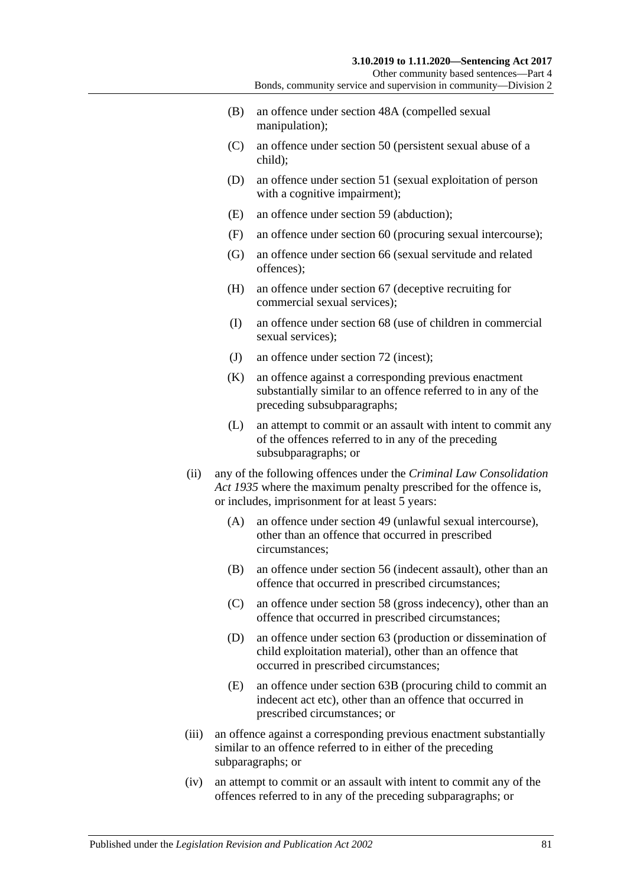- (B) an offence under section 48A (compelled sexual manipulation);
- (C) an offence under section 50 (persistent sexual abuse of a child);
- (D) an offence under section 51 (sexual exploitation of person with a cognitive impairment);
- (E) an offence under section 59 (abduction);
- (F) an offence under section 60 (procuring sexual intercourse);
- (G) an offence under section 66 (sexual servitude and related offences);
- (H) an offence under section 67 (deceptive recruiting for commercial sexual services);
- (I) an offence under section 68 (use of children in commercial sexual services);
- (J) an offence under section 72 (incest);
- (K) an offence against a corresponding previous enactment substantially similar to an offence referred to in any of the preceding subsubparagraphs;
- (L) an attempt to commit or an assault with intent to commit any of the offences referred to in any of the preceding subsubparagraphs; or

(ii) any of the following offences under the *Criminal Law Consolidation Act 1935* where the maximum penalty prescribed for the offence is, or includes, imprisonment for at least 5 years:

- (A) an offence under section 49 (unlawful sexual intercourse), other than an offence that occurred in prescribed circumstances;
- (B) an offence under section 56 (indecent assault), other than an offence that occurred in prescribed circumstances;
- (C) an offence under section 58 (gross indecency), other than an offence that occurred in prescribed circumstances;
- (D) an offence under section 63 (production or dissemination of child exploitation material), other than an offence that occurred in prescribed circumstances;
- (E) an offence under section 63B (procuring child to commit an indecent act etc), other than an offence that occurred in prescribed circumstances; or

(iii) an offence against a corresponding previous enactment substantially similar to an offence referred to in either of the preceding subparagraphs; or

(iv) an attempt to commit or an assault with intent to commit any of the offences referred to in any of the preceding subparagraphs; or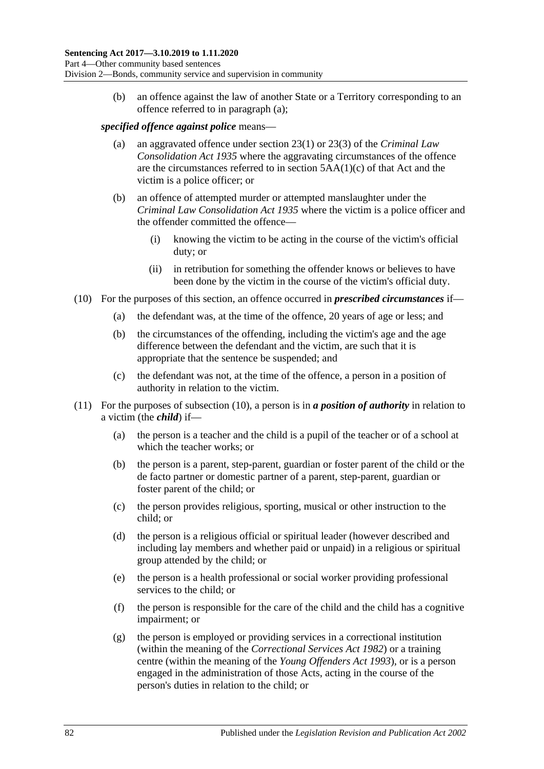(b) an offence against the law of another State or a Territory corresponding to an offence referred to in paragraph (a);

***specified offence against police*** means—

(a) an aggravated offence under section 23(1) or 23(3) of the *Criminal Law Consolidation Act 1935* where the aggravating circumstances of the offence are the circumstances referred to in section 5AA(1)(c) of that Act and the victim is a police officer; or

(b) an offence of attempted murder or attempted manslaughter under the *Criminal Law Consolidation Act 1935* where the victim is a police officer and the offender committed the offence—

(i) knowing the victim to be acting in the course of the victim's official duty; or

(ii) in retribution for something the offender knows or believes to have been done by the victim in the course of the victim's official duty.

(10) For the purposes of this section, an offence occurred in ***prescribed circumstances*** if—

(a) the defendant was, at the time of the offence, 20 years of age or less; and

(b) the circumstances of the offending, including the victim's age and the age difference between the defendant and the victim, are such that it is appropriate that the sentence be suspended; and

(c) the defendant was not, at the time of the offence, a person in a position of authority in relation to the victim.

(11) For the purposes of subsection (10), a person is in ***a position of authority*** in relation to a victim (the ***child***) if—

(a) the person is a teacher and the child is a pupil of the teacher or of a school at which the teacher works; or

(b) the person is a parent, step-parent, guardian or foster parent of the child or the de facto partner or domestic partner of a parent, step-parent, guardian or foster parent of the child; or

(c) the person provides religious, sporting, musical or other instruction to the child; or

(d) the person is a religious official or spiritual leader (however described and including lay members and whether paid or unpaid) in a religious or spiritual group attended by the child; or

(e) the person is a health professional or social worker providing professional services to the child; or

(f) the person is responsible for the care of the child and the child has a cognitive impairment; or

(g) the person is employed or providing services in a correctional institution (within the meaning of the *Correctional Services Act 1982*) or a training centre (within the meaning of the *Young Offenders Act 1993*), or is a person engaged in the administration of those Acts, acting in the course of the person's duties in relation to the child; or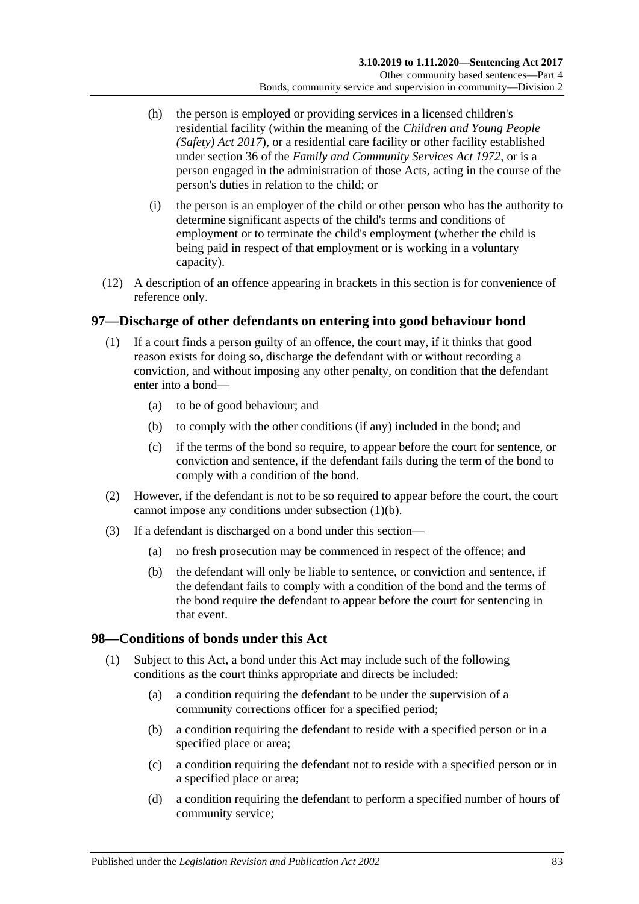(h) the person is employed or providing services in a licensed children's residential facility (within the meaning of the *Children and Young People (Safety) Act 2017*), or a residential care facility or other facility established under section 36 of the *Family and Community Services Act 1972*, or is a person engaged in the administration of those Acts, acting in the course of the person's duties in relation to the child; or

(i) the person is an employer of the child or other person who has the authority to determine significant aspects of the child's terms and conditions of employment or to terminate the child's employment (whether the child is being paid in respect of that employment or is working in a voluntary capacity).

(12) A description of an offence appearing in brackets in this section is for convenience of reference only.

## 97—Discharge of other defendants on entering into good behaviour bond

(1) If a court finds a person guilty of an offence, the court may, if it thinks that good reason exists for doing so, discharge the defendant with or without recording a conviction, and without imposing any other penalty, on condition that the defendant enter into a bond—

(a) to be of good behaviour; and

(b) to comply with the other conditions (if any) included in the bond; and

(c) if the terms of the bond so require, to appear before the court for sentence, or conviction and sentence, if the defendant fails during the term of the bond to comply with a condition of the bond.

(2) However, if the defendant is not to be so required to appear before the court, the court cannot impose any conditions under subsection (1)(b).

(3) If a defendant is discharged on a bond under this section—

(a) no fresh prosecution may be commenced in respect of the offence; and

(b) the defendant will only be liable to sentence, or conviction and sentence, if the defendant fails to comply with a condition of the bond and the terms of the bond require the defendant to appear before the court for sentencing in that event.

## 98—Conditions of bonds under this Act

(1) Subject to this Act, a bond under this Act may include such of the following conditions as the court thinks appropriate and directs be included:

(a) a condition requiring the defendant to be under the supervision of a community corrections officer for a specified period;

(b) a condition requiring the defendant to reside with a specified person or in a specified place or area;

(c) a condition requiring the defendant not to reside with a specified person or in a specified place or area;

(d) a condition requiring the defendant to perform a specified number of hours of community service;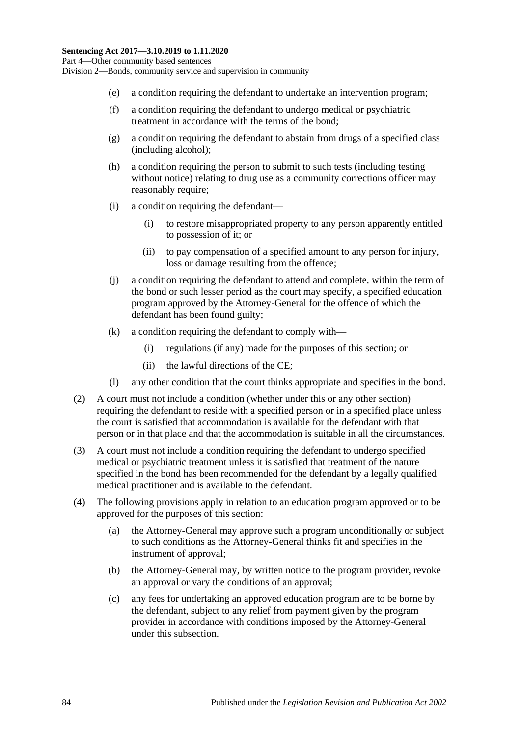(e) a condition requiring the defendant to undertake an intervention program;

(f) a condition requiring the defendant to undergo medical or psychiatric treatment in accordance with the terms of the bond;

(g) a condition requiring the defendant to abstain from drugs of a specified class (including alcohol);

(h) a condition requiring the person to submit to such tests (including testing without notice) relating to drug use as a community corrections officer may reasonably require;

(i) a condition requiring the defendant—

  (i) to restore misappropriated property to any person apparently entitled to possession of it; or

  (ii) to pay compensation of a specified amount to any person for injury, loss or damage resulting from the offence;

(j) a condition requiring the defendant to attend and complete, within the term of the bond or such lesser period as the court may specify, a specified education program approved by the Attorney-General for the offence of which the defendant has been found guilty;

(k) a condition requiring the defendant to comply with—

  (i) regulations (if any) made for the purposes of this section; or

  (ii) the lawful directions of the CE;

(l) any other condition that the court thinks appropriate and specifies in the bond.

(2) A court must not include a condition (whether under this or any other section) requiring the defendant to reside with a specified person or in a specified place unless the court is satisfied that accommodation is available for the defendant with that person or in that place and that the accommodation is suitable in all the circumstances.

(3) A court must not include a condition requiring the defendant to undergo specified medical or psychiatric treatment unless it is satisfied that treatment of the nature specified in the bond has been recommended for the defendant by a legally qualified medical practitioner and is available to the defendant.

(4) The following provisions apply in relation to an education program approved or to be approved for the purposes of this section:

  (a) the Attorney-General may approve such a program unconditionally or subject to such conditions as the Attorney-General thinks fit and specifies in the instrument of approval;

  (b) the Attorney-General may, by written notice to the program provider, revoke an approval or vary the conditions of an approval;

  (c) any fees for undertaking an approved education program are to be borne by the defendant, subject to any relief from payment given by the program provider in accordance with conditions imposed by the Attorney-General under this subsection.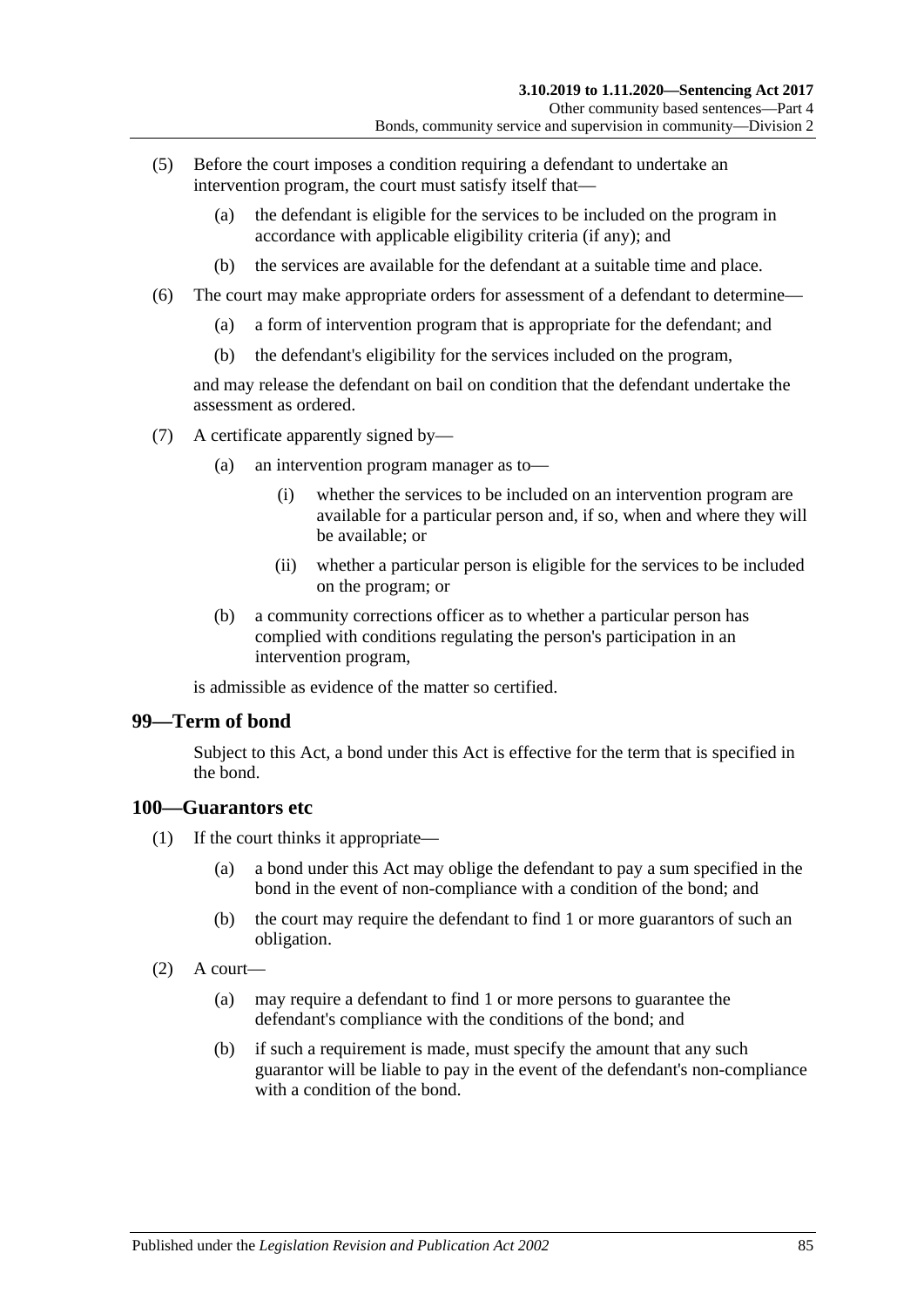(5) Before the court imposes a condition requiring a defendant to undertake an intervention program, the court must satisfy itself that—

 (a) the defendant is eligible for the services to be included on the program in accordance with applicable eligibility criteria (if any); and

 (b) the services are available for the defendant at a suitable time and place.

(6) The court may make appropriate orders for assessment of a defendant to determine—

 (a) a form of intervention program that is appropriate for the defendant; and

 (b) the defendant's eligibility for the services included on the program,

and may release the defendant on bail on condition that the defendant undertake the assessment as ordered.

(7) A certificate apparently signed by—

 (a) an intervention program manager as to—

  (i) whether the services to be included on an intervention program are available for a particular person and, if so, when and where they will be available; or

  (ii) whether a particular person is eligible for the services to be included on the program; or

 (b) a community corrections officer as to whether a particular person has complied with conditions regulating the person's participation in an intervention program,

is admissible as evidence of the matter so certified.

## 99—Term of bond

Subject to this Act, a bond under this Act is effective for the term that is specified in the bond.

## 100—Guarantors etc

(1) If the court thinks it appropriate—

 (a) a bond under this Act may oblige the defendant to pay a sum specified in the bond in the event of non-compliance with a condition of the bond; and

 (b) the court may require the defendant to find 1 or more guarantors of such an obligation.

(2) A court—

 (a) may require a defendant to find 1 or more persons to guarantee the defendant's compliance with the conditions of the bond; and

 (b) if such a requirement is made, must specify the amount that any such guarantor will be liable to pay in the event of the defendant's non-compliance with a condition of the bond.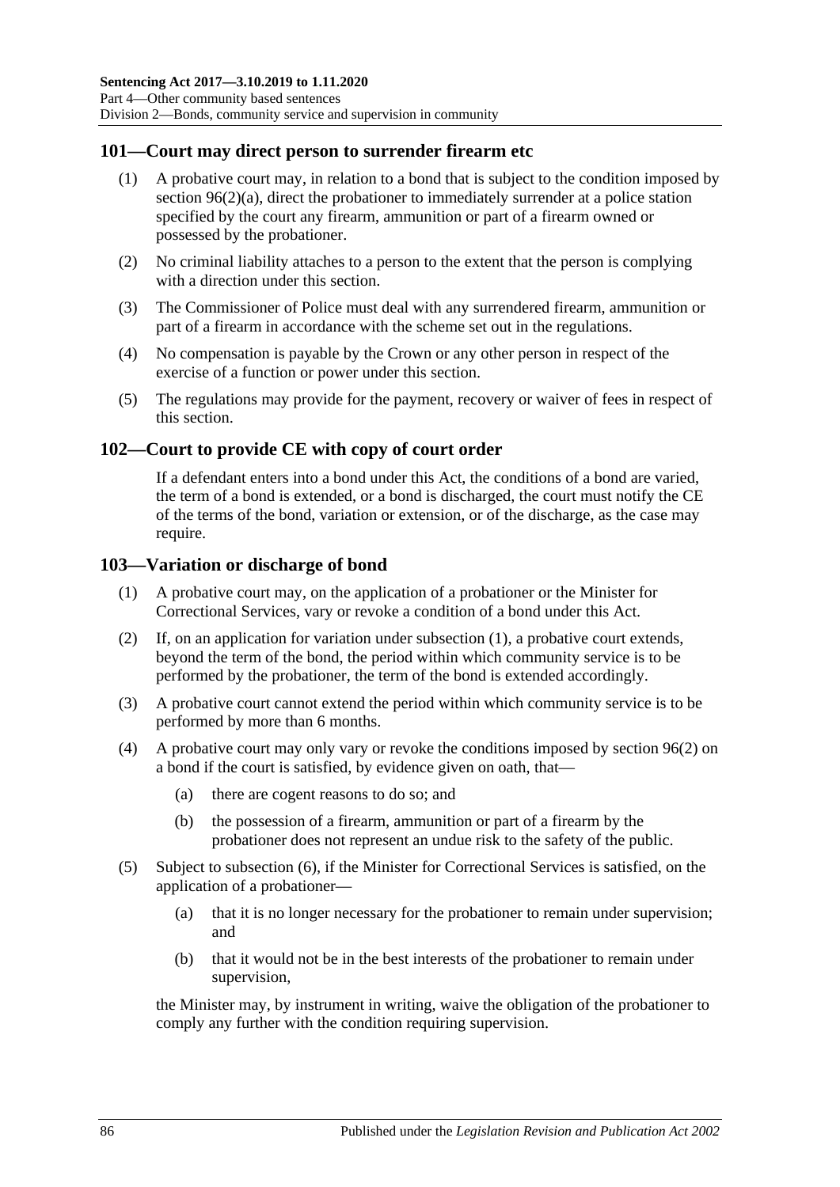## 101—Court may direct person to surrender firearm etc

(1) A probative court may, in relation to a bond that is subject to the condition imposed by section 96(2)(a), direct the probationer to immediately surrender at a police station specified by the court any firearm, ammunition or part of a firearm owned or possessed by the probationer.

(2) No criminal liability attaches to a person to the extent that the person is complying with a direction under this section.

(3) The Commissioner of Police must deal with any surrendered firearm, ammunition or part of a firearm in accordance with the scheme set out in the regulations.

(4) No compensation is payable by the Crown or any other person in respect of the exercise of a function or power under this section.

(5) The regulations may provide for the payment, recovery or waiver of fees in respect of this section.

## 102—Court to provide CE with copy of court order

If a defendant enters into a bond under this Act, the conditions of a bond are varied, the term of a bond is extended, or a bond is discharged, the court must notify the CE of the terms of the bond, variation or extension, or of the discharge, as the case may require.

## 103—Variation or discharge of bond

(1) A probative court may, on the application of a probationer or the Minister for Correctional Services, vary or revoke a condition of a bond under this Act.

(2) If, on an application for variation under subsection (1), a probative court extends, beyond the term of the bond, the period within which community service is to be performed by the probationer, the term of the bond is extended accordingly.

(3) A probative court cannot extend the period within which community service is to be performed by more than 6 months.

(4) A probative court may only vary or revoke the conditions imposed by section 96(2) on a bond if the court is satisfied, by evidence given on oath, that—

- (a) there are cogent reasons to do so; and
- (b) the possession of a firearm, ammunition or part of a firearm by the probationer does not represent an undue risk to the safety of the public.

(5) Subject to subsection (6), if the Minister for Correctional Services is satisfied, on the application of a probationer—

- (a) that it is no longer necessary for the probationer to remain under supervision; and
- (b) that it would not be in the best interests of the probationer to remain under supervision,

the Minister may, by instrument in writing, waive the obligation of the probationer to comply any further with the condition requiring supervision.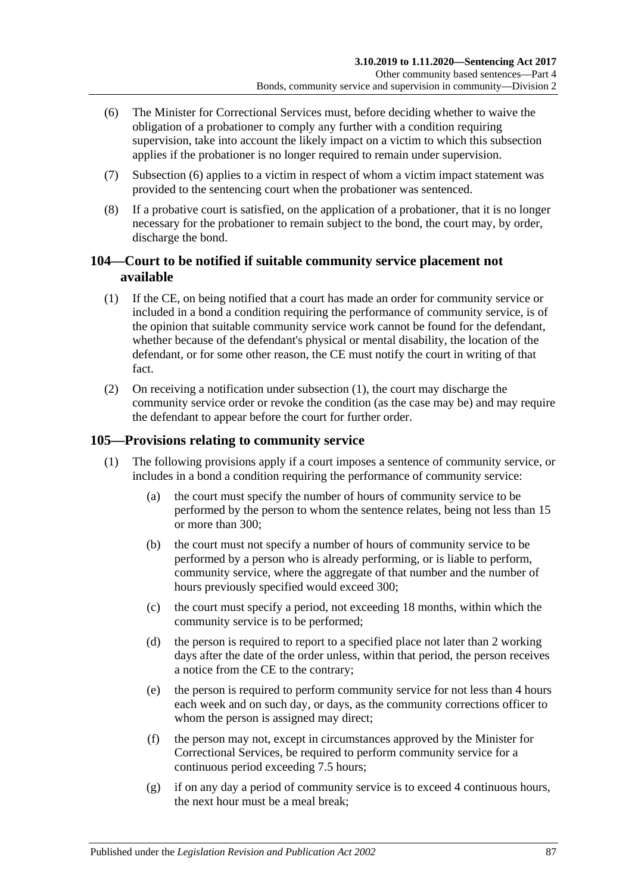(6) The Minister for Correctional Services must, before deciding whether to waive the obligation of a probationer to comply any further with a condition requiring supervision, take into account the likely impact on a victim to which this subsection applies if the probationer is no longer required to remain under supervision.

(7) Subsection (6) applies to a victim in respect of whom a victim impact statement was provided to the sentencing court when the probationer was sentenced.

(8) If a probative court is satisfied, on the application of a probationer, that it is no longer necessary for the probationer to remain subject to the bond, the court may, by order, discharge the bond.

## 104—Court to be notified if suitable community service placement not available

(1) If the CE, on being notified that a court has made an order for community service or included in a bond a condition requiring the performance of community service, is of the opinion that suitable community service work cannot be found for the defendant, whether because of the defendant's physical or mental disability, the location of the defendant, or for some other reason, the CE must notify the court in writing of that fact.

(2) On receiving a notification under subsection (1), the court may discharge the community service order or revoke the condition (as the case may be) and may require the defendant to appear before the court for further order.

## 105—Provisions relating to community service

(1) The following provisions apply if a court imposes a sentence of community service, or includes in a bond a condition requiring the performance of community service:

(a) the court must specify the number of hours of community service to be performed by the person to whom the sentence relates, being not less than 15 or more than 300;

(b) the court must not specify a number of hours of community service to be performed by a person who is already performing, or is liable to perform, community service, where the aggregate of that number and the number of hours previously specified would exceed 300;

(c) the court must specify a period, not exceeding 18 months, within which the community service is to be performed;

(d) the person is required to report to a specified place not later than 2 working days after the date of the order unless, within that period, the person receives a notice from the CE to the contrary;

(e) the person is required to perform community service for not less than 4 hours each week and on such day, or days, as the community corrections officer to whom the person is assigned may direct;

(f) the person may not, except in circumstances approved by the Minister for Correctional Services, be required to perform community service for a continuous period exceeding 7.5 hours;

(g) if on any day a period of community service is to exceed 4 continuous hours, the next hour must be a meal break;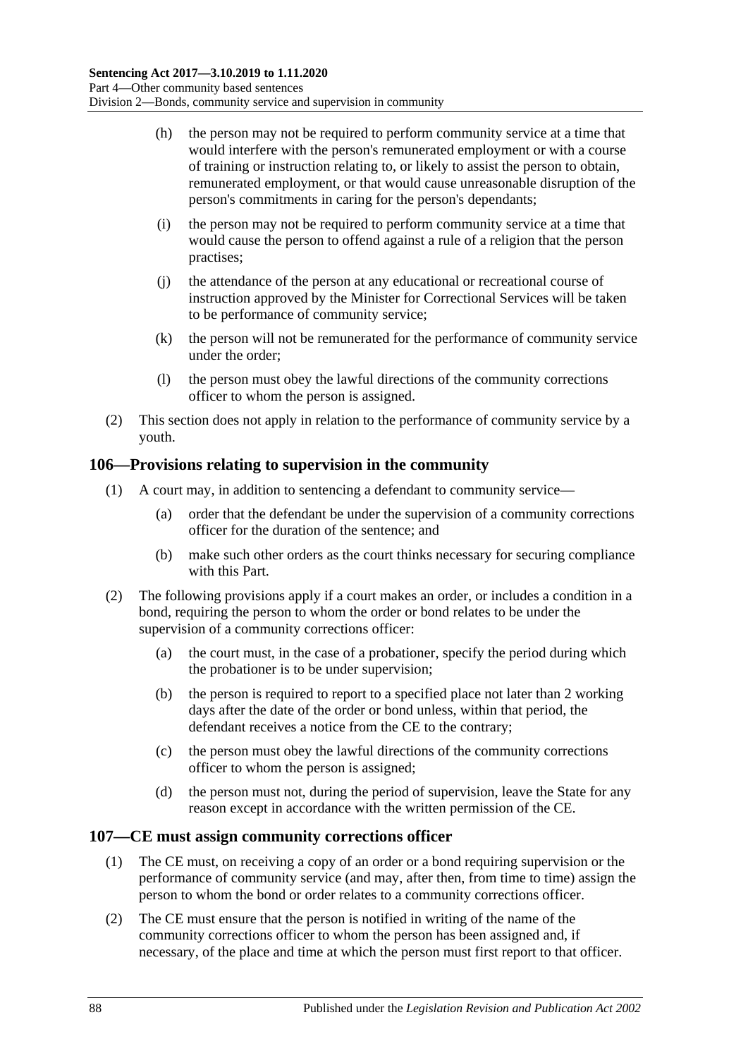(h) the person may not be required to perform community service at a time that would interfere with the person's remunerated employment or with a course of training or instruction relating to, or likely to assist the person to obtain, remunerated employment, or that would cause unreasonable disruption of the person's commitments in caring for the person's dependants;

(i) the person may not be required to perform community service at a time that would cause the person to offend against a rule of a religion that the person practises;

(j) the attendance of the person at any educational or recreational course of instruction approved by the Minister for Correctional Services will be taken to be performance of community service;

(k) the person will not be remunerated for the performance of community service under the order;

(l) the person must obey the lawful directions of the community corrections officer to whom the person is assigned.

(2) This section does not apply in relation to the performance of community service by a youth.

## 106—Provisions relating to supervision in the community

(1) A court may, in addition to sentencing a defendant to community service—

(a) order that the defendant be under the supervision of a community corrections officer for the duration of the sentence; and

(b) make such other orders as the court thinks necessary for securing compliance with this Part.

(2) The following provisions apply if a court makes an order, or includes a condition in a bond, requiring the person to whom the order or bond relates to be under the supervision of a community corrections officer:

(a) the court must, in the case of a probationer, specify the period during which the probationer is to be under supervision;

(b) the person is required to report to a specified place not later than 2 working days after the date of the order or bond unless, within that period, the defendant receives a notice from the CE to the contrary;

(c) the person must obey the lawful directions of the community corrections officer to whom the person is assigned;

(d) the person must not, during the period of supervision, leave the State for any reason except in accordance with the written permission of the CE.

## 107—CE must assign community corrections officer

(1) The CE must, on receiving a copy of an order or a bond requiring supervision or the performance of community service (and may, after then, from time to time) assign the person to whom the bond or order relates to a community corrections officer.

(2) The CE must ensure that the person is notified in writing of the name of the community corrections officer to whom the person has been assigned and, if necessary, of the place and time at which the person must first report to that officer.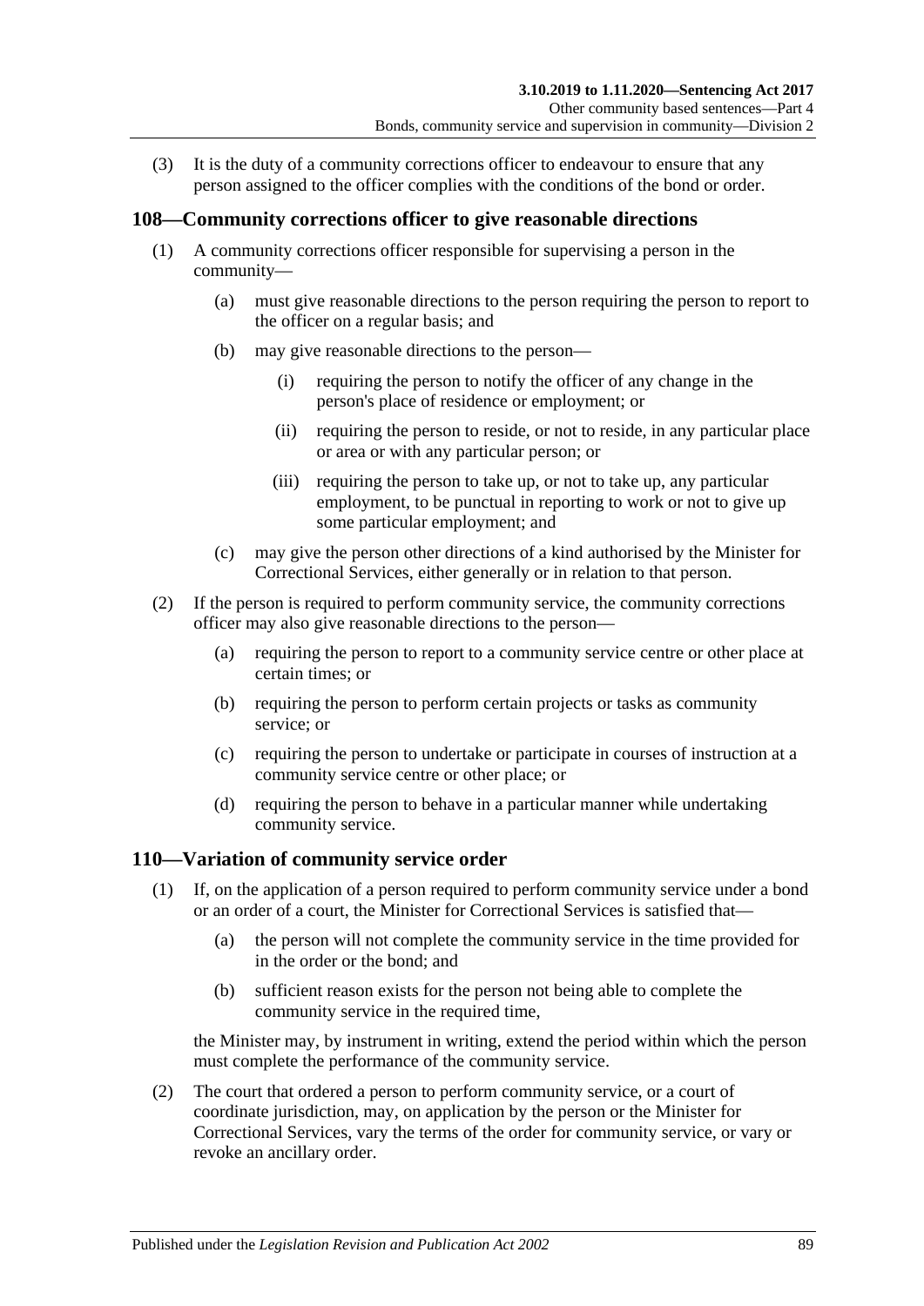(3) It is the duty of a community corrections officer to endeavour to ensure that any person assigned to the officer complies with the conditions of the bond or order.

## 108—Community corrections officer to give reasonable directions

(1) A community corrections officer responsible for supervising a person in the community—

(a) must give reasonable directions to the person requiring the person to report to the officer on a regular basis; and

(b) may give reasonable directions to the person—

(i) requiring the person to notify the officer of any change in the person's place of residence or employment; or

(ii) requiring the person to reside, or not to reside, in any particular place or area or with any particular person; or

(iii) requiring the person to take up, or not to take up, any particular employment, to be punctual in reporting to work or not to give up some particular employment; and

(c) may give the person other directions of a kind authorised by the Minister for Correctional Services, either generally or in relation to that person.

(2) If the person is required to perform community service, the community corrections officer may also give reasonable directions to the person—

(a) requiring the person to report to a community service centre or other place at certain times; or

(b) requiring the person to perform certain projects or tasks as community service; or

(c) requiring the person to undertake or participate in courses of instruction at a community service centre or other place; or

(d) requiring the person to behave in a particular manner while undertaking community service.

## 110—Variation of community service order

(1) If, on the application of a person required to perform community service under a bond or an order of a court, the Minister for Correctional Services is satisfied that—

(a) the person will not complete the community service in the time provided for in the order or the bond; and

(b) sufficient reason exists for the person not being able to complete the community service in the required time,

the Minister may, by instrument in writing, extend the period within which the person must complete the performance of the community service.

(2) The court that ordered a person to perform community service, or a court of coordinate jurisdiction, may, on application by the person or the Minister for Correctional Services, vary the terms of the order for community service, or vary or revoke an ancillary order.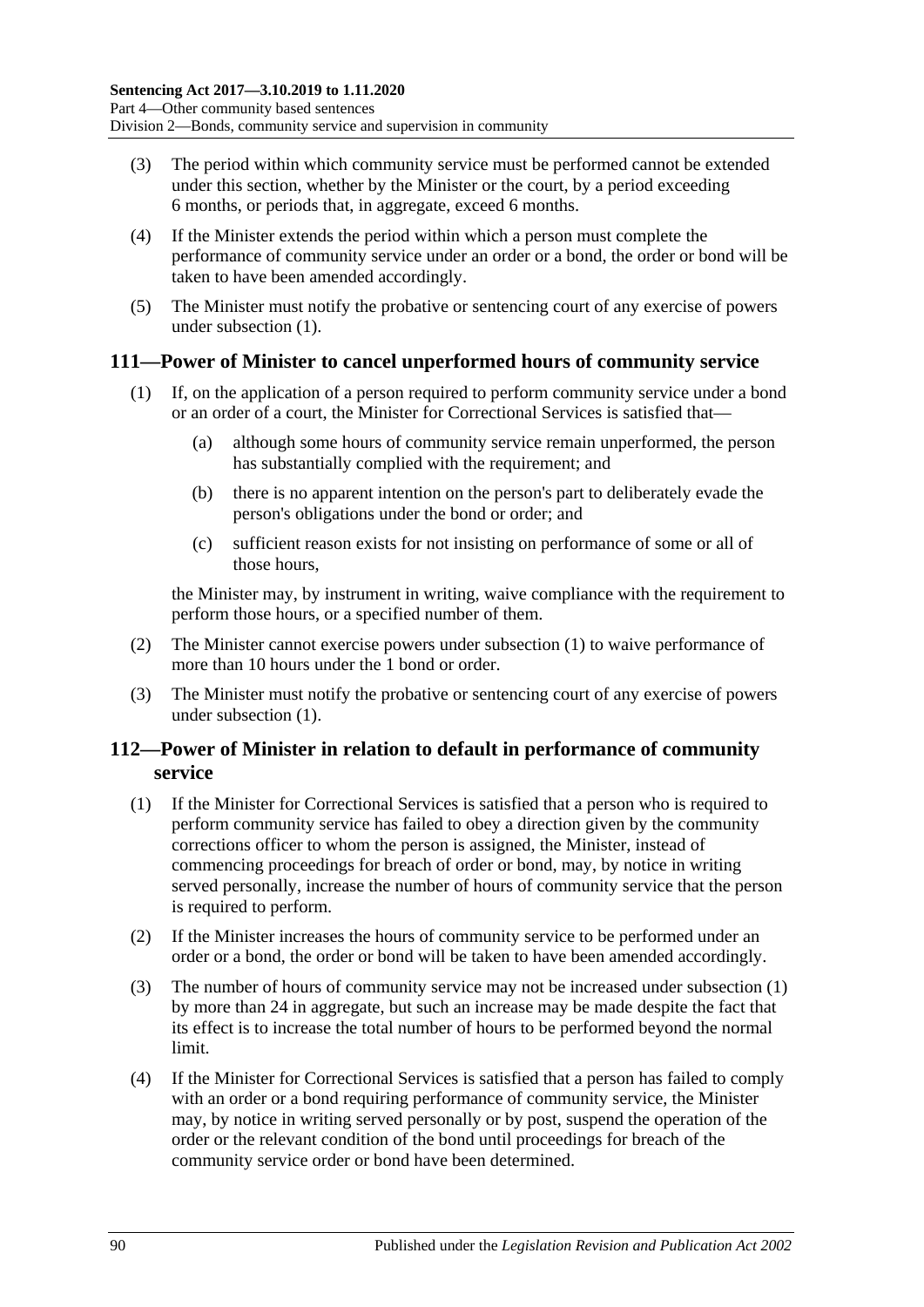(3) The period within which community service must be performed cannot be extended under this section, whether by the Minister or the court, by a period exceeding 6 months, or periods that, in aggregate, exceed 6 months.

(4) If the Minister extends the period within which a person must complete the performance of community service under an order or a bond, the order or bond will be taken to have been amended accordingly.

(5) The Minister must notify the probative or sentencing court of any exercise of powers under subsection (1).

## 111—Power of Minister to cancel unperformed hours of community service

(1) If, on the application of a person required to perform community service under a bond or an order of a court, the Minister for Correctional Services is satisfied that—

(a) although some hours of community service remain unperformed, the person has substantially complied with the requirement; and

(b) there is no apparent intention on the person's part to deliberately evade the person's obligations under the bond or order; and

(c) sufficient reason exists for not insisting on performance of some or all of those hours,

the Minister may, by instrument in writing, waive compliance with the requirement to perform those hours, or a specified number of them.

(2) The Minister cannot exercise powers under subsection (1) to waive performance of more than 10 hours under the 1 bond or order.

(3) The Minister must notify the probative or sentencing court of any exercise of powers under subsection (1).

## 112—Power of Minister in relation to default in performance of community service

(1) If the Minister for Correctional Services is satisfied that a person who is required to perform community service has failed to obey a direction given by the community corrections officer to whom the person is assigned, the Minister, instead of commencing proceedings for breach of order or bond, may, by notice in writing served personally, increase the number of hours of community service that the person is required to perform.

(2) If the Minister increases the hours of community service to be performed under an order or a bond, the order or bond will be taken to have been amended accordingly.

(3) The number of hours of community service may not be increased under subsection (1) by more than 24 in aggregate, but such an increase may be made despite the fact that its effect is to increase the total number of hours to be performed beyond the normal limit.

(4) If the Minister for Correctional Services is satisfied that a person has failed to comply with an order or a bond requiring performance of community service, the Minister may, by notice in writing served personally or by post, suspend the operation of the order or the relevant condition of the bond until proceedings for breach of the community service order or bond have been determined.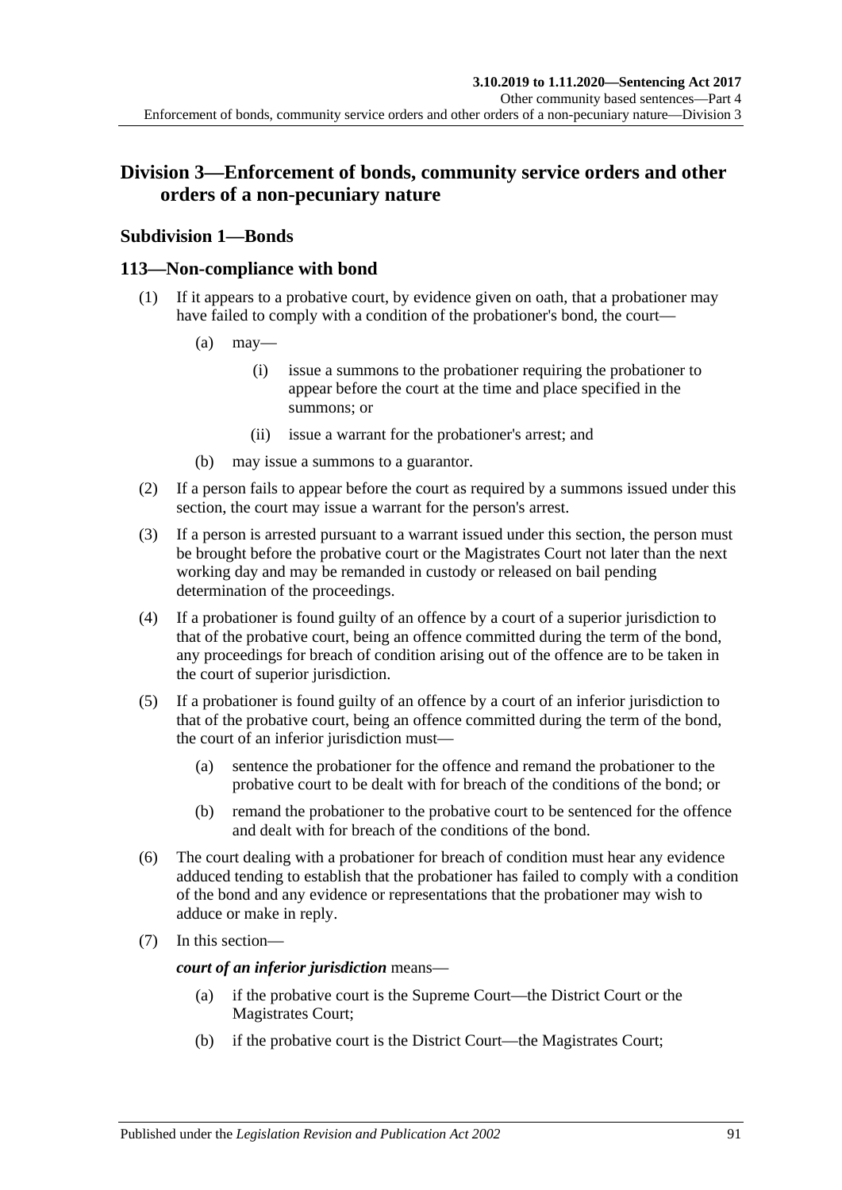## Division 3—Enforcement of bonds, community service orders and other orders of a non-pecuniary nature

### Subdivision 1—Bonds

### 113—Non-compliance with bond

(1) If it appears to a probative court, by evidence given on oath, that a probationer may have failed to comply with a condition of the probationer's bond, the court—

(a) may—

(i) issue a summons to the probationer requiring the probationer to appear before the court at the time and place specified in the summons; or

(ii) issue a warrant for the probationer's arrest; and

(b) may issue a summons to a guarantor.

(2) If a person fails to appear before the court as required by a summons issued under this section, the court may issue a warrant for the person's arrest.

(3) If a person is arrested pursuant to a warrant issued under this section, the person must be brought before the probative court or the Magistrates Court not later than the next working day and may be remanded in custody or released on bail pending determination of the proceedings.

(4) If a probationer is found guilty of an offence by a court of a superior jurisdiction to that of the probative court, being an offence committed during the term of the bond, any proceedings for breach of condition arising out of the offence are to be taken in the court of superior jurisdiction.

(5) If a probationer is found guilty of an offence by a court of an inferior jurisdiction to that of the probative court, being an offence committed during the term of the bond, the court of an inferior jurisdiction must—

(a) sentence the probationer for the offence and remand the probationer to the probative court to be dealt with for breach of the conditions of the bond; or

(b) remand the probationer to the probative court to be sentenced for the offence and dealt with for breach of the conditions of the bond.

(6) The court dealing with a probationer for breach of condition must hear any evidence adduced tending to establish that the probationer has failed to comply with a condition of the bond and any evidence or representations that the probationer may wish to adduce or make in reply.

(7) In this section—

***court of an inferior jurisdiction*** means—

(a) if the probative court is the Supreme Court—the District Court or the Magistrates Court;

(b) if the probative court is the District Court—the Magistrates Court;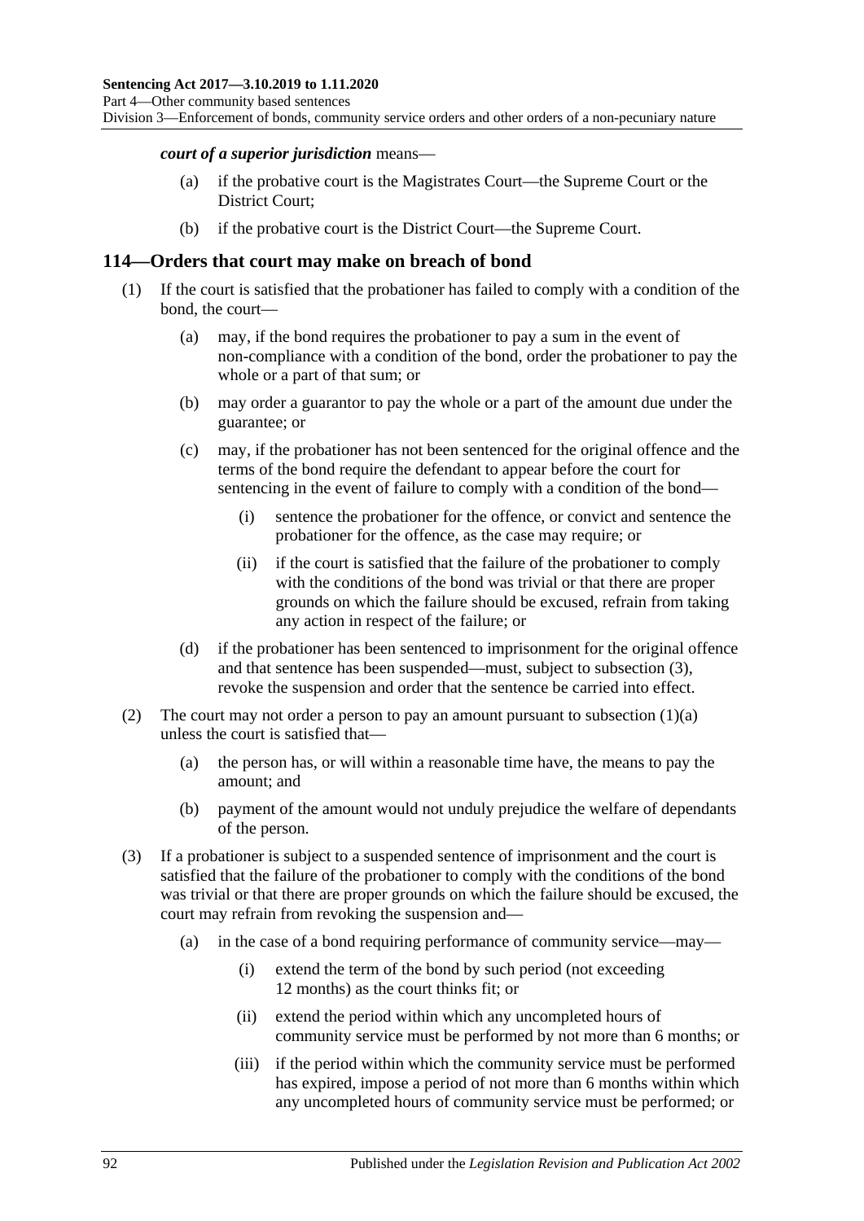***court of a superior jurisdiction*** means—

- (a) if the probative court is the Magistrates Court—the Supreme Court or the District Court;
- (b) if the probative court is the District Court—the Supreme Court.

## 114—Orders that court may make on breach of bond

- (1) If the court is satisfied that the probationer has failed to comply with a condition of the bond, the court—
  - (a) may, if the bond requires the probationer to pay a sum in the event of non-compliance with a condition of the bond, order the probationer to pay the whole or a part of that sum; or
  - (b) may order a guarantor to pay the whole or a part of the amount due under the guarantee; or
  - (c) may, if the probationer has not been sentenced for the original offence and the terms of the bond require the defendant to appear before the court for sentencing in the event of failure to comply with a condition of the bond—
    - (i) sentence the probationer for the offence, or convict and sentence the probationer for the offence, as the case may require; or
    - (ii) if the court is satisfied that the failure of the probationer to comply with the conditions of the bond was trivial or that there are proper grounds on which the failure should be excused, refrain from taking any action in respect of the failure; or
  - (d) if the probationer has been sentenced to imprisonment for the original offence and that sentence has been suspended—must, subject to subsection (3), revoke the suspension and order that the sentence be carried into effect.
- (2) The court may not order a person to pay an amount pursuant to subsection (1)(a) unless the court is satisfied that—
  - (a) the person has, or will within a reasonable time have, the means to pay the amount; and
  - (b) payment of the amount would not unduly prejudice the welfare of dependants of the person.
- (3) If a probationer is subject to a suspended sentence of imprisonment and the court is satisfied that the failure of the probationer to comply with the conditions of the bond was trivial or that there are proper grounds on which the failure should be excused, the court may refrain from revoking the suspension and—
  - (a) in the case of a bond requiring performance of community service—may—
    - (i) extend the term of the bond by such period (not exceeding 12 months) as the court thinks fit; or
    - (ii) extend the period within which any uncompleted hours of community service must be performed by not more than 6 months; or
    - (iii) if the period within which the community service must be performed has expired, impose a period of not more than 6 months within which any uncompleted hours of community service must be performed; or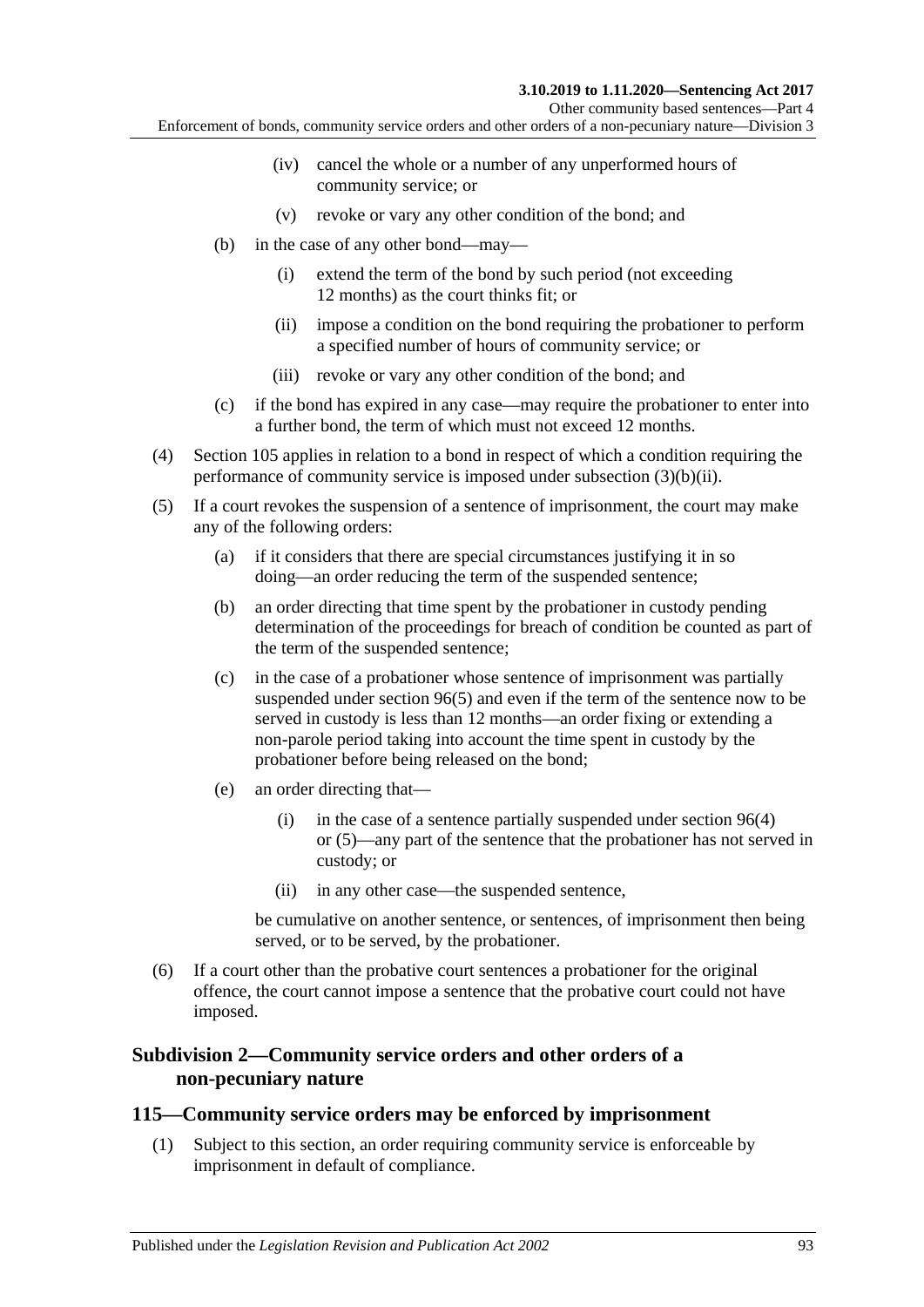(iv) cancel the whole or a number of any unperformed hours of community service; or

(v) revoke or vary any other condition of the bond; and

(b) in the case of any other bond—may—

(i) extend the term of the bond by such period (not exceeding 12 months) as the court thinks fit; or

(ii) impose a condition on the bond requiring the probationer to perform a specified number of hours of community service; or

(iii) revoke or vary any other condition of the bond; and

(c) if the bond has expired in any case—may require the probationer to enter into a further bond, the term of which must not exceed 12 months.

(4) Section 105 applies in relation to a bond in respect of which a condition requiring the performance of community service is imposed under subsection (3)(b)(ii).

(5) If a court revokes the suspension of a sentence of imprisonment, the court may make any of the following orders:

(a) if it considers that there are special circumstances justifying it in so doing—an order reducing the term of the suspended sentence;

(b) an order directing that time spent by the probationer in custody pending determination of the proceedings for breach of condition be counted as part of the term of the suspended sentence;

(c) in the case of a probationer whose sentence of imprisonment was partially suspended under section 96(5) and even if the term of the sentence now to be served in custody is less than 12 months—an order fixing or extending a non-parole period taking into account the time spent in custody by the probationer before being released on the bond;

(e) an order directing that—

(i) in the case of a sentence partially suspended under section 96(4) or (5)—any part of the sentence that the probationer has not served in custody; or

(ii) in any other case—the suspended sentence,

be cumulative on another sentence, or sentences, of imprisonment then being served, or to be served, by the probationer.

(6) If a court other than the probative court sentences a probationer for the original offence, the court cannot impose a sentence that the probative court could not have imposed.

### Subdivision 2—Community service orders and other orders of a non-pecuniary nature

### 115—Community service orders may be enforced by imprisonment

(1) Subject to this section, an order requiring community service is enforceable by imprisonment in default of compliance.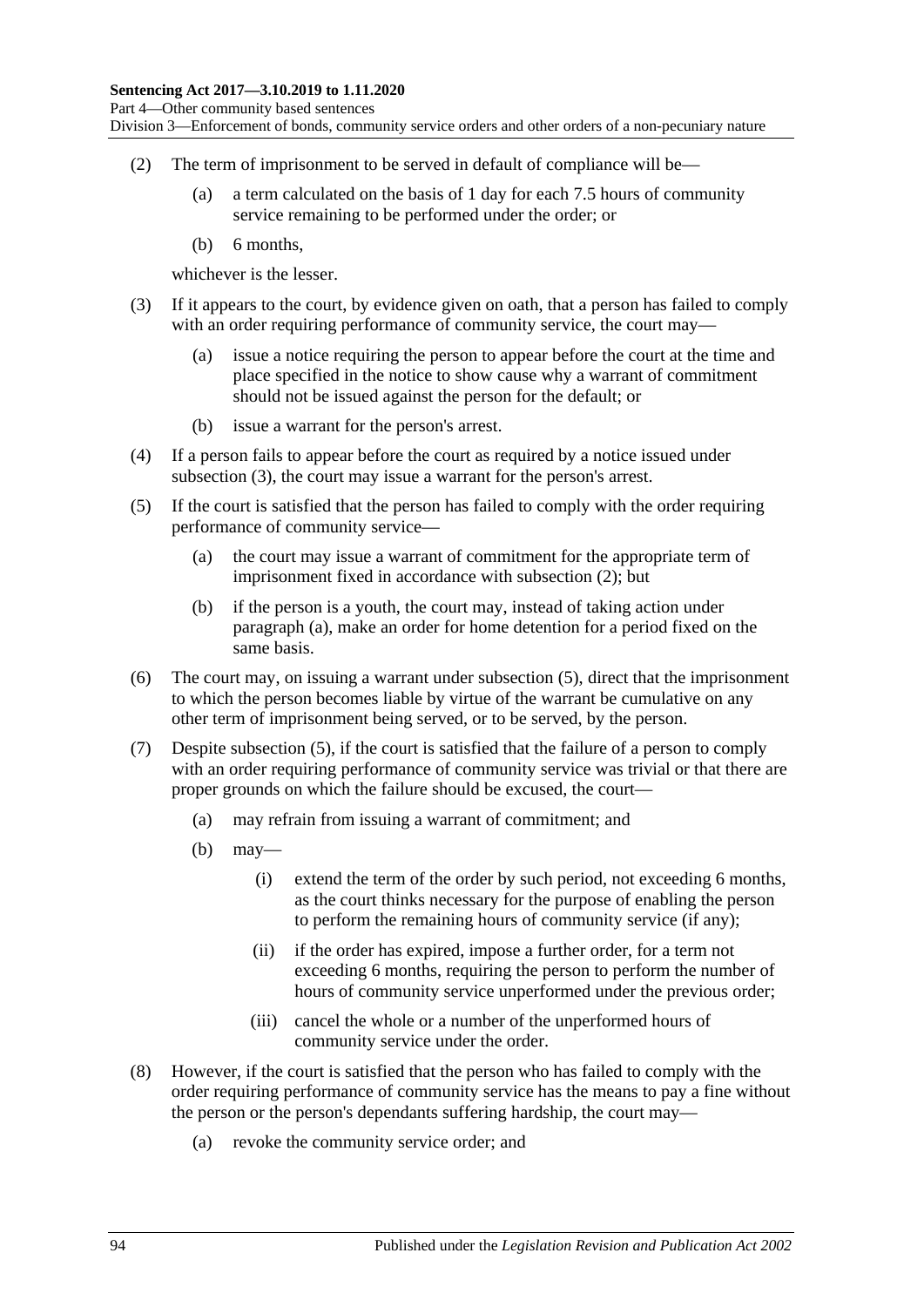(2) The term of imprisonment to be served in default of compliance will be—

(a) a term calculated on the basis of 1 day for each 7.5 hours of community service remaining to be performed under the order; or

(b) 6 months,

whichever is the lesser.

(3) If it appears to the court, by evidence given on oath, that a person has failed to comply with an order requiring performance of community service, the court may—

(a) issue a notice requiring the person to appear before the court at the time and place specified in the notice to show cause why a warrant of commitment should not be issued against the person for the default; or

(b) issue a warrant for the person's arrest.

(4) If a person fails to appear before the court as required by a notice issued under subsection (3), the court may issue a warrant for the person's arrest.

(5) If the court is satisfied that the person has failed to comply with the order requiring performance of community service—

(a) the court may issue a warrant of commitment for the appropriate term of imprisonment fixed in accordance with subsection (2); but

(b) if the person is a youth, the court may, instead of taking action under paragraph (a), make an order for home detention for a period fixed on the same basis.

(6) The court may, on issuing a warrant under subsection (5), direct that the imprisonment to which the person becomes liable by virtue of the warrant be cumulative on any other term of imprisonment being served, or to be served, by the person.

(7) Despite subsection (5), if the court is satisfied that the failure of a person to comply with an order requiring performance of community service was trivial or that there are proper grounds on which the failure should be excused, the court—

(a) may refrain from issuing a warrant of commitment; and

(b) may—

(i) extend the term of the order by such period, not exceeding 6 months, as the court thinks necessary for the purpose of enabling the person to perform the remaining hours of community service (if any);

(ii) if the order has expired, impose a further order, for a term not exceeding 6 months, requiring the person to perform the number of hours of community service unperformed under the previous order;

(iii) cancel the whole or a number of the unperformed hours of community service under the order.

(8) However, if the court is satisfied that the person who has failed to comply with the order requiring performance of community service has the means to pay a fine without the person or the person's dependants suffering hardship, the court may—

(a) revoke the community service order; and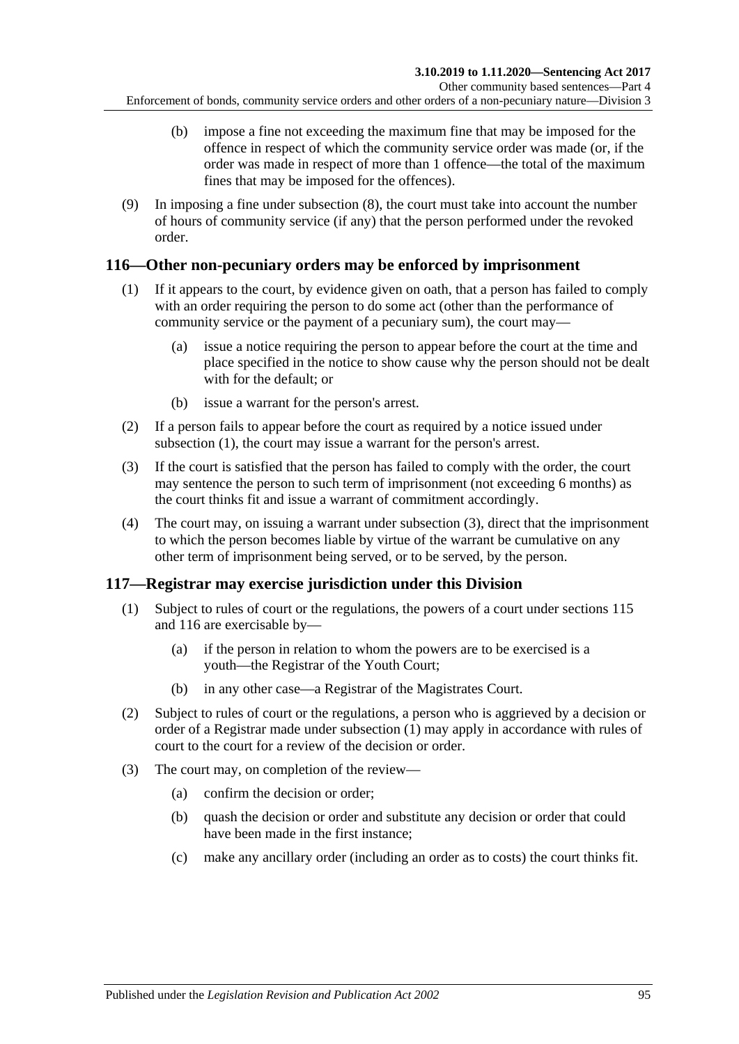(b) impose a fine not exceeding the maximum fine that may be imposed for the offence in respect of which the community service order was made (or, if the order was made in respect of more than 1 offence—the total of the maximum fines that may be imposed for the offences).

(9) In imposing a fine under subsection (8), the court must take into account the number of hours of community service (if any) that the person performed under the revoked order.

## 116—Other non-pecuniary orders may be enforced by imprisonment

(1) If it appears to the court, by evidence given on oath, that a person has failed to comply with an order requiring the person to do some act (other than the performance of community service or the payment of a pecuniary sum), the court may—

(a) issue a notice requiring the person to appear before the court at the time and place specified in the notice to show cause why the person should not be dealt with for the default; or

(b) issue a warrant for the person's arrest.

(2) If a person fails to appear before the court as required by a notice issued under subsection (1), the court may issue a warrant for the person's arrest.

(3) If the court is satisfied that the person has failed to comply with the order, the court may sentence the person to such term of imprisonment (not exceeding 6 months) as the court thinks fit and issue a warrant of commitment accordingly.

(4) The court may, on issuing a warrant under subsection (3), direct that the imprisonment to which the person becomes liable by virtue of the warrant be cumulative on any other term of imprisonment being served, or to be served, by the person.

## 117—Registrar may exercise jurisdiction under this Division

(1) Subject to rules of court or the regulations, the powers of a court under sections 115 and 116 are exercisable by—

(a) if the person in relation to whom the powers are to be exercised is a youth—the Registrar of the Youth Court;

(b) in any other case—a Registrar of the Magistrates Court.

(2) Subject to rules of court or the regulations, a person who is aggrieved by a decision or order of a Registrar made under subsection (1) may apply in accordance with rules of court to the court for a review of the decision or order.

(3) The court may, on completion of the review—

(a) confirm the decision or order;

(b) quash the decision or order and substitute any decision or order that could have been made in the first instance;

(c) make any ancillary order (including an order as to costs) the court thinks fit.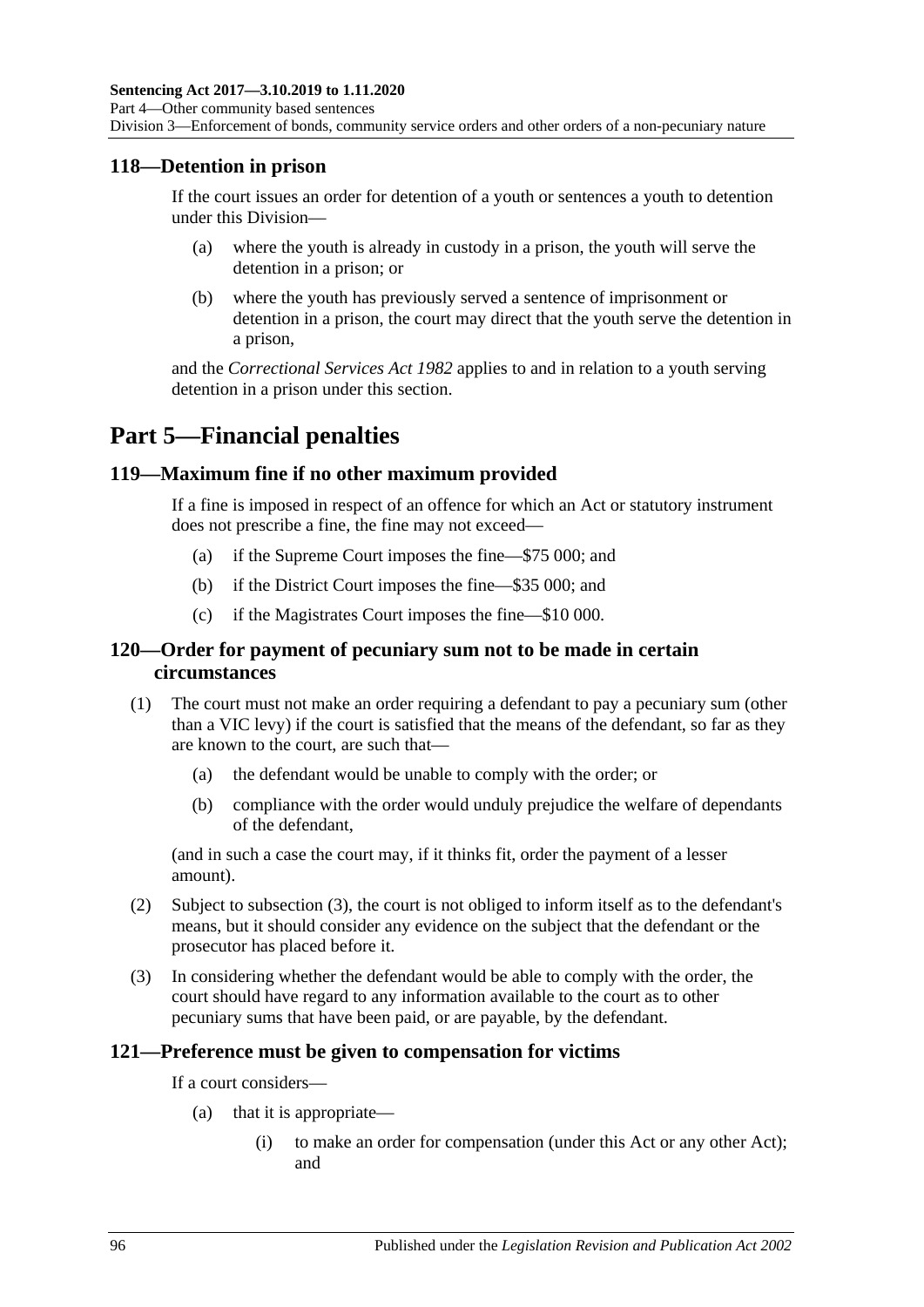## 118—Detention in prison

If the court issues an order for detention of a youth or sentences a youth to detention under this Division—

(a) where the youth is already in custody in a prison, the youth will serve the detention in a prison; or

(b) where the youth has previously served a sentence of imprisonment or detention in a prison, the court may direct that the youth serve the detention in a prison,

and the *Correctional Services Act 1982* applies to and in relation to a youth serving detention in a prison under this section.

# Part 5—Financial penalties

## 119—Maximum fine if no other maximum provided

If a fine is imposed in respect of an offence for which an Act or statutory instrument does not prescribe a fine, the fine may not exceed—

(a) if the Supreme Court imposes the fine—$75 000; and

(b) if the District Court imposes the fine—$35 000; and

(c) if the Magistrates Court imposes the fine—$10 000.

## 120—Order for payment of pecuniary sum not to be made in certain circumstances

(1) The court must not make an order requiring a defendant to pay a pecuniary sum (other than a VIC levy) if the court is satisfied that the means of the defendant, so far as they are known to the court, are such that—

(a) the defendant would be unable to comply with the order; or

(b) compliance with the order would unduly prejudice the welfare of dependants of the defendant,

(and in such a case the court may, if it thinks fit, order the payment of a lesser amount).

(2) Subject to subsection (3), the court is not obliged to inform itself as to the defendant's means, but it should consider any evidence on the subject that the defendant or the prosecutor has placed before it.

(3) In considering whether the defendant would be able to comply with the order, the court should have regard to any information available to the court as to other pecuniary sums that have been paid, or are payable, by the defendant.

## 121—Preference must be given to compensation for victims

If a court considers—

(a) that it is appropriate—

(i) to make an order for compensation (under this Act or any other Act); and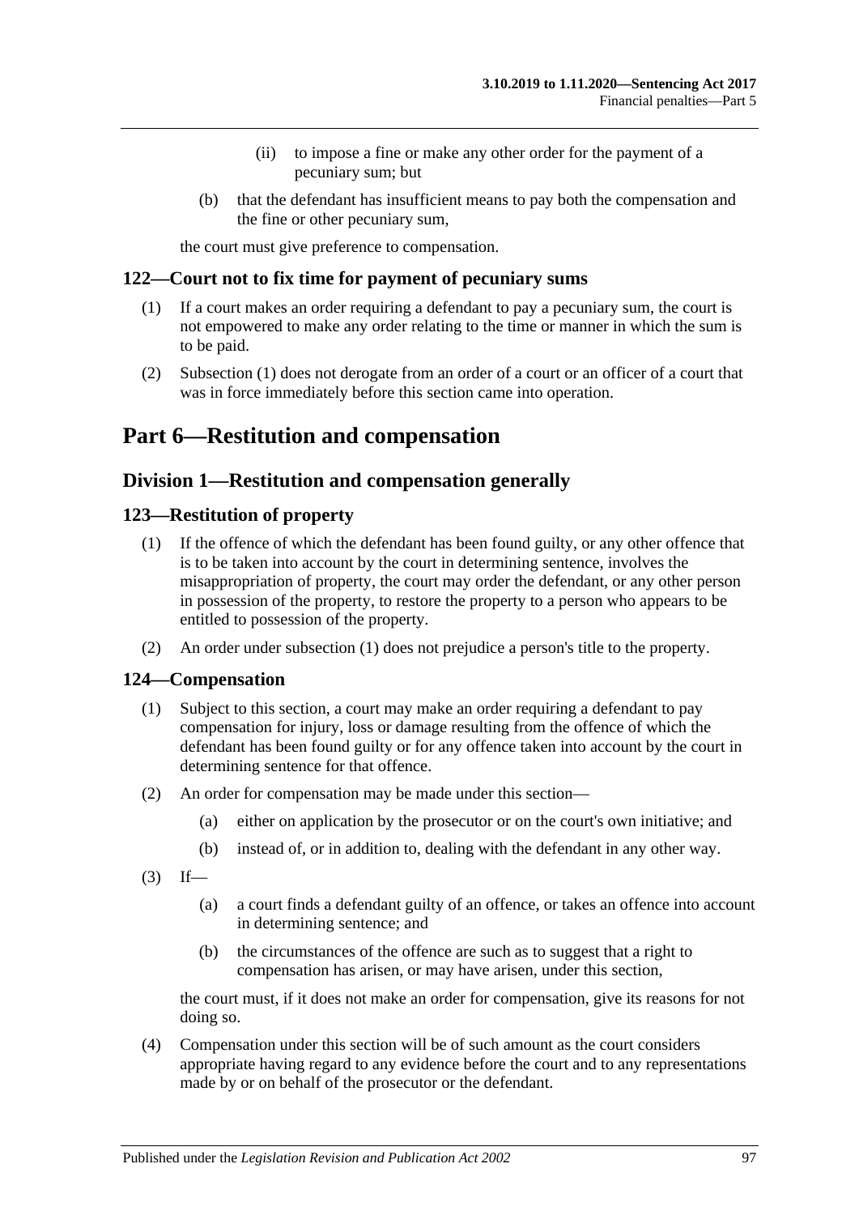(ii) to impose a fine or make any other order for the payment of a pecuniary sum; but

(b) that the defendant has insufficient means to pay both the compensation and the fine or other pecuniary sum,

the court must give preference to compensation.

### 122—Court not to fix time for payment of pecuniary sums

(1) If a court makes an order requiring a defendant to pay a pecuniary sum, the court is not empowered to make any order relating to the time or manner in which the sum is to be paid.

(2) Subsection (1) does not derogate from an order of a court or an officer of a court that was in force immediately before this section came into operation.

# Part 6—Restitution and compensation

## Division 1—Restitution and compensation generally

### 123—Restitution of property

(1) If the offence of which the defendant has been found guilty, or any other offence that is to be taken into account by the court in determining sentence, involves the misappropriation of property, the court may order the defendant, or any other person in possession of the property, to restore the property to a person who appears to be entitled to possession of the property.

(2) An order under subsection (1) does not prejudice a person's title to the property.

### 124—Compensation

(1) Subject to this section, a court may make an order requiring a defendant to pay compensation for injury, loss or damage resulting from the offence of which the defendant has been found guilty or for any offence taken into account by the court in determining sentence for that offence.

(2) An order for compensation may be made under this section—

(a) either on application by the prosecutor or on the court's own initiative; and

(b) instead of, or in addition to, dealing with the defendant in any other way.

(3) If—

(a) a court finds a defendant guilty of an offence, or takes an offence into account in determining sentence; and

(b) the circumstances of the offence are such as to suggest that a right to compensation has arisen, or may have arisen, under this section,

the court must, if it does not make an order for compensation, give its reasons for not doing so.

(4) Compensation under this section will be of such amount as the court considers appropriate having regard to any evidence before the court and to any representations made by or on behalf of the prosecutor or the defendant.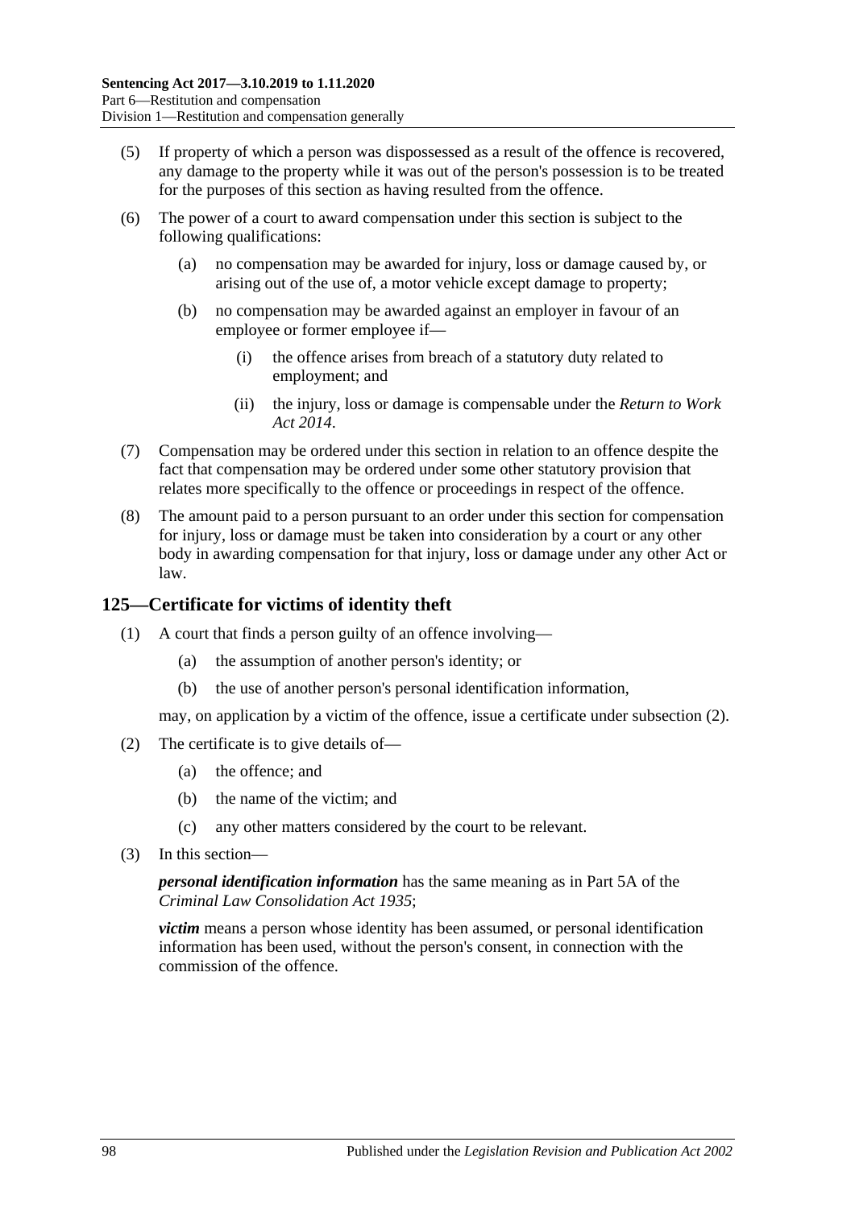(5) If property of which a person was dispossessed as a result of the offence is recovered, any damage to the property while it was out of the person's possession is to be treated for the purposes of this section as having resulted from the offence.

(6) The power of a court to award compensation under this section is subject to the following qualifications:

(a) no compensation may be awarded for injury, loss or damage caused by, or arising out of the use of, a motor vehicle except damage to property;

(b) no compensation may be awarded against an employer in favour of an employee or former employee if—

(i) the offence arises from breach of a statutory duty related to employment; and

(ii) the injury, loss or damage is compensable under the *Return to Work Act 2014*.

(7) Compensation may be ordered under this section in relation to an offence despite the fact that compensation may be ordered under some other statutory provision that relates more specifically to the offence or proceedings in respect of the offence.

(8) The amount paid to a person pursuant to an order under this section for compensation for injury, loss or damage must be taken into consideration by a court or any other body in awarding compensation for that injury, loss or damage under any other Act or law.

## 125—Certificate for victims of identity theft

(1) A court that finds a person guilty of an offence involving—

(a) the assumption of another person's identity; or

(b) the use of another person's personal identification information,

may, on application by a victim of the offence, issue a certificate under subsection (2).

(2) The certificate is to give details of—

(a) the offence; and

(b) the name of the victim; and

(c) any other matters considered by the court to be relevant.

(3) In this section—

***personal identification information*** has the same meaning as in Part 5A of the *Criminal Law Consolidation Act 1935*;

***victim*** means a person whose identity has been assumed, or personal identification information has been used, without the person's consent, in connection with the commission of the offence.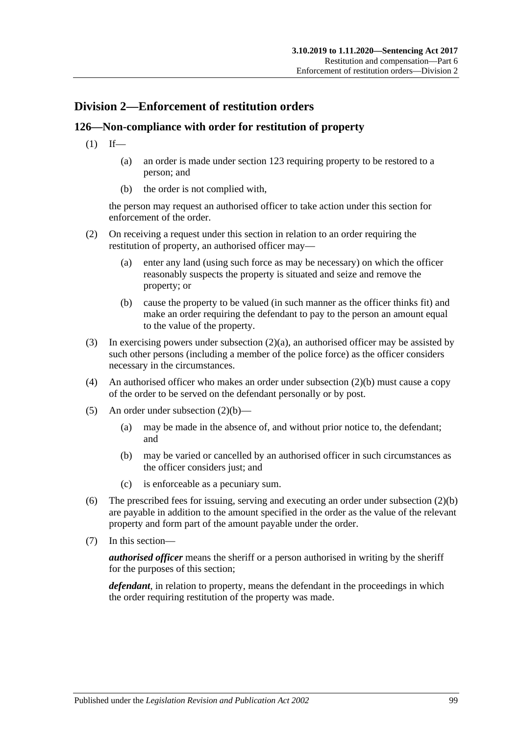## Division 2—Enforcement of restitution orders

### 126—Non-compliance with order for restitution of property

(1) If—

(a) an order is made under section 123 requiring property to be restored to a person; and

(b) the order is not complied with,

the person may request an authorised officer to take action under this section for enforcement of the order.

(2) On receiving a request under this section in relation to an order requiring the restitution of property, an authorised officer may—

(a) enter any land (using such force as may be necessary) on which the officer reasonably suspects the property is situated and seize and remove the property; or

(b) cause the property to be valued (in such manner as the officer thinks fit) and make an order requiring the defendant to pay to the person an amount equal to the value of the property.

(3) In exercising powers under subsection (2)(a), an authorised officer may be assisted by such other persons (including a member of the police force) as the officer considers necessary in the circumstances.

(4) An authorised officer who makes an order under subsection (2)(b) must cause a copy of the order to be served on the defendant personally or by post.

(5) An order under subsection (2)(b)—

(a) may be made in the absence of, and without prior notice to, the defendant; and

(b) may be varied or cancelled by an authorised officer in such circumstances as the officer considers just; and

(c) is enforceable as a pecuniary sum.

(6) The prescribed fees for issuing, serving and executing an order under subsection (2)(b) are payable in addition to the amount specified in the order as the value of the relevant property and form part of the amount payable under the order.

(7) In this section—

***authorised officer*** means the sheriff or a person authorised in writing by the sheriff for the purposes of this section;

***defendant***, in relation to property, means the defendant in the proceedings in which the order requiring restitution of the property was made.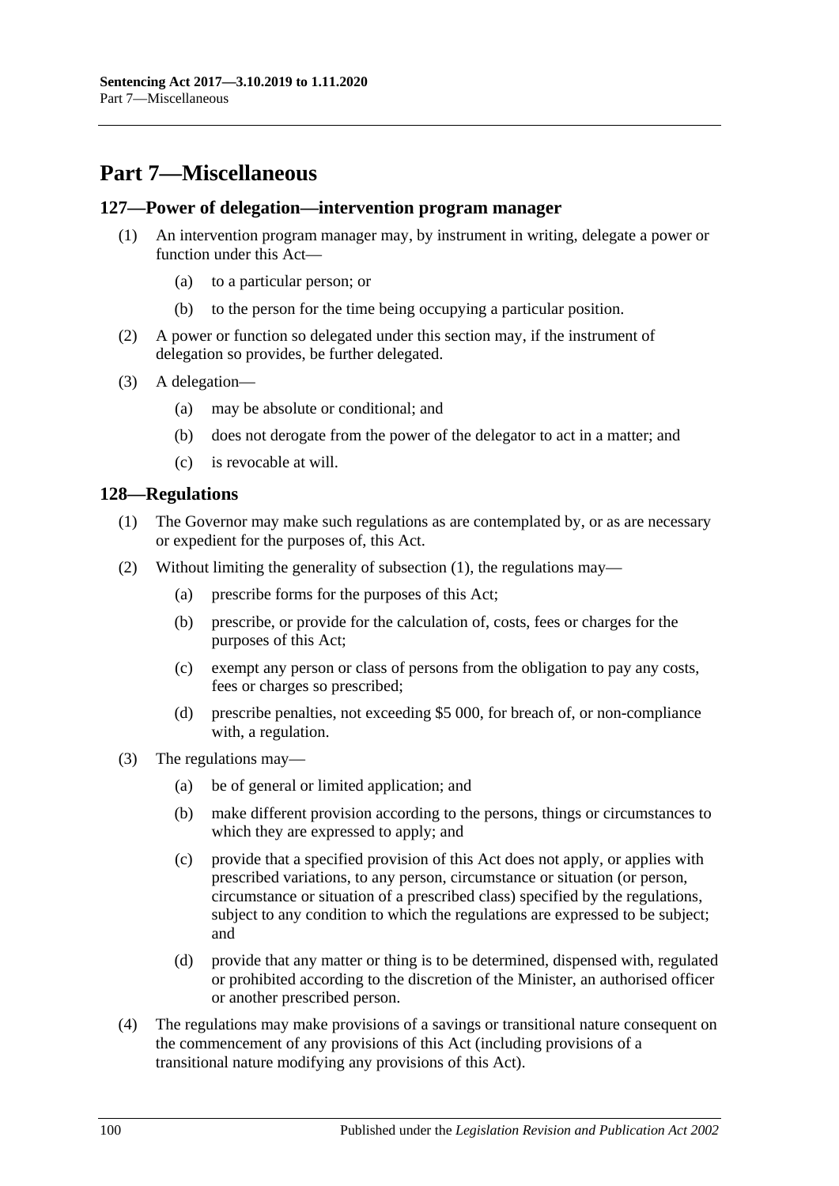# Part 7—Miscellaneous

## 127—Power of delegation—intervention program manager

(1) An intervention program manager may, by instrument in writing, delegate a power or function under this Act—

- (a) to a particular person; or
- (b) to the person for the time being occupying a particular position.

(2) A power or function so delegated under this section may, if the instrument of delegation so provides, be further delegated.

(3) A delegation—

- (a) may be absolute or conditional; and
- (b) does not derogate from the power of the delegator to act in a matter; and
- (c) is revocable at will.

## 128—Regulations

(1) The Governor may make such regulations as are contemplated by, or as are necessary or expedient for the purposes of, this Act.

(2) Without limiting the generality of subsection (1), the regulations may—

- (a) prescribe forms for the purposes of this Act;
- (b) prescribe, or provide for the calculation of, costs, fees or charges for the purposes of this Act;
- (c) exempt any person or class of persons from the obligation to pay any costs, fees or charges so prescribed;
- (d) prescribe penalties, not exceeding $5 000, for breach of, or non-compliance with, a regulation.

(3) The regulations may—

- (a) be of general or limited application; and
- (b) make different provision according to the persons, things or circumstances to which they are expressed to apply; and
- (c) provide that a specified provision of this Act does not apply, or applies with prescribed variations, to any person, circumstance or situation (or person, circumstance or situation of a prescribed class) specified by the regulations, subject to any condition to which the regulations are expressed to be subject; and
- (d) provide that any matter or thing is to be determined, dispensed with, regulated or prohibited according to the discretion of the Minister, an authorised officer or another prescribed person.

(4) The regulations may make provisions of a savings or transitional nature consequent on the commencement of any provisions of this Act (including provisions of a transitional nature modifying any provisions of this Act).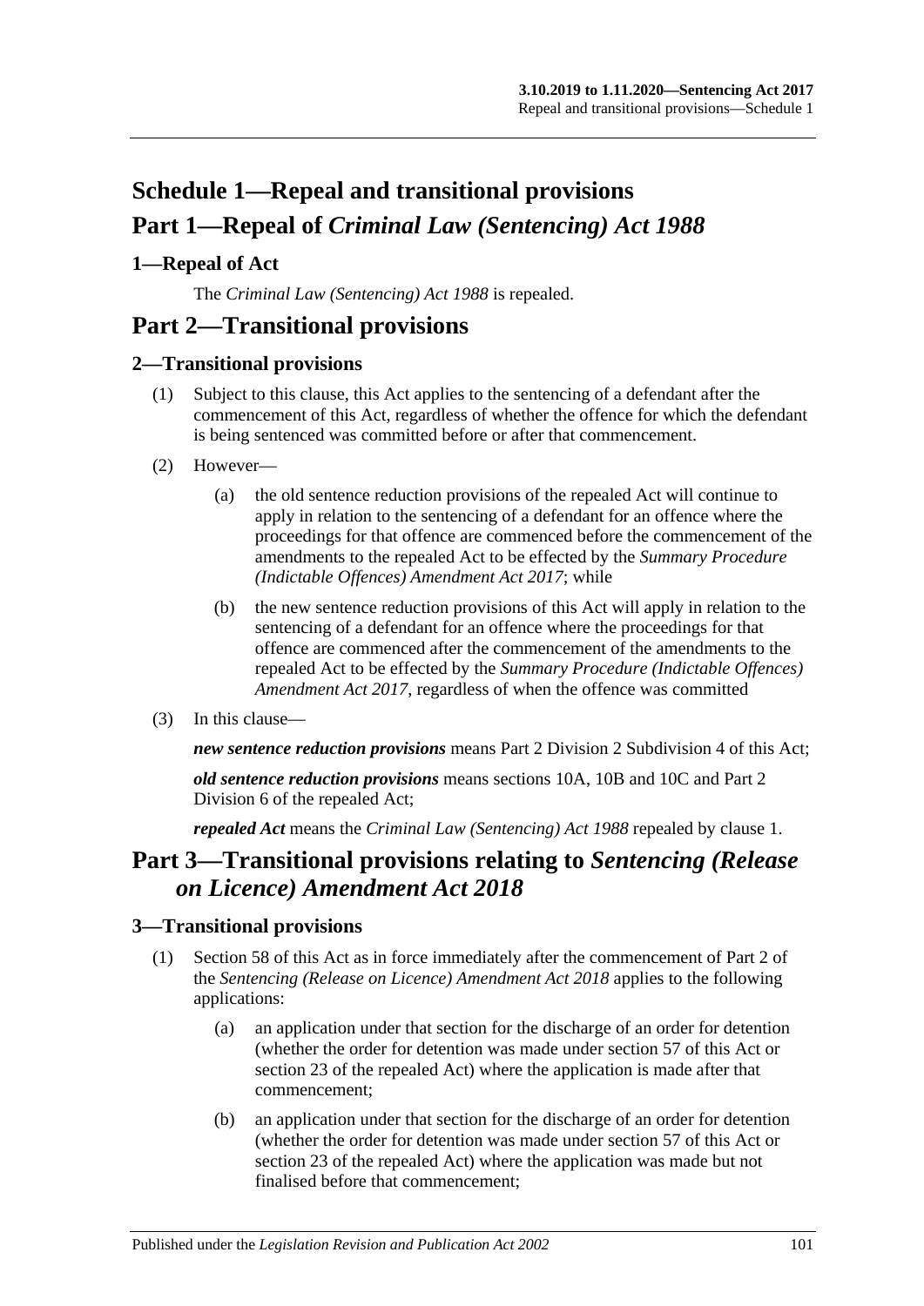# Schedule 1—Repeal and transitional provisions

# Part 1—Repeal of *Criminal Law (Sentencing) Act 1988*

## 1—Repeal of Act

The *Criminal Law (Sentencing) Act 1988* is repealed.

# Part 2—Transitional provisions

## 2—Transitional provisions

(1) Subject to this clause, this Act applies to the sentencing of a defendant after the commencement of this Act, regardless of whether the offence for which the defendant is being sentenced was committed before or after that commencement.

(2) However—

(a) the old sentence reduction provisions of the repealed Act will continue to apply in relation to the sentencing of a defendant for an offence where the proceedings for that offence are commenced before the commencement of the amendments to the repealed Act to be effected by the *Summary Procedure (Indictable Offences) Amendment Act 2017*; while

(b) the new sentence reduction provisions of this Act will apply in relation to the sentencing of a defendant for an offence where the proceedings for that offence are commenced after the commencement of the amendments to the repealed Act to be effected by the *Summary Procedure (Indictable Offences) Amendment Act 2017*, regardless of when the offence was committed

(3) In this clause—

***new sentence reduction provisions*** means Part 2 Division 2 Subdivision 4 of this Act;

***old sentence reduction provisions*** means sections 10A, 10B and 10C and Part 2 Division 6 of the repealed Act;

***repealed Act*** means the *Criminal Law (Sentencing) Act 1988* repealed by clause 1.

# Part 3—Transitional provisions relating to *Sentencing (Release on Licence) Amendment Act 2018*

## 3—Transitional provisions

(1) Section 58 of this Act as in force immediately after the commencement of Part 2 of the *Sentencing (Release on Licence) Amendment Act 2018* applies to the following applications:

(a) an application under that section for the discharge of an order for detention (whether the order for detention was made under section 57 of this Act or section 23 of the repealed Act) where the application is made after that commencement;

(b) an application under that section for the discharge of an order for detention (whether the order for detention was made under section 57 of this Act or section 23 of the repealed Act) where the application was made but not finalised before that commencement;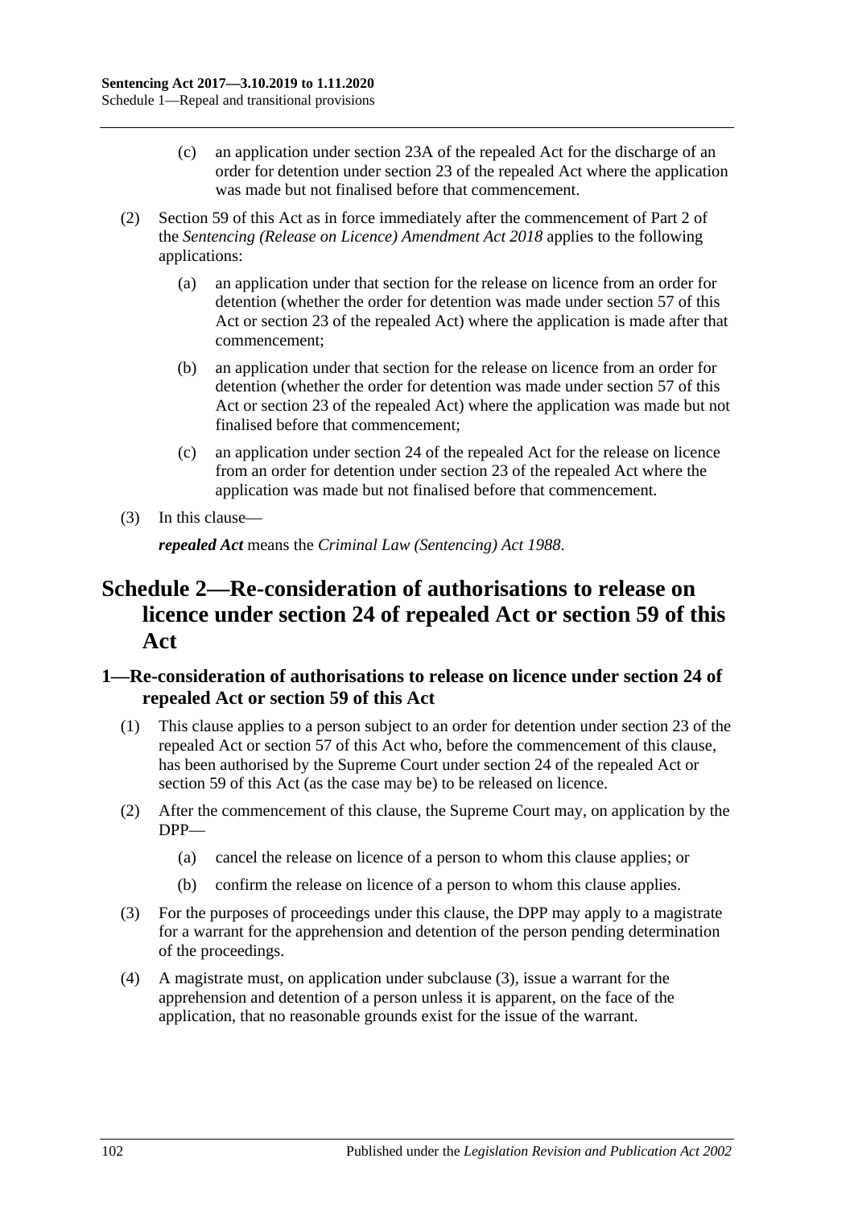(c) an application under section 23A of the repealed Act for the discharge of an order for detention under section 23 of the repealed Act where the application was made but not finalised before that commencement.

(2) Section 59 of this Act as in force immediately after the commencement of Part 2 of the *Sentencing (Release on Licence) Amendment Act 2018* applies to the following applications:

(a) an application under that section for the release on licence from an order for detention (whether the order for detention was made under section 57 of this Act or section 23 of the repealed Act) where the application is made after that commencement;

(b) an application under that section for the release on licence from an order for detention (whether the order for detention was made under section 57 of this Act or section 23 of the repealed Act) where the application was made but not finalised before that commencement;

(c) an application under section 24 of the repealed Act for the release on licence from an order for detention under section 23 of the repealed Act where the application was made but not finalised before that commencement.

(3) In this clause—

***repealed Act*** means the *Criminal Law (Sentencing) Act 1988*.

# Schedule 2—Re-consideration of authorisations to release on licence under section 24 of repealed Act or section 59 of this Act

## 1—Re-consideration of authorisations to release on licence under section 24 of repealed Act or section 59 of this Act

(1) This clause applies to a person subject to an order for detention under section 23 of the repealed Act or section 57 of this Act who, before the commencement of this clause, has been authorised by the Supreme Court under section 24 of the repealed Act or section 59 of this Act (as the case may be) to be released on licence.

(2) After the commencement of this clause, the Supreme Court may, on application by the DPP—

(a) cancel the release on licence of a person to whom this clause applies; or

(b) confirm the release on licence of a person to whom this clause applies.

(3) For the purposes of proceedings under this clause, the DPP may apply to a magistrate for a warrant for the apprehension and detention of the person pending determination of the proceedings.

(4) A magistrate must, on application under subclause (3), issue a warrant for the apprehension and detention of a person unless it is apparent, on the face of the application, that no reasonable grounds exist for the issue of the warrant.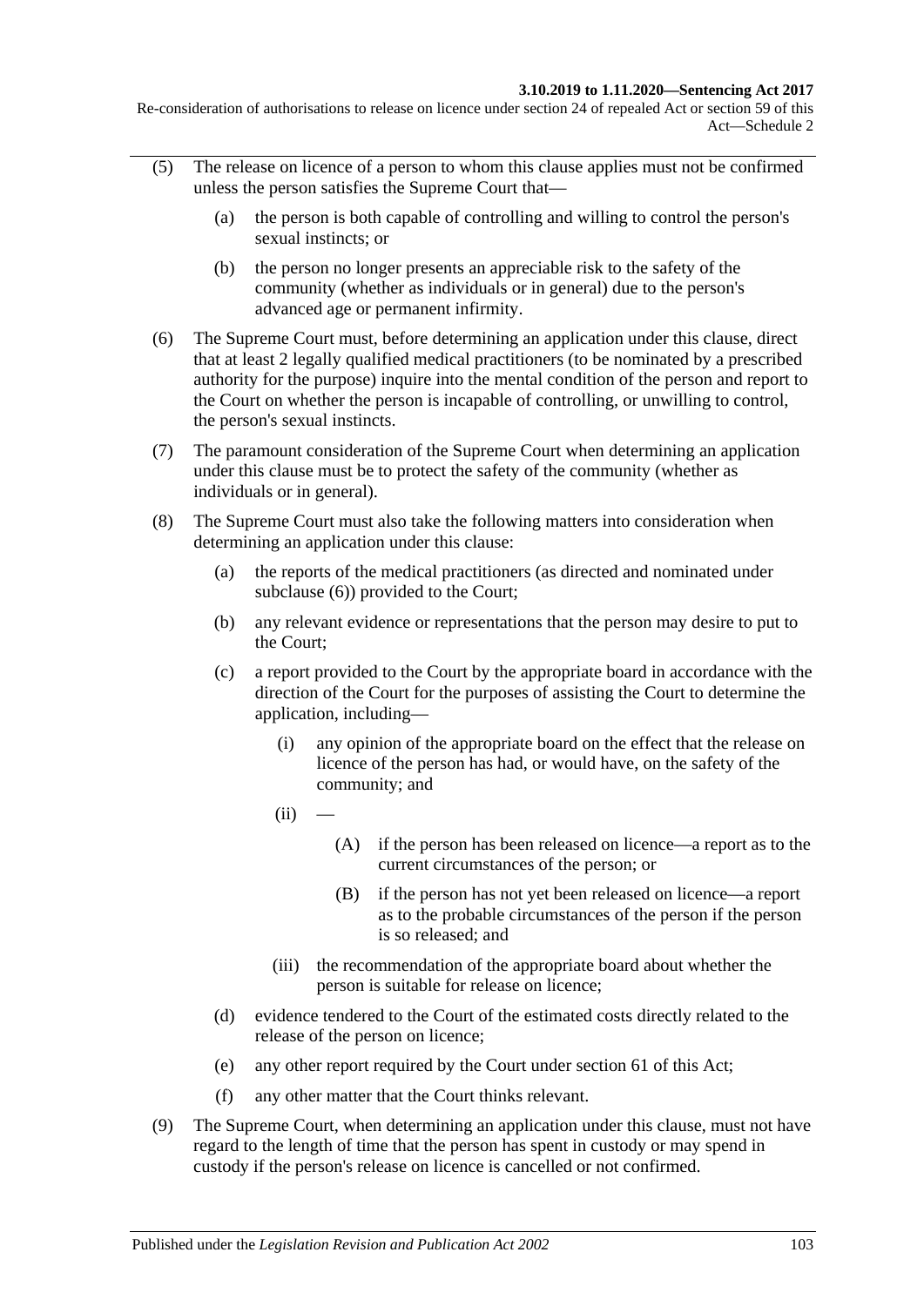(5) The release on licence of a person to whom this clause applies must not be confirmed unless the person satisfies the Supreme Court that—

   (a) the person is both capable of controlling and willing to control the person's sexual instincts; or

   (b) the person no longer presents an appreciable risk to the safety of the community (whether as individuals or in general) due to the person's advanced age or permanent infirmity.

(6) The Supreme Court must, before determining an application under this clause, direct that at least 2 legally qualified medical practitioners (to be nominated by a prescribed authority for the purpose) inquire into the mental condition of the person and report to the Court on whether the person is incapable of controlling, or unwilling to control, the person's sexual instincts.

(7) The paramount consideration of the Supreme Court when determining an application under this clause must be to protect the safety of the community (whether as individuals or in general).

(8) The Supreme Court must also take the following matters into consideration when determining an application under this clause:

   (a) the reports of the medical practitioners (as directed and nominated under subclause (6)) provided to the Court;

   (b) any relevant evidence or representations that the person may desire to put to the Court;

   (c) a report provided to the Court by the appropriate board in accordance with the direction of the Court for the purposes of assisting the Court to determine the application, including—

      (i) any opinion of the appropriate board on the effect that the release on licence of the person has had, or would have, on the safety of the community; and

      (ii) —

         (A) if the person has been released on licence—a report as to the current circumstances of the person; or

         (B) if the person has not yet been released on licence—a report as to the probable circumstances of the person if the person is so released; and

      (iii) the recommendation of the appropriate board about whether the person is suitable for release on licence;

   (d) evidence tendered to the Court of the estimated costs directly related to the release of the person on licence;

   (e) any other report required by the Court under section 61 of this Act;

   (f) any other matter that the Court thinks relevant.

(9) The Supreme Court, when determining an application under this clause, must not have regard to the length of time that the person has spent in custody or may spend in custody if the person's release on licence is cancelled or not confirmed.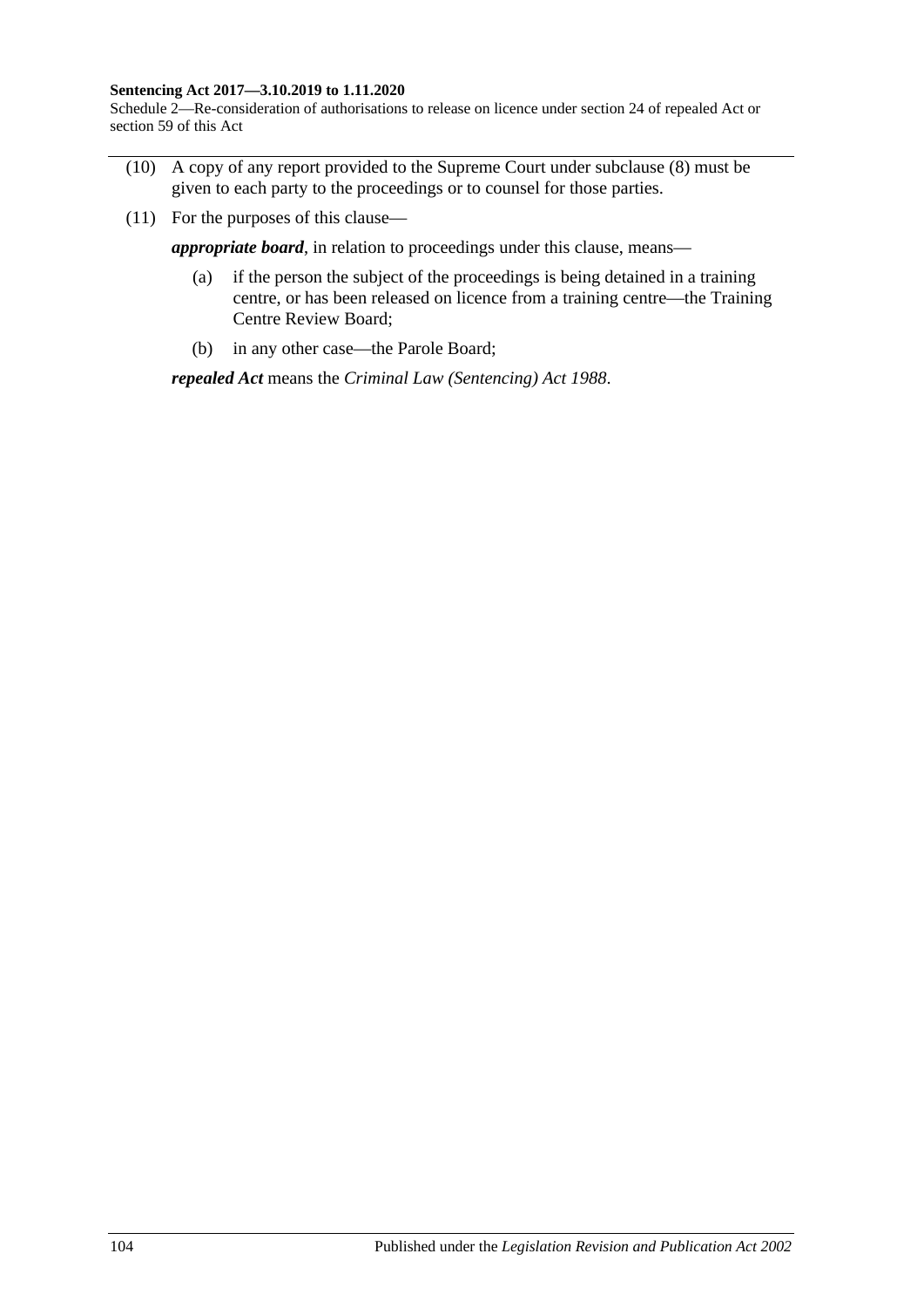(10) A copy of any report provided to the Supreme Court under subclause (8) must be given to each party to the proceedings or to counsel for those parties.

(11) For the purposes of this clause—

***appropriate board***, in relation to proceedings under this clause, means—

(a) if the person the subject of the proceedings is being detained in a training centre, or has been released on licence from a training centre—the Training Centre Review Board;

(b) in any other case—the Parole Board;

***repealed Act*** means the *Criminal Law (Sentencing) Act 1988*.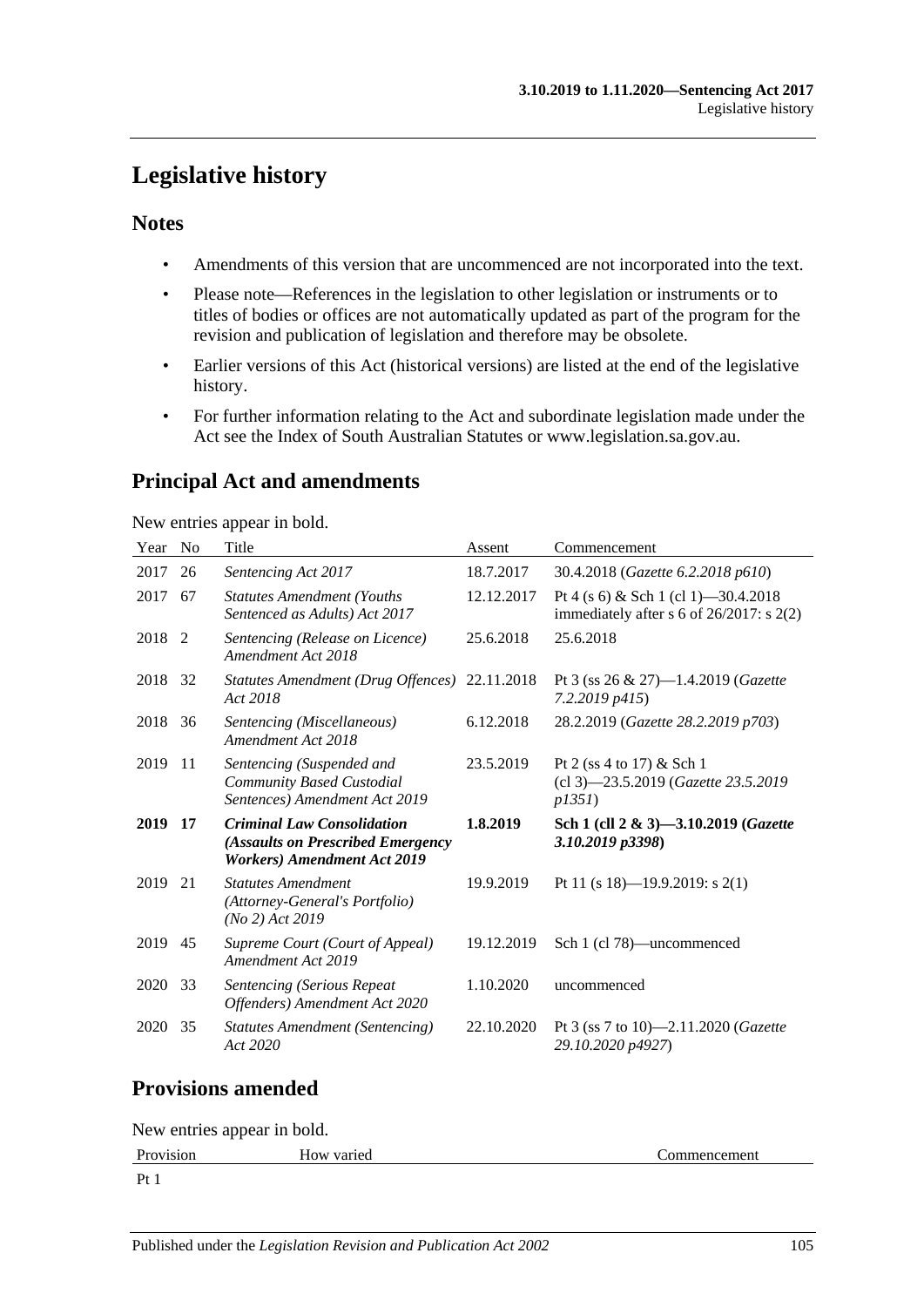# Legislative history

## Notes

- Amendments of this version that are uncommenced are not incorporated into the text.
- Please note—References in the legislation to other legislation or instruments or to titles of bodies or offices are not automatically updated as part of the program for the revision and publication of legislation and therefore may be obsolete.
- Earlier versions of this Act (historical versions) are listed at the end of the legislative history.
- For further information relating to the Act and subordinate legislation made under the Act see the Index of South Australian Statutes or www.legislation.sa.gov.au.

## Principal Act and amendments

New entries appear in bold.

| Year | No | Title | Assent | Commencement |
|---|---|---|---|---|
| 2017 | 26 | *Sentencing Act 2017* | 18.7.2017 | 30.4.2018 (*Gazette 6.2.2018 p610*) |
| 2017 | 67 | *Statutes Amendment (Youths Sentenced as Adults) Act 2017* | 12.12.2017 | Pt 4 (s 6) & Sch 1 (cl 1)—30.4.2018 immediately after s 6 of 26/2017: s 2(2) |
| 2018 | 2 | *Sentencing (Release on Licence) Amendment Act 2018* | 25.6.2018 | 25.6.2018 |
| 2018 | 32 | *Statutes Amendment (Drug Offences) Act 2018* | 22.11.2018 | Pt 3 (ss 26 & 27)—1.4.2019 (*Gazette 7.2.2019 p415*) |
| 2018 | 36 | *Sentencing (Miscellaneous) Amendment Act 2018* | 6.12.2018 | 28.2.2019 (*Gazette 28.2.2019 p703*) |
| 2019 | 11 | *Sentencing (Suspended and Community Based Custodial Sentences) Amendment Act 2019* | 23.5.2019 | Pt 2 (ss 4 to 17) & Sch 1 (cl 3)—23.5.2019 (*Gazette 23.5.2019 p1351*) |
| **2019** | **17** | ***Criminal Law Consolidation (Assaults on Prescribed Emergency Workers) Amendment Act 2019*** | **1.8.2019** | **Sch 1 (cll 2 & 3)—3.10.2019 (*Gazette 3.10.2019 p3398*)** |
| 2019 | 21 | *Statutes Amendment (Attorney-General's Portfolio) (No 2) Act 2019* | 19.9.2019 | Pt 11 (s 18)—19.9.2019: s 2(1) |
| 2019 | 45 | *Supreme Court (Court of Appeal) Amendment Act 2019* | 19.12.2019 | Sch 1 (cl 78)—uncommenced |
| 2020 | 33 | *Sentencing (Serious Repeat Offenders) Amendment Act 2020* | 1.10.2020 | uncommenced |
| 2020 | 35 | *Statutes Amendment (Sentencing) Act 2020* | 22.10.2020 | Pt 3 (ss 7 to 10)—2.11.2020 (*Gazette 29.10.2020 p4927*) |

## Provisions amended

New entries appear in bold.

| Provision | How varied | Commencement |
|---|---|---|
| Pt 1 | | |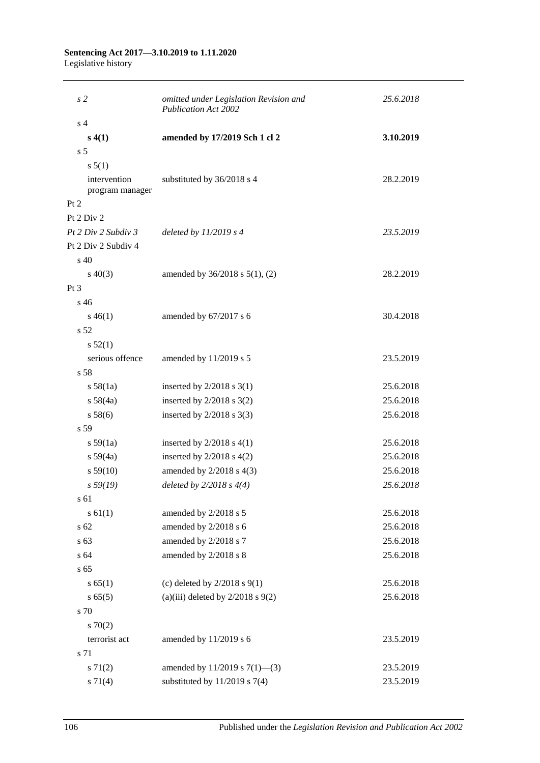| | | |
|---|---|---|
| *s 2* | *omitted under Legislation Revision and Publication Act 2002* | *25.6.2018* |
| s 4 | | |
| **s 4(1)** | **amended by 17/2019 Sch 1 cl 2** | **3.10.2019** |
| s 5 | | |
| s 5(1) | | |
| intervention program manager | substituted by 36/2018 s 4 | 28.2.2019 |
| Pt 2 | | |
| Pt 2 Div 2 | | |
| *Pt 2 Div 2 Subdiv 3* | *deleted by 11/2019 s 4* | *23.5.2019* |
| Pt 2 Div 2 Subdiv 4 | | |
| s 40 | | |
| s 40(3) | amended by 36/2018 s 5(1), (2) | 28.2.2019 |
| Pt 3 | | |
| s 46 | | |
| s 46(1) | amended by 67/2017 s 6 | 30.4.2018 |
| s 52 | | |
| s 52(1) | | |
| serious offence | amended by 11/2019 s 5 | 23.5.2019 |
| s 58 | | |
| s 58(1a) | inserted by 2/2018 s 3(1) | 25.6.2018 |
| s 58(4a) | inserted by 2/2018 s 3(2) | 25.6.2018 |
| s 58(6) | inserted by 2/2018 s 3(3) | 25.6.2018 |
| s 59 | | |
| s 59(1a) | inserted by 2/2018 s 4(1) | 25.6.2018 |
| s 59(4a) | inserted by 2/2018 s 4(2) | 25.6.2018 |
| s 59(10) | amended by 2/2018 s 4(3) | 25.6.2018 |
| *s 59(19)* | *deleted by 2/2018 s 4(4)* | *25.6.2018* |
| s 61 | | |
| s 61(1) | amended by 2/2018 s 5 | 25.6.2018 |
| s 62 | amended by 2/2018 s 6 | 25.6.2018 |
| s 63 | amended by 2/2018 s 7 | 25.6.2018 |
| s 64 | amended by 2/2018 s 8 | 25.6.2018 |
| s 65 | | |
| s 65(1) | (c) deleted by 2/2018 s 9(1) | 25.6.2018 |
| s 65(5) | (a)(iii) deleted by 2/2018 s 9(2) | 25.6.2018 |
| s 70 | | |
| s 70(2) | | |
| terrorist act | amended by 11/2019 s 6 | 23.5.2019 |
| s 71 | | |
| s 71(2) | amended by 11/2019 s 7(1)—(3) | 23.5.2019 |
| s 71(4) | substituted by 11/2019 s 7(4) | 23.5.2019 |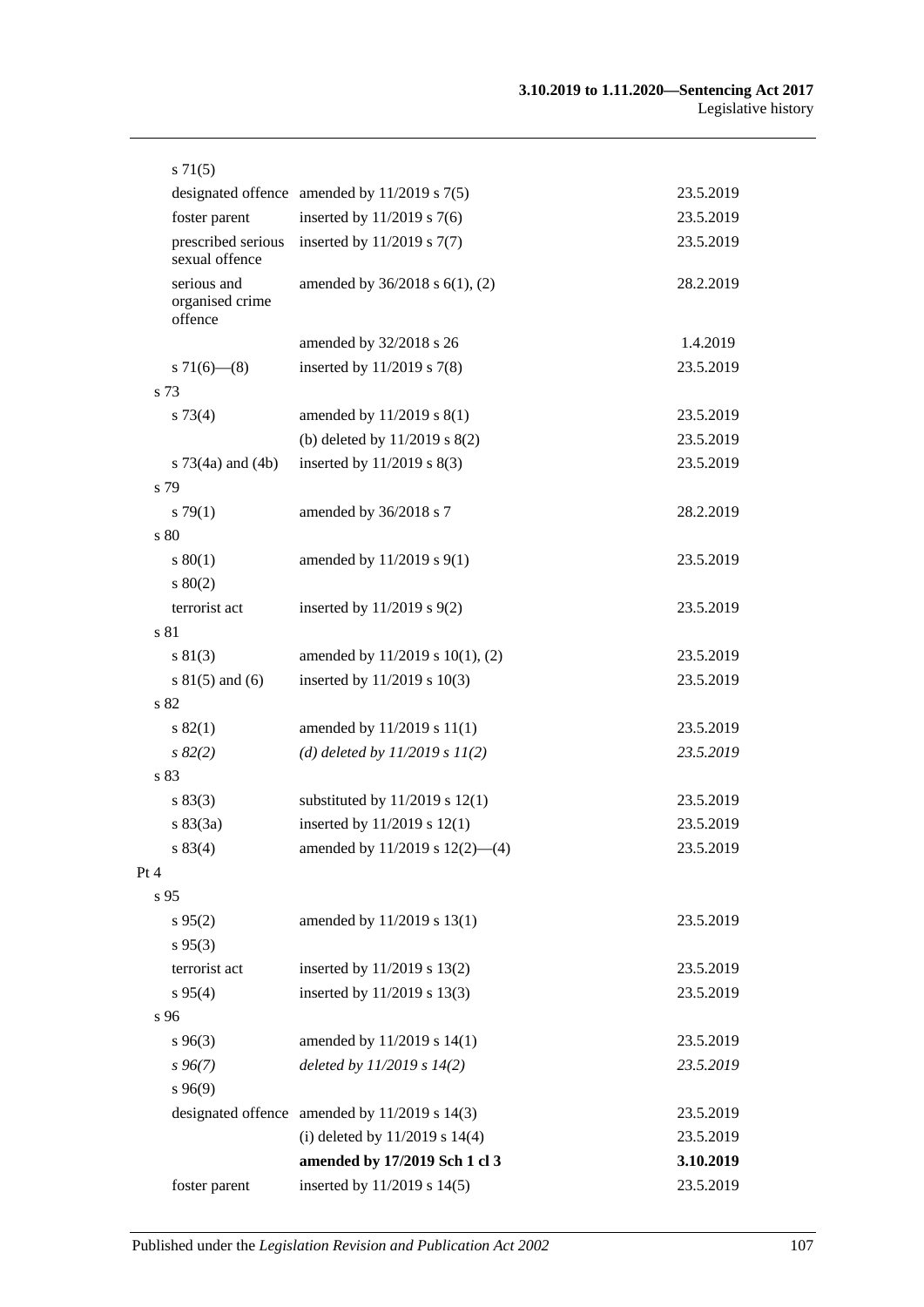| | | |
|---|---|---|
| s 71(5) | | |
| designated offence | amended by 11/2019 s 7(5) | 23.5.2019 |
| foster parent | inserted by 11/2019 s 7(6) | 23.5.2019 |
| prescribed serious sexual offence | inserted by 11/2019 s 7(7) | 23.5.2019 |
| serious and organised crime offence | amended by 36/2018 s 6(1), (2) | 28.2.2019 |
| | amended by 32/2018 s 26 | 1.4.2019 |
| s 71(6)—(8) | inserted by 11/2019 s 7(8) | 23.5.2019 |
| s 73 | | |
| s 73(4) | amended by 11/2019 s 8(1) | 23.5.2019 |
| | (b) deleted by 11/2019 s 8(2) | 23.5.2019 |
| s 73(4a) and (4b) | inserted by 11/2019 s 8(3) | 23.5.2019 |
| s 79 | | |
| s 79(1) | amended by 36/2018 s 7 | 28.2.2019 |
| s 80 | | |
| s 80(1) | amended by 11/2019 s 9(1) | 23.5.2019 |
| s 80(2) | | |
| terrorist act | inserted by 11/2019 s 9(2) | 23.5.2019 |
| s 81 | | |
| s 81(3) | amended by 11/2019 s 10(1), (2) | 23.5.2019 |
| s 81(5) and (6) | inserted by 11/2019 s 10(3) | 23.5.2019 |
| s 82 | | |
| s 82(1) | amended by 11/2019 s 11(1) | 23.5.2019 |
| *s 82(2)* | *(d) deleted by 11/2019 s 11(2)* | *23.5.2019* |
| s 83 | | |
| s 83(3) | substituted by 11/2019 s 12(1) | 23.5.2019 |
| s 83(3a) | inserted by 11/2019 s 12(1) | 23.5.2019 |
| s 83(4) | amended by 11/2019 s 12(2)—(4) | 23.5.2019 |
| Pt 4 | | |
| s 95 | | |
| s 95(2) | amended by 11/2019 s 13(1) | 23.5.2019 |
| s 95(3) | | |
| terrorist act | inserted by 11/2019 s 13(2) | 23.5.2019 |
| s 95(4) | inserted by 11/2019 s 13(3) | 23.5.2019 |
| s 96 | | |
| s 96(3) | amended by 11/2019 s 14(1) | 23.5.2019 |
| *s 96(7)* | *deleted by 11/2019 s 14(2)* | *23.5.2019* |
| s 96(9) | | |
| designated offence | amended by 11/2019 s 14(3) | 23.5.2019 |
| | (i) deleted by 11/2019 s 14(4) | 23.5.2019 |
| | **amended by 17/2019 Sch 1 cl 3** | **3.10.2019** |
| foster parent | inserted by 11/2019 s 14(5) | 23.5.2019 |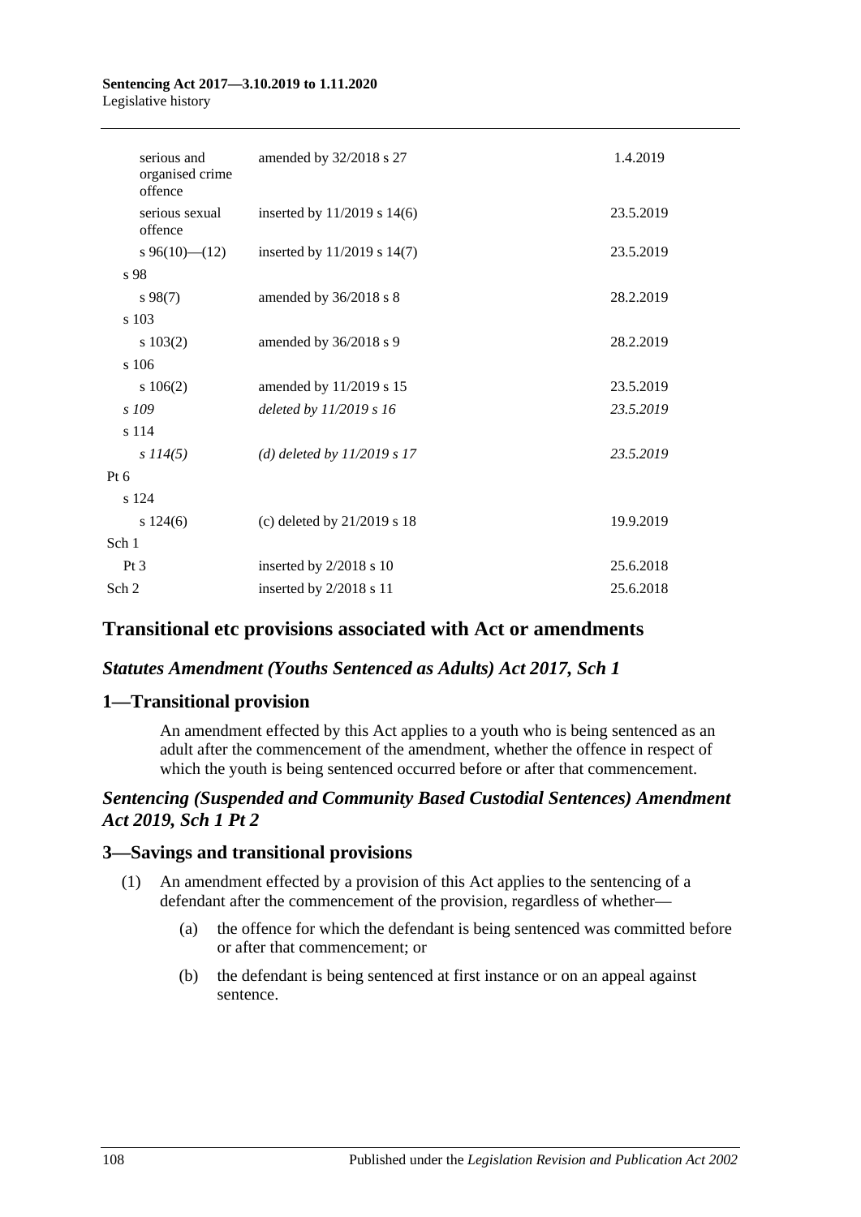| | | |
|---|---|---|
| serious and organised crime offence | amended by 32/2018 s 27 | 1.4.2019 |
| serious sexual offence | inserted by 11/2019 s 14(6) | 23.5.2019 |
| s 96(10)—(12) | inserted by 11/2019 s 14(7) | 23.5.2019 |
| s 98 | | |
| s 98(7) | amended by 36/2018 s 8 | 28.2.2019 |
| s 103 | | |
| s 103(2) | amended by 36/2018 s 9 | 28.2.2019 |
| s 106 | | |
| s 106(2) | amended by 11/2019 s 15 | 23.5.2019 |
| *s 109* | *deleted by 11/2019 s 16* | *23.5.2019* |
| s 114 | | |
| *s 114(5)* | *(d) deleted by 11/2019 s 17* | *23.5.2019* |
| Pt 6 | | |
| s 124 | | |
| s 124(6) | (c) deleted by 21/2019 s 18 | 19.9.2019 |
| Sch 1 | | |
| Pt 3 | inserted by 2/2018 s 10 | 25.6.2018 |
| Sch 2 | inserted by 2/2018 s 11 | 25.6.2018 |

## Transitional etc provisions associated with Act or amendments

### *Statutes Amendment (Youths Sentenced as Adults) Act 2017, Sch 1*

### 1—Transitional provision

An amendment effected by this Act applies to a youth who is being sentenced as an adult after the commencement of the amendment, whether the offence in respect of which the youth is being sentenced occurred before or after that commencement.

### *Sentencing (Suspended and Community Based Custodial Sentences) Amendment Act 2019, Sch 1 Pt 2*

### 3—Savings and transitional provisions

(1) An amendment effected by a provision of this Act applies to the sentencing of a defendant after the commencement of the provision, regardless of whether—

(a) the offence for which the defendant is being sentenced was committed before or after that commencement; or

(b) the defendant is being sentenced at first instance or on an appeal against sentence.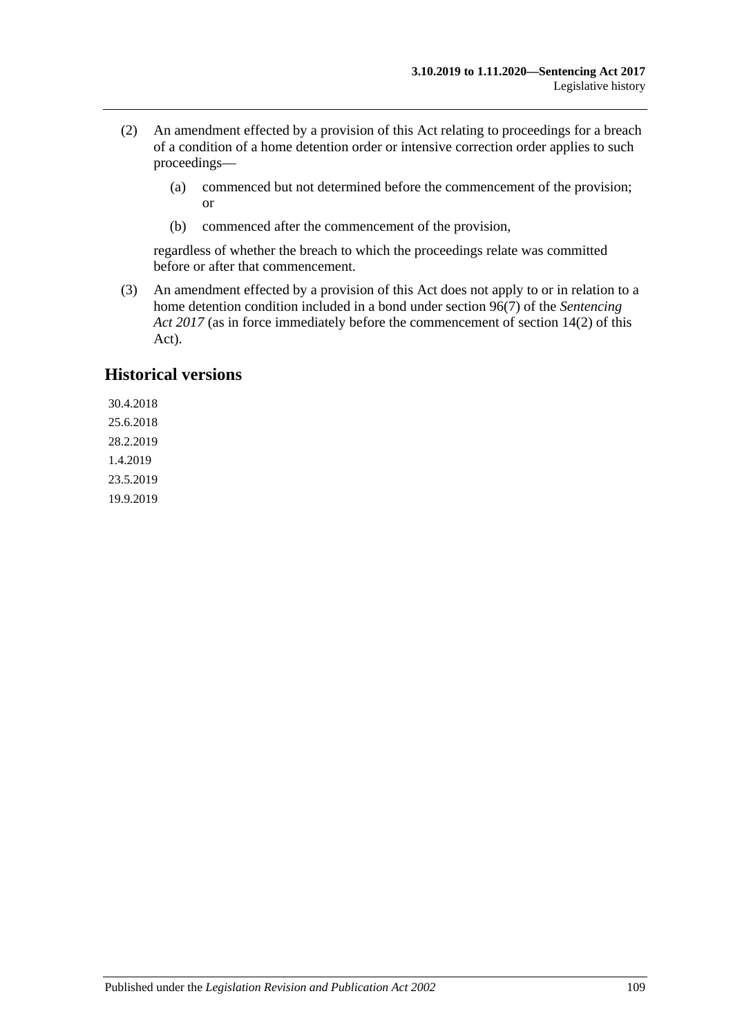(2) An amendment effected by a provision of this Act relating to proceedings for a breach of a condition of a home detention order or intensive correction order applies to such proceedings—

(a) commenced but not determined before the commencement of the provision; or

(b) commenced after the commencement of the provision,

regardless of whether the breach to which the proceedings relate was committed before or after that commencement.

(3) An amendment effected by a provision of this Act does not apply to or in relation to a home detention condition included in a bond under section 96(7) of the *Sentencing Act 2017* (as in force immediately before the commencement of section 14(2) of this Act).

## Historical versions

30.4.2018

25.6.2018

28.2.2019

1.4.2019

23.5.2019

19.9.2019